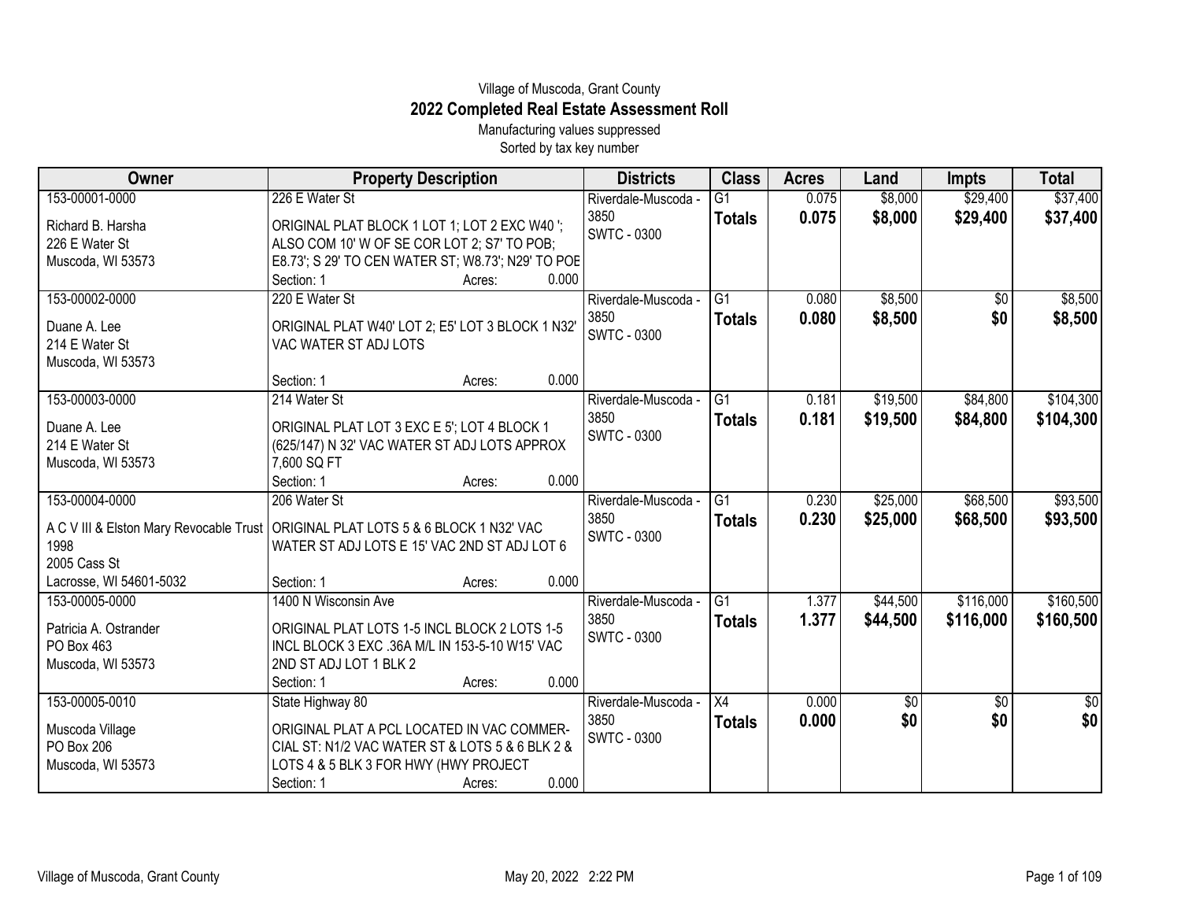Village of Muscoda, Grant County

# 2022 Completed Real Estate Assessment Roll

Manufacturing values suppressed

Sorted by tax key number

| Owner | Property Description | Districts | Class | Acres | Land | Impts | Total |
|---|---|---|---|---|---|---|---|
| 153-00001-0000<br>Richard B. Harsha<br>226 E Water St<br>Muscoda, WI 53573 | 226 E Water St<br>ORIGINAL PLAT BLOCK 1 LOT 1; LOT 2 EXC W40 '; ALSO COM 10' W OF SE COR LOT 2; S7' TO POB; E8.73'; S 29' TO CEN WATER ST; W8.73'; N29' TO POE<br>Section: 1 Acres: 0.000 | Riverdale-Muscoda - 3850<br>SWTC - 0300 | G1<br>**Totals** | 0.075<br>**0.075** | $8,000<br>**$8,000** | $29,400<br>**$29,400** | $37,400<br>**$37,400** |
| 153-00002-0000<br>Duane A. Lee<br>214 E Water St<br>Muscoda, WI 53573 | 220 E Water St<br>ORIGINAL PLAT W40' LOT 2; E5' LOT 3 BLOCK 1 N32' VAC WATER ST ADJ LOTS<br>Section: 1 Acres: 0.000 | Riverdale-Muscoda - 3850<br>SWTC - 0300 | G1<br>**Totals** | 0.080<br>**0.080** | $8,500<br>**$8,500** | $0<br>**$0** | $8,500<br>**$8,500** |
| 153-00003-0000<br>Duane A. Lee<br>214 E Water St<br>Muscoda, WI 53573 | 214 Water St<br>ORIGINAL PLAT LOT 3 EXC E 5'; LOT 4 BLOCK 1 (625/147) N 32' VAC WATER ST ADJ LOTS APPROX 7,600 SQ FT<br>Section: 1 Acres: 0.000 | Riverdale-Muscoda - 3850<br>SWTC - 0300 | G1<br>**Totals** | 0.181<br>**0.181** | $19,500<br>**$19,500** | $84,800<br>**$84,800** | $104,300<br>**$104,300** |
| 153-00004-0000<br>A C V III & Elston Mary Revocable Trust 1998<br>2005 Cass St<br>Lacrosse, WI 54601-5032 | 206 Water St<br>ORIGINAL PLAT LOTS 5 & 6 BLOCK 1 N32' VAC WATER ST ADJ LOTS E 15' VAC 2ND ST ADJ LOT 6<br>Section: 1 Acres: 0.000 | Riverdale-Muscoda - 3850<br>SWTC - 0300 | G1<br>**Totals** | 0.230<br>**0.230** | $25,000<br>**$25,000** | $68,500<br>**$68,500** | $93,500<br>**$93,500** |
| 153-00005-0000<br>Patricia A. Ostrander<br>PO Box 463<br>Muscoda, WI 53573 | 1400 N Wisconsin Ave<br>ORIGINAL PLAT LOTS 1-5 INCL BLOCK 2 LOTS 1-5 INCL BLOCK 3 EXC .36A M/L IN 153-5-10 W15' VAC 2ND ST ADJ LOT 1 BLK 2<br>Section: 1 Acres: 0.000 | Riverdale-Muscoda - 3850<br>SWTC - 0300 | G1<br>**Totals** | 1.377<br>**1.377** | $44,500<br>**$44,500** | $116,000<br>**$116,000** | $160,500<br>**$160,500** |
| 153-00005-0010<br>Muscoda Village<br>PO Box 206<br>Muscoda, WI 53573 | State Highway 80<br>ORIGINAL PLAT A PCL LOCATED IN VAC COMMER-CIAL ST: N1/2 VAC WATER ST & LOTS 5 & 6 BLK 2 & LOTS 4 & 5 BLK 3 FOR HWY (HWY PROJECT<br>Section: 1 Acres: 0.000 | Riverdale-Muscoda - 3850<br>SWTC - 0300 | X4<br>**Totals** | 0.000<br>**0.000** | $0<br>**$0** | $0<br>**$0** | $0<br>**$0** |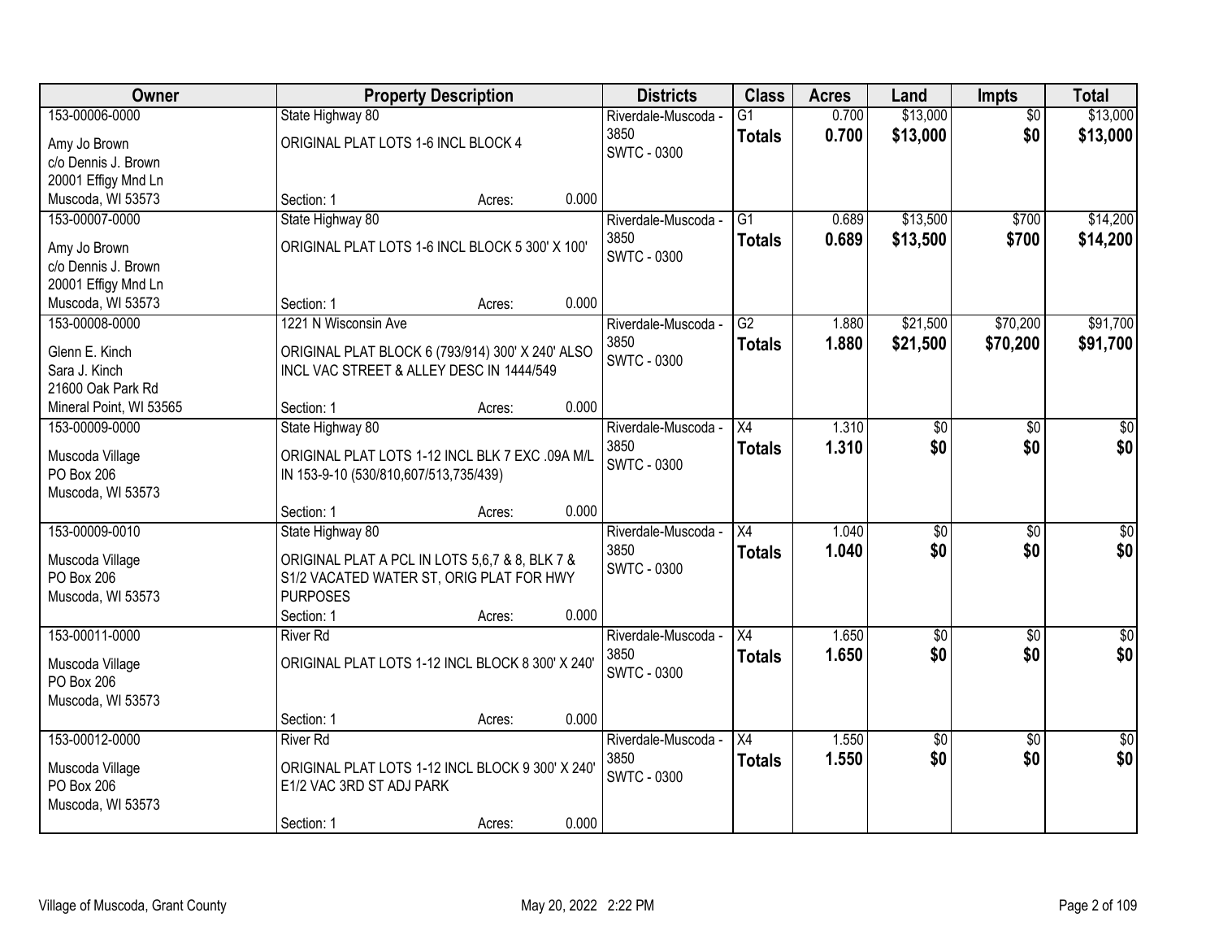| Owner | Property Description | Districts | Class | Acres | Land | Impts | Total |
|---|---|---|---|---|---|---|---|
| 153-00006-0000<br>Amy Jo Brown<br>c/o Dennis J. Brown<br>20001 Effigy Mnd Ln<br>Muscoda, WI 53573 | State Highway 80<br>ORIGINAL PLAT LOTS 1-6 INCL BLOCK 4<br>Section: 1 Acres: 0.000 | Riverdale-Muscoda - 3850<br>SWTC - 0300 | G1<br>**Totals** | 0.700<br>**0.700** | $13,000<br>**$13,000** | $0<br>**$0** | $13,000<br>**$13,000** |
| 153-00007-0000<br>Amy Brown<br>c/o Dennis J. Brown<br>20001 Effigy Mnd Ln<br>Muscoda, WI 53573 | State Highway 80<br>ORIGINAL PLAT LOTS 1-6 INCL BLOCK 5 300' X 100'<br>Section: 1 Acres: 0.000 | Riverdale-Muscoda - 3850<br>SWTC - 0300 | G1<br>**Totals** | 0.689<br>**0.689** | $13,500<br>**$13,500** | $700<br>**$700** | $14,200<br>**$14,200** |
| 153-00008-0000<br>Glenn E. Kinch<br>Sara J. Kinch<br>21600 Oak Park Rd<br>Mineral Point, WI 53565 | 1221 N Wisconsin Ave<br>ORIGINAL PLAT BLOCK 6 (793/914) 300' X 240' ALSO INCL VAC STREET & ALLEY DESC IN 1444/549<br>Section: 1 Acres: 0.000 | Riverdale-Muscoda - 3850<br>SWTC - 0300 | G2<br>**Totals** | 1.880<br>**1.880** | $21,500<br>**$21,500** | $70,200<br>**$70,200** | $91,700<br>**$91,700** |
| 153-00009-0000<br>Muscoda Village<br>PO Box 206<br>Muscoda, WI 53573 | State Highway 80<br>ORIGINAL PLAT LOTS 1-12 INCL BLK 7 EXC .09A M/L IN 153-9-10 (530/810,607/513,735/439)<br>Section: 1 Acres: 0.000 | Riverdale-Muscoda - 3850<br>SWTC - 0300 | X4<br>**Totals** | 1.310<br>**1.310** | $0<br>**$0** | $0<br>**$0** | $0<br>**$0** |
| 153-00009-0010<br>Muscoda Village<br>PO Box 206<br>Muscoda, WI 53573 | State Highway 80<br>ORIGINAL PLAT A PCL IN LOTS 5,6,7 & 8, BLK 7 & S1/2 VACATED WATER ST, ORIG PLAT FOR HWY PURPOSES<br>Section: 1 Acres: 0.000 | Riverdale-Muscoda - 3850<br>SWTC - 0300 | X4<br>**Totals** | 1.040<br>**1.040** | $0<br>**$0** | $0<br>**$0** | $0<br>**$0** |
| 153-00011-0000<br>Muscoda Village<br>PO Box 206<br>Muscoda, WI 53573 | River Rd<br>ORIGINAL PLAT LOTS 1-12 INCL BLOCK 8 300' X 240'<br>Section: 1 Acres: 0.000 | Riverdale-Muscoda - 3850<br>SWTC - 0300 | X4<br>**Totals** | 1.650<br>**1.650** | $0<br>**$0** | $0<br>**$0** | $0<br>**$0** |
| 153-00012-0000<br>Muscoda Village<br>PO Box 206<br>Muscoda, WI 53573 | River Rd<br>ORIGINAL PLAT LOTS 1-12 INCL BLOCK 9 300' X 240' E1/2 VAC 3RD ST ADJ PARK<br>Section: 1 Acres: 0.000 | Riverdale-Muscoda - 3850<br>SWTC - 0300 | X4<br>**Totals** | 1.550<br>**1.550** | $0<br>**$0** | $0<br>**$0** | $0<br>**$0** |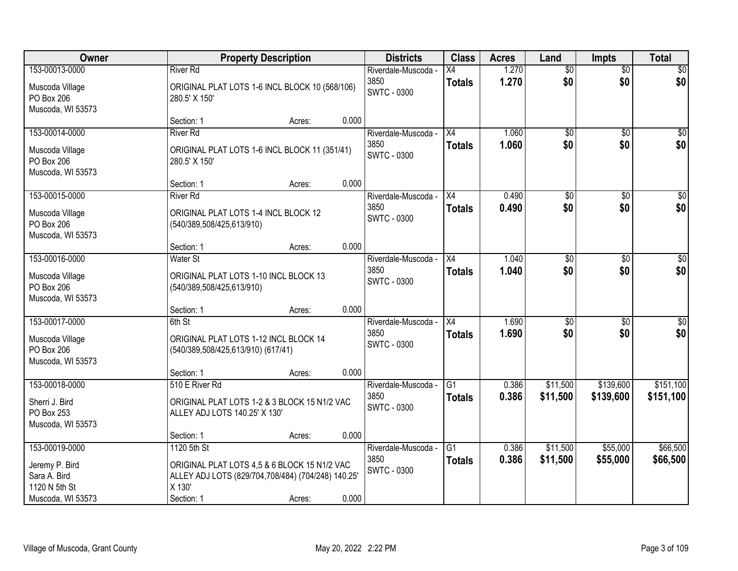| Owner | Property Description | Districts | Class | Acres | Land | Impts | Total |
|---|---|---|---|---|---|---|---|
| 153-00013-0000<br>Muscoda Village<br>PO Box 206<br>Muscoda, WI 53573 | River Rd<br>ORIGINAL PLAT LOTS 1-6 INCL BLOCK 10 (568/106) 280.5' X 150'<br>Section: 1 Acres: 0.000 | Riverdale-Muscoda - 3850<br>SWTC - 0300 | X4<br>**Totals** | 1.270<br>**1.270** | $0<br>**$0** | $0<br>**$0** | $0<br>**$0** |
| 153-00014-0000<br>Muscoda Village<br>PO Box 206<br>Muscoda, WI 53573 | River Rd<br>ORIGINAL PLAT LOTS 1-6 INCL BLOCK 11 (351/41) 280.5' X 150'<br>Section: 1 Acres: 0.000 | Riverdale-Muscoda - 3850<br>SWTC - 0300 | X4<br>**Totals** | 1.060<br>**1.060** | $0<br>**$0** | $0<br>**$0** | $0<br>**$0** |
| 153-00015-0000<br>Muscoda Village<br>PO Box 206<br>Muscoda, WI 53573 | River Rd<br>ORIGINAL PLAT LOTS 1-4 INCL BLOCK 12 (540/389,508/425,613/910)<br>Section: 1 Acres: 0.000 | Riverdale-Muscoda - 3850<br>SWTC - 0300 | X4<br>**Totals** | 0.490<br>**0.490** | $0<br>**$0** | $0<br>**$0** | $0<br>**$0** |
| 153-00016-0000<br>Muscoda Village<br>PO Box 206<br>Muscoda, WI 53573 | Water St<br>ORIGINAL PLAT LOTS 1-10 INCL BLOCK 13 (540/389,508/425,613/910)<br>Section: 1 Acres: 0.000 | Riverdale-Muscoda - 3850<br>SWTC - 0300 | X4<br>**Totals** | 1.040<br>**1.040** | $0<br>**$0** | $0<br>**$0** | $0<br>**$0** |
| 153-00017-0000<br>Muscoda Village<br>PO Box 206<br>Muscoda, WI 53573 | 6th St<br>ORIGINAL PLAT LOTS 1-12 INCL BLOCK 14 (540/389,508/425,613/910) (617/41)<br>Section: 1 Acres: 0.000 | Riverdale-Muscoda - 3850<br>SWTC - 0300 | X4<br>**Totals** | 1.690<br>**1.690** | $0<br>**$0** | $0<br>**$0** | $0<br>**$0** |
| 153-00018-0000<br>Sherri J. Bird<br>PO Box 253<br>Muscoda, WI 53573 | 510 E River Rd<br>ORIGINAL PLAT LOTS 1-2 & 3 BLOCK 15 N1/2 VAC ALLEY ADJ LOTS 140.25' X 130'<br>Section: 1 Acres: 0.000 | Riverdale-Muscoda - 3850<br>SWTC - 0300 | G1<br>**Totals** | 0.386<br>**0.386** | $11,500<br>**$11,500** | $139,600<br>**$139,600** | $151,100<br>**$151,100** |
| 153-00019-0000<br>Jeremy P. Bird<br>Sara A. Bird<br>1120 N 5th St<br>Muscoda, WI 53573 | 1120 5th St<br>ORIGINAL PLAT LOTS 4,5 & 6 BLOCK 15 N1/2 VAC ALLEY ADJ LOTS (829/704,708/484) (704/248) 140.25' X 130'<br>Section: 1 Acres: 0.000 | Riverdale-Muscoda - 3850<br>SWTC - 0300 | G1<br>**Totals** | 0.386<br>**0.386** | $11,500<br>**$11,500** | $55,000<br>**$55,000** | $66,500<br>**$66,500** |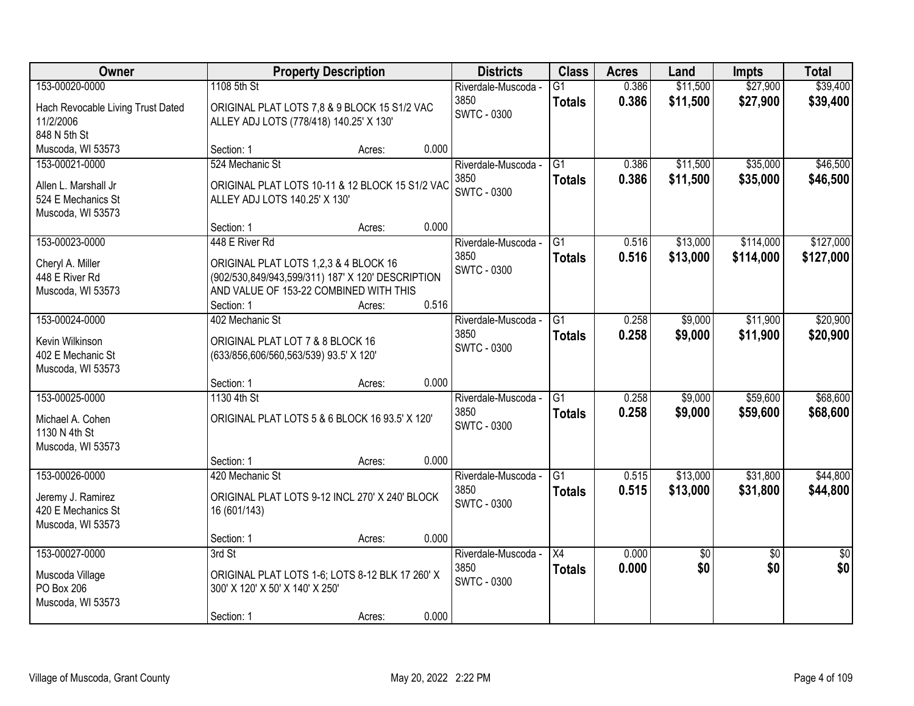| Owner | Property Description | Districts | Class | Acres | Land | Impts | Total |
|---|---|---|---|---|---|---|---|
| 153-00020-0000<br>Hach Revocable Living Trust Dated 11/2/2006<br>848 N 5th St<br>Muscoda, WI 53573 | 1108 5th St<br>ORIGINAL PLAT LOTS 7,8 & 9 BLOCK 15 S1/2 VAC ALLEY ADJ LOTS (778/418) 140.25' X 130'<br>Section: 1 Acres: 0.000 | Riverdale-Muscoda - 3850<br>SWTC - 0300 | G1<br>**Totals** | 0.386<br>**0.386** | $11,500<br>**$11,500** | $27,900<br>**$27,900** | $39,400<br>**$39,400** |
| 153-00021-0000<br>Allen L. Marshall Jr<br>524 E Mechanics St<br>Muscoda, WI 53573 | 524 Mechanic St<br>ORIGINAL PLAT LOTS 10-11 & 12 BLOCK 15 S1/2 VAC ALLEY ADJ LOTS 140.25' X 130'<br>Section: 1 Acres: 0.000 | Riverdale-Muscoda - 3850<br>SWTC - 0300 | G1<br>**Totals** | 0.386<br>**0.386** | $11,500<br>**$11,500** | $35,000<br>**$35,000** | $46,500<br>**$46,500** |
| 153-00023-0000<br>Cheryl A. Miller<br>448 E River Rd<br>Muscoda, WI 53573 | 448 E River Rd<br>ORIGINAL PLAT LOTS 1,2,3 & 4 BLOCK 16 (902/530,849/943,599/311) 187' X 120' DESCRIPTION AND VALUE OF 153-22 COMBINED WITH THIS<br>Section: 1 Acres: 0.516 | Riverdale-Muscoda - 3850<br>SWTC - 0300 | G1<br>**Totals** | 0.516<br>**0.516** | $13,000<br>**$13,000** | $114,000<br>**$114,000** | $127,000<br>**$127,000** |
| 153-00024-0000<br>Kevin Wilkinson<br>402 E Mechanic St<br>Muscoda, WI 53573 | 402 Mechanic St<br>ORIGINAL PLAT LOT 7 & 8 BLOCK 16 (633/856,606/560,563/539) 93.5' X 120'<br>Section: 1 Acres: 0.000 | Riverdale-Muscoda - 3850<br>SWTC - 0300 | G1<br>**Totals** | 0.258<br>**0.258** | $9,000<br>**$9,000** | $11,900<br>**$11,900** | $20,900<br>**$20,900** |
| 153-00025-0000<br>Michael A. Cohen<br>1130 N 4th St<br>Muscoda, WI 53573 | 1130 4th St<br>ORIGINAL PLAT LOTS 5 & 6 BLOCK 16 93.5' X 120'<br>Section: 1 Acres: 0.000 | Riverdale-Muscoda - 3850<br>SWTC - 0300 | G1<br>**Totals** | 0.258<br>**0.258** | $9,000<br>**$9,000** | $59,600<br>**$59,600** | $68,600<br>**$68,600** |
| 153-00026-0000<br>Jeremy J. Ramirez<br>420 E Mechanics St<br>Muscoda, WI 53573 | 420 Mechanic St<br>ORIGINAL PLAT LOTS 9-12 INCL 270' X 240' BLOCK 16 (601/143)<br>Section: 1 Acres: 0.000 | Riverdale-Muscoda - 3850<br>SWTC - 0300 | G1<br>**Totals** | 0.515<br>**0.515** | $13,000<br>**$13,000** | $31,800<br>**$31,800** | $44,800<br>**$44,800** |
| 153-00027-0000<br>Muscoda Village<br>PO Box 206<br>Muscoda, WI 53573 | 3rd St<br>ORIGINAL PLAT LOTS 1-6; LOTS 8-12 BLK 17 260' X 300' X 120' X 50' X 140' X 250'<br>Section: 1 Acres: 0.000 | Riverdale-Muscoda - 3850<br>SWTC - 0300 | X4<br>**Totals** | 0.000<br>**0.000** | $0<br>**$0** | $0<br>**$0** | $0<br>**$0** |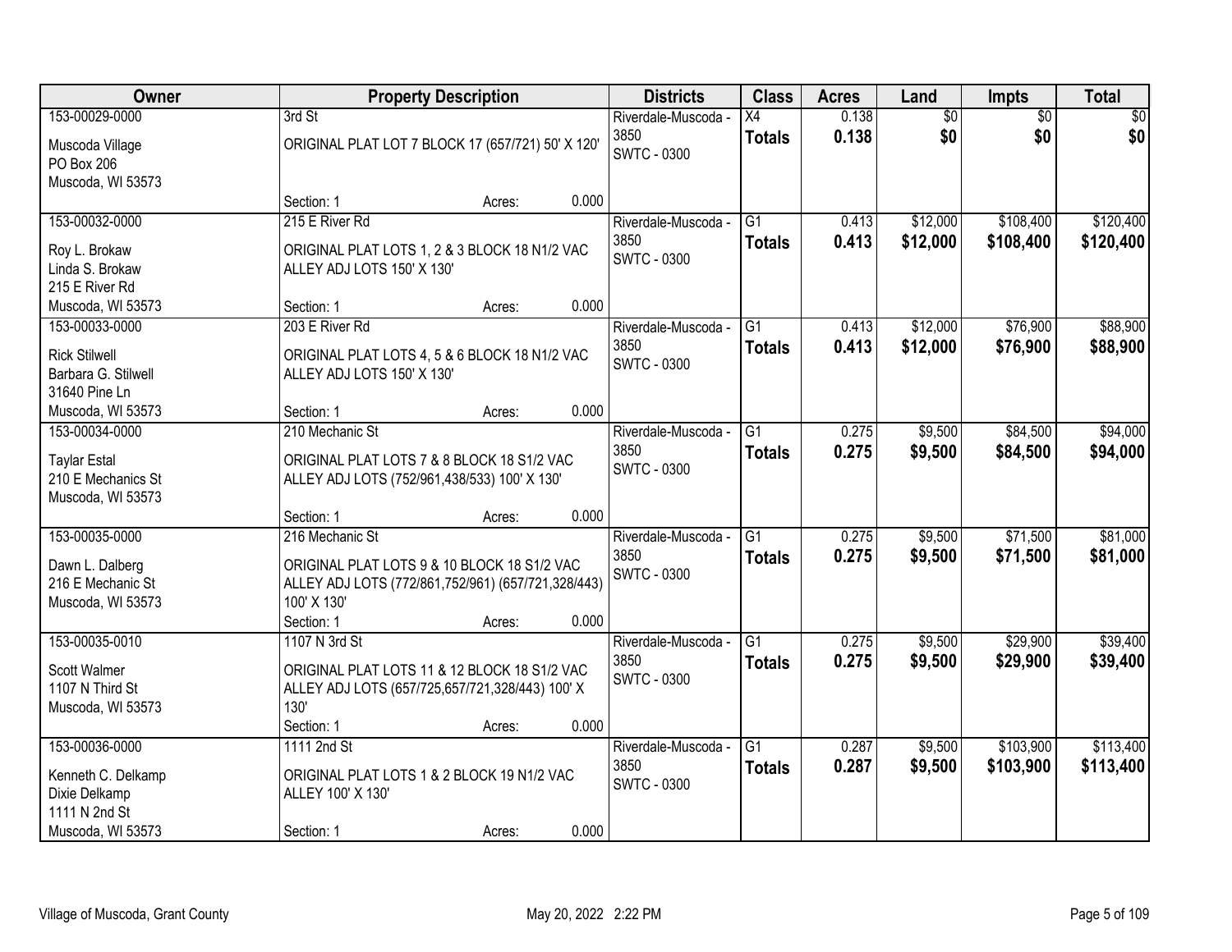| Owner | Property Description | Districts | Class | Acres | Land | Impts | Total |
|---|---|---|---|---|---|---|---|
| 153-00029-0000<br>Muscoda Village<br>PO Box 206<br>Muscoda, WI 53573 | 3rd St<br>ORIGINAL PLAT LOT 7 BLOCK 17 (657/721) 50' X 120'<br>Section: 1 Acres: 0.000 | Riverdale-Muscoda - 3850<br>SWTC - 0300 | X4<br>**Totals** | 0.138<br>**0.138** | $0<br>**$0** | $0<br>**$0** | $0<br>**$0** |
| 153-00032-0000<br>Roy L. Brokaw<br>Linda S. Brokaw<br>215 E River Rd<br>Muscoda, WI 53573 | 215 E River Rd<br>ORIGINAL PLAT LOTS 1, 2 & 3 BLOCK 18 N1/2 VAC ALLEY ADJ LOTS 150' X 130'<br>Section: 1 Acres: 0.000 | Riverdale-Muscoda - 3850<br>SWTC - 0300 | G1<br>**Totals** | 0.413<br>**0.413** | $12,000<br>**$12,000** | $108,400<br>**$108,400** | $120,400<br>**$120,400** |
| 153-00033-0000<br>Rick Stilwell<br>Barbara G. Stilwell<br>31640 Pine Ln<br>Muscoda, WI 53573 | 203 E River Rd<br>ORIGINAL PLAT LOTS 4, 5 & 6 BLOCK 18 N1/2 VAC ALLEY ADJ LOTS 150' X 130'<br>Section: 1 Acres: 0.000 | Riverdale-Muscoda - 3850<br>SWTC - 0300 | G1<br>**Totals** | 0.413<br>**0.413** | $12,000<br>**$12,000** | $76,900<br>**$76,900** | $88,900<br>**$88,900** |
| 153-00034-0000<br>Taylar Estal<br>210 E Mechanics St<br>Muscoda, WI 53573 | 210 Mechanic St<br>ORIGINAL PLAT LOTS 7 & 8 BLOCK 18 S1/2 VAC ALLEY ADJ LOTS (752/961,438/533) 100' X 130'<br>Section: 1 Acres: 0.000 | Riverdale-Muscoda - 3850<br>SWTC - 0300 | G1<br>**Totals** | 0.275<br>**0.275** | $9,500<br>**$9,500** | $84,500<br>**$84,500** | $94,000<br>**$94,000** |
| 153-00035-0000<br>Dawn L. Dalberg<br>216 E Mechanic St<br>Muscoda, WI 53573 | 216 Mechanic St<br>ORIGINAL PLAT LOTS 9 & 10 BLOCK 18 S1/2 VAC ALLEY ADJ LOTS (772/861,752/961) (657/721,328/443) 100' X 130'<br>Section: 1 Acres: 0.000 | Riverdale-Muscoda - 3850<br>SWTC - 0300 | G1<br>**Totals** | 0.275<br>**0.275** | $9,500<br>**$9,500** | $71,500<br>**$71,500** | $81,000<br>**$81,000** |
| 153-00035-0010<br>Scott Walmer<br>1107 N Third St<br>Muscoda, WI 53573 | 1107 N 3rd St<br>ORIGINAL PLAT LOTS 11 & 12 BLOCK 18 S1/2 VAC ALLEY ADJ LOTS (657/725,657/721,328/443) 100' X 130'<br>Section: 1 Acres: 0.000 | Riverdale-Muscoda - 3850<br>SWTC - 0300 | G1<br>**Totals** | 0.275<br>**0.275** | $9,500<br>**$9,500** | $29,900<br>**$29,900** | $39,400<br>**$39,400** |
| 153-00036-0000<br>Kenneth C. Delkamp<br>Dixie Delkamp<br>1111 N 2nd St<br>Muscoda, WI 53573 | 1111 2nd St<br>ORIGINAL PLAT LOTS 1 & 2 BLOCK 19 N1/2 VAC ALLEY 100' X 130'<br>Section: 1 Acres: 0.000 | Riverdale-Muscoda - 3850<br>SWTC - 0300 | G1<br>**Totals** | 0.287<br>**0.287** | $9,500<br>**$9,500** | $103,900<br>**$103,900** | $113,400<br>**$113,400** |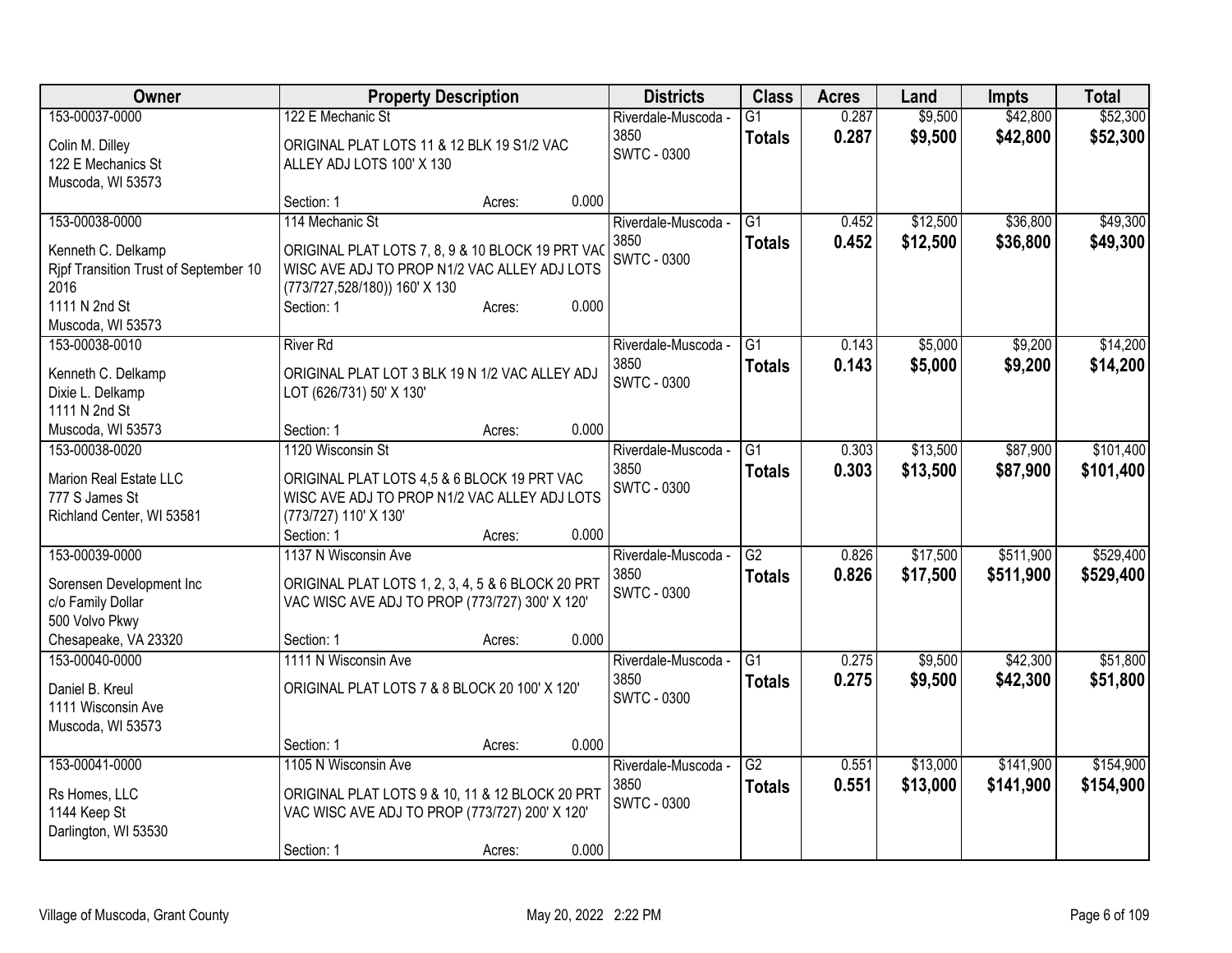| Owner | Property Description | Districts | Class | Acres | Land | Impts | Total |
|---|---|---|---|---|---|---|---|
| 153-00037-0000<br>Colin M. Dilley<br>122 E Mechanics St<br>Muscoda, WI 53573 | 122 E Mechanic St<br>ORIGINAL PLAT LOTS 11 & 12 BLK 19 S1/2 VAC ALLEY ADJ LOTS 100' X 130<br>Section: 1 Acres: 0.000 | Riverdale-Muscoda - 3850<br>SWTC - 0300 | G1<br>**Totals** | 0.287<br>**0.287** | $9,500<br>**$9,500** | $42,800<br>**$42,800** | $52,300<br>**$52,300** |
| 153-00038-0000<br>Kenneth C. Delkamp<br>Rjpf Transition Trust of September 10 2016<br>1111 N 2nd St<br>Muscoda, WI 53573 | 114 Mechanic St<br>ORIGINAL PLAT LOTS 7, 8, 9 & 10 BLOCK 19 PRT VAC WISC AVE ADJ TO PROP N1/2 VAC ALLEY ADJ LOTS (773/727,528/180)) 160' X 130<br>Section: 1 Acres: 0.000 | Riverdale-Muscoda - 3850<br>SWTC - 0300 | G1<br>**Totals** | 0.452<br>**0.452** | $12,500<br>**$12,500** | $36,800<br>**$36,800** | $49,300<br>**$49,300** |
| 153-00038-0010<br>Kenneth C. Delkamp<br>Dixie L. Delkamp<br>1111 N 2nd St<br>Muscoda, WI 53573 | River Rd<br>ORIGINAL PLAT LOT 3 BLK 19 N 1/2 VAC ALLEY ADJ LOT (626/731) 50' X 130'<br>Section: 1 Acres: 0.000 | Riverdale-Muscoda - 3850<br>SWTC - 0300 | G1<br>**Totals** | 0.143<br>**0.143** | $5,000<br>**$5,000** | $9,200<br>**$9,200** | $14,200<br>**$14,200** |
| 153-00038-0020<br>Marion Real Estate LLC<br>777 S James St<br>Richland Center, WI 53581 | 1120 Wisconsin St<br>ORIGINAL PLAT LOTS 4,5 & 6 BLOCK 19 PRT VAC WISC AVE ADJ TO PROP N1/2 VAC ALLEY ADJ LOTS (773/727) 110' X 130'<br>Section: 1 Acres: 0.000 | Riverdale-Muscoda - 3850<br>SWTC - 0300 | G1<br>**Totals** | 0.303<br>**0.303** | $13,500<br>**$13,500** | $87,900<br>**$87,900** | $101,400<br>**$101,400** |
| 153-00039-0000<br>Sorensen Development Inc<br>c/o Family Dollar<br>500 Volvo Pkwy<br>Chesapeake, VA 23320 | 1137 N Wisconsin Ave<br>ORIGINAL PLAT LOTS 1, 2, 3, 4, 5 & 6 BLOCK 20 PRT VAC WISC AVE ADJ TO PROP (773/727) 300' X 120'<br>Section: 1 Acres: 0.000 | Riverdale-Muscoda - 3850<br>SWTC - 0300 | G2<br>**Totals** | 0.826<br>**0.826** | $17,500<br>**$17,500** | $511,900<br>**$511,900** | $529,400<br>**$529,400** |
| 153-00040-0000<br>Daniel B. Kreul<br>1111 Wisconsin Ave<br>Muscoda, WI 53573 | 1111 N Wisconsin Ave<br>ORIGINAL PLAT LOTS 7 & 8 BLOCK 20 100' X 120'<br>Section: 1 Acres: 0.000 | Riverdale-Muscoda - 3850<br>SWTC - 0300 | G1<br>**Totals** | 0.275<br>**0.275** | $9,500<br>**$9,500** | $42,300<br>**$42,300** | $51,800<br>**$51,800** |
| 153-00041-0000<br>Rs Homes, LLC<br>1144 Keep St<br>Darlington, WI 53530 | 1105 N Wisconsin Ave<br>ORIGINAL PLAT LOTS 9 & 10, 11 & 12 BLOCK 20 PRT VAC WISC AVE ADJ TO PROP (773/727) 200' X 120'<br>Section: 1 Acres: 0.000 | Riverdale-Muscoda - 3850<br>SWTC - 0300 | G2<br>**Totals** | 0.551<br>**0.551** | $13,000<br>**$13,000** | $141,900<br>**$141,900** | $154,900<br>**$154,900** |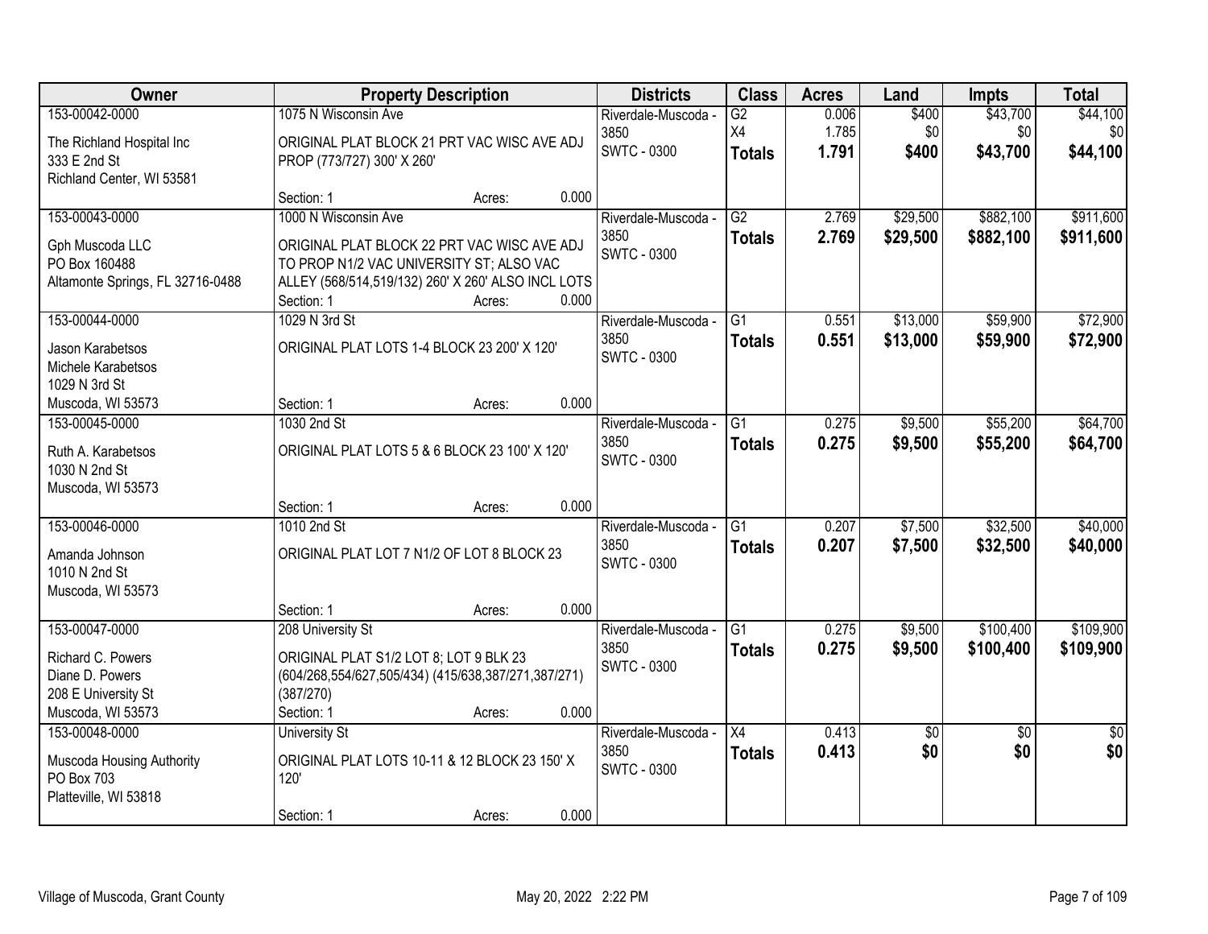| Owner | Property Description | Districts | Class | Acres | Land | Impts | Total |
|---|---|---|---|---|---|---|---|
| 153-00042-0000<br>The Richland Hospital Inc<br>333 E 2nd St<br>Richland Center, WI 53581 | 1075 N Wisconsin Ave<br>ORIGINAL PLAT BLOCK 21 PRT VAC WISC AVE ADJ PROP (773/727) 300' X 260'<br>Section: 1 Acres: 0.000 | Riverdale-Muscoda - 3850<br>SWTC - 0300 | G2<br>X4<br>**Totals** | 0.006<br>1.785<br>**1.791** | $400<br>$0<br>**$400** | $43,700<br>$0<br>**$43,700** | $44,100<br>$0<br>**$44,100** |
| 153-00043-0000<br>Gph Muscoda LLC<br>PO Box 160488<br>Altamonte Springs, FL 32716-0488 | 1000 N Wisconsin Ave<br>ORIGINAL PLAT BLOCK 22 PRT VAC WISC AVE ADJ TO PROP N1/2 VAC UNIVERSITY ST; ALSO VAC ALLEY (568/514,519/132) 260' X 260' ALSO INCL LOTS<br>Section: 1 Acres: 0.000 | Riverdale-Muscoda - 3850<br>SWTC - 0300 | G2<br>**Totals** | 2.769<br>**2.769** | $29,500<br>**$29,500** | $882,100<br>**$882,100** | $911,600<br>**$911,600** |
| 153-00044-0000<br>Jason Karabetsos<br>Michele Karabetsos<br>1029 N 3rd St<br>Muscoda, WI 53573 | 1029 N 3rd St<br>ORIGINAL PLAT LOTS 1-4 BLOCK 23 200' X 120'<br>Section: 1 Acres: 0.000 | Riverdale-Muscoda - 3850<br>SWTC - 0300 | G1<br>**Totals** | 0.551<br>**0.551** | $13,000<br>**$13,000** | $59,900<br>**$59,900** | $72,900<br>**$72,900** |
| 153-00045-0000<br>Ruth A. Karabetsos<br>1030 N 2nd St<br>Muscoda, WI 53573 | 1030 2nd St<br>ORIGINAL PLAT LOTS 5 & 6 BLOCK 23 100' X 120'<br>Section: 1 Acres: 0.000 | Riverdale-Muscoda - 3850<br>SWTC - 0300 | G1<br>**Totals** | 0.275<br>**0.275** | $9,500<br>**$9,500** | $55,200<br>**$55,200** | $64,700<br>**$64,700** |
| 153-00046-0000<br>Amanda Johnson<br>1010 N 2nd St<br>Muscoda, WI 53573 | 1010 2nd St<br>ORIGINAL PLAT LOT 7 N1/2 OF LOT 8 BLOCK 23<br>Section: 1 Acres: 0.000 | Riverdale-Muscoda - 3850<br>SWTC - 0300 | G1<br>**Totals** | 0.207<br>**0.207** | $7,500<br>**$7,500** | $32,500<br>**$32,500** | $40,000<br>**$40,000** |
| 153-00047-0000<br>Richard C. Powers<br>Diane D. Powers<br>208 E University St<br>Muscoda, WI 53573 | 208 University St<br>ORIGINAL PLAT S1/2 LOT 8; LOT 9 BLK 23 (604/268,554/627,505/434) (415/638,387/271,387/271) (387/270)<br>Section: 1 Acres: 0.000 | Riverdale-Muscoda - 3850<br>SWTC - 0300 | G1<br>**Totals** | 0.275<br>**0.275** | $9,500<br>**$9,500** | $100,400<br>**$100,400** | $109,900<br>**$109,900** |
| 153-00048-0000<br>Muscoda Housing Authority<br>PO Box 703<br>Platteville, WI 53818 | University St<br>ORIGINAL PLAT LOTS 10-11 & 12 BLOCK 23 150' X 120'<br>Section: 1 Acres: 0.000 | Riverdale-Muscoda - 3850<br>SWTC - 0300 | X4<br>**Totals** | 0.413<br>**0.413** | $0<br>**$0** | $0<br>**$0** | $0<br>**$0** |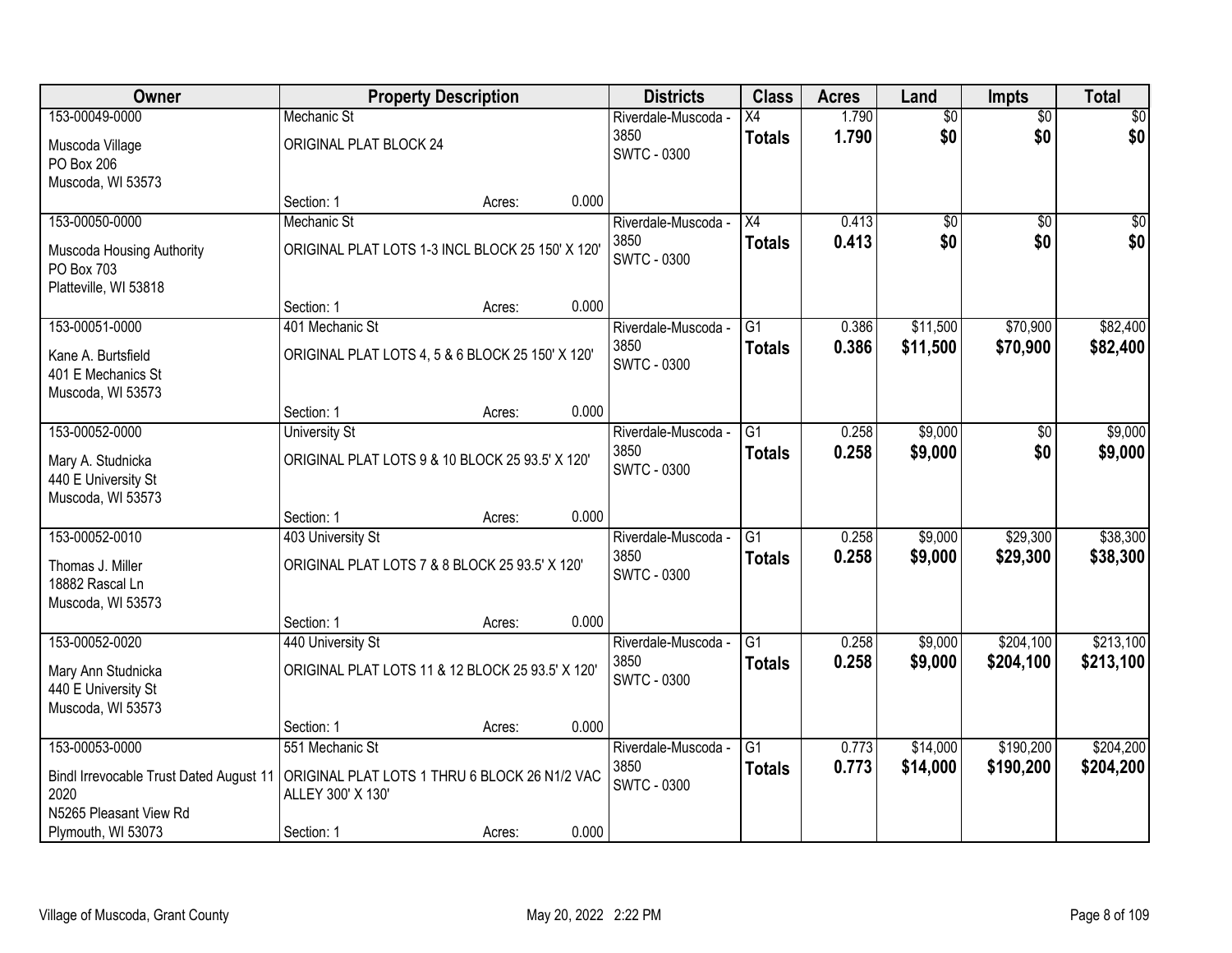| Owner | Property Description | Districts | Class | Acres | Land | Impts | Total |
|---|---|---|---|---|---|---|---|
| 153-00049-0000<br>Muscoda Village<br>PO Box 206<br>Muscoda, WI 53573 | Mechanic St<br>ORIGINAL PLAT BLOCK 24<br>Section: 1 Acres: 0.000 | Riverdale-Muscoda - 3850<br>SWTC - 0300 | X4<br>**Totals** | 1.790<br>**1.790** | $0<br>**$0** | $0<br>**$0** | $0<br>**$0** |
| 153-00050-0000<br>Muscoda Housing Authority<br>PO Box 703<br>Platteville, WI 53818 | Mechanic St<br>ORIGINAL PLAT LOTS 1-3 INCL BLOCK 25 150' X 120'<br>Section: 1 Acres: 0.000 | Riverdale-Muscoda - 3850<br>SWTC - 0300 | X4<br>**Totals** | 0.413<br>**0.413** | $0<br>**$0** | $0<br>**$0** | $0<br>**$0** |
| 153-00051-0000<br>Kane A. Burtsfield<br>401 E Mechanics St<br>Muscoda, WI 53573 | 401 Mechanic St<br>ORIGINAL PLAT LOTS 4, 5 & 6 BLOCK 25 150' X 120'<br>Section: 1 Acres: 0.000 | Riverdale-Muscoda - 3850<br>SWTC - 0300 | G1<br>**Totals** | 0.386<br>**0.386** | $11,500<br>**$11,500** | $70,900<br>**$70,900** | $82,400<br>**$82,400** |
| 153-00052-0000<br>Mary A. Studnicka<br>440 E University St<br>Muscoda, WI 53573 | University St<br>ORIGINAL PLAT LOTS 9 & 10 BLOCK 25 93.5' X 120'<br>Section: 1 Acres: 0.000 | Riverdale-Muscoda - 3850<br>SWTC - 0300 | G1<br>**Totals** | 0.258<br>**0.258** | $9,000<br>**$9,000** | $0<br>**$0** | $9,000<br>**$9,000** |
| 153-00052-0010<br>Thomas J. Miller<br>18882 Rascal Ln<br>Muscoda, WI 53573 | 403 University St<br>ORIGINAL PLAT LOTS 7 & 8 BLOCK 25 93.5' X 120'<br>Section: 1 Acres: 0.000 | Riverdale-Muscoda - 3850<br>SWTC - 0300 | G1<br>**Totals** | 0.258<br>**0.258** | $9,000<br>**$9,000** | $29,300<br>**$29,300** | $38,300<br>**$38,300** |
| 153-00052-0020<br>Mary Ann Studnicka<br>440 E University St<br>Muscoda, WI 53573 | 440 University St<br>ORIGINAL PLAT LOTS 11 & 12 BLOCK 25 93.5' X 120'<br>Section: 1 Acres: 0.000 | Riverdale-Muscoda - 3850<br>SWTC - 0300 | G1<br>**Totals** | 0.258<br>**0.258** | $9,000<br>**$9,000** | $204,100<br>**$204,100** | $213,100<br>**$213,100** |
| 153-00053-0000<br>Bindl Irrevocable Trust Dated August 11 2020<br>N5265 Pleasant View Rd<br>Plymouth, WI 53073 | 551 Mechanic St<br>ORIGINAL PLAT LOTS 1 THRU 6 BLOCK 26 N1/2 VAC ALLEY 300' X 130'<br>Section: 1 Acres: 0.000 | Riverdale-Muscoda - 3850<br>SWTC - 0300 | G1<br>**Totals** | 0.773<br>**0.773** | $14,000<br>**$14,000** | $190,200<br>**$190,200** | $204,200<br>**$204,200** |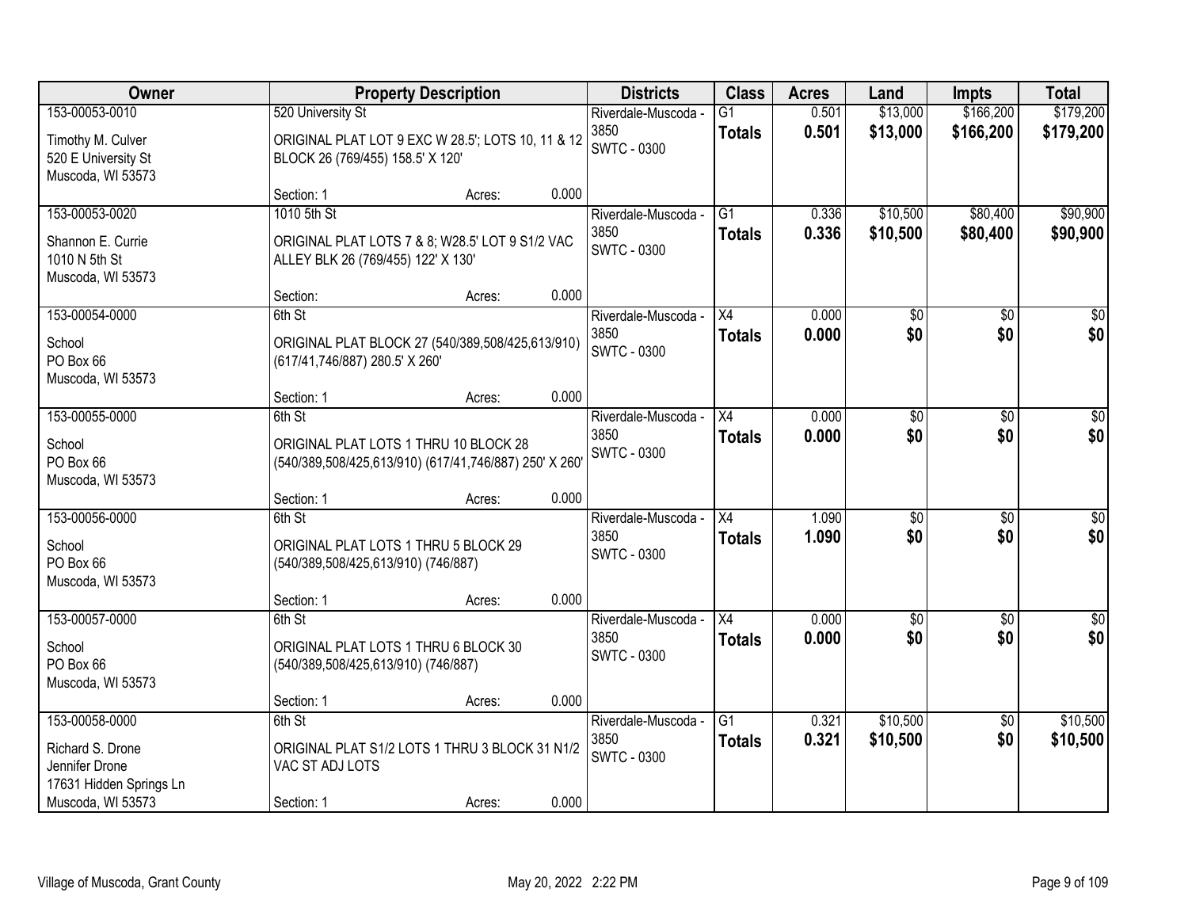| Owner | Property Description | Districts | Class | Acres | Land | Impts | Total |
|---|---|---|---|---|---|---|---|
| 153-00053-0010<br>Timothy M. Culver<br>520 E University St<br>Muscoda, WI 53573 | 520 University St<br>ORIGINAL PLAT LOT 9 EXC W 28.5'; LOTS 10, 11 & 12 BLOCK 26 (769/455) 158.5' X 120'<br>Section: 1 Acres: 0.000 | Riverdale-Muscoda - 3850<br>SWTC - 0300 | G1<br>**Totals** | 0.501<br>**0.501** | $13,000<br>**$13,000** | $166,200<br>**$166,200** | $179,200<br>**$179,200** |
| 153-00053-0020<br>Shannon E. Currie<br>1010 N 5th St<br>Muscoda, WI 53573 | 1010 5th St<br>ORIGINAL PLAT LOTS 7 & 8; W28.5' LOT 9 S1/2 VAC ALLEY BLK 26 (769/455) 122' X 130'<br>Section: Acres: 0.000 | Riverdale-Muscoda - 3850<br>SWTC - 0300 | G1<br>**Totals** | 0.336<br>**0.336** | $10,500<br>**$10,500** | $80,400<br>**$80,400** | $90,900<br>**$90,900** |
| 153-00054-0000<br>School<br>PO Box 66<br>Muscoda, WI 53573 | 6th St<br>ORIGINAL PLAT BLOCK 27 (540/389,508/425,613/910) (617/41,746/887) 280.5' X 260'<br>Section: 1 Acres: 0.000 | Riverdale-Muscoda - 3850<br>SWTC - 0300 | X4<br>**Totals** | 0.000<br>**0.000** | $0<br>**$0** | $0<br>**$0** | $0<br>**$0** |
| 153-00055-0000<br>School<br>PO Box 66<br>Muscoda, WI 53573 | 6th St<br>ORIGINAL PLAT LOTS 1 THRU 10 BLOCK 28 (540/389,508/425,613/910) (617/41,746/887) 250' X 260'<br>Section: 1 Acres: 0.000 | Riverdale-Muscoda - 3850<br>SWTC - 0300 | X4<br>**Totals** | 0.000<br>**0.000** | $0<br>**$0** | $0<br>**$0** | $0<br>**$0** |
| 153-00056-0000<br>School<br>PO Box 66<br>Muscoda, WI 53573 | 6th St<br>ORIGINAL PLAT LOTS 1 THRU 5 BLOCK 29 (540/389,508/425,613/910) (746/887)<br>Section: 1 Acres: 0.000 | Riverdale-Muscoda - 3850<br>SWTC - 0300 | X4<br>**Totals** | 1.090<br>**1.090** | $0<br>**$0** | $0<br>**$0** | $0<br>**$0** |
| 153-00057-0000<br>School<br>PO Box 66<br>Muscoda, WI 53573 | 6th St<br>ORIGINAL PLAT LOTS 1 THRU 6 BLOCK 30 (540/389,508/425,613/910) (746/887)<br>Section: 1 Acres: 0.000 | Riverdale-Muscoda - 3850<br>SWTC - 0300 | X4<br>**Totals** | 0.000<br>**0.000** | $0<br>**$0** | $0<br>**$0** | $0<br>**$0** |
| 153-00058-0000<br>Richard S. Drone<br>Jennifer Drone<br>17631 Hidden Springs Ln<br>Muscoda, WI 53573 | 6th St<br>ORIGINAL PLAT S1/2 LOTS 1 THRU 3 BLOCK 31 N1/2 VAC ST ADJ LOTS<br>Section: 1 Acres: 0.000 | Riverdale-Muscoda - 3850<br>SWTC - 0300 | G1<br>**Totals** | 0.321<br>**0.321** | $10,500<br>**$10,500** | $0<br>**$0** | $10,500<br>**$10,500** |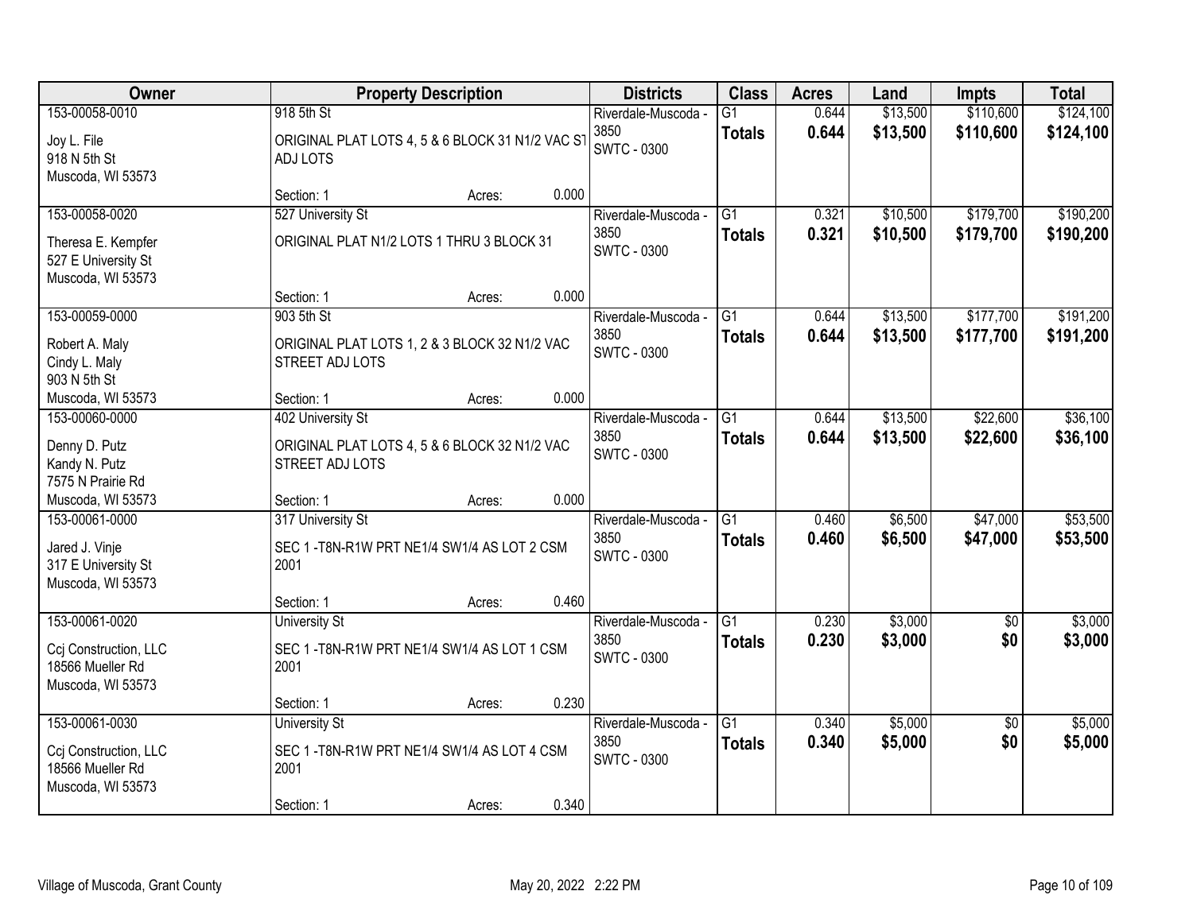| Owner | Property Description | Districts | Class | Acres | Land | Impts | Total |
|---|---|---|---|---|---|---|---|
| 153-00058-0010<br>Joy L. File<br>918 N 5th St<br>Muscoda, WI 53573 | 918 5th St<br>ORIGINAL PLAT LOTS 4, 5 & 6 BLOCK 31 N1/2 VAC ST ADJ LOTS<br>Section: 1 Acres: 0.000 | Riverdale-Muscoda - 3850<br>SWTC - 0300 | G1<br>**Totals** | 0.644<br>**0.644** | $13,500<br>**$13,500** | $110,600<br>**$110,600** | $124,100<br>**$124,100** |
| 153-00058-0020<br>Theresa E. Kempfer<br>527 E University St<br>Muscoda, WI 53573 | 527 University St<br>ORIGINAL PLAT N1/2 LOTS 1 THRU 3 BLOCK 31<br>Section: 1 Acres: 0.000 | Riverdale-Muscoda - 3850<br>SWTC - 0300 | G1<br>**Totals** | 0.321<br>**0.321** | $10,500<br>**$10,500** | $179,700<br>**$179,700** | $190,200<br>**$190,200** |
| 153-00059-0000<br>Robert A. Maly<br>Cindy L. Maly<br>903 N 5th St<br>Muscoda, WI 53573 | 903 5th St<br>ORIGINAL PLAT LOTS 1, 2 & 3 BLOCK 32 N1/2 VAC STREET ADJ LOTS<br>Section: 1 Acres: 0.000 | Riverdale-Muscoda - 3850<br>SWTC - 0300 | G1<br>**Totals** | 0.644<br>**0.644** | $13,500<br>**$13,500** | $177,700<br>**$177,700** | $191,200<br>**$191,200** |
| 153-00060-0000<br>Denny D. Putz<br>Kandy N. Putz<br>7575 N Prairie Rd<br>Muscoda, WI 53573 | 402 University St<br>ORIGINAL PLAT LOTS 4, 5 & 6 BLOCK 32 N1/2 VAC STREET ADJ LOTS<br>Section: 1 Acres: 0.000 | Riverdale-Muscoda - 3850<br>SWTC - 0300 | G1<br>**Totals** | 0.644<br>**0.644** | $13,500<br>**$13,500** | $22,600<br>**$22,600** | $36,100<br>**$36,100** |
| 153-00061-0000<br>Jared J. Vinje<br>317 E University St<br>Muscoda, WI 53573 | 317 University St<br>SEC 1 -T8N-R1W PRT NE1/4 SW1/4 AS LOT 2 CSM 2001<br>Section: 1 Acres: 0.460 | Riverdale-Muscoda - 3850<br>SWTC - 0300 | G1<br>**Totals** | 0.460<br>**0.460** | $6,500<br>**$6,500** | $47,000<br>**$47,000** | $53,500<br>**$53,500** |
| 153-00061-0020<br>Ccj Construction, LLC<br>18566 Mueller Rd<br>Muscoda, WI 53573 | University St<br>SEC 1 -T8N-R1W PRT NE1/4 SW1/4 AS LOT 1 CSM 2001<br>Section: 1 Acres: 0.230 | Riverdale-Muscoda - 3850<br>SWTC - 0300 | G1<br>**Totals** | 0.230<br>**0.230** | $3,000<br>**$3,000** | $0<br>**$0** | $3,000<br>**$3,000** |
| 153-00061-0030<br>Ccj Construction, LLC<br>18566 Mueller Rd<br>Muscoda, WI 53573 | University St<br>SEC 1 -T8N-R1W PRT NE1/4 SW1/4 AS LOT 4 CSM 2001<br>Section: 1 Acres: 0.340 | Riverdale-Muscoda - 3850<br>SWTC - 0300 | G1<br>**Totals** | 0.340<br>**0.340** | $5,000<br>**$5,000** | $0<br>**$0** | $5,000<br>**$5,000** |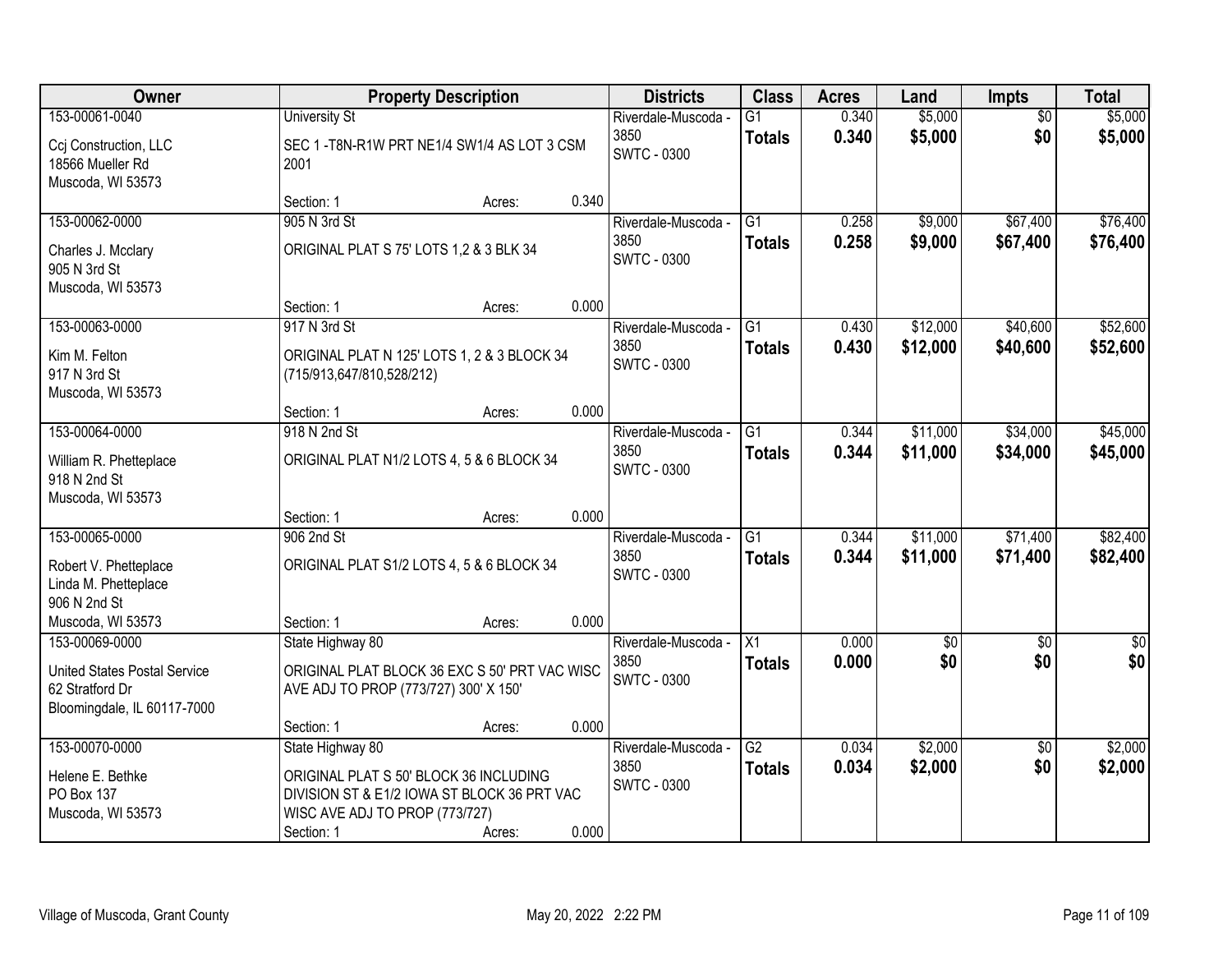| Owner | Property Description | Districts | Class | Acres | Land | Impts | Total |
|---|---|---|---|---|---|---|---|
| 153-00061-0040<br>Ccj Construction, LLC<br>18566 Mueller Rd<br>Muscoda, WI 53573 | University St<br>SEC 1 -T8N-R1W PRT NE1/4 SW1/4 AS LOT 3 CSM 2001<br>Section: 1 Acres: 0.340 | Riverdale-Muscoda - 3850<br>SWTC - 0300 | G1<br>**Totals** | 0.340<br>**0.340** | $5,000<br>**$5,000** | $0<br>**$0** | $5,000<br>**$5,000** |
| 153-00062-0000<br>Charles J. Mcclary<br>905 N 3rd St<br>Muscoda, WI 53573 | 905 N 3rd St<br>ORIGINAL PLAT S 75' LOTS 1,2 & 3 BLK 34<br>Section: 1 Acres: 0.000 | Riverdale-Muscoda - 3850<br>SWTC - 0300 | G1<br>**Totals** | 0.258<br>**0.258** | $9,000<br>**$9,000** | $67,400<br>**$67,400** | $76,400<br>**$76,400** |
| 153-00063-0000<br>Kim M. Felton<br>917 N 3rd St<br>Muscoda, WI 53573 | 917 N 3rd St<br>ORIGINAL PLAT N 125' LOTS 1, 2 & 3 BLOCK 34 (715/913,647/810,528/212)<br>Section: 1 Acres: 0.000 | Riverdale-Muscoda - 3850<br>SWTC - 0300 | G1<br>**Totals** | 0.430<br>**0.430** | $12,000<br>**$12,000** | $40,600<br>**$40,600** | $52,600<br>**$52,600** |
| 153-00064-0000<br>William R. Phetteplace<br>918 N 2nd St<br>Muscoda, WI 53573 | 918 N 2nd St<br>ORIGINAL PLAT N1/2 LOTS 4, 5 & 6 BLOCK 34<br>Section: 1 Acres: 0.000 | Riverdale-Muscoda - 3850<br>SWTC - 0300 | G1<br>**Totals** | 0.344<br>**0.344** | $11,000<br>**$11,000** | $34,000<br>**$34,000** | $45,000<br>**$45,000** |
| 153-00065-0000<br>Robert V. Phetteplace<br>Linda M. Phetteplace<br>906 N 2nd St<br>Muscoda, WI 53573 | 906 2nd St<br>ORIGINAL PLAT S1/2 LOTS 4, 5 & 6 BLOCK 34<br>Section: 1 Acres: 0.000 | Riverdale-Muscoda - 3850<br>SWTC - 0300 | G1<br>**Totals** | 0.344<br>**0.344** | $11,000<br>**$11,000** | $71,400<br>**$71,400** | $82,400<br>**$82,400** |
| 153-00069-0000<br>United States Postal Service<br>62 Stratford Dr<br>Bloomingdale, IL 60117-7000 | State Highway 80<br>ORIGINAL PLAT BLOCK 36 EXC S 50' PRT VAC WISC AVE ADJ TO PROP (773/727) 300' X 150'<br>Section: 1 Acres: 0.000 | Riverdale-Muscoda - 3850<br>SWTC - 0300 | X1<br>**Totals** | 0.000<br>**0.000** | $0<br>**$0** | $0<br>**$0** | $0<br>**$0** |
| 153-00070-0000<br>Helene E. Bethke<br>PO Box 137<br>Muscoda, WI 53573 | State Highway 80<br>ORIGINAL PLAT S 50' BLOCK 36 INCLUDING DIVISION ST & E1/2 IOWA ST BLOCK 36 PRT VAC WISC AVE ADJ TO PROP (773/727)<br>Section: 1 Acres: 0.000 | Riverdale-Muscoda - 3850<br>SWTC - 0300 | G2<br>**Totals** | 0.034<br>**0.034** | $2,000<br>**$2,000** | $0<br>**$0** | $2,000<br>**$2,000** |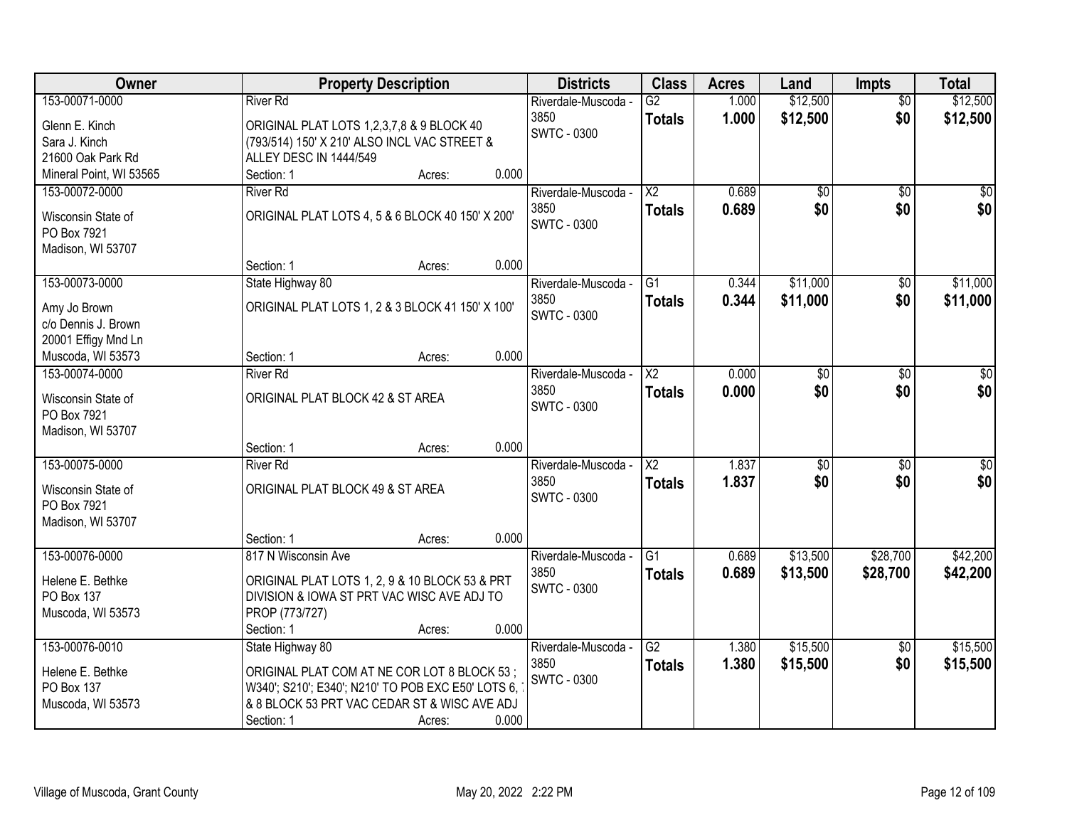| Owner | Property Description | Districts | Class | Acres | Land | Impts | Total |
|---|---|---|---|---|---|---|---|
| 153-00071-0000<br>Glenn E. Kinch<br>Sara J. Kinch<br>21600 Oak Park Rd<br>Mineral Point, WI 53565 | River Rd<br>ORIGINAL PLAT LOTS 1,2,3,7,8 & 9 BLOCK 40 (793/514) 150' X 210' ALSO INCL VAC STREET & ALLEY DESC IN 1444/549<br>Section: 1 Acres: 0.000 | Riverdale-Muscoda - 3850<br>SWTC - 0300 | G2<br>**Totals** | 1.000<br>**1.000** | $12,500<br>**$12,500** | $0<br>**$0** | $12,500<br>**$12,500** |
| 153-00072-0000<br>Wisconsin State of<br>PO Box 7921<br>Madison, WI 53707 | River Rd<br>ORIGINAL PLAT LOTS 4, 5 & 6 BLOCK 40 150' X 200'<br>Section: 1 Acres: 0.000 | Riverdale-Muscoda - 3850<br>SWTC - 0300 | X2<br>**Totals** | 0.689<br>**0.689** | $0<br>**$0** | $0<br>**$0** | $0<br>**$0** |
| 153-00073-0000<br>Amy Jo Brown<br>c/o Dennis J. Brown<br>20001 Effigy Mnd Ln<br>Muscoda, WI 53573 | State Highway 80<br>ORIGINAL PLAT LOTS 1, 2 & 3 BLOCK 41 150' X 100'<br>Section: 1 Acres: 0.000 | Riverdale-Muscoda - 3850<br>SWTC - 0300 | G1<br>**Totals** | 0.344<br>**0.344** | $11,000<br>**$11,000** | $0<br>**$0** | $11,000<br>**$11,000** |
| 153-00074-0000<br>Wisconsin State of<br>PO Box 7921<br>Madison, WI 53707 | River Rd<br>ORIGINAL PLAT BLOCK 42 & ST AREA<br>Section: 1 Acres: 0.000 | Riverdale-Muscoda - 3850<br>SWTC - 0300 | X2<br>**Totals** | 0.000<br>**0.000** | $0<br>**$0** | $0<br>**$0** | $0<br>**$0** |
| 153-00075-0000<br>Wisconsin State of<br>PO Box 7921<br>Madison, WI 53707 | River Rd<br>ORIGINAL PLAT BLOCK 49 & ST AREA<br>Section: 1 Acres: 0.000 | Riverdale-Muscoda - 3850<br>SWTC - 0300 | X2<br>**Totals** | 1.837<br>**1.837** | $0<br>**$0** | $0<br>**$0** | $0<br>**$0** |
| 153-00076-0000<br>Helene E. Bethke<br>PO Box 137<br>Muscoda, WI 53573 | 817 N Wisconsin Ave<br>ORIGINAL PLAT LOTS 1, 2, 9 & 10 BLOCK 53 & PRT DIVISION & IOWA ST PRT VAC WISC AVE ADJ TO PROP (773/727)<br>Section: 1 Acres: 0.000 | Riverdale-Muscoda - 3850<br>SWTC - 0300 | G1<br>**Totals** | 0.689<br>**0.689** | $13,500<br>**$13,500** | $28,700<br>**$28,700** | $42,200<br>**$42,200** |
| 153-00076-0010<br>Helene E. Bethke<br>PO Box 137<br>Muscoda, WI 53573 | State Highway 80<br>ORIGINAL PLAT COM AT NE COR LOT 8 BLOCK 53 ; W340'; S210'; E340'; N210' TO POB EXC E50' LOTS 6, 7 & 8 BLOCK 53 PRT VAC CEDAR ST & WISC AVE ADJ<br>Section: 1 Acres: 0.000 | Riverdale-Muscoda - 3850<br>SWTC - 0300 | G2<br>**Totals** | 1.380<br>**1.380** | $15,500<br>**$15,500** | $0<br>**$0** | $15,500<br>**$15,500** |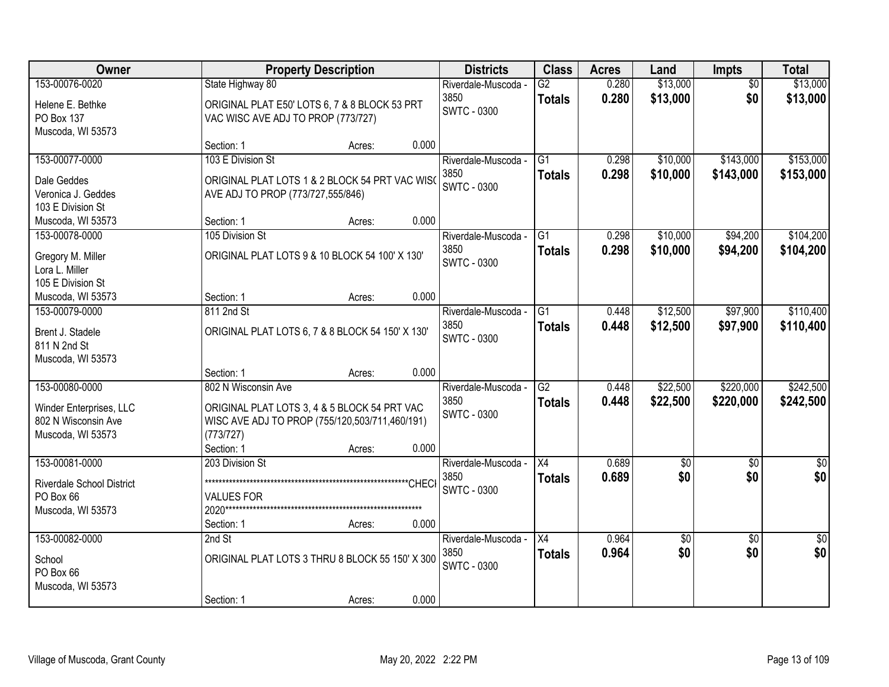| Owner | Property Description | Districts | Class | Acres | Land | Impts | Total |
|---|---|---|---|---|---|---|---|
| 153-00076-0020<br>Helene E. Bethke<br>PO Box 137<br>Muscoda, WI 53573 | State Highway 80<br>ORIGINAL PLAT E50' LOTS 6, 7 & 8 BLOCK 53 PRT VAC WISC AVE ADJ TO PROP (773/727)<br>Section: 1 Acres: 0.000 | Riverdale-Muscoda - 3850<br>SWTC - 0300 | G2<br>**Totals** | 0.280<br>**0.280** | $13,000<br>**$13,000** | $0<br>**$0** | $13,000<br>**$13,000** |
| 153-00077-0000<br>Dale Geddes<br>Veronica J. Geddes<br>103 E Division St<br>Muscoda, WI 53573 | 103 E Division St<br>ORIGINAL PLAT LOTS 1 & 2 BLOCK 54 PRT VAC WISC AVE ADJ TO PROP (773/727,555/846)<br>Section: 1 Acres: 0.000 | Riverdale-Muscoda - 3850<br>SWTC - 0300 | G1<br>**Totals** | 0.298<br>**0.298** | $10,000<br>**$10,000** | $143,000<br>**$143,000** | $153,000<br>**$153,000** |
| 153-00078-0000<br>Gregory M. Miller<br>Lora L. Miller<br>105 E Division St<br>Muscoda, WI 53573 | 105 Division St<br>ORIGINAL PLAT LOTS 9 & 10 BLOCK 54 100' X 130'<br>Section: 1 Acres: 0.000 | Riverdale-Muscoda - 3850<br>SWTC - 0300 | G1<br>**Totals** | 0.298<br>**0.298** | $10,000<br>**$10,000** | $94,200<br>**$94,200** | $104,200<br>**$104,200** |
| 153-00079-0000<br>Brent J. Stadele<br>811 N 2nd St<br>Muscoda, WI 53573 | 811 2nd St<br>ORIGINAL PLAT LOTS 6, 7 & 8 BLOCK 54 150' X 130'<br>Section: 1 Acres: 0.000 | Riverdale-Muscoda - 3850<br>SWTC - 0300 | G1<br>**Totals** | 0.448<br>**0.448** | $12,500<br>**$12,500** | $97,900<br>**$97,900** | $110,400<br>**$110,400** |
| 153-00080-0000<br>Winder Enterprises, LLC<br>802 N Wisconsin Ave<br>Muscoda, WI 53573 | 802 N Wisconsin Ave<br>ORIGINAL PLAT LOTS 3, 4 & 5 BLOCK 54 PRT VAC WISC AVE ADJ TO PROP (755/120,503/711,460/191) (773/727)<br>Section: 1 Acres: 0.000 | Riverdale-Muscoda - 3850<br>SWTC - 0300 | G2<br>**Totals** | 0.448<br>**0.448** | $22,500<br>**$22,500** | $220,000<br>**$220,000** | $242,500<br>**$242,500** |
| 153-00081-0000<br>Riverdale School District<br>PO Box 66<br>Muscoda, WI 53573 | 203 Division St<br>***************************************************************CHECK VALUES FOR 2020***********************************************************<br>Section: 1 Acres: 0.000 | Riverdale-Muscoda - 3850<br>SWTC - 0300 | X4<br>**Totals** | 0.689<br>**0.689** | $0<br>**$0** | $0<br>**$0** | $0<br>**$0** |
| 153-00082-0000<br>School<br>PO Box 66<br>Muscoda, WI 53573 | 2nd St<br>ORIGINAL PLAT LOTS 3 THRU 8 BLOCK 55 150' X 300<br>Section: 1 Acres: 0.000 | Riverdale-Muscoda - 3850<br>SWTC - 0300 | X4<br>**Totals** | 0.964<br>**0.964** | $0<br>**$0** | $0<br>**$0** | $0<br>**$0** |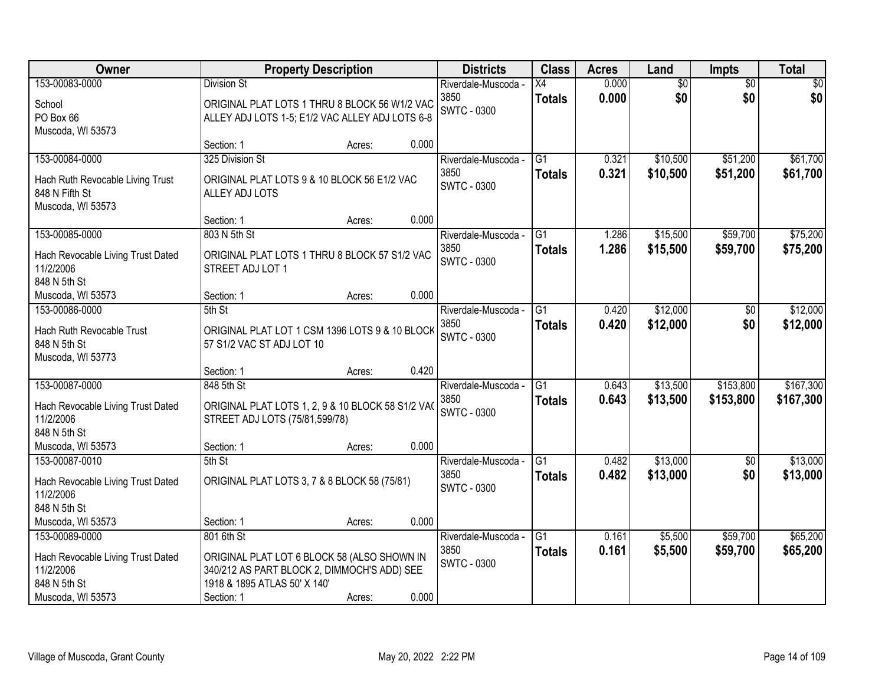| Owner | Property Description | Districts | Class | Acres | Land | Impts | Total |
|---|---|---|---|---|---|---|---|
| 153-00083-0000<br><br>School<br>PO Box 66<br>Muscoda, WI 53573 | Division St<br><br>ORIGINAL PLAT LOTS 1 THRU 8 BLOCK 56 W1/2 VAC ALLEY ADJ LOTS 1-5; E1/2 VAC ALLEY ADJ LOTS 6-8<br><br>Section: 1 Acres: 0.000 | Riverdale-Muscoda - 3850<br>SWTC - 0300 | X4<br>**Totals** | 0.000<br>**0.000** | $0<br>**$0** | $0<br>**$0** | $0<br>**$0** |
| 153-00084-0000<br><br>Hach Ruth Revocable Living Trust<br>848 N Fifth St<br>Muscoda, WI 53573 | 325 Division St<br><br>ORIGINAL PLAT LOTS 9 & 10 BLOCK 56 E1/2 VAC ALLEY ADJ LOTS<br><br>Section: 1 Acres: 0.000 | Riverdale-Muscoda - 3850<br>SWTC - 0300 | G1<br>**Totals** | 0.321<br>**0.321** | $10,500<br>**$10,500** | $51,200<br>**$51,200** | $61,700<br>**$61,700** |
| 153-00085-0000<br><br>Hach Revocable Living Trust Dated 11/2/2006<br>848 N 5th St<br>Muscoda, WI 53573 | 803 N 5th St<br><br>ORIGINAL PLAT LOTS 1 THRU 8 BLOCK 57 S1/2 VAC STREET ADJ LOT 1<br><br>Section: 1 Acres: 0.000 | Riverdale-Muscoda - 3850<br>SWTC - 0300 | G1<br>**Totals** | 1.286<br>**1.286** | $15,500<br>**$15,500** | $59,700<br>**$59,700** | $75,200<br>**$75,200** |
| 153-00086-0000<br><br>Hach Ruth Revocable Trust<br>848 N 5th St<br>Muscoda, WI 53773 | 5th St<br><br>ORIGINAL PLAT LOT 1 CSM 1396 LOTS 9 & 10 BLOCK 57 S1/2 VAC ST ADJ LOT 10<br><br>Section: 1 Acres: 0.420 | Riverdale-Muscoda - 3850<br>SWTC - 0300 | G1<br>**Totals** | 0.420<br>**0.420** | $12,000<br>**$12,000** | $0<br>**$0** | $12,000<br>**$12,000** |
| 153-00087-0000<br><br>Hach Revocable Living Trust Dated 11/2/2006<br>848 N 5th St<br>Muscoda, WI 53573 | 848 5th St<br><br>ORIGINAL PLAT LOTS 1, 2, 9 & 10 BLOCK 58 S1/2 VAC STREET ADJ LOTS (75/81,599/78)<br><br>Section: 1 Acres: 0.000 | Riverdale-Muscoda - 3850<br>SWTC - 0300 | G1<br>**Totals** | 0.643<br>**0.643** | $13,500<br>**$13,500** | $153,800<br>**$153,800** | $167,300<br>**$167,300** |
| 153-00087-0010<br><br>Hach Revocable Living Trust Dated 11/2/2006<br>848 N 5th St<br>Muscoda, WI 53573 | 5th St<br><br>ORIGINAL PLAT LOTS 3, 7 & 8 BLOCK 58 (75/81)<br><br>Section: 1 Acres: 0.000 | Riverdale-Muscoda - 3850<br>SWTC - 0300 | G1<br>**Totals** | 0.482<br>**0.482** | $13,000<br>**$13,000** | $0<br>**$0** | $13,000<br>**$13,000** |
| 153-00089-0000<br><br>Hach Revocable Living Trust Dated 11/2/2006<br>848 N 5th St<br>Muscoda, WI 53573 | 801 6th St<br><br>ORIGINAL PLAT LOT 6 BLOCK 58 (ALSO SHOWN IN 340/212 AS PART BLOCK 2, DIMMOCH'S ADD) SEE 1918 & 1895 ATLAS 50' X 140'<br>Section: 1 Acres: 0.000 | Riverdale-Muscoda - 3850<br>SWTC - 0300 | G1<br>**Totals** | 0.161<br>**0.161** | $5,500<br>**$5,500** | $59,700<br>**$59,700** | $65,200<br>**$65,200** |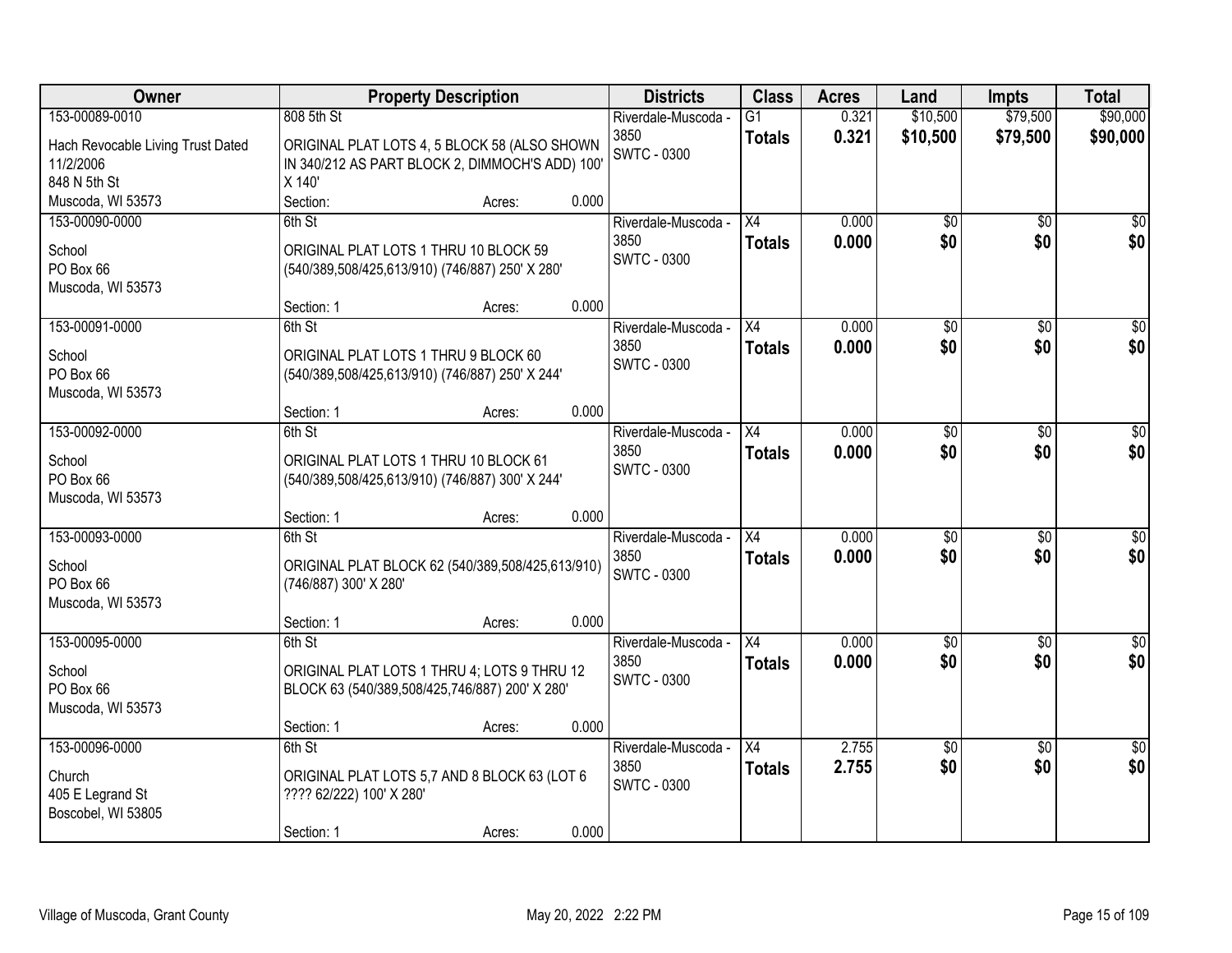| Owner | Property Description | Districts | Class | Acres | Land | Impts | Total |
|---|---|---|---|---|---|---|---|
| 153-00089-0010<br>Hach Revocable Living Trust Dated 11/2/2006<br>848 N 5th St<br>Muscoda, WI 53573 | 808 5th St<br>ORIGINAL PLAT LOTS 4, 5 BLOCK 58 (ALSO SHOWN IN 340/212 AS PART BLOCK 2, DIMMOCH'S ADD) 100' X 140'<br>Section: Acres: 0.000 | Riverdale-Muscoda - 3850<br>SWTC - 0300 | G1<br>**Totals** | 0.321<br>**0.321** | $10,500<br>**$10,500** | $79,500<br>**$79,500** | $90,000<br>**$90,000** |
| 153-00090-0000<br>School<br>PO Box 66<br>Muscoda, WI 53573 | 6th St<br>ORIGINAL PLAT LOTS 1 THRU 10 BLOCK 59 (540/389,508/425,613/910) (746/887) 250' X 280'<br>Section: 1 Acres: 0.000 | Riverdale-Muscoda - 3850<br>SWTC - 0300 | X4<br>**Totals** | 0.000<br>**0.000** | $0<br>**$0** | $0<br>**$0** | $0<br>**$0** |
| 153-00091-0000<br>School<br>PO Box 66<br>Muscoda, WI 53573 | 6th St<br>ORIGINAL PLAT LOTS 1 THRU 9 BLOCK 60 (540/389,508/425,613/910) (746/887) 250' X 244'<br>Section: 1 Acres: 0.000 | Riverdale-Muscoda - 3850<br>SWTC - 0300 | X4<br>**Totals** | 0.000<br>**0.000** | $0<br>**$0** | $0<br>**$0** | $0<br>**$0** |
| 153-00092-0000<br>School<br>PO Box 66<br>Muscoda, WI 53573 | 6th St<br>ORIGINAL PLAT LOTS 1 THRU 10 BLOCK 61 (540/389,508/425,613/910) (746/887) 300' X 244'<br>Section: 1 Acres: 0.000 | Riverdale-Muscoda - 3850<br>SWTC - 0300 | X4<br>**Totals** | 0.000<br>**0.000** | $0<br>**$0** | $0<br>**$0** | $0<br>**$0** |
| 153-00093-0000<br>School<br>PO Box 66<br>Muscoda, WI 53573 | 6th St<br>ORIGINAL PLAT BLOCK 62 (540/389,508/425,613/910) (746/887) 300' X 280'<br>Section: 1 Acres: 0.000 | Riverdale-Muscoda - 3850<br>SWTC - 0300 | X4<br>**Totals** | 0.000<br>**0.000** | $0<br>**$0** | $0<br>**$0** | $0<br>**$0** |
| 153-00095-0000<br>School<br>PO Box 66<br>Muscoda, WI 53573 | 6th St<br>ORIGINAL PLAT LOTS 1 THRU 4; LOTS 9 THRU 12 BLOCK 63 (540/389,508/425,746/887) 200' X 280'<br>Section: 1 Acres: 0.000 | Riverdale-Muscoda - 3850<br>SWTC - 0300 | X4<br>**Totals** | 0.000<br>**0.000** | $0<br>**$0** | $0<br>**$0** | $0<br>**$0** |
| 153-00096-0000<br>Church<br>405 E Legrand St<br>Boscobel, WI 53805 | 6th St<br>ORIGINAL PLAT LOTS 5,7 AND 8 BLOCK 63 (LOT 6 ???? 62/222) 100' X 280'<br>Section: 1 Acres: 0.000 | Riverdale-Muscoda - 3850<br>SWTC - 0300 | X4<br>**Totals** | 2.755<br>**2.755** | $0<br>**$0** | $0<br>**$0** | $0<br>**$0** |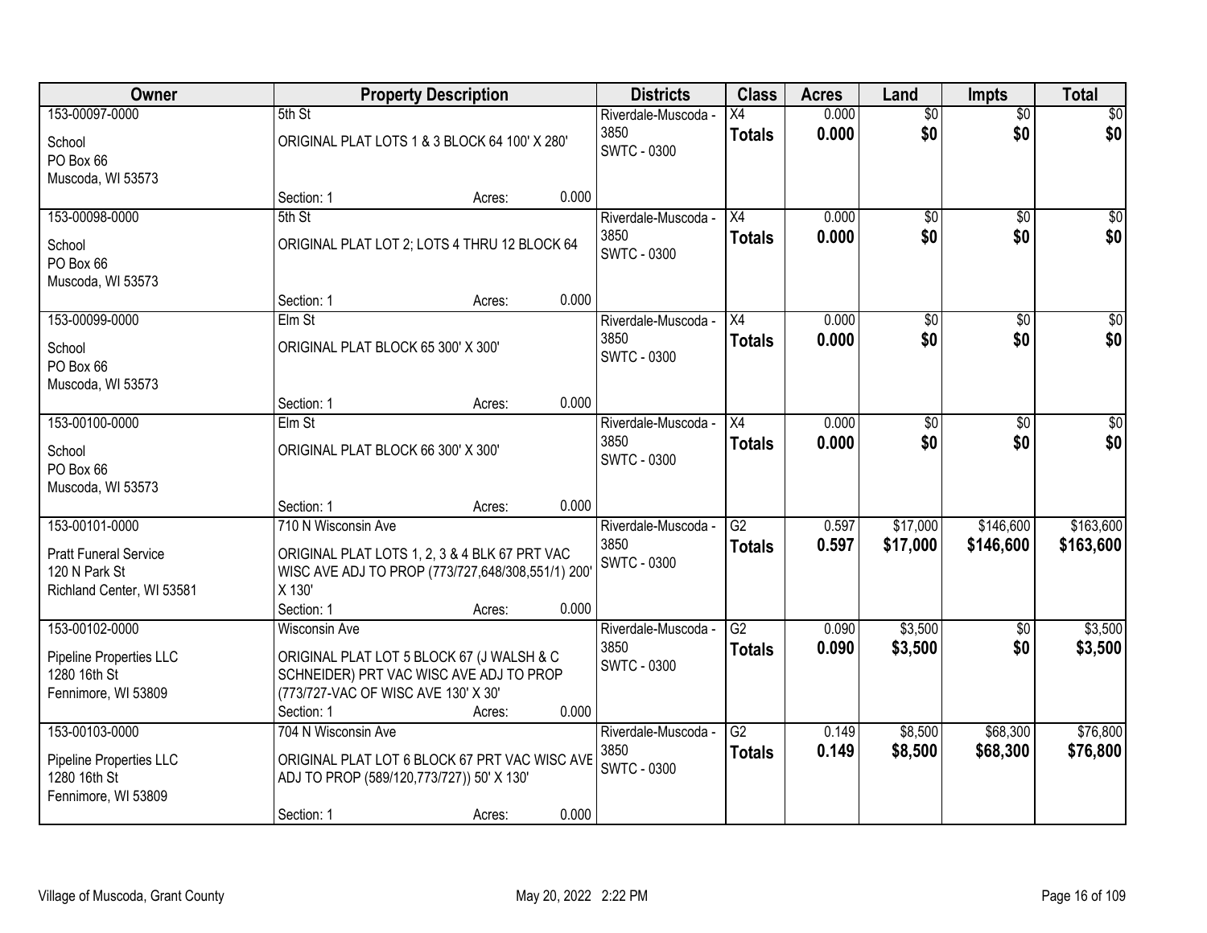| Owner | Property Description | Districts | Class | Acres | Land | Impts | Total |
|---|---|---|---|---|---|---|---|
| 153-00097-0000<br>School<br>PO Box 66<br>Muscoda, WI 53573 | 5th St<br>ORIGINAL PLAT LOTS 1 & 3 BLOCK 64 100' X 280'<br>Section: 1 Acres: 0.000 | Riverdale-Muscoda - 3850<br>SWTC - 0300 | X4<br>**Totals** | 0.000<br>**0.000** | $0<br>**$0** | $0<br>**$0** | $0<br>**$0** |
| 153-00098-0000<br>School<br>PO Box 66<br>Muscoda, WI 53573 | 5th St<br>ORIGINAL PLAT LOT 2; LOTS 4 THRU 12 BLOCK 64<br>Section: 1 Acres: 0.000 | Riverdale-Muscoda - 3850<br>SWTC - 0300 | X4<br>**Totals** | 0.000<br>**0.000** | $0<br>**$0** | $0<br>**$0** | $0<br>**$0** |
| 153-00099-0000<br>School<br>PO Box 66<br>Muscoda, WI 53573 | Elm St<br>ORIGINAL PLAT BLOCK 65 300' X 300'<br>Section: 1 Acres: 0.000 | Riverdale-Muscoda - 3850<br>SWTC - 0300 | X4<br>**Totals** | 0.000<br>**0.000** | $0<br>**$0** | $0<br>**$0** | $0<br>**$0** |
| 153-00100-0000<br>School<br>PO Box 66<br>Muscoda, WI 53573 | Elm St<br>ORIGINAL PLAT BLOCK 66 300' X 300'<br>Section: 1 Acres: 0.000 | Riverdale-Muscoda - 3850<br>SWTC - 0300 | X4<br>**Totals** | 0.000<br>**0.000** | $0<br>**$0** | $0<br>**$0** | $0<br>**$0** |
| 153-00101-0000<br>Pratt Funeral Service<br>120 N Park St<br>Richland Center, WI 53581 | 710 N Wisconsin Ave<br>ORIGINAL PLAT LOTS 1, 2, 3 & 4 BLK 67 PRT VAC WISC AVE ADJ TO PROP (773/727,648/308,551/1) 200' X 130'<br>Section: 1 Acres: 0.000 | Riverdale-Muscoda - 3850<br>SWTC - 0300 | G2<br>**Totals** | 0.597<br>**0.597** | $17,000<br>**$17,000** | $146,600<br>**$146,600** | $163,600<br>**$163,600** |
| 153-00102-0000<br>Pipeline Properties LLC<br>1280 16th St<br>Fennimore, WI 53809 | Wisconsin Ave<br>ORIGINAL PLAT LOT 5 BLOCK 67 (J WALSH & C SCHNEIDER) PRT VAC WISC AVE ADJ TO PROP (773/727-VAC OF WISC AVE 130' X 30'<br>Section: 1 Acres: 0.000 | Riverdale-Muscoda - 3850<br>SWTC - 0300 | G2<br>**Totals** | 0.090<br>**0.090** | $3,500<br>**$3,500** | $0<br>**$0** | $3,500<br>**$3,500** |
| 153-00103-0000<br>Pipeline Properties LLC<br>1280 16th St<br>Fennimore, WI 53809 | 704 N Wisconsin Ave<br>ORIGINAL PLAT LOT 6 BLOCK 67 PRT VAC WISC AVE ADJ TO PROP (589/120,773/727)) 50' X 130'<br>Section: 1 Acres: 0.000 | Riverdale-Muscoda - 3850<br>SWTC - 0300 | G2<br>**Totals** | 0.149<br>**0.149** | $8,500<br>**$8,500** | $68,300<br>**$68,300** | $76,800<br>**$76,800** |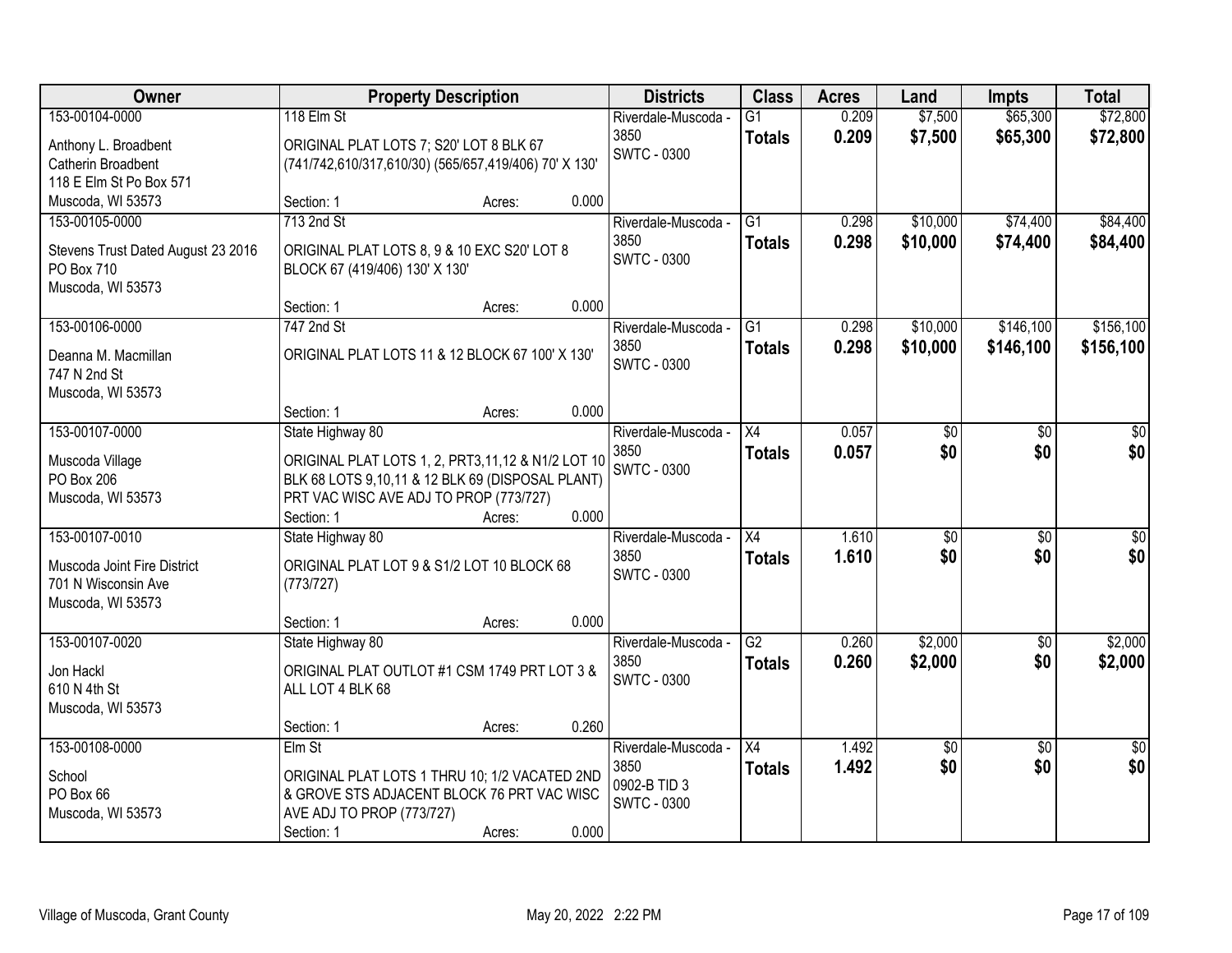| Owner | Property Description | Districts | Class | Acres | Land | Impts | Total |
|---|---|---|---|---|---|---|---|
| 153-00104-0000<br>Anthony L. Broadbent<br>Catherin Broadbent<br>118 E Elm St Po Box 571<br>Muscoda, WI 53573 | 118 Elm St<br>ORIGINAL PLAT LOTS 7; S20' LOT 8 BLK 67 (741/742,610/317,610/30) (565/657,419/406) 70' X 130'<br>Section: 1 Acres: 0.000 | Riverdale-Muscoda - 3850<br>SWTC - 0300 | G1<br>**Totals** | 0.209<br>**0.209** | $7,500<br>**$7,500** | $65,300<br>**$65,300** | $72,800<br>**$72,800** |
| 153-00105-0000<br>Stevens Trust Dated August 23 2016<br>PO Box 710<br>Muscoda, WI 53573 | 713 2nd St<br>ORIGINAL PLAT LOTS 8, 9 & 10 EXC S20' LOT 8 BLOCK 67 (419/406) 130' X 130'<br>Section: 1 Acres: 0.000 | Riverdale-Muscoda - 3850<br>SWTC - 0300 | G1<br>**Totals** | 0.298<br>**0.298** | $10,000<br>**$10,000** | $74,400<br>**$74,400** | $84,400<br>**$84,400** |
| 153-00106-0000<br>Deanna M. Macmillan<br>747 N 2nd St<br>Muscoda, WI 53573 | 747 2nd St<br>ORIGINAL PLAT LOTS 11 & 12 BLOCK 67 100' X 130'<br>Section: 1 Acres: 0.000 | Riverdale-Muscoda - 3850<br>SWTC - 0300 | G1<br>**Totals** | 0.298<br>**0.298** | $10,000<br>**$10,000** | $146,100<br>**$146,100** | $156,100<br>**$156,100** |
| 153-00107-0000<br>Muscoda Village<br>PO Box 206<br>Muscoda, WI 53573 | State Highway 80<br>ORIGINAL PLAT LOTS 1, 2, PRT3,11,12 & N1/2 LOT 10 BLK 68 LOTS 9,10,11 & 12 BLK 69 (DISPOSAL PLANT) PRT VAC WISC AVE ADJ TO PROP (773/727)<br>Section: 1 Acres: 0.000 | Riverdale-Muscoda - 3850<br>SWTC - 0300 | X4<br>**Totals** | 0.057<br>**0.057** | $0<br>**$0** | $0<br>**$0** | $0<br>**$0** |
| 153-00107-0010<br>Muscoda Joint Fire District<br>701 N Wisconsin Ave<br>Muscoda, WI 53573 | State Highway 80<br>ORIGINAL PLAT LOT 9 & S1/2 LOT 10 BLOCK 68 (773/727)<br>Section: 1 Acres: 0.000 | Riverdale-Muscoda - 3850<br>SWTC - 0300 | X4<br>**Totals** | 1.610<br>**1.610** | $0<br>**$0** | $0<br>**$0** | $0<br>**$0** |
| 153-00107-0020<br>Jon Hackl<br>610 N 4th St<br>Muscoda, WI 53573 | State Highway 80<br>ORIGINAL PLAT OUTLOT #1 CSM 1749 PRT LOT 3 & ALL LOT 4 BLK 68<br>Section: 1 Acres: 0.260 | Riverdale-Muscoda - 3850<br>SWTC - 0300 | G2<br>**Totals** | 0.260<br>**0.260** | $2,000<br>**$2,000** | $0<br>**$0** | $2,000<br>**$2,000** |
| 153-00108-0000<br>School<br>PO Box 66<br>Muscoda, WI 53573 | Elm St<br>ORIGINAL PLAT LOTS 1 THRU 10; 1/2 VACATED 2ND & GROVE STS ADJACENT BLOCK 76 PRT VAC WISC AVE ADJ TO PROP (773/727)<br>Section: 1 Acres: 0.000 | Riverdale-Muscoda - 3850<br>0902-B TID 3<br>SWTC - 0300 | X4<br>**Totals** | 1.492<br>**1.492** | $0<br>**$0** | $0<br>**$0** | $0<br>**$0** |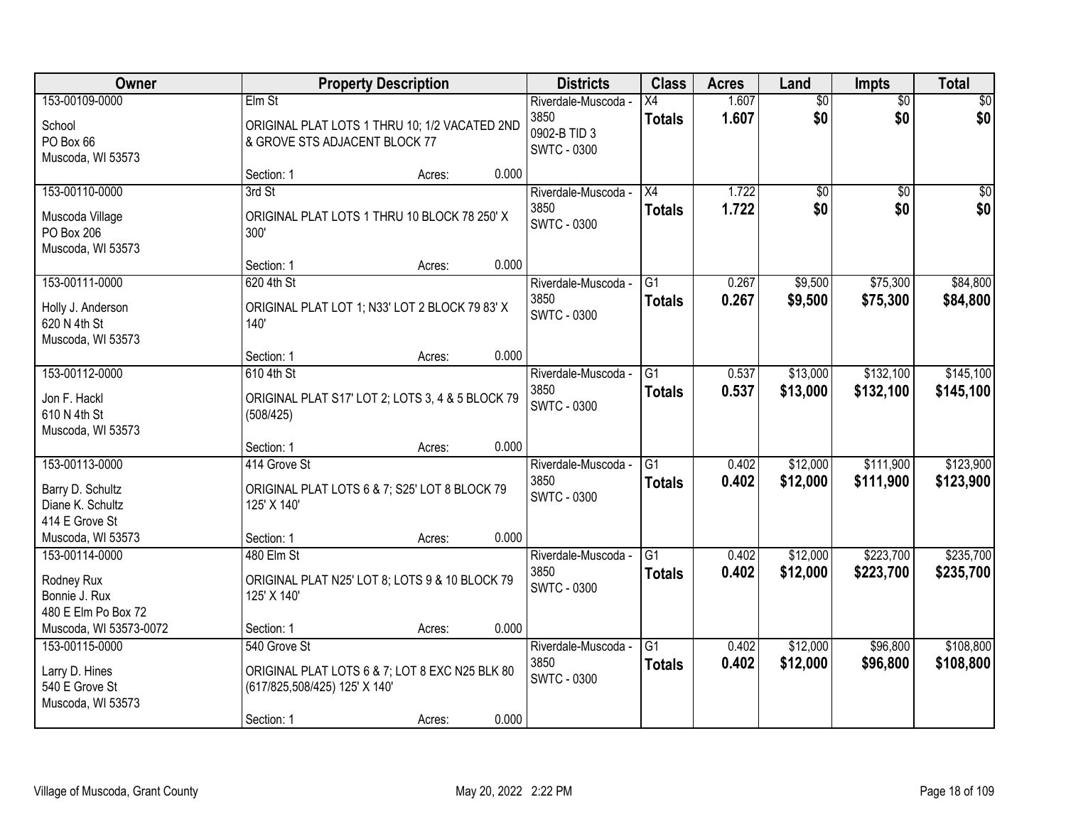| Owner | Property Description | Districts | Class | Acres | Land | Impts | Total |
|---|---|---|---|---|---|---|---|
| 153-00109-0000<br><br>School<br>PO Box 66<br>Muscoda, WI 53573 | Elm St<br><br>ORIGINAL PLAT LOTS 1 THRU 10; 1/2 VACATED 2ND & GROVE STS ADJACENT BLOCK 77<br><br>Section: 1 Acres: 0.000 | Riverdale-Muscoda - 3850<br>0902-B TID 3<br>SWTC - 0300 | X4<br>**Totals** | 1.607<br>**1.607** | $0<br>**$0** | $0<br>**$0** | $0<br>**$0** |
| 153-00110-0000<br><br>Muscoda Village<br>PO Box 206<br>Muscoda, WI 53573 | 3rd St<br><br>ORIGINAL PLAT LOTS 1 THRU 10 BLOCK 78 250' X 300'<br><br>Section: 1 Acres: 0.000 | Riverdale-Muscoda - 3850<br>SWTC - 0300 | X4<br>**Totals** | 1.722<br>**1.722** | $0<br>**$0** | $0<br>**$0** | $0<br>**$0** |
| 153-00111-0000<br><br>Holly J. Anderson<br>620 N 4th St<br>Muscoda, WI 53573 | 620 4th St<br><br>ORIGINAL PLAT LOT 1; N33' LOT 2 BLOCK 79 83' X 140'<br><br>Section: 1 Acres: 0.000 | Riverdale-Muscoda - 3850<br>SWTC - 0300 | G1<br>**Totals** | 0.267<br>**0.267** | $9,500<br>**$9,500** | $75,300<br>**$75,300** | $84,800<br>**$84,800** |
| 153-00112-0000<br><br>Jon F. Hackl<br>610 N 4th St<br>Muscoda, WI 53573 | 610 4th St<br><br>ORIGINAL PLAT S17' LOT 2; LOTS 3, 4 & 5 BLOCK 79 (508/425)<br><br>Section: 1 Acres: 0.000 | Riverdale-Muscoda - 3850<br>SWTC - 0300 | G1<br>**Totals** | 0.537<br>**0.537** | $13,000<br>**$13,000** | $132,100<br>**$132,100** | $145,100<br>**$145,100** |
| 153-00113-0000<br><br>Barry D. Schultz<br>Diane K. Schultz<br>414 E Grove St<br>Muscoda, WI 53573 | 414 Grove St<br><br>ORIGINAL PLAT LOTS 6 & 7; S25' LOT 8 BLOCK 79 125' X 140'<br><br>Section: 1 Acres: 0.000 | Riverdale-Muscoda - 3850<br>SWTC - 0300 | G1<br>**Totals** | 0.402<br>**0.402** | $12,000<br>**$12,000** | $111,900<br>**$111,900** | $123,900<br>**$123,900** |
| 153-00114-0000<br><br>Rodney Rux<br>Bonnie J. Rux<br>480 E Elm Po Box 72<br>Muscoda, WI 53573-0072 | 480 Elm St<br><br>ORIGINAL PLAT N25' LOT 8; LOTS 9 & 10 BLOCK 79 125' X 140'<br><br>Section: 1 Acres: 0.000 | Riverdale-Muscoda - 3850<br>SWTC - 0300 | G1<br>**Totals** | 0.402<br>**0.402** | $12,000<br>**$12,000** | $223,700<br>**$223,700** | $235,700<br>**$235,700** |
| 153-00115-0000<br><br>Larry D. Hines<br>540 E Grove St<br>Muscoda, WI 53573 | 540 Grove St<br><br>ORIGINAL PLAT LOTS 6 & 7; LOT 8 EXC N25 BLK 80 (617/825,508/425) 125' X 140'<br><br>Section: 1 Acres: 0.000 | Riverdale-Muscoda - 3850<br>SWTC - 0300 | G1<br>**Totals** | 0.402<br>**0.402** | $12,000<br>**$12,000** | $96,800<br>**$96,800** | $108,800<br>**$108,800** |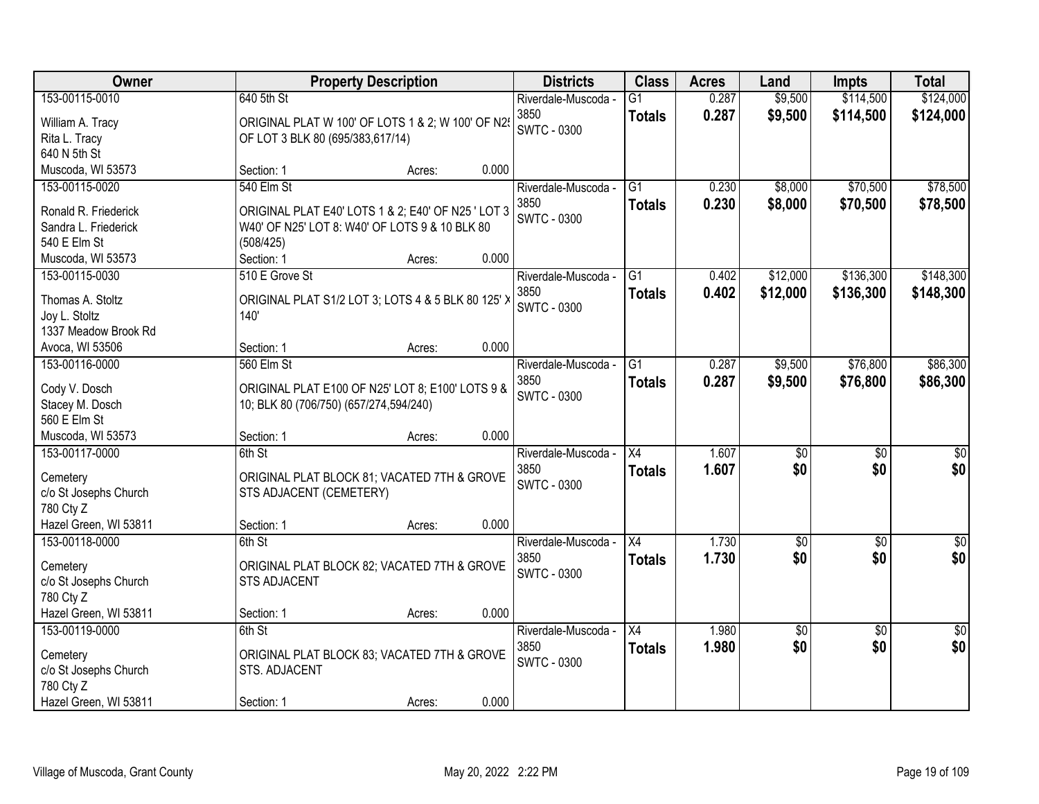| Owner | Property Description | Districts | Class | Acres | Land | Impts | Total |
|---|---|---|---|---|---|---|---|
| 153-00115-0010<br>William A. Tracy<br>Rita L. Tracy<br>640 N 5th St<br>Muscoda, WI 53573 | 640 5th St<br>ORIGINAL PLAT W 100' OF LOTS 1 & 2; W 100' OF N25 OF LOT 3 BLK 80 (695/383,617/14)<br>Section: 1 Acres: 0.000 | Riverdale-Muscoda - 3850<br>SWTC - 0300 | G1<br>**Totals** | 0.287<br>**0.287** | $9,500<br>**$9,500** | $114,500<br>**$114,500** | $124,000<br>**$124,000** |
| 153-00115-0020<br>Ronald R. Friederick<br>Sandra L. Friederick<br>540 E Elm St<br>Muscoda, WI 53573 | 540 Elm St<br>ORIGINAL PLAT E40' LOTS 1 & 2; E40' OF N25 ' LOT 3 W40' OF N25' LOT 8: W40' OF LOTS 9 & 10 BLK 80 (508/425)<br>Section: 1 Acres: 0.000 | Riverdale-Muscoda - 3850<br>SWTC - 0300 | G1<br>**Totals** | 0.230<br>**0.230** | $8,000<br>**$8,000** | $70,500<br>**$70,500** | $78,500<br>**$78,500** |
| 153-00115-0030<br>Thomas A. Stoltz<br>Joy L. Stoltz<br>1337 Meadow Brook Rd<br>Avoca, WI 53506 | 510 E Grove St<br>ORIGINAL PLAT S1/2 LOT 3; LOTS 4 & 5 BLK 80 125' X 140'<br>Section: 1 Acres: 0.000 | Riverdale-Muscoda - 3850<br>SWTC - 0300 | G1<br>**Totals** | 0.402<br>**0.402** | $12,000<br>**$12,000** | $136,300<br>**$136,300** | $148,300<br>**$148,300** |
| 153-00116-0000<br>Cody V. Dosch<br>Stacey M. Dosch<br>560 E Elm St<br>Muscoda, WI 53573 | 560 Elm St<br>ORIGINAL PLAT E100 OF N25' LOT 8; E100' LOTS 9 & 10; BLK 80 (706/750) (657/274,594/240)<br>Section: 1 Acres: 0.000 | Riverdale-Muscoda - 3850<br>SWTC - 0300 | G1<br>**Totals** | 0.287<br>**0.287** | $9,500<br>**$9,500** | $76,800<br>**$76,800** | $86,300<br>**$86,300** |
| 153-00117-0000<br>Cemetery<br>c/o St Josephs Church<br>780 Cty Z<br>Hazel Green, WI 53811 | 6th St<br>ORIGINAL PLAT BLOCK 81; VACATED 7TH & GROVE STS ADJACENT (CEMETERY)<br>Section: 1 Acres: 0.000 | Riverdale-Muscoda - 3850<br>SWTC - 0300 | X4<br>**Totals** | 1.607<br>**1.607** | $0<br>**$0** | $0<br>**$0** | $0<br>**$0** |
| 153-00118-0000<br>Cemetery<br>c/o St Josephs Church<br>780 Cty Z<br>Hazel Green, WI 53811 | 6th St<br>ORIGINAL PLAT BLOCK 82; VACATED 7TH & GROVE STS ADJACENT<br>Section: 1 Acres: 0.000 | Riverdale-Muscoda - 3850<br>SWTC - 0300 | X4<br>**Totals** | 1.730<br>**1.730** | $0<br>**$0** | $0<br>**$0** | $0<br>**$0** |
| 153-00119-0000<br>Cemetery<br>c/o St Josephs Church<br>780 Cty Z<br>Hazel Green, WI 53811 | 6th St<br>ORIGINAL PLAT BLOCK 83; VACATED 7TH & GROVE STS. ADJACENT<br>Section: 1 Acres: 0.000 | Riverdale-Muscoda - 3850<br>SWTC - 0300 | X4<br>**Totals** | 1.980<br>**1.980** | $0<br>**$0** | $0<br>**$0** | $0<br>**$0** |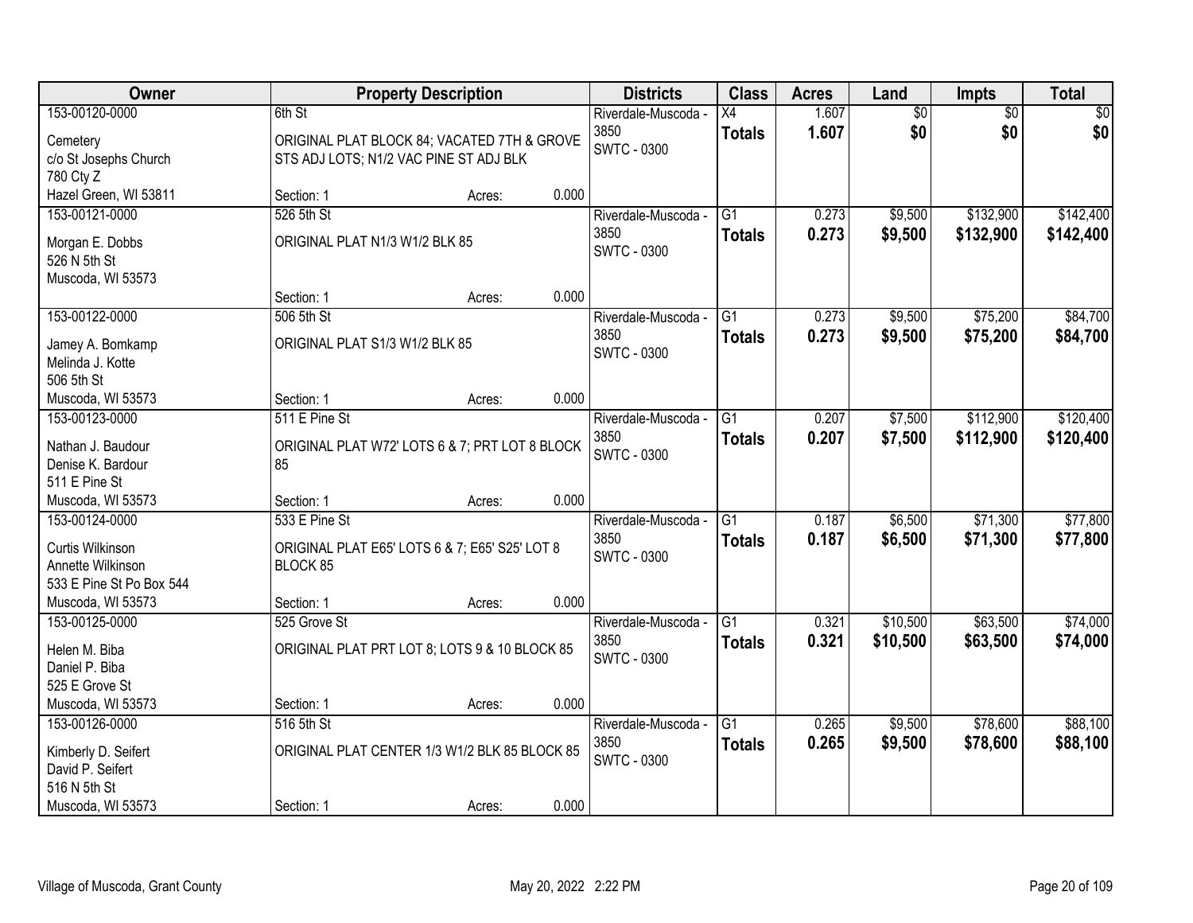| Owner | Property Description | Districts | Class | Acres | Land | Impts | Total |
|---|---|---|---|---|---|---|---|
| 153-00120-0000<br>Cemetery<br>c/o St Josephs Church<br>780 Cty Z<br>Hazel Green, WI 53811 | 6th St<br>ORIGINAL PLAT BLOCK 84; VACATED 7TH & GROVE STS ADJ LOTS; N1/2 VAC PINE ST ADJ BLK<br>Section: 1 Acres: 0.000 | Riverdale-Muscoda - 3850<br>SWTC - 0300 | X4<br>**Totals** | 1.607<br>**1.607** | $0<br>**$0** | $0<br>**$0** | $0<br>**$0** |
| 153-00121-0000<br>Morgan E. Dobbs<br>526 N 5th St<br>Muscoda, WI 53573 | 526 5th St<br>ORIGINAL PLAT N1/3 W1/2 BLK 85<br>Section: 1 Acres: 0.000 | Riverdale-Muscoda - 3850<br>SWTC - 0300 | G1<br>**Totals** | 0.273<br>**0.273** | $9,500<br>**$9,500** | $132,900<br>**$132,900** | $142,400<br>**$142,400** |
| 153-00122-0000<br>Jamey A. Bomkamp<br>Melinda J. Kotte<br>506 5th St<br>Muscoda, WI 53573 | 506 5th St<br>ORIGINAL PLAT S1/3 W1/2 BLK 85<br>Section: 1 Acres: 0.000 | Riverdale-Muscoda - 3850<br>SWTC - 0300 | G1<br>**Totals** | 0.273<br>**0.273** | $9,500<br>**$9,500** | $75,200<br>**$75,200** | $84,700<br>**$84,700** |
| 153-00123-0000<br>Nathan J. Baudour<br>Denise K. Bardour<br>511 E Pine St<br>Muscoda, WI 53573 | 511 E Pine St<br>ORIGINAL PLAT W72' LOTS 6 & 7; PRT LOT 8 BLOCK 85<br>Section: 1 Acres: 0.000 | Riverdale-Muscoda - 3850<br>SWTC - 0300 | G1<br>**Totals** | 0.207<br>**0.207** | $7,500<br>**$7,500** | $112,900<br>**$112,900** | $120,400<br>**$120,400** |
| 153-00124-0000<br>Curtis Wilkinson<br>Annette Wilkinson<br>533 E Pine St Po Box 544<br>Muscoda, WI 53573 | 533 E Pine St<br>ORIGINAL PLAT E65' LOTS 6 & 7; E65' S25' LOT 8 BLOCK 85<br>Section: 1 Acres: 0.000 | Riverdale-Muscoda - 3850<br>SWTC - 0300 | G1<br>**Totals** | 0.187<br>**0.187** | $6,500<br>**$6,500** | $71,300<br>**$71,300** | $77,800<br>**$77,800** |
| 153-00125-0000<br>Helen M. Biba<br>Daniel P. Biba<br>525 E Grove St<br>Muscoda, WI 53573 | 525 Grove St<br>ORIGINAL PLAT PRT LOT 8; LOTS 9 & 10 BLOCK 85<br>Section: 1 Acres: 0.000 | Riverdale-Muscoda - 3850<br>SWTC - 0300 | G1<br>**Totals** | 0.321<br>**0.321** | $10,500<br>**$10,500** | $63,500<br>**$63,500** | $74,000<br>**$74,000** |
| 153-00126-0000<br>Kimberly D. Seifert<br>David P. Seifert<br>516 N 5th St<br>Muscoda, WI 53573 | 516 5th St<br>ORIGINAL PLAT CENTER 1/3 W1/2 BLK 85 BLOCK 85<br>Section: 1 Acres: 0.000 | Riverdale-Muscoda - 3850<br>SWTC - 0300 | G1<br>**Totals** | 0.265<br>**0.265** | $9,500<br>**$9,500** | $78,600<br>**$78,600** | $88,100<br>**$88,100** |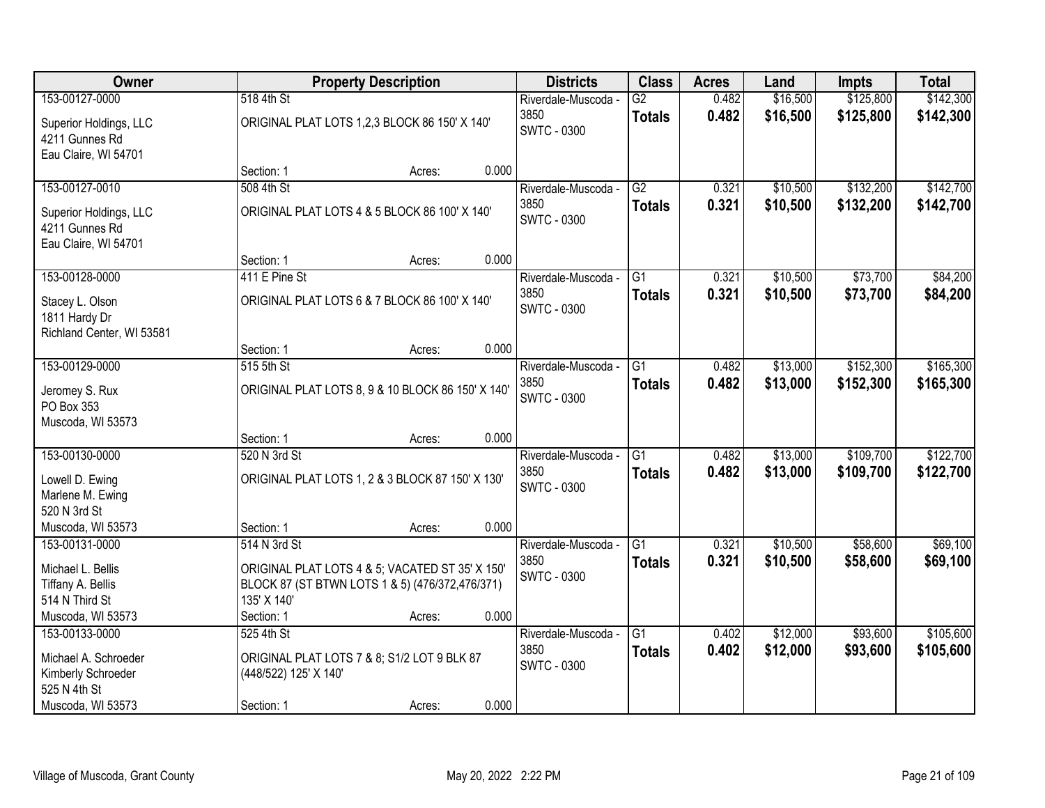| Owner | Property Description | Districts | Class | Acres | Land | Impts | Total |
|---|---|---|---|---|---|---|---|
| 153-00127-0000<br>Superior Holdings, LLC<br>4211 Gunnes Rd<br>Eau Claire, WI 54701 | 518 4th St<br>ORIGINAL PLAT LOTS 1,2,3 BLOCK 86 150' X 140'<br>Section: 1 Acres: 0.000 | Riverdale-Muscoda - 3850<br>SWTC - 0300 | G2<br>**Totals** | 0.482<br>**0.482** | $16,500<br>**$16,500** | $125,800<br>**$125,800** | $142,300<br>**$142,300** |
| 153-00127-0010<br>Superior Holdings, LLC<br>4211 Gunnes Rd<br>Eau Claire, WI 54701 | 508 4th St<br>ORIGINAL PLAT LOTS 4 & 5 BLOCK 86 100' X 140'<br>Section: 1 Acres: 0.000 | Riverdale-Muscoda - 3850<br>SWTC - 0300 | G2<br>**Totals** | 0.321<br>**0.321** | $10,500<br>**$10,500** | $132,200<br>**$132,200** | $142,700<br>**$142,700** |
| 153-00128-0000<br>Stacey L. Olson<br>1811 Hardy Dr<br>Richland Center, WI 53581 | 411 E Pine St<br>ORIGINAL PLAT LOTS 6 & 7 BLOCK 86 100' X 140'<br>Section: 1 Acres: 0.000 | Riverdale-Muscoda - 3850<br>SWTC - 0300 | G1<br>**Totals** | 0.321<br>**0.321** | $10,500<br>**$10,500** | $73,700<br>**$73,700** | $84,200<br>**$84,200** |
| 153-00129-0000<br>Jeromey S. Rux<br>PO Box 353<br>Muscoda, WI 53573 | 515 5th St<br>ORIGINAL PLAT LOTS 8, 9 & 10 BLOCK 86 150' X 140'<br>Section: 1 Acres: 0.000 | Riverdale-Muscoda - 3850<br>SWTC - 0300 | G1<br>**Totals** | 0.482<br>**0.482** | $13,000<br>**$13,000** | $152,300<br>**$152,300** | $165,300<br>**$165,300** |
| 153-00130-0000<br>Lowell D. Ewing<br>Marlene M. Ewing<br>520 N 3rd St<br>Muscoda, WI 53573 | 520 N 3rd St<br>ORIGINAL PLAT LOTS 1, 2 & 3 BLOCK 87 150' X 130'<br>Section: 1 Acres: 0.000 | Riverdale-Muscoda - 3850<br>SWTC - 0300 | G1<br>**Totals** | 0.482<br>**0.482** | $13,000<br>**$13,000** | $109,700<br>**$109,700** | $122,700<br>**$122,700** |
| 153-00131-0000<br>Michael L. Bellis<br>Tiffany A. Bellis<br>514 N Third St<br>Muscoda, WI 53573 | 514 N 3rd St<br>ORIGINAL PLAT LOTS 4 & 5; VACATED ST 35' X 150' BLOCK 87 (ST BTWN LOTS 1 & 5) (476/372,476/371) 135' X 140'<br>Section: 1 Acres: 0.000 | Riverdale-Muscoda - 3850<br>SWTC - 0300 | G1<br>**Totals** | 0.321<br>**0.321** | $10,500<br>**$10,500** | $58,600<br>**$58,600** | $69,100<br>**$69,100** |
| 153-00133-0000<br>Michael A. Schroeder<br>Kimberly Schroeder<br>525 N 4th St<br>Muscoda, WI 53573 | 525 4th St<br>ORIGINAL PLAT LOTS 7 & 8; S1/2 LOT 9 BLK 87 (448/522) 125' X 140'<br>Section: 1 Acres: 0.000 | Riverdale-Muscoda - 3850<br>SWTC - 0300 | G1<br>**Totals** | 0.402<br>**0.402** | $12,000<br>**$12,000** | $93,600<br>**$93,600** | $105,600<br>**$105,600** |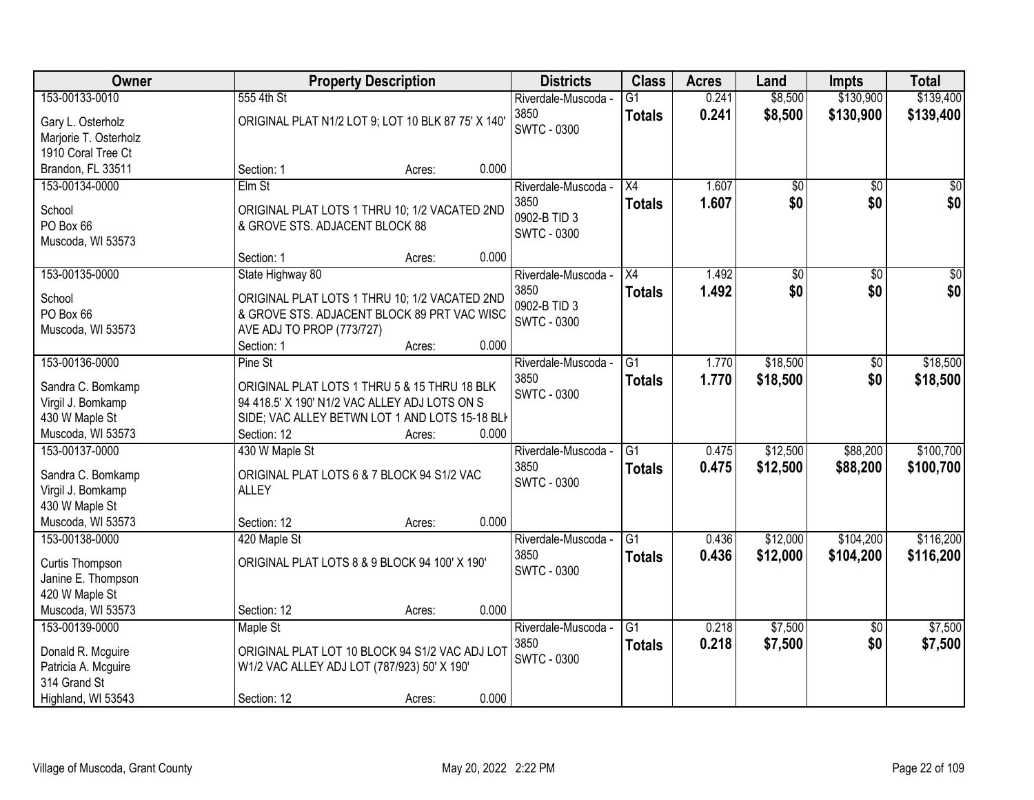| Owner | Property Description | Districts | Class | Acres | Land | Impts | Total |
|---|---|---|---|---|---|---|---|
| 153-00133-0010<br>Gary L. Osterholz<br>Marjorie T. Osterholz<br>1910 Coral Tree Ct<br>Brandon, FL 33511 | 555 4th St<br>ORIGINAL PLAT N1/2 LOT 9; LOT 10 BLK 87 75' X 140'<br>Section: 1 Acres: 0.000 | Riverdale-Muscoda - 3850<br>SWTC - 0300 | G1<br>**Totals** | 0.241<br>**0.241** | $8,500<br>**$8,500** | $130,900<br>**$130,900** | $139,400<br>**$139,400** |
| 153-00134-0000<br>School<br>PO Box 66<br>Muscoda, WI 53573 | Elm St<br>ORIGINAL PLAT LOTS 1 THRU 10; 1/2 VACATED 2ND & GROVE STS. ADJACENT BLOCK 88<br>Section: 1 Acres: 0.000 | Riverdale-Muscoda - 3850<br>0902-B TID 3<br>SWTC - 0300 | X4<br>**Totals** | 1.607<br>**1.607** | $0<br>**$0** | $0<br>**$0** | $0<br>**$0** |
| 153-00135-0000<br>School<br>PO Box 66<br>Muscoda, WI 53573 | State Highway 80<br>ORIGINAL PLAT LOTS 1 THRU 10; 1/2 VACATED 2ND & GROVE STS. ADJACENT BLOCK 89 PRT VAC WISC AVE ADJ TO PROP (773/727)<br>Section: 1 Acres: 0.000 | Riverdale-Muscoda - 3850<br>0902-B TID 3<br>SWTC - 0300 | X4<br>**Totals** | 1.492<br>**1.492** | $0<br>**$0** | $0<br>**$0** | $0<br>**$0** |
| 153-00136-0000<br>Sandra C. Bomkamp<br>Virgil J. Bomkamp<br>430 W Maple St<br>Muscoda, WI 53573 | Pine St<br>ORIGINAL PLAT LOTS 1 THRU 5 & 15 THRU 18 BLK 94 418.5' X 190' N1/2 VAC ALLEY ADJ LOTS ON S SIDE; VAC ALLEY BETWN LOT 1 AND LOTS 15-18 BLK<br>Section: 12 Acres: 0.000 | Riverdale-Muscoda - 3850<br>SWTC - 0300 | G1<br>**Totals** | 1.770<br>**1.770** | $18,500<br>**$18,500** | $0<br>**$0** | $18,500<br>**$18,500** |
| 153-00137-0000<br>Sandra C. Bomkamp<br>Virgil J. Bomkamp<br>430 W Maple St<br>Muscoda, WI 53573 | 430 W Maple St<br>ORIGINAL PLAT LOTS 6 & 7 BLOCK 94 S1/2 VAC ALLEY<br>Section: 12 Acres: 0.000 | Riverdale-Muscoda - 3850<br>SWTC - 0300 | G1<br>**Totals** | 0.475<br>**0.475** | $12,500<br>**$12,500** | $88,200<br>**$88,200** | $100,700<br>**$100,700** |
| 153-00138-0000<br>Curtis Thompson<br>Janine E. Thompson<br>420 W Maple St<br>Muscoda, WI 53573 | 420 Maple St<br>ORIGINAL PLAT LOTS 8 & 9 BLOCK 94 100' X 190'<br>Section: 12 Acres: 0.000 | Riverdale-Muscoda - 3850<br>SWTC - 0300 | G1<br>**Totals** | 0.436<br>**0.436** | $12,000<br>**$12,000** | $104,200<br>**$104,200** | $116,200<br>**$116,200** |
| 153-00139-0000<br>Donald R. Mcguire<br>Patricia A. Mcguire<br>314 Grand St<br>Highland, WI 53543 | Maple St<br>ORIGINAL PLAT LOT 10 BLOCK 94 S1/2 VAC ADJ LOT W1/2 VAC ALLEY ADJ LOT (787/923) 50' X 190'<br>Section: 12 Acres: 0.000 | Riverdale-Muscoda - 3850<br>SWTC - 0300 | G1<br>**Totals** | 0.218<br>**0.218** | $7,500<br>**$7,500** | $0<br>**$0** | $7,500<br>**$7,500** |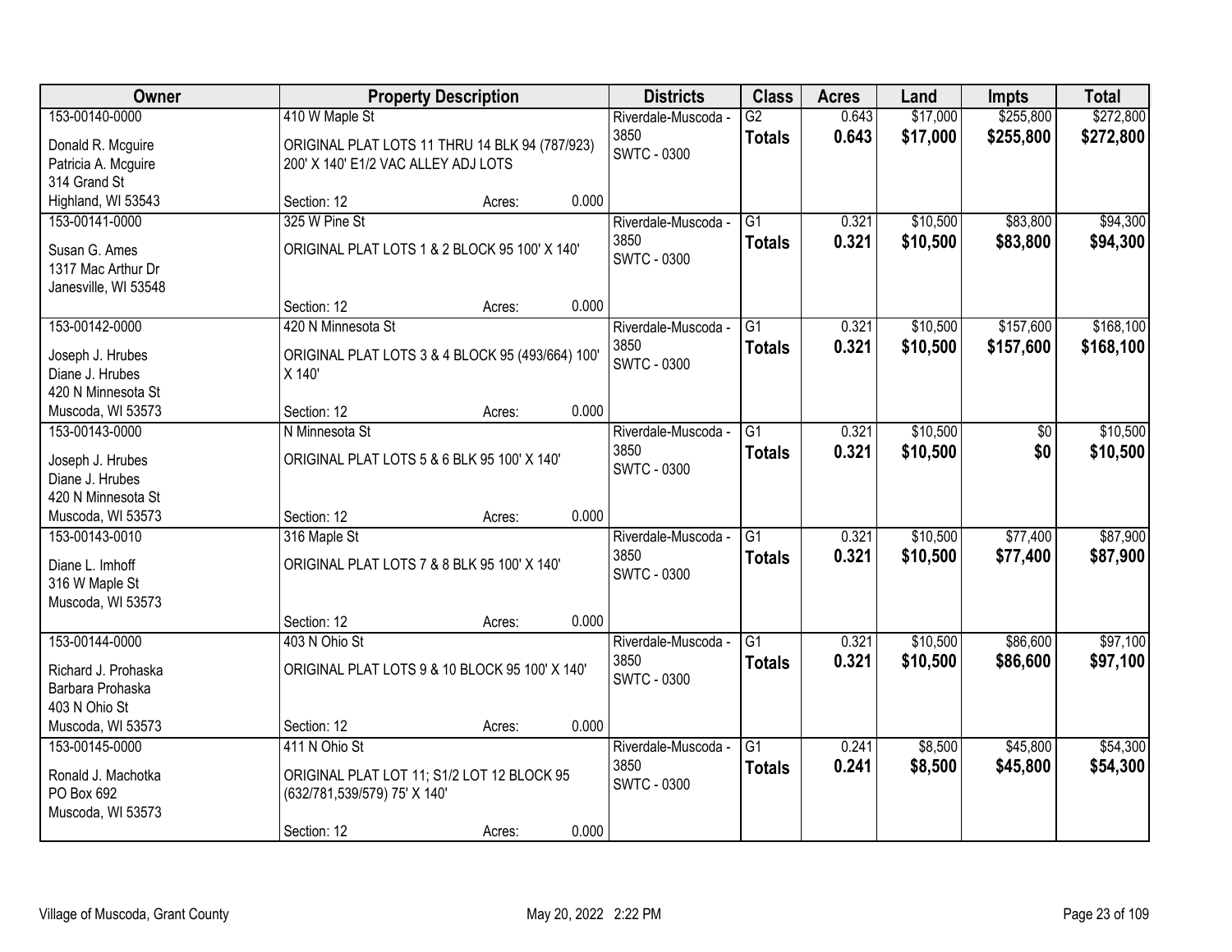| Owner | Property Description | Districts | Class | Acres | Land | Impts | Total |
|---|---|---|---|---|---|---|---|
| 153-00140-0000<br>Donald R. Mcguire<br>Patricia A. Mcguire<br>314 Grand St<br>Highland, WI 53543 | 410 W Maple St<br>ORIGINAL PLAT LOTS 11 THRU 14 BLK 94 (787/923) 200' X 140' E1/2 VAC ALLEY ADJ LOTS<br>Section: 12 Acres: 0.000 | Riverdale-Muscoda - 3850<br>SWTC - 0300 | G2<br>**Totals** | 0.643<br>**0.643** | $17,000<br>**$17,000** | $255,800<br>**$255,800** | $272,800<br>**$272,800** |
| 153-00141-0000<br>Susan G. Ames<br>1317 Mac Arthur Dr<br>Janesville, WI 53548 | 325 W Pine St<br>ORIGINAL PLAT LOTS 1 & 2 BLOCK 95 100' X 140'<br>Section: 12 Acres: 0.000 | Riverdale-Muscoda - 3850<br>SWTC - 0300 | G1<br>**Totals** | 0.321<br>**0.321** | $10,500<br>**$10,500** | $83,800<br>**$83,800** | $94,300<br>**$94,300** |
| 153-00142-0000<br>Joseph J. Hrubes<br>Diane J. Hrubes<br>420 N Minnesota St<br>Muscoda, WI 53573 | 420 N Minnesota St<br>ORIGINAL PLAT LOTS 3 & 4 BLOCK 95 (493/664) 100' X 140'<br>Section: 12 Acres: 0.000 | Riverdale-Muscoda - 3850<br>SWTC - 0300 | G1<br>**Totals** | 0.321<br>**0.321** | $10,500<br>**$10,500** | $157,600<br>**$157,600** | $168,100<br>**$168,100** |
| 153-00143-0000<br>Joseph J. Hrubes<br>Diane J. Hrubes<br>420 N Minnesota St<br>Muscoda, WI 53573 | N Minnesota St<br>ORIGINAL PLAT LOTS 5 & 6 BLK 95 100' X 140'<br>Section: 12 Acres: 0.000 | Riverdale-Muscoda - 3850<br>SWTC - 0300 | G1<br>**Totals** | 0.321<br>**0.321** | $10,500<br>**$10,500** | $0<br>**$0** | $10,500<br>**$10,500** |
| 153-00143-0010<br>Diane L. Imhoff<br>316 W Maple St<br>Muscoda, WI 53573 | 316 Maple St<br>ORIGINAL PLAT LOTS 7 & 8 BLK 95 100' X 140'<br>Section: 12 Acres: 0.000 | Riverdale-Muscoda - 3850<br>SWTC - 0300 | G1<br>**Totals** | 0.321<br>**0.321** | $10,500<br>**$10,500** | $77,400<br>**$77,400** | $87,900<br>**$87,900** |
| 153-00144-0000<br>Richard J. Prohaska<br>Barbara Prohaska<br>403 N Ohio St<br>Muscoda, WI 53573 | 403 N Ohio St<br>ORIGINAL PLAT LOTS 9 & 10 BLOCK 95 100' X 140'<br>Section: 12 Acres: 0.000 | Riverdale-Muscoda - 3850<br>SWTC - 0300 | G1<br>**Totals** | 0.321<br>**0.321** | $10,500<br>**$10,500** | $86,600<br>**$86,600** | $97,100<br>**$97,100** |
| 153-00145-0000<br>Ronald J. Machotka<br>PO Box 692<br>Muscoda, WI 53573 | 411 N Ohio St<br>ORIGINAL PLAT LOT 11; S1/2 LOT 12 BLOCK 95 (632/781,539/579) 75' X 140'<br>Section: 12 Acres: 0.000 | Riverdale-Muscoda - 3850<br>SWTC - 0300 | G1<br>**Totals** | 0.241<br>**0.241** | $8,500<br>**$8,500** | $45,800<br>**$45,800** | $54,300<br>**$54,300** |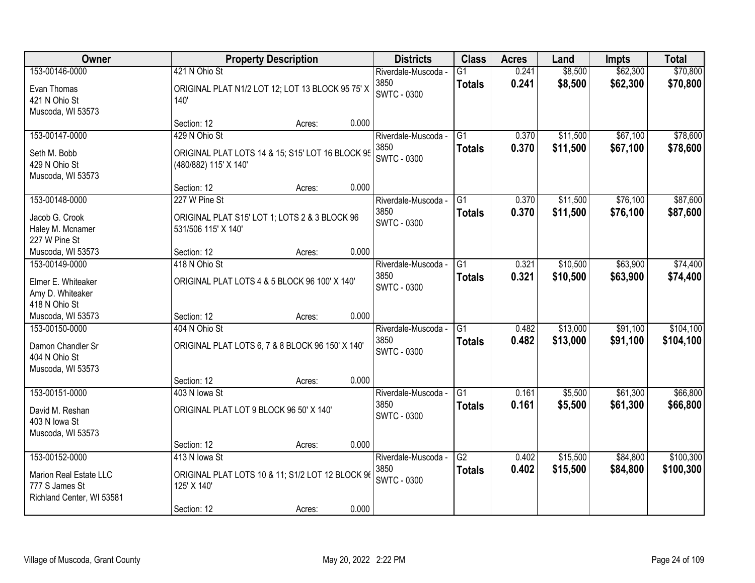| Owner | Property Description | Districts | Class | Acres | Land | Impts | Total |
|---|---|---|---|---|---|---|---|
| 153-00146-0000<br>Evan Thomas<br>421 N Ohio St<br>Muscoda, WI 53573 | 421 N Ohio St<br>ORIGINAL PLAT N1/2 LOT 12; LOT 13 BLOCK 95 75' X 140'<br>Section: 12 Acres: 0.000 | Riverdale-Muscoda - 3850<br>SWTC - 0300 | G1<br>**Totals** | 0.241<br>**0.241** | $8,500<br>**$8,500** | $62,300<br>**$62,300** | $70,800<br>**$70,800** |
| 153-00147-0000<br>Seth M. Bobb<br>429 N Ohio St<br>Muscoda, WI 53573 | 429 N Ohio St<br>ORIGINAL PLAT LOTS 14 & 15; S15' LOT 16 BLOCK 95 (480/882) 115' X 140'<br>Section: 12 Acres: 0.000 | Riverdale-Muscoda - 3850<br>SWTC - 0300 | G1<br>**Totals** | 0.370<br>**0.370** | $11,500<br>**$11,500** | $67,100<br>**$67,100** | $78,600<br>**$78,600** |
| 153-00148-0000<br>Jacob G. Crook<br>Haley M. Mcnamer<br>227 W Pine St<br>Muscoda, WI 53573 | 227 W Pine St<br>ORIGINAL PLAT S15' LOT 1; LOTS 2 & 3 BLOCK 96 531/506 115' X 140'<br>Section: 12 Acres: 0.000 | Riverdale-Muscoda - 3850<br>SWTC - 0300 | G1<br>**Totals** | 0.370<br>**0.370** | $11,500<br>**$11,500** | $76,100<br>**$76,100** | $87,600<br>**$87,600** |
| 153-00149-0000<br>Elmer E. Whiteaker<br>Amy D. Whiteaker<br>418 N Ohio St<br>Muscoda, WI 53573 | 418 N Ohio St<br>ORIGINAL PLAT LOTS 4 & 5 BLOCK 96 100' X 140'<br>Section: 12 Acres: 0.000 | Riverdale-Muscoda - 3850<br>SWTC - 0300 | G1<br>**Totals** | 0.321<br>**0.321** | $10,500<br>**$10,500** | $63,900<br>**$63,900** | $74,400<br>**$74,400** |
| 153-00150-0000<br>Damon Chandler Sr<br>404 N Ohio St<br>Muscoda, WI 53573 | 404 N Ohio St<br>ORIGINAL PLAT LOTS 6, 7 & 8 BLOCK 96 150' X 140'<br>Section: 12 Acres: 0.000 | Riverdale-Muscoda - 3850<br>SWTC - 0300 | G1<br>**Totals** | 0.482<br>**0.482** | $13,000<br>**$13,000** | $91,100<br>**$91,100** | $104,100<br>**$104,100** |
| 153-00151-0000<br>David M. Reshan<br>403 N Iowa St<br>Muscoda, WI 53573 | 403 N Iowa St<br>ORIGINAL PLAT LOT 9 BLOCK 96 50' X 140'<br>Section: 12 Acres: 0.000 | Riverdale-Muscoda - 3850<br>SWTC - 0300 | G1<br>**Totals** | 0.161<br>**0.161** | $5,500<br>**$5,500** | $61,300<br>**$61,300** | $66,800<br>**$66,800** |
| 153-00152-0000<br>Marion Real Estate LLC<br>777 S James St<br>Richland Center, WI 53581 | 413 N Iowa St<br>ORIGINAL PLAT LOTS 10 & 11; S1/2 LOT 12 BLOCK 96 125' X 140'<br>Section: 12 Acres: 0.000 | Riverdale-Muscoda - 3850<br>SWTC - 0300 | G2<br>**Totals** | 0.402<br>**0.402** | $15,500<br>**$15,500** | $84,800<br>**$84,800** | $100,300<br>**$100,300** |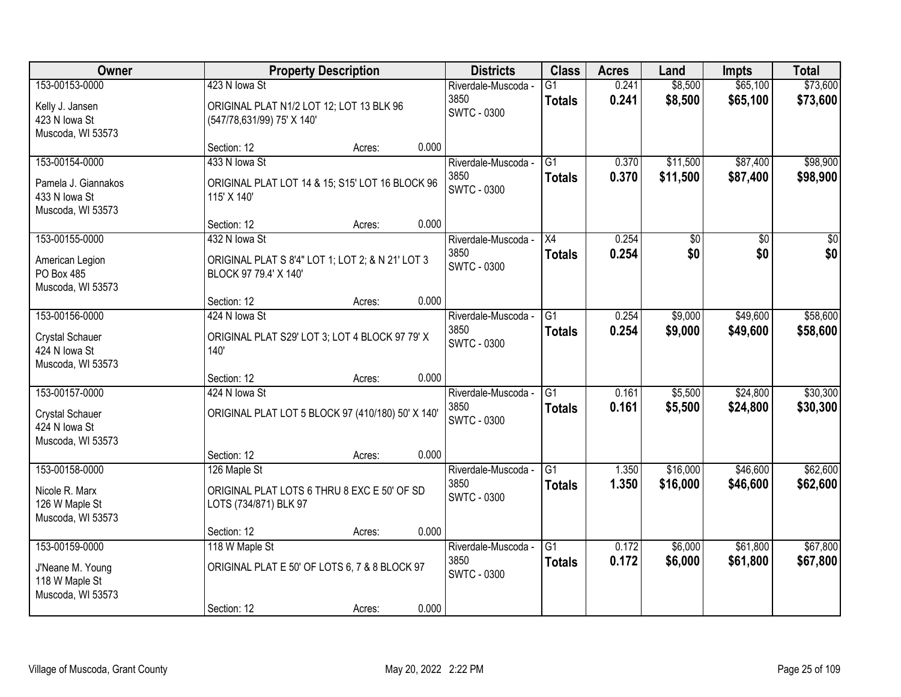| Owner | Property Description | Districts | Class | Acres | Land | Impts | Total |
|---|---|---|---|---|---|---|---|
| 153-00153-0000<br>Kelly J. Jansen<br>423 N Iowa St<br>Muscoda, WI 53573 | 423 N Iowa St<br>ORIGINAL PLAT N1/2 LOT 12; LOT 13 BLK 96 (547/78,631/99) 75' X 140'<br>Section: 12 Acres: 0.000 | Riverdale-Muscoda - 3850<br>SWTC - 0300 | G1<br>**Totals** | 0.241<br>**0.241** | $8,500<br>**$8,500** | $65,100<br>**$65,100** | $73,600<br>**$73,600** |
| 153-00154-0000<br>Pamela J. Giannakos<br>433 N Iowa St<br>Muscoda, WI 53573 | 433 N Iowa St<br>ORIGINAL PLAT LOT 14 & 15; S15' LOT 16 BLOCK 96 115' X 140'<br>Section: 12 Acres: 0.000 | Riverdale-Muscoda - 3850<br>SWTC - 0300 | G1<br>**Totals** | 0.370<br>**0.370** | $11,500<br>**$11,500** | $87,400<br>**$87,400** | $98,900<br>**$98,900** |
| 153-00155-0000<br>American Legion<br>PO Box 485<br>Muscoda, WI 53573 | 432 N Iowa St<br>ORIGINAL PLAT S 8'4" LOT 1; LOT 2; & N 21' LOT 3 BLOCK 97 79.4' X 140'<br>Section: 12 Acres: 0.000 | Riverdale-Muscoda - 3850<br>SWTC - 0300 | X4<br>**Totals** | 0.254<br>**0.254** | $0<br>**$0** | $0<br>**$0** | $0<br>**$0** |
| 153-00156-0000<br>Crystal Schauer<br>424 N Iowa St<br>Muscoda, WI 53573 | 424 N Iowa St<br>ORIGINAL PLAT S29' LOT 3; LOT 4 BLOCK 97 79' X 140'<br>Section: 12 Acres: 0.000 | Riverdale-Muscoda - 3850<br>SWTC - 0300 | G1<br>**Totals** | 0.254<br>**0.254** | $9,000<br>**$9,000** | $49,600<br>**$49,600** | $58,600<br>**$58,600** |
| 153-00157-0000<br>Crystal Schauer<br>424 N Iowa St<br>Muscoda, WI 53573 | 424 N Iowa St<br>ORIGINAL PLAT LOT 5 BLOCK 97 (410/180) 50' X 140'<br>Section: 12 Acres: 0.000 | Riverdale-Muscoda - 3850<br>SWTC - 0300 | G1<br>**Totals** | 0.161<br>**0.161** | $5,500<br>**$5,500** | $24,800<br>**$24,800** | $30,300<br>**$30,300** |
| 153-00158-0000<br>Nicole R. Marx<br>126 W Maple St<br>Muscoda, WI 53573 | 126 Maple St<br>ORIGINAL PLAT LOTS 6 THRU 8 EXC E 50' OF SD LOTS (734/871) BLK 97<br>Section: 12 Acres: 0.000 | Riverdale-Muscoda - 3850<br>SWTC - 0300 | G1<br>**Totals** | 1.350<br>**1.350** | $16,000<br>**$16,000** | $46,600<br>**$46,600** | $62,600<br>**$62,600** |
| 153-00159-0000<br>J'Neane M. Young<br>118 W Maple St<br>Muscoda, WI 53573 | 118 W Maple St<br>ORIGINAL PLAT E 50' OF LOTS 6, 7 & 8 BLOCK 97<br>Section: 12 Acres: 0.000 | Riverdale-Muscoda - 3850<br>SWTC - 0300 | G1<br>**Totals** | 0.172<br>**0.172** | $6,000<br>**$6,000** | $61,800<br>**$61,800** | $67,800<br>**$67,800** |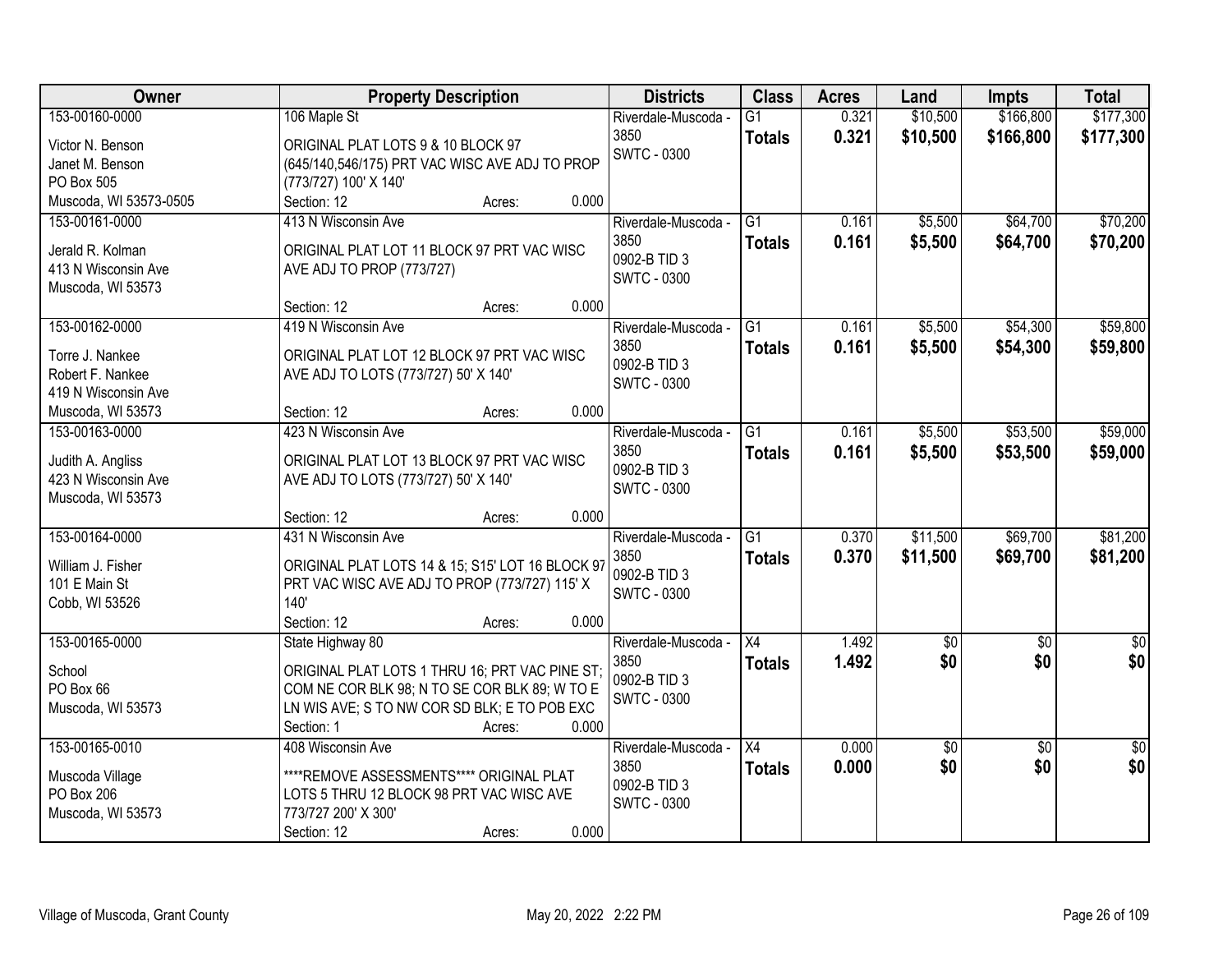| Owner | Property Description | Districts | Class | Acres | Land | Impts | Total |
|---|---|---|---|---|---|---|---|
| 153-00160-0000<br>Victor N. Benson<br>Janet M. Benson<br>PO Box 505<br>Muscoda, WI 53573-0505 | 106 Maple St<br>ORIGINAL PLAT LOTS 9 & 10 BLOCK 97 (645/140,546/175) PRT VAC WISC AVE ADJ TO PROP (773/727) 100' X 140'<br>Section: 12 Acres: 0.000 | Riverdale-Muscoda - 3850<br>SWTC - 0300 | G1<br>**Totals** | 0.321<br>**0.321** | $10,500<br>**$10,500** | $166,800<br>**$166,800** | $177,300<br>**$177,300** |
| 153-00161-0000<br>Jerald R. Kolman<br>413 N Wisconsin Ave<br>Muscoda, WI 53573 | 413 N Wisconsin Ave<br>ORIGINAL PLAT LOT 11 BLOCK 97 PRT VAC WISC AVE ADJ TO PROP (773/727)<br>Section: 12 Acres: 0.000 | Riverdale-Muscoda - 3850<br>0902-B TID 3<br>SWTC - 0300 | G1<br>**Totals** | 0.161<br>**0.161** | $5,500<br>**$5,500** | $64,700<br>**$64,700** | $70,200<br>**$70,200** |
| 153-00162-0000<br>Torre J. Nankee<br>Robert F. Nankee<br>419 N Wisconsin Ave<br>Muscoda, WI 53573 | 419 N Wisconsin Ave<br>ORIGINAL PLAT LOT 12 BLOCK 97 PRT VAC WISC AVE ADJ TO LOTS (773/727) 50' X 140'<br>Section: 12 Acres: 0.000 | Riverdale-Muscoda - 3850<br>0902-B TID 3<br>SWTC - 0300 | G1<br>**Totals** | 0.161<br>**0.161** | $5,500<br>**$5,500** | $54,300<br>**$54,300** | $59,800<br>**$59,800** |
| 153-00163-0000<br>Judith A. Angliss<br>423 N Wisconsin Ave<br>Muscoda, WI 53573 | 423 N Wisconsin Ave<br>ORIGINAL PLAT LOT 13 BLOCK 97 PRT VAC WISC AVE ADJ TO LOTS (773/727) 50' X 140'<br>Section: 12 Acres: 0.000 | Riverdale-Muscoda - 3850<br>0902-B TID 3<br>SWTC - 0300 | G1<br>**Totals** | 0.161<br>**0.161** | $5,500<br>**$5,500** | $53,500<br>**$53,500** | $59,000<br>**$59,000** |
| 153-00164-0000<br>William J. Fisher<br>101 E Main St<br>Cobb, WI 53526 | 431 N Wisconsin Ave<br>ORIGINAL PLAT LOTS 14 & 15; S15' LOT 16 BLOCK 97 PRT VAC WISC AVE ADJ TO PROP (773/727) 115' X 140'<br>Section: 12 Acres: 0.000 | Riverdale-Muscoda - 3850<br>0902-B TID 3<br>SWTC - 0300 | G1<br>**Totals** | 0.370<br>**0.370** | $11,500<br>**$11,500** | $69,700<br>**$69,700** | $81,200<br>**$81,200** |
| 153-00165-0000<br>School<br>PO Box 66<br>Muscoda, WI 53573 | State Highway 80<br>ORIGINAL PLAT LOTS 1 THRU 16; PRT VAC PINE ST; COM NE COR BLK 98; N TO SE COR BLK 89; W TO E LN WIS AVE; S TO NW COR SD BLK; E TO POB EXC<br>Section: 1 Acres: 0.000 | Riverdale-Muscoda - 3850<br>0902-B TID 3<br>SWTC - 0300 | X4<br>**Totals** | 1.492<br>**1.492** | $0<br>**$0** | $0<br>**$0** | $0<br>**$0** |
| 153-00165-0010<br>Muscoda Village<br>PO Box 206<br>Muscoda, WI 53573 | 408 Wisconsin Ave<br>****REMOVE ASSESSMENTS**** ORIGINAL PLAT LOTS 5 THRU 12 BLOCK 98 PRT VAC WISC AVE 773/727 200' X 300'<br>Section: 12 Acres: 0.000 | Riverdale-Muscoda - 3850<br>0902-B TID 3<br>SWTC - 0300 | X4<br>**Totals** | 0.000<br>**0.000** | $0<br>**$0** | $0<br>**$0** | $0<br>**$0** |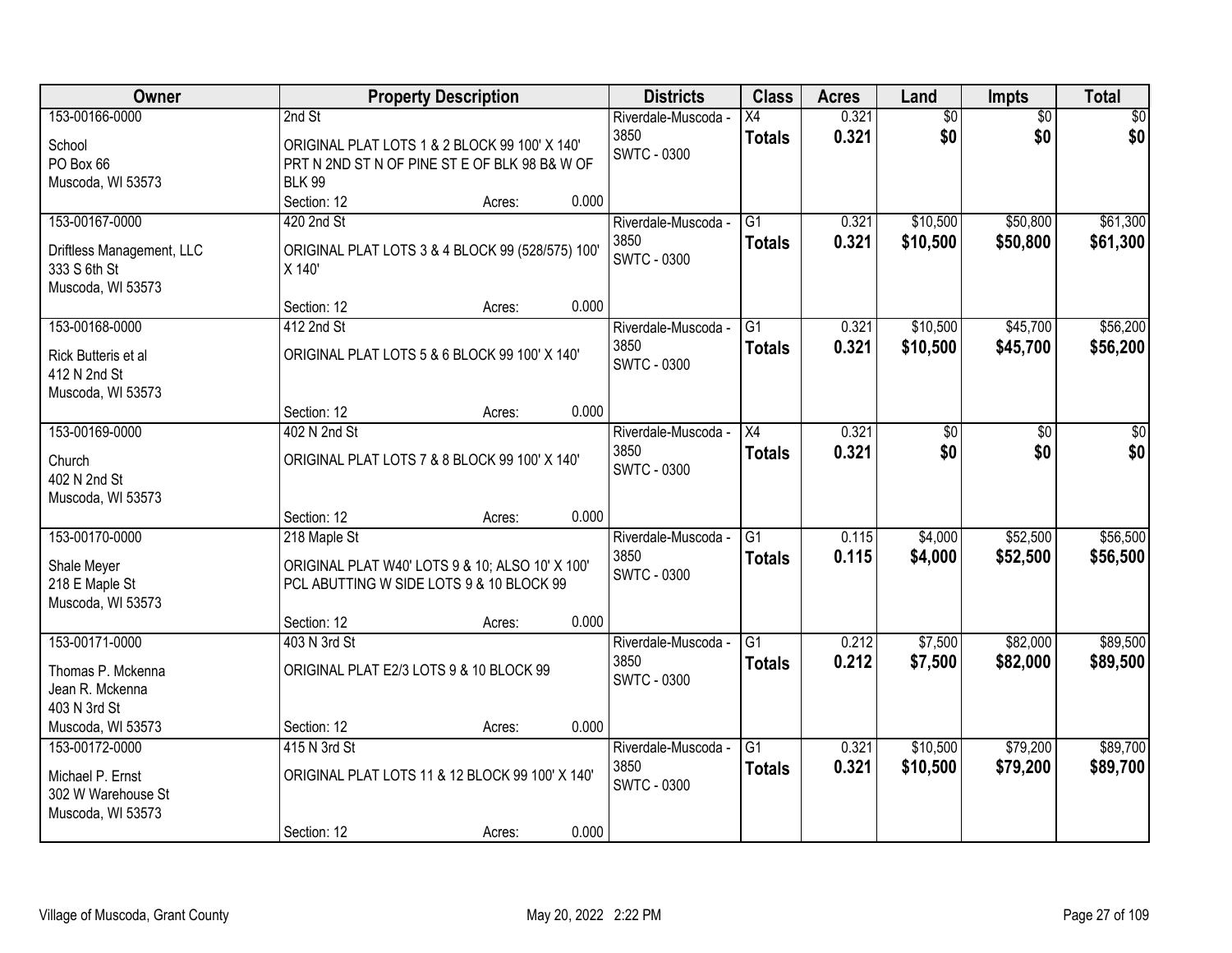| Owner | Property Description | Districts | Class | Acres | Land | Impts | Total |
|---|---|---|---|---|---|---|---|
| 153-00166-0000<br><br>School<br>PO Box 66<br>Muscoda, WI 53573 | 2nd St<br><br>ORIGINAL PLAT LOTS 1 & 2 BLOCK 99 100' X 140' PRT N 2ND ST N OF PINE ST E OF BLK 98 B& W OF BLK 99<br>Section: 12 Acres: 0.000 | Riverdale-Muscoda - 3850<br>SWTC - 0300 | X4<br>**Totals** | 0.321<br>**0.321** | $0<br>**$0** | $0<br>**$0** | $0<br>**$0** |
| 153-00167-0000<br><br>Driftless Management, LLC<br>333 S 6th St<br>Muscoda, WI 53573 | 420 2nd St<br><br>ORIGINAL PLAT LOTS 3 & 4 BLOCK 99 (528/575) 100' X 140'<br>Section: 12 Acres: 0.000 | Riverdale-Muscoda - 3850<br>SWTC - 0300 | G1<br>**Totals** | 0.321<br>**0.321** | $10,500<br>**$10,500** | $50,800<br>**$50,800** | $61,300<br>**$61,300** |
| 153-00168-0000<br><br>Rick Butteris et al<br>412 N 2nd St<br>Muscoda, WI 53573 | 412 2nd St<br><br>ORIGINAL PLAT LOTS 5 & 6 BLOCK 99 100' X 140'<br>Section: 12 Acres: 0.000 | Riverdale-Muscoda - 3850<br>SWTC - 0300 | G1<br>**Totals** | 0.321<br>**0.321** | $10,500<br>**$10,500** | $45,700<br>**$45,700** | $56,200<br>**$56,200** |
| 153-00169-0000<br><br>Church<br>402 N 2nd St<br>Muscoda, WI 53573 | 402 N 2nd St<br><br>ORIGINAL PLAT LOTS 7 & 8 BLOCK 99 100' X 140'<br>Section: 12 Acres: 0.000 | Riverdale-Muscoda - 3850<br>SWTC - 0300 | X4<br>**Totals** | 0.321<br>**0.321** | $0<br>**$0** | $0<br>**$0** | $0<br>**$0** |
| 153-00170-0000<br><br>Shale Meyer<br>218 E Maple St<br>Muscoda, WI 53573 | 218 Maple St<br><br>ORIGINAL PLAT W40' LOTS 9 & 10; ALSO 10' X 100' PCL ABUTTING W SIDE LOTS 9 & 10 BLOCK 99<br>Section: 12 Acres: 0.000 | Riverdale-Muscoda - 3850<br>SWTC - 0300 | G1<br>**Totals** | 0.115<br>**0.115** | $4,000<br>**$4,000** | $52,500<br>**$52,500** | $56,500<br>**$56,500** |
| 153-00171-0000<br><br>Thomas P. Mckenna<br>Jean R. Mckenna<br>403 N 3rd St<br>Muscoda, WI 53573 | 403 N 3rd St<br><br>ORIGINAL PLAT E2/3 LOTS 9 & 10 BLOCK 99<br>Section: 12 Acres: 0.000 | Riverdale-Muscoda - 3850<br>SWTC - 0300 | G1<br>**Totals** | 0.212<br>**0.212** | $7,500<br>**$7,500** | $82,000<br>**$82,000** | $89,500<br>**$89,500** |
| 153-00172-0000<br><br>Michael P. Ernst<br>302 W Warehouse St<br>Muscoda, WI 53573 | 415 N 3rd St<br><br>ORIGINAL PLAT LOTS 11 & 12 BLOCK 99 100' X 140'<br>Section: 12 Acres: 0.000 | Riverdale-Muscoda - 3850<br>SWTC - 0300 | G1<br>**Totals** | 0.321<br>**0.321** | $10,500<br>**$10,500** | $79,200<br>**$79,200** | $89,700<br>**$89,700** |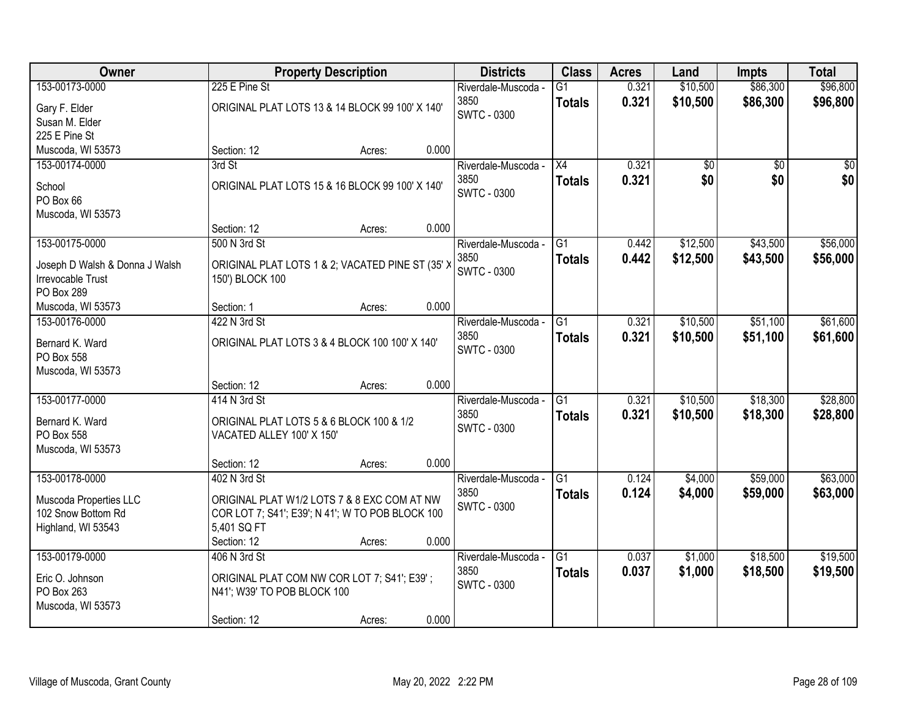| Owner | Property Description | Districts | Class | Acres | Land | Impts | Total |
|---|---|---|---|---|---|---|---|
| 153-00173-0000<br>Gary F. Elder<br>Susan M. Elder<br>225 E Pine St<br>Muscoda, WI 53573 | 225 E Pine St<br>ORIGINAL PLAT LOTS 13 & 14 BLOCK 99 100' X 140'<br>Section: 12 Acres: 0.000 | Riverdale-Muscoda - 3850<br>SWTC - 0300 | G1<br>**Totals** | 0.321<br>**0.321** | $10,500<br>**$10,500** | $86,300<br>**$86,300** | $96,800<br>**$96,800** |
| 153-00174-0000<br>School<br>PO Box 66<br>Muscoda, WI 53573 | 3rd St<br>ORIGINAL PLAT LOTS 15 & 16 BLOCK 99 100' X 140'<br>Section: 12 Acres: 0.000 | Riverdale-Muscoda - 3850<br>SWTC - 0300 | X4<br>**Totals** | 0.321<br>**0.321** | $0<br>**$0** | $0<br>**$0** | $0<br>**$0** |
| 153-00175-0000<br>Joseph D Walsh & Donna J Walsh<br>Irrevocable Trust<br>PO Box 289<br>Muscoda, WI 53573 | 500 N 3rd St<br>ORIGINAL PLAT LOTS 1 & 2; VACATED PINE ST (35' X 150') BLOCK 100<br>Section: 1 Acres: 0.000 | Riverdale-Muscoda - 3850<br>SWTC - 0300 | G1<br>**Totals** | 0.442<br>**0.442** | $12,500<br>**$12,500** | $43,500<br>**$43,500** | $56,000<br>**$56,000** |
| 153-00176-0000<br>Bernard K. Ward<br>PO Box 558<br>Muscoda, WI 53573 | 422 N 3rd St<br>ORIGINAL PLAT LOTS 3 & 4 BLOCK 100 100' X 140'<br>Section: 12 Acres: 0.000 | Riverdale-Muscoda - 3850<br>SWTC - 0300 | G1<br>**Totals** | 0.321<br>**0.321** | $10,500<br>**$10,500** | $51,100<br>**$51,100** | $61,600<br>**$61,600** |
| 153-00177-0000<br>Bernard K. Ward<br>PO Box 558<br>Muscoda, WI 53573 | 414 N 3rd St<br>ORIGINAL PLAT LOTS 5 & 6 BLOCK 100 & 1/2 VACATED ALLEY 100' X 150'<br>Section: 12 Acres: 0.000 | Riverdale-Muscoda - 3850<br>SWTC - 0300 | G1<br>**Totals** | 0.321<br>**0.321** | $10,500<br>**$10,500** | $18,300<br>**$18,300** | $28,800<br>**$28,800** |
| 153-00178-0000<br>Muscoda Properties LLC<br>102 Snow Bottom Rd<br>Highland, WI 53543 | 402 N 3rd St<br>ORIGINAL PLAT W1/2 LOTS 7 & 8 EXC COM AT NW COR LOT 7; S41'; E39'; N 41'; W TO POB BLOCK 100 5,401 SQ FT<br>Section: 12 Acres: 0.000 | Riverdale-Muscoda - 3850<br>SWTC - 0300 | G1<br>**Totals** | 0.124<br>**0.124** | $4,000<br>**$4,000** | $59,000<br>**$59,000** | $63,000<br>**$63,000** |
| 153-00179-0000<br>Eric O. Johnson<br>PO Box 263<br>Muscoda, WI 53573 | 406 N 3rd St<br>ORIGINAL PLAT COM NW COR LOT 7; S41'; E39' ; N41'; W39' TO POB BLOCK 100<br>Section: 12 Acres: 0.000 | Riverdale-Muscoda - 3850<br>SWTC - 0300 | G1<br>**Totals** | 0.037<br>**0.037** | $1,000<br>**$1,000** | $18,500<br>**$18,500** | $19,500<br>**$19,500** |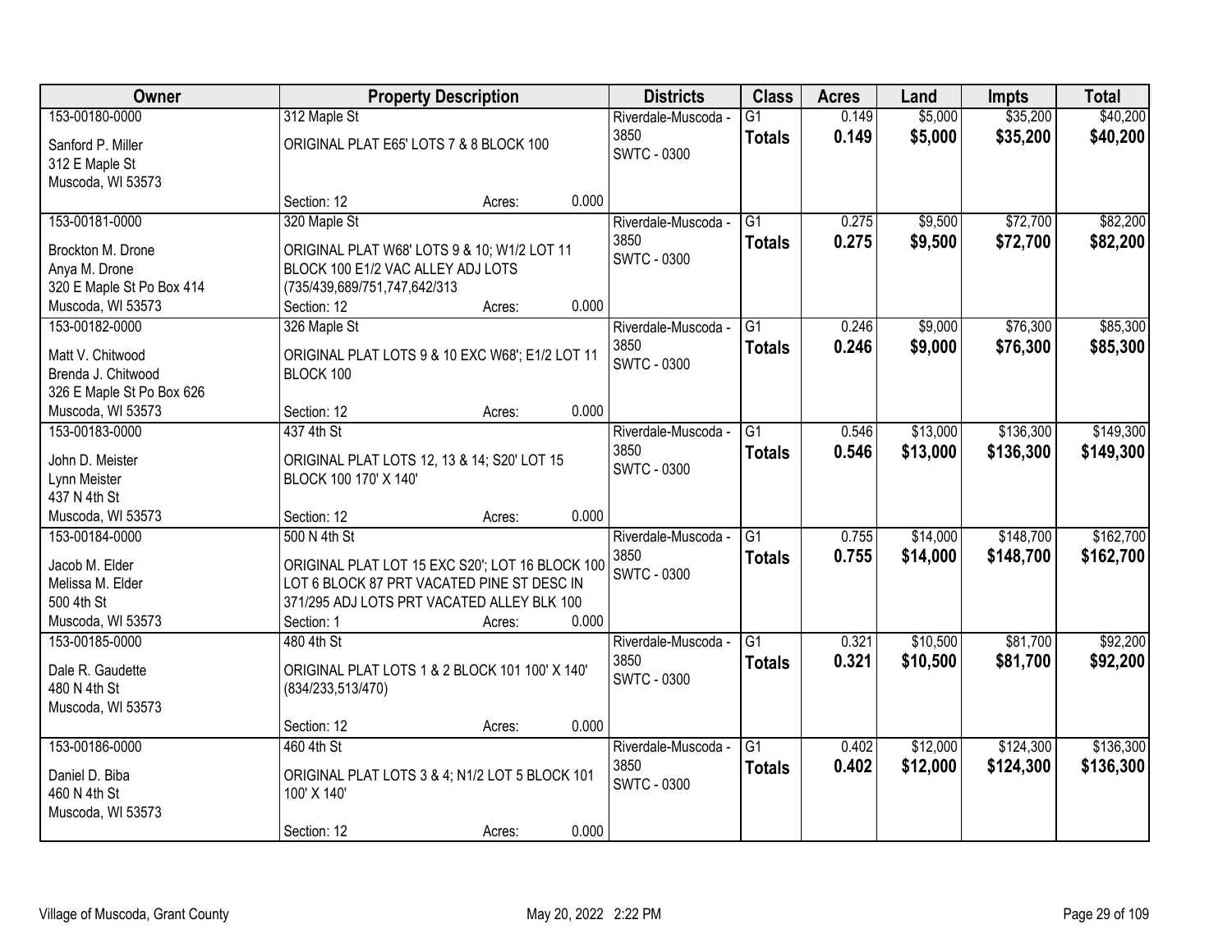| Owner | Property Description | Districts | Class | Acres | Land | Impts | Total |
|---|---|---|---|---|---|---|---|
| 153-00180-0000<br>Sanford P. Miller<br>312 E Maple St<br>Muscoda, WI 53573 | 312 Maple St<br>ORIGINAL PLAT E65' LOTS 7 & 8 BLOCK 100<br>Section: 12 Acres: 0.000 | Riverdale-Muscoda - 3850<br>SWTC - 0300 | G1<br>**Totals** | 0.149<br>**0.149** | $5,000<br>**$5,000** | $35,200<br>**$35,200** | $40,200<br>**$40,200** |
| 153-00181-0000<br>Brockton M. Drone<br>Anya M. Drone<br>320 E Maple St Po Box 414<br>Muscoda, WI 53573 | 320 Maple St<br>ORIGINAL PLAT W68' LOTS 9 & 10; W1/2 LOT 11 BLOCK 100 E1/2 VAC ALLEY ADJ LOTS (735/439,689/751,747,642/313<br>Section: 12 Acres: 0.000 | Riverdale-Muscoda - 3850<br>SWTC - 0300 | G1<br>**Totals** | 0.275<br>**0.275** | $9,500<br>**$9,500** | $72,700<br>**$72,700** | $82,200<br>**$82,200** |
| 153-00182-0000<br>Matt V. Chitwood<br>Brenda J. Chitwood<br>326 E Maple St Po Box 626<br>Muscoda, WI 53573 | 326 Maple St<br>ORIGINAL PLAT LOTS 9 & 10 EXC W68'; E1/2 LOT 11 BLOCK 100<br>Section: 12 Acres: 0.000 | Riverdale-Muscoda - 3850<br>SWTC - 0300 | G1<br>**Totals** | 0.246<br>**0.246** | $9,000<br>**$9,000** | $76,300<br>**$76,300** | $85,300<br>**$85,300** |
| 153-00183-0000<br>John D. Meister<br>Lynn Meister<br>437 N 4th St<br>Muscoda, WI 53573 | 437 4th St<br>ORIGINAL PLAT LOTS 12, 13 & 14; S20' LOT 15 BLOCK 100 170' X 140'<br>Section: 12 Acres: 0.000 | Riverdale-Muscoda - 3850<br>SWTC - 0300 | G1<br>**Totals** | 0.546<br>**0.546** | $13,000<br>**$13,000** | $136,300<br>**$136,300** | $149,300<br>**$149,300** |
| 153-00184-0000<br>Jacob M. Elder<br>Melissa M. Elder<br>500 4th St<br>Muscoda, WI 53573 | 500 N 4th St<br>ORIGINAL PLAT LOT 15 EXC S20'; LOT 16 BLOCK 100 LOT 6 BLOCK 87 PRT VACATED PINE ST DESC IN 371/295 ADJ LOTS PRT VACATED ALLEY BLK 100<br>Section: 1 Acres: 0.000 | Riverdale-Muscoda - 3850<br>SWTC - 0300 | G1<br>**Totals** | 0.755<br>**0.755** | $14,000<br>**$14,000** | $148,700<br>**$148,700** | $162,700<br>**$162,700** |
| 153-00185-0000<br>Dale R. Gaudette<br>480 N 4th St<br>Muscoda, WI 53573 | 480 4th St<br>ORIGINAL PLAT LOTS 1 & 2 BLOCK 101 100' X 140' (834/233,513/470)<br>Section: 12 Acres: 0.000 | Riverdale-Muscoda - 3850<br>SWTC - 0300 | G1<br>**Totals** | 0.321<br>**0.321** | $10,500<br>**$10,500** | $81,700<br>**$81,700** | $92,200<br>**$92,200** |
| 153-00186-0000<br>Daniel D. Biba<br>460 N 4th St<br>Muscoda, WI 53573 | 460 4th St<br>ORIGINAL PLAT LOTS 3 & 4; N1/2 LOT 5 BLOCK 101 100' X 140'<br>Section: 12 Acres: 0.000 | Riverdale-Muscoda - 3850<br>SWTC - 0300 | G1<br>**Totals** | 0.402<br>**0.402** | $12,000<br>**$12,000** | $124,300<br>**$124,300** | $136,300<br>**$136,300** |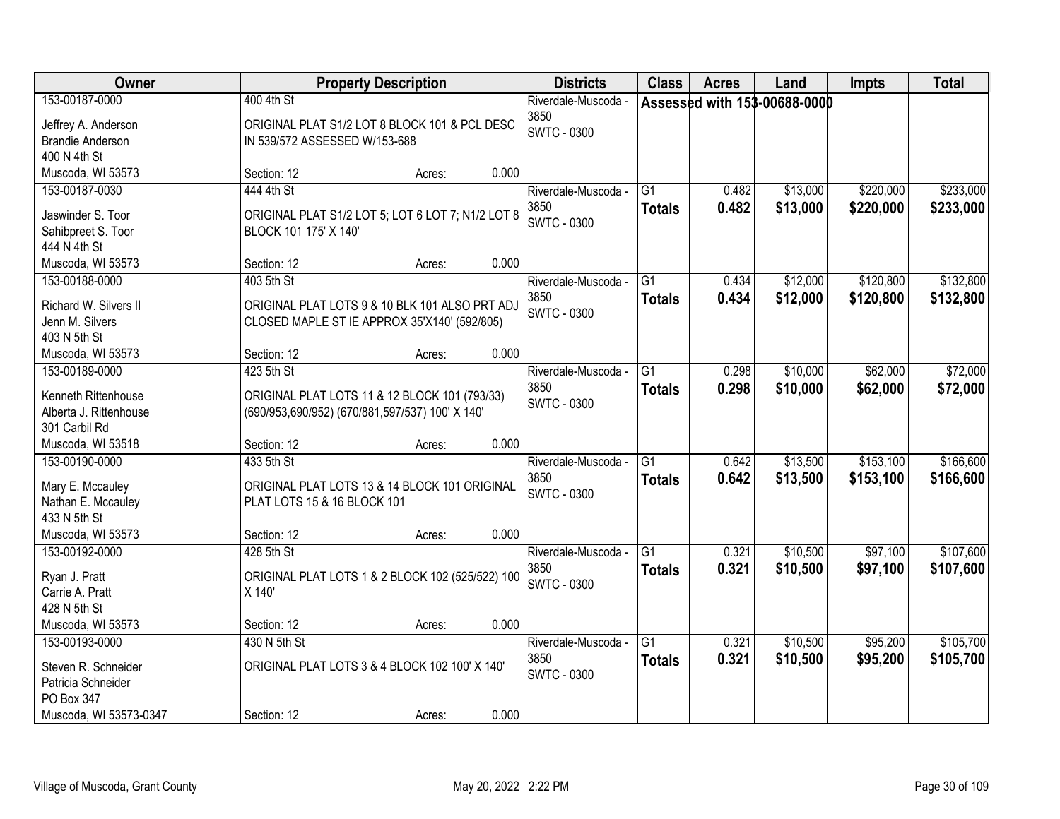| Owner | Property Description | Districts | Class | Acres | Land | Impts | Total |
|---|---|---|---|---|---|---|---|
| 153-00187-0000<br>Jeffrey A. Anderson<br>Brandie Anderson<br>400 N 4th St<br>Muscoda, WI 53573 | 400 4th St<br>ORIGINAL PLAT S1/2 LOT 8 BLOCK 101 & PCL DESC IN 539/572 ASSESSED W/153-688<br>Section: 12 Acres: 0.000 | Riverdale-Muscoda - 3850<br>SWTC - 0300 | Assessed with 153-00688-0000 | | | | |
| 153-00187-0030<br>Jaswinder S. Toor<br>Sahibpreet S. Toor<br>444 N 4th St<br>Muscoda, WI 53573 | 444 4th St<br>ORIGINAL PLAT S1/2 LOT 5; LOT 6 LOT 7; N1/2 LOT 8 BLOCK 101 175' X 140'<br>Section: 12 Acres: 0.000 | Riverdale-Muscoda - 3850<br>SWTC - 0300 | G1<br>**Totals** | 0.482<br>**0.482** | $13,000<br>**$13,000** | $220,000<br>**$220,000** | $233,000<br>**$233,000** |
| 153-00188-0000<br>Richard W. Silvers II<br>Jenn M. Silvers<br>403 N 5th St<br>Muscoda, WI 53573 | 403 5th St<br>ORIGINAL PLAT LOTS 9 & 10 BLK 101 ALSO PRT ADJ CLOSED MAPLE ST IE APPROX 35'X140' (592/805)<br>Section: 12 Acres: 0.000 | Riverdale-Muscoda - 3850<br>SWTC - 0300 | G1<br>**Totals** | 0.434<br>**0.434** | $12,000<br>**$12,000** | $120,800<br>**$120,800** | $132,800<br>**$132,800** |
| 153-00189-0000<br>Kenneth Rittenhouse<br>Alberta J. Rittenhouse<br>301 Carbil Rd<br>Muscoda, WI 53518 | 423 5th St<br>ORIGINAL PLAT LOTS 11 & 12 BLOCK 101 (793/33) (690/953,690/952) (670/881,597/537) 100' X 140'<br>Section: 12 Acres: 0.000 | Riverdale-Muscoda - 3850<br>SWTC - 0300 | G1<br>**Totals** | 0.298<br>**0.298** | $10,000<br>**$10,000** | $62,000<br>**$62,000** | $72,000<br>**$72,000** |
| 153-00190-0000<br>Mary E. Mccauley<br>Nathan E. Mccauley<br>433 N 5th St<br>Muscoda, WI 53573 | 433 5th St<br>ORIGINAL PLAT LOTS 13 & 14 BLOCK 101 ORIGINAL PLAT LOTS 15 & 16 BLOCK 101<br>Section: 12 Acres: 0.000 | Riverdale-Muscoda - 3850<br>SWTC - 0300 | G1<br>**Totals** | 0.642<br>**0.642** | $13,500<br>**$13,500** | $153,100<br>**$153,100** | $166,600<br>**$166,600** |
| 153-00192-0000<br>Ryan J. Pratt<br>Carrie A. Pratt<br>428 N 5th St<br>Muscoda, WI 53573 | 428 5th St<br>ORIGINAL PLAT LOTS 1 & 2 BLOCK 102 (525/522) 100 X 140'<br>Section: 12 Acres: 0.000 | Riverdale-Muscoda - 3850<br>SWTC - 0300 | G1<br>**Totals** | 0.321<br>**0.321** | $10,500<br>**$10,500** | $97,100<br>**$97,100** | $107,600<br>**$107,600** |
| 153-00193-0000<br>Steven R. Schneider<br>Patricia Schneider<br>PO Box 347<br>Muscoda, WI 53573-0347 | 430 N 5th St<br>ORIGINAL PLAT LOTS 3 & 4 BLOCK 102 100' X 140'<br>Section: 12 Acres: 0.000 | Riverdale-Muscoda - 3850<br>SWTC - 0300 | G1<br>**Totals** | 0.321<br>**0.321** | $10,500<br>**$10,500** | $95,200<br>**$95,200** | $105,700<br>**$105,700** |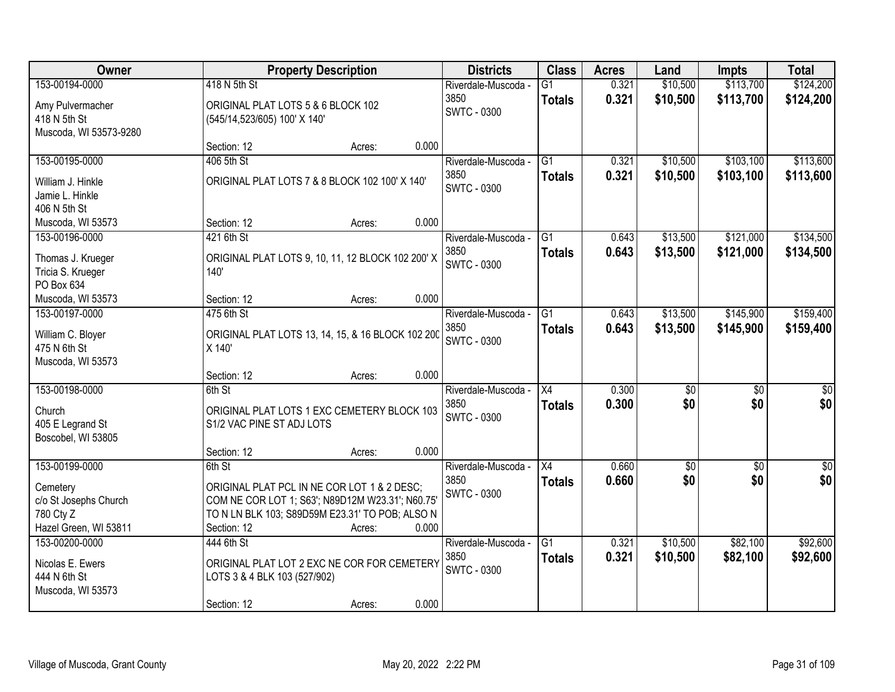| Owner | Property Description | Districts | Class | Acres | Land | Impts | Total |
|---|---|---|---|---|---|---|---|
| 153-00194-0000<br>Amy Pulvermacher<br>418 N 5th St<br>Muscoda, WI 53573-9280 | 418 N 5th St<br>ORIGINAL PLAT LOTS 5 & 6 BLOCK 102 (545/14,523/605) 100' X 140'<br>Section: 12 Acres: 0.000 | Riverdale-Muscoda - 3850<br>SWTC - 0300 | G1<br>**Totals** | 0.321<br>**0.321** | $10,500<br>**$10,500** | $113,700<br>**$113,700** | $124,200<br>**$124,200** |
| 153-00195-0000<br>William J. Hinkle<br>Jamie L. Hinkle<br>406 N 5th St<br>Muscoda, WI 53573 | 406 5th St<br>ORIGINAL PLAT LOTS 7 & 8 BLOCK 102 100' X 140'<br>Section: 12 Acres: 0.000 | Riverdale-Muscoda - 3850<br>SWTC - 0300 | G1<br>**Totals** | 0.321<br>**0.321** | $10,500<br>**$10,500** | $103,100<br>**$103,100** | $113,600<br>**$113,600** |
| 153-00196-0000<br>Thomas J. Krueger<br>Tricia S. Krueger<br>PO Box 634<br>Muscoda, WI 53573 | 421 6th St<br>ORIGINAL PLAT LOTS 9, 10, 11, 12 BLOCK 102 200' X 140'<br>Section: 12 Acres: 0.000 | Riverdale-Muscoda - 3850<br>SWTC - 0300 | G1<br>**Totals** | 0.643<br>**0.643** | $13,500<br>**$13,500** | $121,000<br>**$121,000** | $134,500<br>**$134,500** |
| 153-00197-0000<br>William C. Bloyer<br>475 N 6th St<br>Muscoda, WI 53573 | 475 6th St<br>ORIGINAL PLAT LOTS 13, 14, 15, & 16 BLOCK 102 200 X 140'<br>Section: 12 Acres: 0.000 | Riverdale-Muscoda - 3850<br>SWTC - 0300 | G1<br>**Totals** | 0.643<br>**0.643** | $13,500<br>**$13,500** | $145,900<br>**$145,900** | $159,400<br>**$159,400** |
| 153-00198-0000<br>Church<br>405 E Legrand St<br>Boscobel, WI 53805 | 6th St<br>ORIGINAL PLAT LOTS 1 EXC CEMETERY BLOCK 103 S1/2 VAC PINE ST ADJ LOTS<br>Section: 12 Acres: 0.000 | Riverdale-Muscoda - 3850<br>SWTC - 0300 | X4<br>**Totals** | 0.300<br>**0.300** | $0<br>**$0** | $0<br>**$0** | $0<br>**$0** |
| 153-00199-0000<br>Cemetery<br>c/o St Josephs Church<br>780 Cty Z<br>Hazel Green, WI 53811 | 6th St<br>ORIGINAL PLAT PCL IN NE COR LOT 1 & 2 DESC; COM NE COR LOT 1; S63'; N89D12M W23.31'; N60.75' TO N LN BLK 103; S89D59M E23.31' TO POB; ALSO N<br>Section: 12 Acres: 0.000 | Riverdale-Muscoda - 3850<br>SWTC - 0300 | X4<br>**Totals** | 0.660<br>**0.660** | $0<br>**$0** | $0<br>**$0** | $0<br>**$0** |
| 153-00200-0000<br>Nicolas E. Ewers<br>444 N 6th St<br>Muscoda, WI 53573 | 444 6th St<br>ORIGINAL PLAT LOT 2 EXC NE COR FOR CEMETERY LOTS 3 & 4 BLK 103 (527/902)<br>Section: 12 Acres: 0.000 | Riverdale-Muscoda - 3850<br>SWTC - 0300 | G1<br>**Totals** | 0.321<br>**0.321** | $10,500<br>**$10,500** | $82,100<br>**$82,100** | $92,600<br>**$92,600** |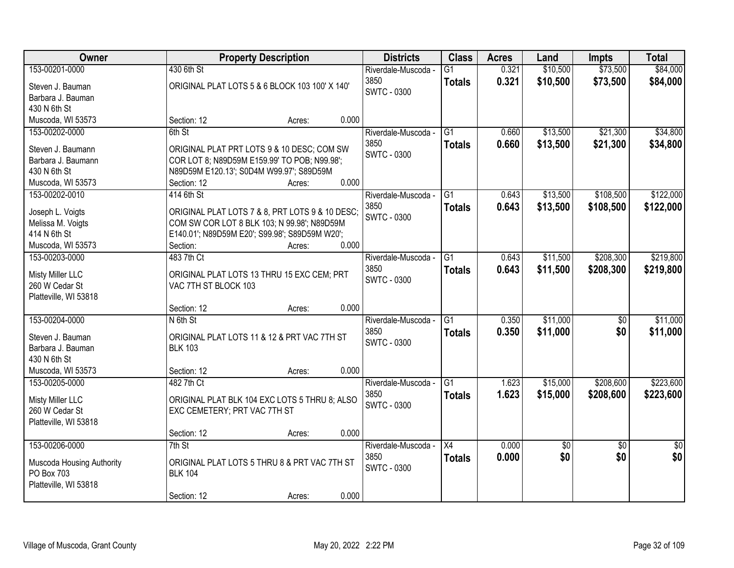| Owner | Property Description | Districts | Class | Acres | Land | Impts | Total |
|---|---|---|---|---|---|---|---|
| 153-00201-0000<br>Steven J. Bauman<br>Barbara J. Bauman<br>430 N 6th St<br>Muscoda, WI 53573 | 430 6th St<br>ORIGINAL PLAT LOTS 5 & 6 BLOCK 103 100' X 140'<br>Section: 12 Acres: 0.000 | Riverdale-Muscoda - 3850<br>SWTC - 0300 | G1<br>**Totals** | 0.321<br>**0.321** | $10,500<br>**$10,500** | $73,500<br>**$73,500** | $84,000<br>**$84,000** |
| 153-00202-0000<br>Steven J. Baumann<br>Barbara J. Baumann<br>430 N 6th St<br>Muscoda, WI 53573 | 6th St<br>ORIGINAL PLAT PRT LOTS 9 & 10 DESC; COM SW COR LOT 8; N89D59M E159.99' TO POB; N99.98'; N89D59M E120.13'; S0D4M W99.97'; S89D59M<br>Section: 12 Acres: 0.000 | Riverdale-Muscoda - 3850<br>SWTC - 0300 | G1<br>**Totals** | 0.660<br>**0.660** | $13,500<br>**$13,500** | $21,300<br>**$21,300** | $34,800<br>**$34,800** |
| 153-00202-0010<br>Joseph L. Voigts<br>Melissa M. Voigts<br>414 N 6th St<br>Muscoda, WI 53573 | 414 6th St<br>ORIGINAL PLAT LOTS 7 & 8, PRT LOTS 9 & 10 DESC; COM SW COR LOT 8 BLK 103; N 99.98'; N89D59M E140.01'; N89D59M E20'; S99.98'; S89D59M W20';<br>Section: Acres: 0.000 | Riverdale-Muscoda - 3850<br>SWTC - 0300 | G1<br>**Totals** | 0.643<br>**0.643** | $13,500<br>**$13,500** | $108,500<br>**$108,500** | $122,000<br>**$122,000** |
| 153-00203-0000<br>Misty Miller LLC<br>260 W Cedar St<br>Platteville, WI 53818 | 483 7th Ct<br>ORIGINAL PLAT LOTS 13 THRU 15 EXC CEM; PRT VAC 7TH ST BLOCK 103<br>Section: 12 Acres: 0.000 | Riverdale-Muscoda - 3850<br>SWTC - 0300 | G1<br>**Totals** | 0.643<br>**0.643** | $11,500<br>**$11,500** | $208,300<br>**$208,300** | $219,800<br>**$219,800** |
| 153-00204-0000<br>Steven J. Bauman<br>Barbara J. Bauman<br>430 N 6th St<br>Muscoda, WI 53573 | N 6th St<br>ORIGINAL PLAT LOTS 11 & 12 & PRT VAC 7TH ST BLK 103<br>Section: 12 Acres: 0.000 | Riverdale-Muscoda - 3850<br>SWTC - 0300 | G1<br>**Totals** | 0.350<br>**0.350** | $11,000<br>**$11,000** | $0<br>**$0** | $11,000<br>**$11,000** |
| 153-00205-0000<br>Misty Miller LLC<br>260 W Cedar St<br>Platteville, WI 53818 | 482 7th Ct<br>ORIGINAL PLAT BLK 104 EXC LOTS 5 THRU 8; ALSO EXC CEMETERY; PRT VAC 7TH ST<br>Section: 12 Acres: 0.000 | Riverdale-Muscoda - 3850<br>SWTC - 0300 | G1<br>**Totals** | 1.623<br>**1.623** | $15,000<br>**$15,000** | $208,600<br>**$208,600** | $223,600<br>**$223,600** |
| 153-00206-0000<br>Muscoda Housing Authority<br>PO Box 703<br>Platteville, WI 53818 | 7th St<br>ORIGINAL PLAT LOTS 5 THRU 8 & PRT VAC 7TH ST BLK 104<br>Section: 12 Acres: 0.000 | Riverdale-Muscoda - 3850<br>SWTC - 0300 | X4<br>**Totals** | 0.000<br>**0.000** | $0<br>**$0** | $0<br>**$0** | $0<br>**$0** |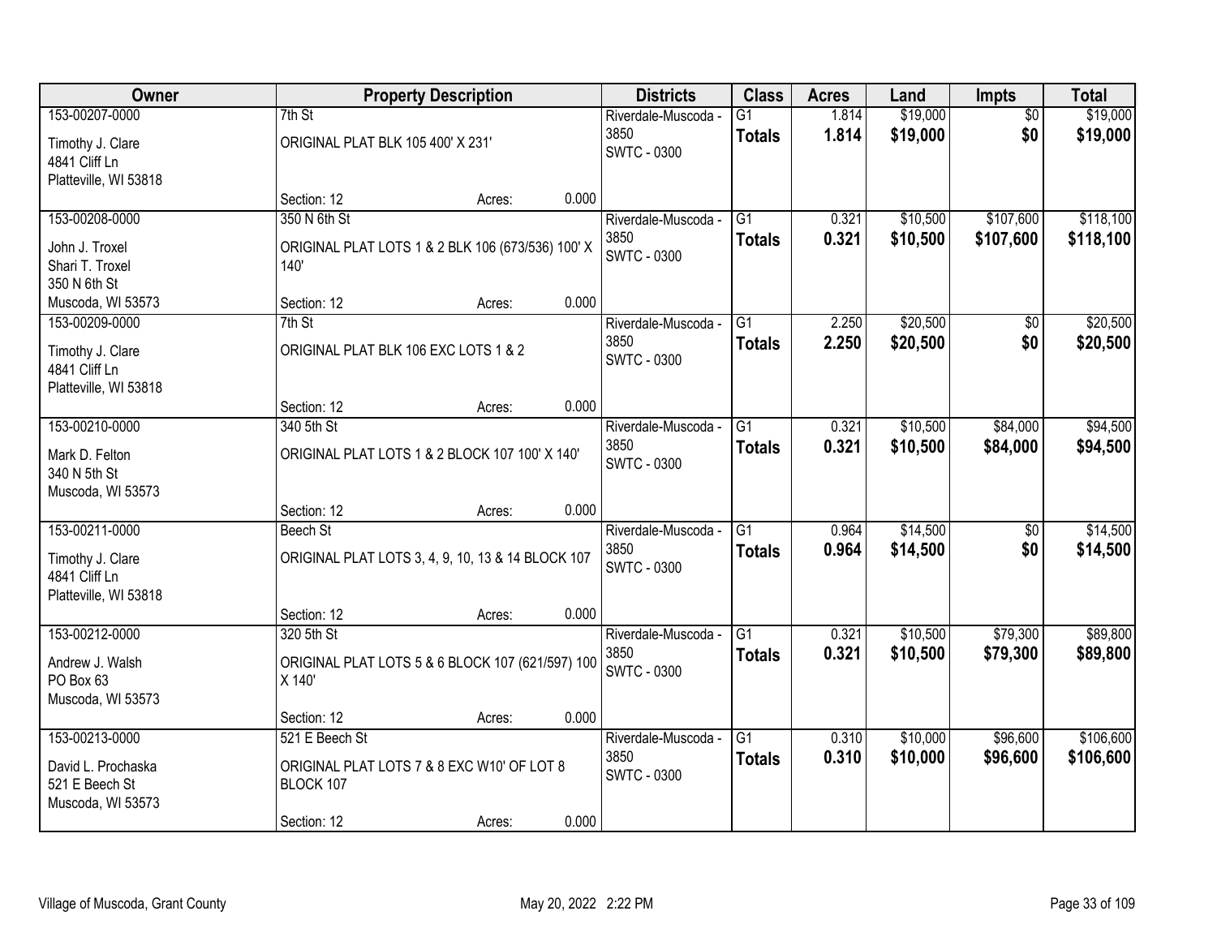| Owner | Property Description | Districts | Class | Acres | Land | Impts | Total |
|---|---|---|---|---|---|---|---|
| 153-00207-0000<br>Timothy J. Clare<br>4841 Cliff Ln<br>Platteville, WI 53818 | 7th St<br>ORIGINAL PLAT BLK 105 400' X 231'<br>Section: 12 Acres: 0.000 | Riverdale-Muscoda - 3850<br>SWTC - 0300 | G1<br>**Totals** | 1.814<br>**1.814** | $19,000<br>**$19,000** | $0<br>**$0** | $19,000<br>**$19,000** |
| 153-00208-0000<br>John J. Troxel<br>Shari T. Troxel<br>350 N 6th St<br>Muscoda, WI 53573 | 350 N 6th St<br>ORIGINAL PLAT LOTS 1 & 2 BLK 106 (673/536) 100' X 140'<br>Section: 12 Acres: 0.000 | Riverdale-Muscoda - 3850<br>SWTC - 0300 | G1<br>**Totals** | 0.321<br>**0.321** | $10,500<br>**$10,500** | $107,600<br>**$107,600** | $118,100<br>**$118,100** |
| 153-00209-0000<br>Timothy J. Clare<br>4841 Cliff Ln<br>Platteville, WI 53818 | 7th St<br>ORIGINAL PLAT BLK 106 EXC LOTS 1 & 2<br>Section: 12 Acres: 0.000 | Riverdale-Muscoda - 3850<br>SWTC - 0300 | G1<br>**Totals** | 2.250<br>**2.250** | $20,500<br>**$20,500** | $0<br>**$0** | $20,500<br>**$20,500** |
| 153-00210-0000<br>Mark D. Felton<br>340 N 5th St<br>Muscoda, WI 53573 | 340 5th St<br>ORIGINAL PLAT LOTS 1 & 2 BLOCK 107 100' X 140'<br>Section: 12 Acres: 0.000 | Riverdale-Muscoda - 3850<br>SWTC - 0300 | G1<br>**Totals** | 0.321<br>**0.321** | $10,500<br>**$10,500** | $84,000<br>**$84,000** | $94,500<br>**$94,500** |
| 153-00211-0000<br>Timothy J. Clare<br>4841 Cliff Ln<br>Platteville, WI 53818 | Beech St<br>ORIGINAL PLAT LOTS 3, 4, 9, 10, 13 & 14 BLOCK 107<br>Section: 12 Acres: 0.000 | Riverdale-Muscoda - 3850<br>SWTC - 0300 | G1<br>**Totals** | 0.964<br>**0.964** | $14,500<br>**$14,500** | $0<br>**$0** | $14,500<br>**$14,500** |
| 153-00212-0000<br>Andrew J. Walsh<br>PO Box 63<br>Muscoda, WI 53573 | 320 5th St<br>ORIGINAL PLAT LOTS 5 & 6 BLOCK 107 (621/597) 100 X 140'<br>Section: 12 Acres: 0.000 | Riverdale-Muscoda - 3850<br>SWTC - 0300 | G1<br>**Totals** | 0.321<br>**0.321** | $10,500<br>**$10,500** | $79,300<br>**$79,300** | $89,800<br>**$89,800** |
| 153-00213-0000<br>David L. Prochaska<br>521 E Beech St<br>Muscoda, WI 53573 | 521 E Beech St<br>ORIGINAL PLAT LOTS 7 & 8 EXC W10' OF LOT 8 BLOCK 107<br>Section: 12 Acres: 0.000 | Riverdale-Muscoda - 3850<br>SWTC - 0300 | G1<br>**Totals** | 0.310<br>**0.310** | $10,000<br>**$10,000** | $96,600<br>**$96,600** | $106,600<br>**$106,600** |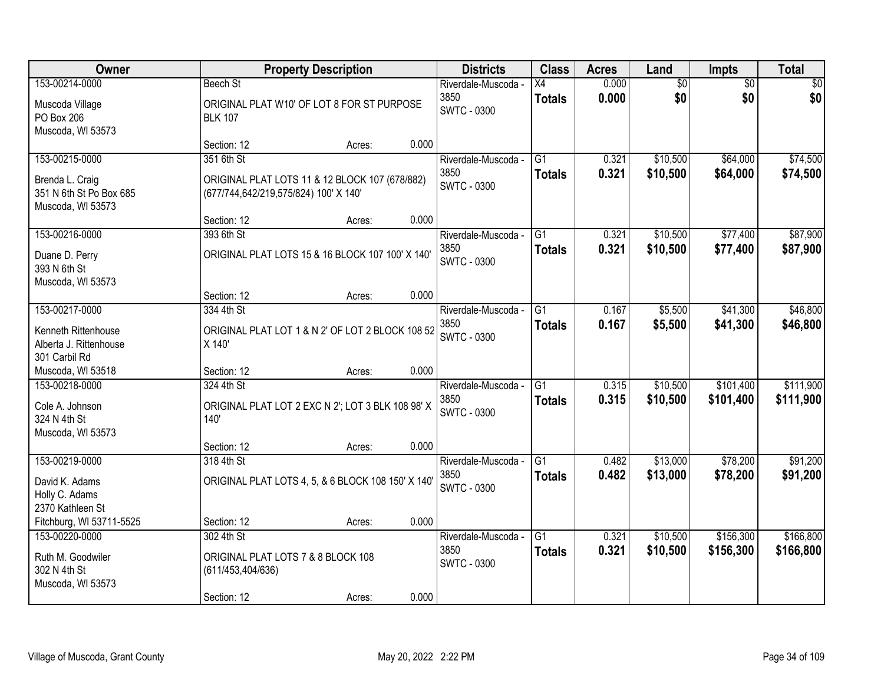| Owner | Property Description | Districts | Class | Acres | Land | Impts | Total |
|---|---|---|---|---|---|---|---|
| 153-00214-0000<br>Muscoda Village<br>PO Box 206<br>Muscoda, WI 53573 | Beech St<br>ORIGINAL PLAT W10' OF LOT 8 FOR ST PURPOSE BLK 107<br>Section: 12 Acres: 0.000 | Riverdale-Muscoda - 3850<br>SWTC - 0300 | X4<br>**Totals** | 0.000<br>**0.000** | $0<br>**$0** | $0<br>**$0** | $0<br>**$0** |
| 153-00215-0000<br>Brenda L. Craig<br>351 N 6th St Po Box 685<br>Muscoda, WI 53573 | 351 6th St<br>ORIGINAL PLAT LOTS 11 & 12 BLOCK 107 (678/882) (677/744,642/219,575/824) 100' X 140'<br>Section: 12 Acres: 0.000 | Riverdale-Muscoda - 3850<br>SWTC - 0300 | G1<br>**Totals** | 0.321<br>**0.321** | $10,500<br>**$10,500** | $64,000<br>**$64,000** | $74,500<br>**$74,500** |
| 153-00216-0000<br>Duane D. Perry<br>393 N 6th St<br>Muscoda, WI 53573 | 393 6th St<br>ORIGINAL PLAT LOTS 15 & 16 BLOCK 107 100' X 140'<br>Section: 12 Acres: 0.000 | Riverdale-Muscoda - 3850<br>SWTC - 0300 | G1<br>**Totals** | 0.321<br>**0.321** | $10,500<br>**$10,500** | $77,400<br>**$77,400** | $87,900<br>**$87,900** |
| 153-00217-0000<br>Kenneth Rittenhouse<br>Alberta J. Rittenhouse<br>301 Carbil Rd<br>Muscoda, WI 53518 | 334 4th St<br>ORIGINAL PLAT LOT 1 & N 2' OF LOT 2 BLOCK 108 52 X 140'<br>Section: 12 Acres: 0.000 | Riverdale-Muscoda - 3850<br>SWTC - 0300 | G1<br>**Totals** | 0.167<br>**0.167** | $5,500<br>**$5,500** | $41,300<br>**$41,300** | $46,800<br>**$46,800** |
| 153-00218-0000<br>Cole A. Johnson<br>324 N 4th St<br>Muscoda, WI 53573 | 324 4th St<br>ORIGINAL PLAT LOT 2 EXC N 2'; LOT 3 BLK 108 98' X 140'<br>Section: 12 Acres: 0.000 | Riverdale-Muscoda - 3850<br>SWTC - 0300 | G1<br>**Totals** | 0.315<br>**0.315** | $10,500<br>**$10,500** | $101,400<br>**$101,400** | $111,900<br>**$111,900** |
| 153-00219-0000<br>David K. Adams<br>Holly C. Adams<br>2370 Kathleen St<br>Fitchburg, WI 53711-5525 | 318 4th St<br>ORIGINAL PLAT LOTS 4, 5, & 6 BLOCK 108 150' X 140'<br>Section: 12 Acres: 0.000 | Riverdale-Muscoda - 3850<br>SWTC - 0300 | G1<br>**Totals** | 0.482<br>**0.482** | $13,000<br>**$13,000** | $78,200<br>**$78,200** | $91,200<br>**$91,200** |
| 153-00220-0000<br>Ruth M. Goodwiler<br>302 N 4th St<br>Muscoda, WI 53573 | 302 4th St<br>ORIGINAL PLAT LOTS 7 & 8 BLOCK 108 (611/453,404/636)<br>Section: 12 Acres: 0.000 | Riverdale-Muscoda - 3850<br>SWTC - 0300 | G1<br>**Totals** | 0.321<br>**0.321** | $10,500<br>**$10,500** | $156,300<br>**$156,300** | $166,800<br>**$166,800** |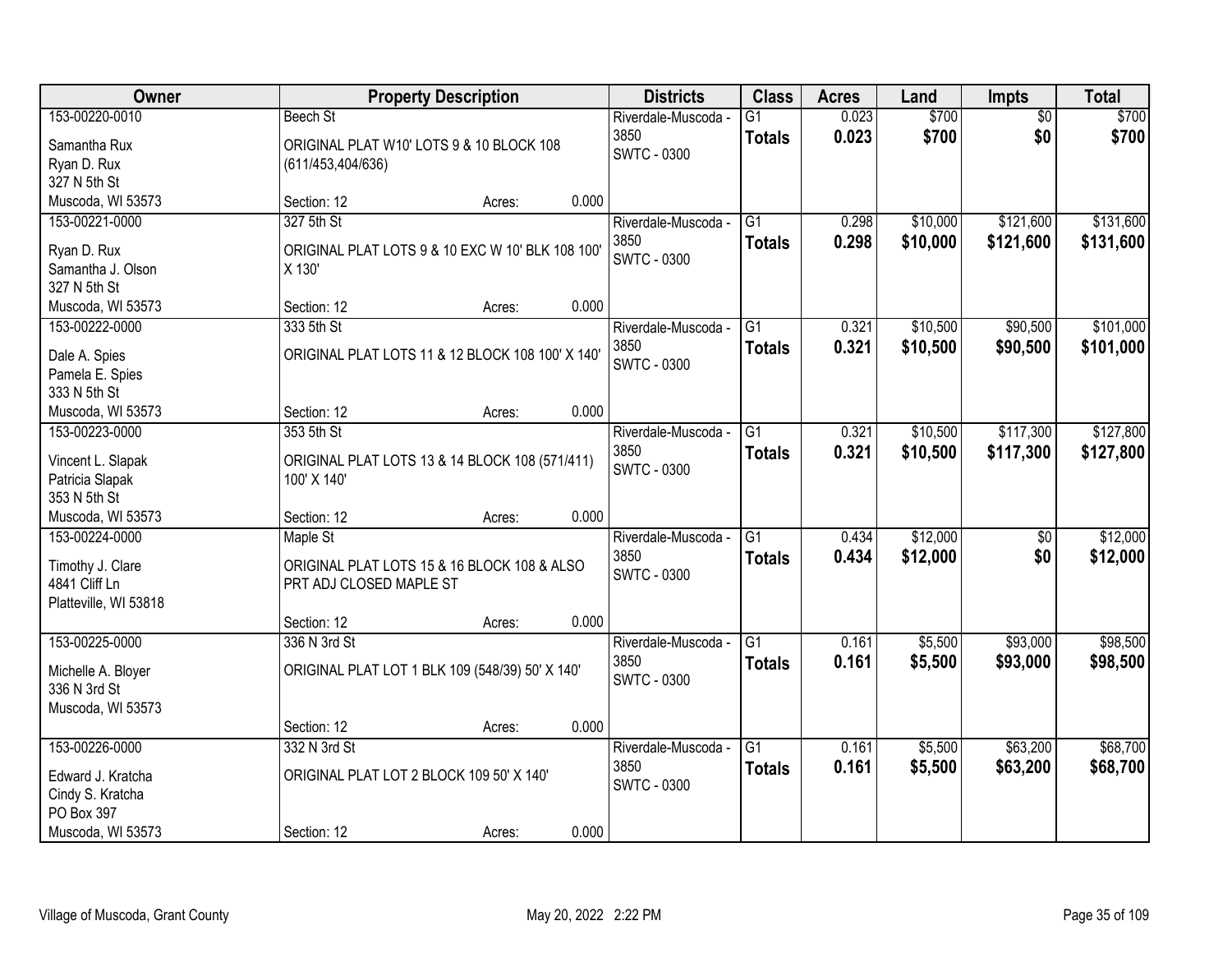| Owner | Property Description | Districts | Class | Acres | Land | Impts | Total |
|---|---|---|---|---|---|---|---|
| 153-00220-0010<br>Samantha Rux<br>Ryan D. Rux<br>327 N 5th St<br>Muscoda, WI 53573 | Beech St<br>ORIGINAL PLAT W10' LOTS 9 & 10 BLOCK 108 (611/453,404/636)<br>Section: 12 Acres: 0.000 | Riverdale-Muscoda - 3850<br>SWTC - 0300 | G1<br>**Totals** | 0.023<br>**0.023** | $700<br>**$700** | $0<br>**$0** | $700<br>**$700** |
| 153-00221-0000<br>Ryan D. Rux<br>Samantha J. Olson<br>327 N 5th St<br>Muscoda, WI 53573 | 327 5th St<br>ORIGINAL PLAT LOTS 9 & 10 EXC W 10' BLK 108 100' X 130'<br>Section: 12 Acres: 0.000 | Riverdale-Muscoda - 3850<br>SWTC - 0300 | G1<br>**Totals** | 0.298<br>**0.298** | $10,000<br>**$10,000** | $121,600<br>**$121,600** | $131,600<br>**$131,600** |
| 153-00222-0000<br>Dale A. Spies<br>Pamela E. Spies<br>333 N 5th St<br>Muscoda, WI 53573 | 333 5th St<br>ORIGINAL PLAT LOTS 11 & 12 BLOCK 108 100' X 140'<br>Section: 12 Acres: 0.000 | Riverdale-Muscoda - 3850<br>SWTC - 0300 | G1<br>**Totals** | 0.321<br>**0.321** | $10,500<br>**$10,500** | $90,500<br>**$90,500** | $101,000<br>**$101,000** |
| 153-00223-0000<br>Vincent L. Slapak<br>Patricia Slapak<br>353 N 5th St<br>Muscoda, WI 53573 | 353 5th St<br>ORIGINAL PLAT LOTS 13 & 14 BLOCK 108 (571/411) 100' X 140'<br>Section: 12 Acres: 0.000 | Riverdale-Muscoda - 3850<br>SWTC - 0300 | G1<br>**Totals** | 0.321<br>**0.321** | $10,500<br>**$10,500** | $117,300<br>**$117,300** | $127,800<br>**$127,800** |
| 153-00224-0000<br>Timothy J. Clare<br>4841 Cliff Ln<br>Platteville, WI 53818 | Maple St<br>ORIGINAL PLAT LOTS 15 & 16 BLOCK 108 & ALSO PRT ADJ CLOSED MAPLE ST<br>Section: 12 Acres: 0.000 | Riverdale-Muscoda - 3850<br>SWTC - 0300 | G1<br>**Totals** | 0.434<br>**0.434** | $12,000<br>**$12,000** | $0<br>**$0** | $12,000<br>**$12,000** |
| 153-00225-0000<br>Michelle A. Bloyer<br>336 N 3rd St<br>Muscoda, WI 53573 | 336 N 3rd St<br>ORIGINAL PLAT LOT 1 BLK 109 (548/39) 50' X 140'<br>Section: 12 Acres: 0.000 | Riverdale-Muscoda - 3850<br>SWTC - 0300 | G1<br>**Totals** | 0.161<br>**0.161** | $5,500<br>**$5,500** | $93,000<br>**$93,000** | $98,500<br>**$98,500** |
| 153-00226-0000<br>Edward J. Kratcha<br>Cindy S. Kratcha<br>PO Box 397<br>Muscoda, WI 53573 | 332 N 3rd St<br>ORIGINAL PLAT LOT 2 BLOCK 109 50' X 140'<br>Section: 12 Acres: 0.000 | Riverdale-Muscoda - 3850<br>SWTC - 0300 | G1<br>**Totals** | 0.161<br>**0.161** | $5,500<br>**$5,500** | $63,200<br>**$63,200** | $68,700<br>**$68,700** |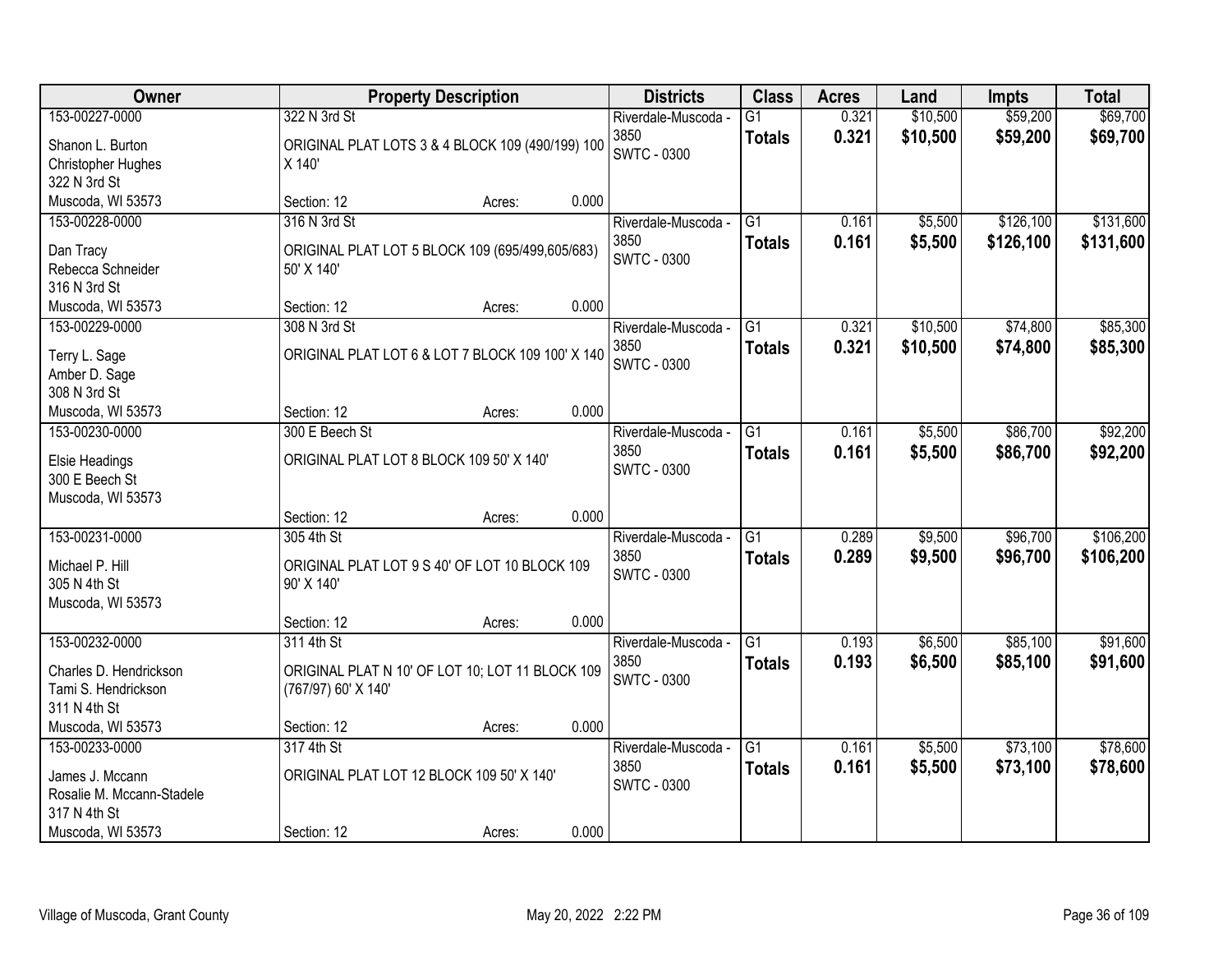| Owner | Property Description | Districts | Class | Acres | Land | Impts | Total |
|---|---|---|---|---|---|---|---|
| 153-00227-0000<br>Shanon L. Burton<br>Christopher Hughes<br>322 N 3rd St<br>Muscoda, WI 53573 | 322 N 3rd St<br>ORIGINAL PLAT LOTS 3 & 4 BLOCK 109 (490/199) 100 X 140'<br>Section: 12 Acres: 0.000 | Riverdale-Muscoda - 3850<br>SWTC - 0300 | G1<br>**Totals** | 0.321<br>**0.321** | $10,500<br>**$10,500** | $59,200<br>**$59,200** | $69,700<br>**$69,700** |
| 153-00228-0000<br>Dan Tracy<br>Rebecca Schneider<br>316 N 3rd St<br>Muscoda, WI 53573 | 316 N 3rd St<br>ORIGINAL PLAT LOT 5 BLOCK 109 (695/499,605/683) 50' X 140'<br>Section: 12 Acres: 0.000 | Riverdale-Muscoda - 3850<br>SWTC - 0300 | G1<br>**Totals** | 0.161<br>**0.161** | $5,500<br>**$5,500** | $126,100<br>**$126,100** | $131,600<br>**$131,600** |
| 153-00229-0000<br>Terry L. Sage<br>Amber D. Sage<br>308 N 3rd St<br>Muscoda, WI 53573 | 308 N 3rd St<br>ORIGINAL PLAT LOT 6 & LOT 7 BLOCK 109 100' X 140<br>Section: 12 Acres: 0.000 | Riverdale-Muscoda - 3850<br>SWTC - 0300 | G1<br>**Totals** | 0.321<br>**0.321** | $10,500<br>**$10,500** | $74,800<br>**$74,800** | $85,300<br>**$85,300** |
| 153-00230-0000<br>Elsie Headings<br>300 E Beech St<br>Muscoda, WI 53573 | 300 E Beech St<br>ORIGINAL PLAT LOT 8 BLOCK 109 50' X 140'<br>Section: 12 Acres: 0.000 | Riverdale-Muscoda - 3850<br>SWTC - 0300 | G1<br>**Totals** | 0.161<br>**0.161** | $5,500<br>**$5,500** | $86,700<br>**$86,700** | $92,200<br>**$92,200** |
| 153-00231-0000<br>Michael P. Hill<br>305 N 4th St<br>Muscoda, WI 53573 | 305 4th St<br>ORIGINAL PLAT LOT 9 S 40' OF LOT 10 BLOCK 109 90' X 140'<br>Section: 12 Acres: 0.000 | Riverdale-Muscoda - 3850<br>SWTC - 0300 | G1<br>**Totals** | 0.289<br>**0.289** | $9,500<br>**$9,500** | $96,700<br>**$96,700** | $106,200<br>**$106,200** |
| 153-00232-0000<br>Charles D. Hendrickson<br>Tami S. Hendrickson<br>311 N 4th St<br>Muscoda, WI 53573 | 311 4th St<br>ORIGINAL PLAT N 10' OF LOT 10; LOT 11 BLOCK 109 (767/97) 60' X 140'<br>Section: 12 Acres: 0.000 | Riverdale-Muscoda - 3850<br>SWTC - 0300 | G1<br>**Totals** | 0.193<br>**0.193** | $6,500<br>**$6,500** | $85,100<br>**$85,100** | $91,600<br>**$91,600** |
| 153-00233-0000<br>James J. Mccann<br>Rosalie M. Mccann-Stadele<br>317 N 4th St<br>Muscoda, WI 53573 | 317 4th St<br>ORIGINAL PLAT LOT 12 BLOCK 109 50' X 140'<br>Section: 12 Acres: 0.000 | Riverdale-Muscoda - 3850<br>SWTC - 0300 | G1<br>**Totals** | 0.161<br>**0.161** | $5,500<br>**$5,500** | $73,100<br>**$73,100** | $78,600<br>**$78,600** |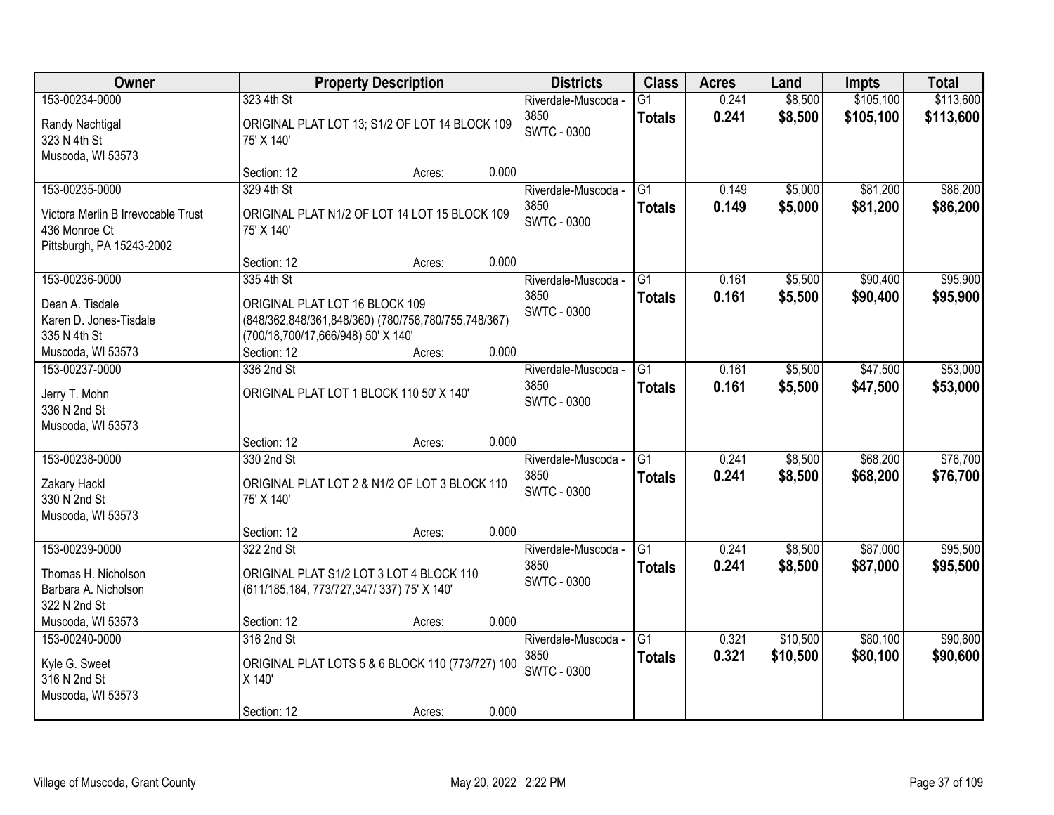| Owner | Property Description | Districts | Class | Acres | Land | Impts | Total |
|---|---|---|---|---|---|---|---|
| 153-00234-0000<br>Randy Nachtigal<br>323 N 4th St<br>Muscoda, WI 53573 | 323 4th St<br>ORIGINAL PLAT LOT 13; S1/2 OF LOT 14 BLOCK 109 75' X 140'<br>Section: 12 Acres: 0.000 | Riverdale-Muscoda - 3850<br>SWTC - 0300 | G1<br>**Totals** | 0.241<br>**0.241** | $8,500<br>**$8,500** | $105,100<br>**$105,100** | $113,600<br>**$113,600** |
| 153-00235-0000<br>Victora Merlin B Irrevocable Trust<br>436 Monroe Ct<br>Pittsburgh, PA 15243-2002 | 329 4th St<br>ORIGINAL PLAT N1/2 OF LOT 14 LOT 15 BLOCK 109 75' X 140'<br>Section: 12 Acres: 0.000 | Riverdale-Muscoda - 3850<br>SWTC - 0300 | G1<br>**Totals** | 0.149<br>**0.149** | $5,000<br>**$5,000** | $81,200<br>**$81,200** | $86,200<br>**$86,200** |
| 153-00236-0000<br>Dean A. Tisdale<br>Karen D. Jones-Tisdale<br>335 N 4th St<br>Muscoda, WI 53573 | 335 4th St<br>ORIGINAL PLAT LOT 16 BLOCK 109 (848/362,848/361,848/360) (780/756,780/755,748/367) (700/18,700/17,666/948) 50' X 140'<br>Section: 12 Acres: 0.000 | Riverdale-Muscoda - 3850<br>SWTC - 0300 | G1<br>**Totals** | 0.161<br>**0.161** | $5,500<br>**$5,500** | $90,400<br>**$90,400** | $95,900<br>**$95,900** |
| 153-00237-0000<br>Jerry T. Mohn<br>336 N 2nd St<br>Muscoda, WI 53573 | 336 2nd St<br>ORIGINAL PLAT LOT 1 BLOCK 110 50' X 140'<br>Section: 12 Acres: 0.000 | Riverdale-Muscoda - 3850<br>SWTC - 0300 | G1<br>**Totals** | 0.161<br>**0.161** | $5,500<br>**$5,500** | $47,500<br>**$47,500** | $53,000<br>**$53,000** |
| 153-00238-0000<br>Zakary Hackl<br>330 N 2nd St<br>Muscoda, WI 53573 | 330 2nd St<br>ORIGINAL PLAT LOT 2 & N1/2 OF LOT 3 BLOCK 110 75' X 140'<br>Section: 12 Acres: 0.000 | Riverdale-Muscoda - 3850<br>SWTC - 0300 | G1<br>**Totals** | 0.241<br>**0.241** | $8,500<br>**$8,500** | $68,200<br>**$68,200** | $76,700<br>**$76,700** |
| 153-00239-0000<br>Thomas H. Nicholson<br>Barbara A. Nicholson<br>322 N 2nd St<br>Muscoda, WI 53573 | 322 2nd St<br>ORIGINAL PLAT S1/2 LOT 3 LOT 4 BLOCK 110 (611/185,184, 773/727,347/ 337) 75' X 140'<br>Section: 12 Acres: 0.000 | Riverdale-Muscoda - 3850<br>SWTC - 0300 | G1<br>**Totals** | 0.241<br>**0.241** | $8,500<br>**$8,500** | $87,000<br>**$87,000** | $95,500<br>**$95,500** |
| 153-00240-0000<br>Kyle G. Sweet<br>316 N 2nd St<br>Muscoda, WI 53573 | 316 2nd St<br>ORIGINAL PLAT LOTS 5 & 6 BLOCK 110 (773/727) 100 X 140'<br>Section: 12 Acres: 0.000 | Riverdale-Muscoda - 3850<br>SWTC - 0300 | G1<br>**Totals** | 0.321<br>**0.321** | $10,500<br>**$10,500** | $80,100<br>**$80,100** | $90,600<br>**$90,600** |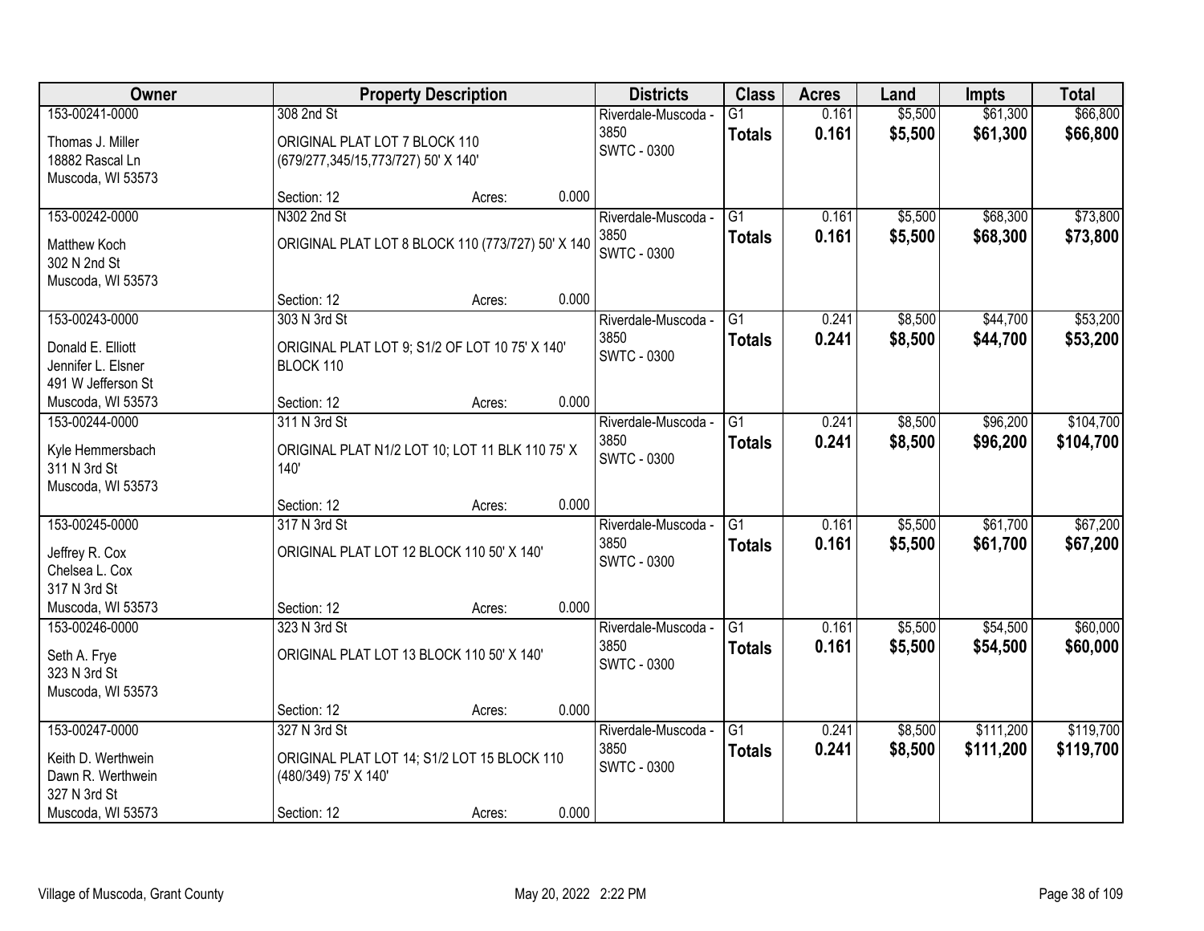| Owner | Property Description | Districts | Class | Acres | Land | Impts | Total |
|---|---|---|---|---|---|---|---|
| 153-00241-0000<br>Thomas J. Miller<br>18882 Rascal Ln<br>Muscoda, WI 53573 | 308 2nd St<br>ORIGINAL PLAT LOT 7 BLOCK 110 (679/277,345/15,773/727) 50' X 140'<br>Section: 12 Acres: 0.000 | Riverdale-Muscoda - 3850<br>SWTC - 0300 | G1<br>**Totals** | 0.161<br>**0.161** | $5,500<br>**$5,500** | $61,300<br>**$61,300** | $66,800<br>**$66,800** |
| 153-00242-0000<br>Matthew Koch<br>302 N 2nd St<br>Muscoda, WI 53573 | N302 2nd St<br>ORIGINAL PLAT LOT 8 BLOCK 110 (773/727) 50' X 140<br>Section: 12 Acres: 0.000 | Riverdale-Muscoda - 3850<br>SWTC - 0300 | G1<br>**Totals** | 0.161<br>**0.161** | $5,500<br>**$5,500** | $68,300<br>**$68,300** | $73,800<br>**$73,800** |
| 153-00243-0000<br>Donald E. Elliott<br>Jennifer L. Elsner<br>491 W Jefferson St<br>Muscoda, WI 53573 | 303 N 3rd St<br>ORIGINAL PLAT LOT 9; S1/2 OF LOT 10 75' X 140' BLOCK 110<br>Section: 12 Acres: 0.000 | Riverdale-Muscoda - 3850<br>SWTC - 0300 | G1<br>**Totals** | 0.241<br>**0.241** | $8,500<br>**$8,500** | $44,700<br>**$44,700** | $53,200<br>**$53,200** |
| 153-00244-0000<br>Kyle Hemmersbach<br>311 N 3rd St<br>Muscoda, WI 53573 | 311 N 3rd St<br>ORIGINAL PLAT N1/2 LOT 10; LOT 11 BLK 110 75' X 140'<br>Section: 12 Acres: 0.000 | Riverdale-Muscoda - 3850<br>SWTC - 0300 | G1<br>**Totals** | 0.241<br>**0.241** | $8,500<br>**$8,500** | $96,200<br>**$96,200** | $104,700<br>**$104,700** |
| 153-00245-0000<br>Jeffrey R. Cox<br>Chelsea L. Cox<br>317 N 3rd St<br>Muscoda, WI 53573 | 317 N 3rd St<br>ORIGINAL PLAT LOT 12 BLOCK 110 50' X 140'<br>Section: 12 Acres: 0.000 | Riverdale-Muscoda - 3850<br>SWTC - 0300 | G1<br>**Totals** | 0.161<br>**0.161** | $5,500<br>**$5,500** | $61,700<br>**$61,700** | $67,200<br>**$67,200** |
| 153-00246-0000<br>Seth A. Frye<br>323 N 3rd St<br>Muscoda, WI 53573 | 323 N 3rd St<br>ORIGINAL PLAT LOT 13 BLOCK 110 50' X 140'<br>Section: 12 Acres: 0.000 | Riverdale-Muscoda - 3850<br>SWTC - 0300 | G1<br>**Totals** | 0.161<br>**0.161** | $5,500<br>**$5,500** | $54,500<br>**$54,500** | $60,000<br>**$60,000** |
| 153-00247-0000<br>Keith D. Werthwein<br>Dawn R. Werthwein<br>327 N 3rd St<br>Muscoda, WI 53573 | 327 N 3rd St<br>ORIGINAL PLAT LOT 14; S1/2 LOT 15 BLOCK 110 (480/349) 75' X 140'<br>Section: 12 Acres: 0.000 | Riverdale-Muscoda - 3850<br>SWTC - 0300 | G1<br>**Totals** | 0.241<br>**0.241** | $8,500<br>**$8,500** | $111,200<br>**$111,200** | $119,700<br>**$119,700** |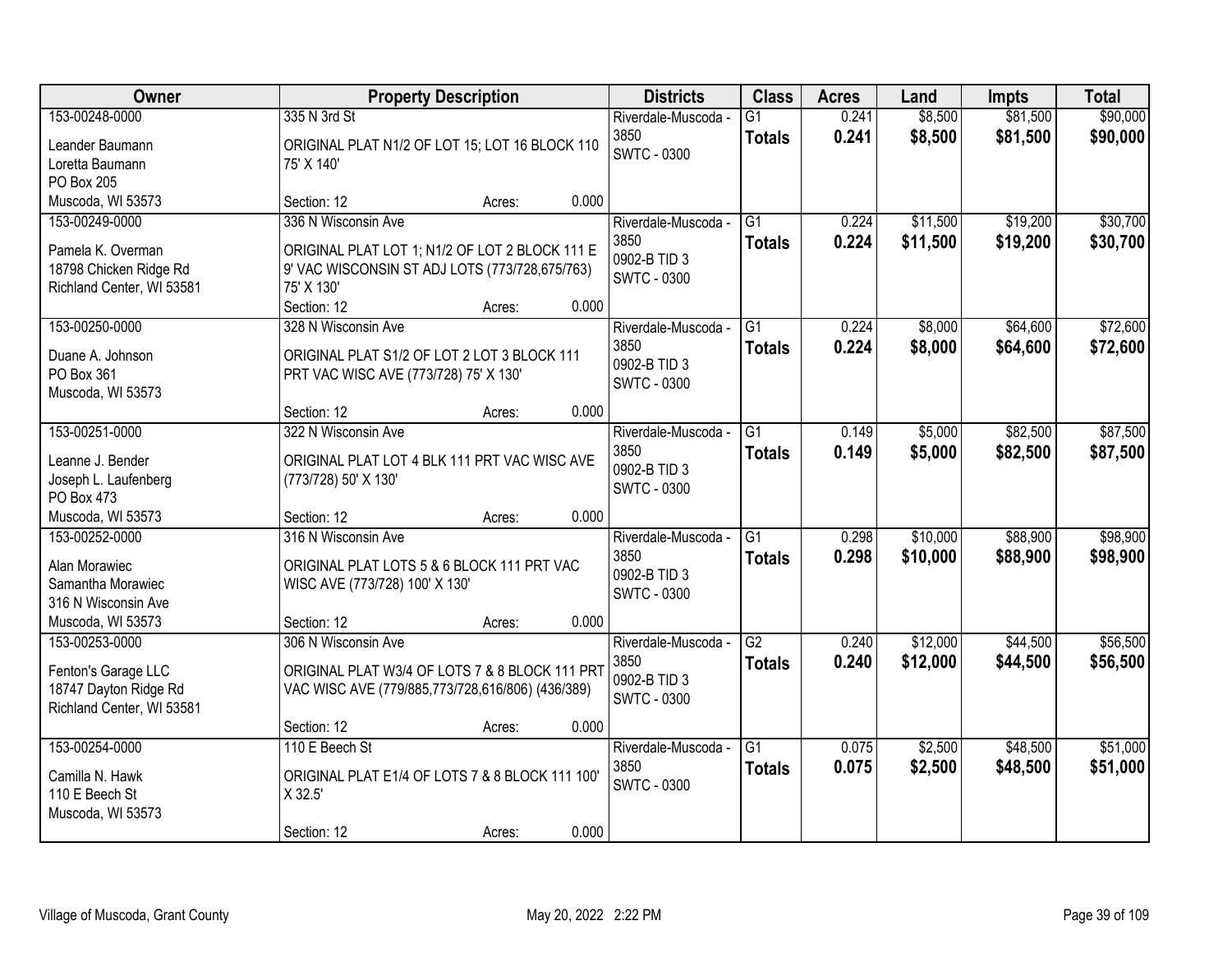| Owner | Property Description | Districts | Class | Acres | Land | Impts | Total |
|---|---|---|---|---|---|---|---|
| 153-00248-0000<br>Leander Baumann<br>Loretta Baumann<br>PO Box 205<br>Muscoda, WI 53573 | 335 N 3rd St<br>ORIGINAL PLAT N1/2 OF LOT 15; LOT 16 BLOCK 110 75' X 140'<br>Section: 12 Acres: 0.000 | Riverdale-Muscoda - 3850<br>SWTC - 0300 | G1<br>**Totals** | 0.241<br>**0.241** | $8,500<br>**$8,500** | $81,500<br>**$81,500** | $90,000<br>**$90,000** |
| 153-00249-0000<br>Pamela K. Overman<br>18798 Chicken Ridge Rd<br>Richland Center, WI 53581 | 336 N Wisconsin Ave<br>ORIGINAL PLAT LOT 1; N1/2 OF LOT 2 BLOCK 111 E 9' VAC WISCONSIN ST ADJ LOTS (773/728,675/763) 75' X 130'<br>Section: 12 Acres: 0.000 | Riverdale-Muscoda - 3850<br>0902-B TID 3<br>SWTC - 0300 | G1<br>**Totals** | 0.224<br>**0.224** | $11,500<br>**$11,500** | $19,200<br>**$19,200** | $30,700<br>**$30,700** |
| 153-00250-0000<br>Duane A. Johnson<br>PO Box 361<br>Muscoda, WI 53573 | 328 N Wisconsin Ave<br>ORIGINAL PLAT S1/2 OF LOT 2 LOT 3 BLOCK 111 PRT VAC WISC AVE (773/728) 75' X 130'<br>Section: 12 Acres: 0.000 | Riverdale-Muscoda - 3850<br>0902-B TID 3<br>SWTC - 0300 | G1<br>**Totals** | 0.224<br>**0.224** | $8,000<br>**$8,000** | $64,600<br>**$64,600** | $72,600<br>**$72,600** |
| 153-00251-0000<br>Leanne J. Bender<br>Joseph L. Laufenberg<br>PO Box 473<br>Muscoda, WI 53573 | 322 N Wisconsin Ave<br>ORIGINAL PLAT LOT 4 BLK 111 PRT VAC WISC AVE (773/728) 50' X 130'<br>Section: 12 Acres: 0.000 | Riverdale-Muscoda - 3850<br>0902-B TID 3<br>SWTC - 0300 | G1<br>**Totals** | 0.149<br>**0.149** | $5,000<br>**$5,000** | $82,500<br>**$82,500** | $87,500<br>**$87,500** |
| 153-00252-0000<br>Alan Morawiec<br>Samantha Morawiec<br>316 N Wisconsin Ave<br>Muscoda, WI 53573 | 316 N Wisconsin Ave<br>ORIGINAL PLAT LOTS 5 & 6 BLOCK 111 PRT VAC WISC AVE (773/728) 100' X 130'<br>Section: 12 Acres: 0.000 | Riverdale-Muscoda - 3850<br>0902-B TID 3<br>SWTC - 0300 | G1<br>**Totals** | 0.298<br>**0.298** | $10,000<br>**$10,000** | $88,900<br>**$88,900** | $98,900<br>**$98,900** |
| 153-00253-0000<br>Fenton's Garage LLC<br>18747 Dayton Ridge Rd<br>Richland Center, WI 53581 | 306 N Wisconsin Ave<br>ORIGINAL PLAT W3/4 OF LOTS 7 & 8 BLOCK 111 PRT VAC WISC AVE (779/885,773/728,616/806) (436/389)<br>Section: 12 Acres: 0.000 | Riverdale-Muscoda - 3850<br>0902-B TID 3<br>SWTC - 0300 | G2<br>**Totals** | 0.240<br>**0.240** | $12,000<br>**$12,000** | $44,500<br>**$44,500** | $56,500<br>**$56,500** |
| 153-00254-0000<br>Camilla N. Hawk<br>110 E Beech St<br>Muscoda, WI 53573 | 110 E Beech St<br>ORIGINAL PLAT E1/4 OF LOTS 7 & 8 BLOCK 111 100' X 32.5'<br>Section: 12 Acres: 0.000 | Riverdale-Muscoda - 3850<br>SWTC - 0300 | G1<br>**Totals** | 0.075<br>**0.075** | $2,500<br>**$2,500** | $48,500<br>**$48,500** | $51,000<br>**$51,000** |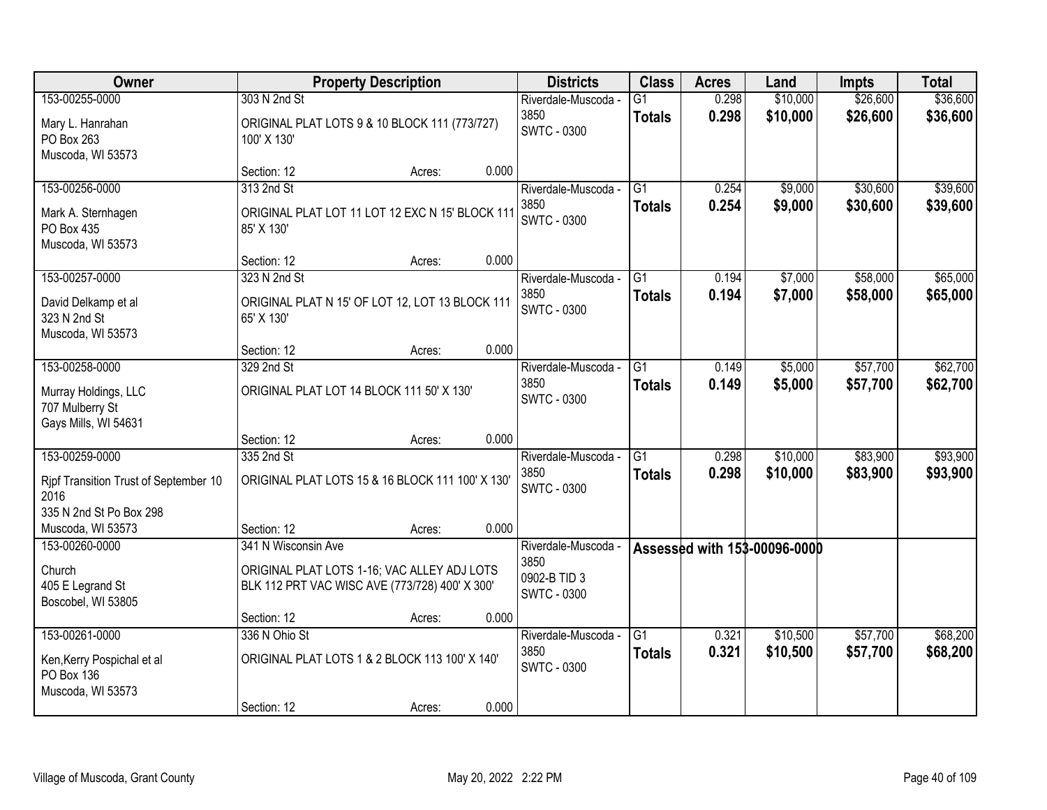| Owner | Property Description | Districts | Class | Acres | Land | Impts | Total |
|---|---|---|---|---|---|---|---|
| 153-00255-0000<br>Mary L. Hanrahan<br>PO Box 263<br>Muscoda, WI 53573 | 303 N 2nd St<br>ORIGINAL PLAT LOTS 9 & 10 BLOCK 111 (773/727) 100' X 130'<br>Section: 12 Acres: 0.000 | Riverdale-Muscoda - 3850<br>SWTC - 0300 | G1<br>**Totals** | 0.298<br>**0.298** | $10,000<br>**$10,000** | $26,600<br>**$26,600** | $36,600<br>**$36,600** |
| 153-00256-0000<br>Mark A. Sternhagen<br>PO Box 435<br>Muscoda, WI 53573 | 313 2nd St<br>ORIGINAL PLAT LOT 11 LOT 12 EXC N 15' BLOCK 111 85' X 130'<br>Section: 12 Acres: 0.000 | Riverdale-Muscoda - 3850<br>SWTC - 0300 | G1<br>**Totals** | 0.254<br>**0.254** | $9,000<br>**$9,000** | $30,600<br>**$30,600** | $39,600<br>**$39,600** |
| 153-00257-0000<br>David Delkamp et al<br>323 N 2nd St<br>Muscoda, WI 53573 | 323 N 2nd St<br>ORIGINAL PLAT N 15' OF LOT 12, LOT 13 BLOCK 111 65' X 130'<br>Section: 12 Acres: 0.000 | Riverdale-Muscoda - 3850<br>SWTC - 0300 | G1<br>**Totals** | 0.194<br>**0.194** | $7,000<br>**$7,000** | $58,000<br>**$58,000** | $65,000<br>**$65,000** |
| 153-00258-0000<br>Murray Holdings, LLC<br>707 Mulberry St<br>Gays Mills, WI 54631 | 329 2nd St<br>ORIGINAL PLAT LOT 14 BLOCK 111 50' X 130'<br>Section: 12 Acres: 0.000 | Riverdale-Muscoda - 3850<br>SWTC - 0300 | G1<br>**Totals** | 0.149<br>**0.149** | $5,000<br>**$5,000** | $57,700<br>**$57,700** | $62,700<br>**$62,700** |
| 153-00259-0000<br>Rjpf Transition Trust of September 10 2016<br>335 N 2nd St Po Box 298<br>Muscoda, WI 53573 | 335 2nd St<br>ORIGINAL PLAT LOTS 15 & 16 BLOCK 111 100' X 130'<br>Section: 12 Acres: 0.000 | Riverdale-Muscoda - 3850<br>SWTC - 0300 | G1<br>**Totals** | 0.298<br>**0.298** | $10,000<br>**$10,000** | $83,900<br>**$83,900** | $93,900<br>**$93,900** |
| 153-00260-0000<br>Church<br>405 E Legrand St<br>Boscobel, WI 53805 | 341 N Wisconsin Ave<br>ORIGINAL PLAT LOTS 1-16; VAC ALLEY ADJ LOTS BLK 112 PRT VAC WISC AVE (773/728) 400' X 300'<br>Section: 12 Acres: 0.000 | Riverdale-Muscoda - 3850<br>0902-B TID 3<br>SWTC - 0300 | Assessed with 153-00096-0000 | | | | |
| 153-00261-0000<br>Ken,Kerry Pospichal et al<br>PO Box 136<br>Muscoda, WI 53573 | 336 N Ohio St<br>ORIGINAL PLAT LOTS 1 & 2 BLOCK 113 100' X 140'<br>Section: 12 Acres: 0.000 | Riverdale-Muscoda - 3850<br>SWTC - 0300 | G1<br>**Totals** | 0.321<br>**0.321** | $10,500<br>**$10,500** | $57,700<br>**$57,700** | $68,200<br>**$68,200** |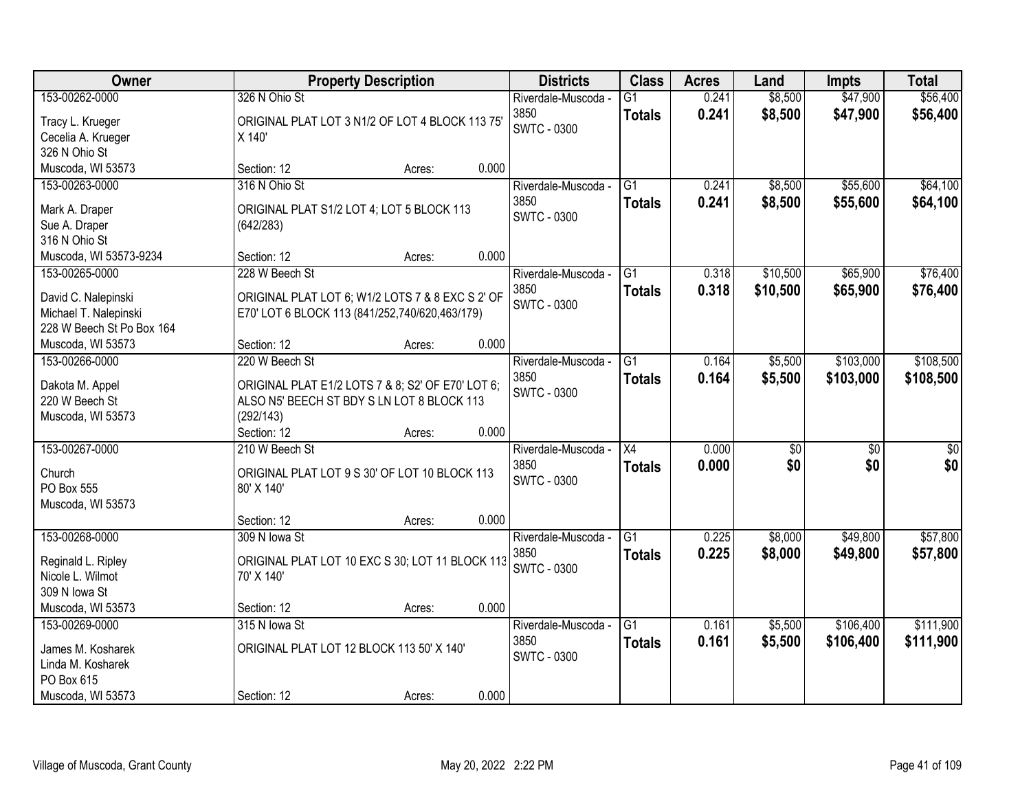| Owner | Property Description | Districts | Class | Acres | Land | Impts | Total |
|---|---|---|---|---|---|---|---|
| 153-00262-0000<br>Tracy L. Krueger<br>Cecelia A. Krueger<br>326 N Ohio St<br>Muscoda, WI 53573 | 326 N Ohio St<br>ORIGINAL PLAT LOT 3 N1/2 OF LOT 4 BLOCK 113 75' X 140'<br>Section: 12 Acres: 0.000 | Riverdale-Muscoda - 3850<br>SWTC - 0300 | G1<br>**Totals** | 0.241<br>**0.241** | $8,500<br>**$8,500** | $47,900<br>**$47,900** | $56,400<br>**$56,400** |
| 153-00263-0000<br>Mark A. Draper<br>Sue A. Draper<br>316 N Ohio St<br>Muscoda, WI 53573-9234 | 316 N Ohio St<br>ORIGINAL PLAT S1/2 LOT 4; LOT 5 BLOCK 113 (642/283)<br>Section: 12 Acres: 0.000 | Riverdale-Muscoda - 3850<br>SWTC - 0300 | G1<br>**Totals** | 0.241<br>**0.241** | $8,500<br>**$8,500** | $55,600<br>**$55,600** | $64,100<br>**$64,100** |
| 153-00265-0000<br>David C. Nalepinski<br>Michael T. Nalepinski<br>228 W Beech St Po Box 164<br>Muscoda, WI 53573 | 228 W Beech St<br>ORIGINAL PLAT LOT 6; W1/2 LOTS 7 & 8 EXC S 2' OF E70' LOT 6 BLOCK 113 (841/252,740/620,463/179)<br>Section: 12 Acres: 0.000 | Riverdale-Muscoda - 3850<br>SWTC - 0300 | G1<br>**Totals** | 0.318<br>**0.318** | $10,500<br>**$10,500** | $65,900<br>**$65,900** | $76,400<br>**$76,400** |
| 153-00266-0000<br>Dakota M. Appel<br>220 W Beech St<br>Muscoda, WI 53573 | 220 W Beech St<br>ORIGINAL PLAT E1/2 LOTS 7 & 8; S2' OF E70' LOT 6; ALSO N5' BEECH ST BDY S LN LOT 8 BLOCK 113 (292/143)<br>Section: 12 Acres: 0.000 | Riverdale-Muscoda - 3850<br>SWTC - 0300 | G1<br>**Totals** | 0.164<br>**0.164** | $5,500<br>**$5,500** | $103,000<br>**$103,000** | $108,500<br>**$108,500** |
| 153-00267-0000<br>Church<br>PO Box 555<br>Muscoda, WI 53573 | 210 W Beech St<br>ORIGINAL PLAT LOT 9 S 30' OF LOT 10 BLOCK 113 80' X 140'<br>Section: 12 Acres: 0.000 | Riverdale-Muscoda - 3850<br>SWTC - 0300 | X4<br>**Totals** | 0.000<br>**0.000** | $0<br>**$0** | $0<br>**$0** | $0<br>**$0** |
| 153-00268-0000<br>Reginald L. Ripley<br>Nicole L. Wilmot<br>309 N Iowa St<br>Muscoda, WI 53573 | 309 N Iowa St<br>ORIGINAL PLAT LOT 10 EXC S 30; LOT 11 BLOCK 113 70' X 140'<br>Section: 12 Acres: 0.000 | Riverdale-Muscoda - 3850<br>SWTC - 0300 | G1<br>**Totals** | 0.225<br>**0.225** | $8,000<br>**$8,000** | $49,800<br>**$49,800** | $57,800<br>**$57,800** |
| 153-00269-0000<br>James M. Kosharek<br>Linda M. Kosharek<br>PO Box 615<br>Muscoda, WI 53573 | 315 N Iowa St<br>ORIGINAL PLAT LOT 12 BLOCK 113 50' X 140'<br>Section: 12 Acres: 0.000 | Riverdale-Muscoda - 3850<br>SWTC - 0300 | G1<br>**Totals** | 0.161<br>**0.161** | $5,500<br>**$5,500** | $106,400<br>**$106,400** | $111,900<br>**$111,900** |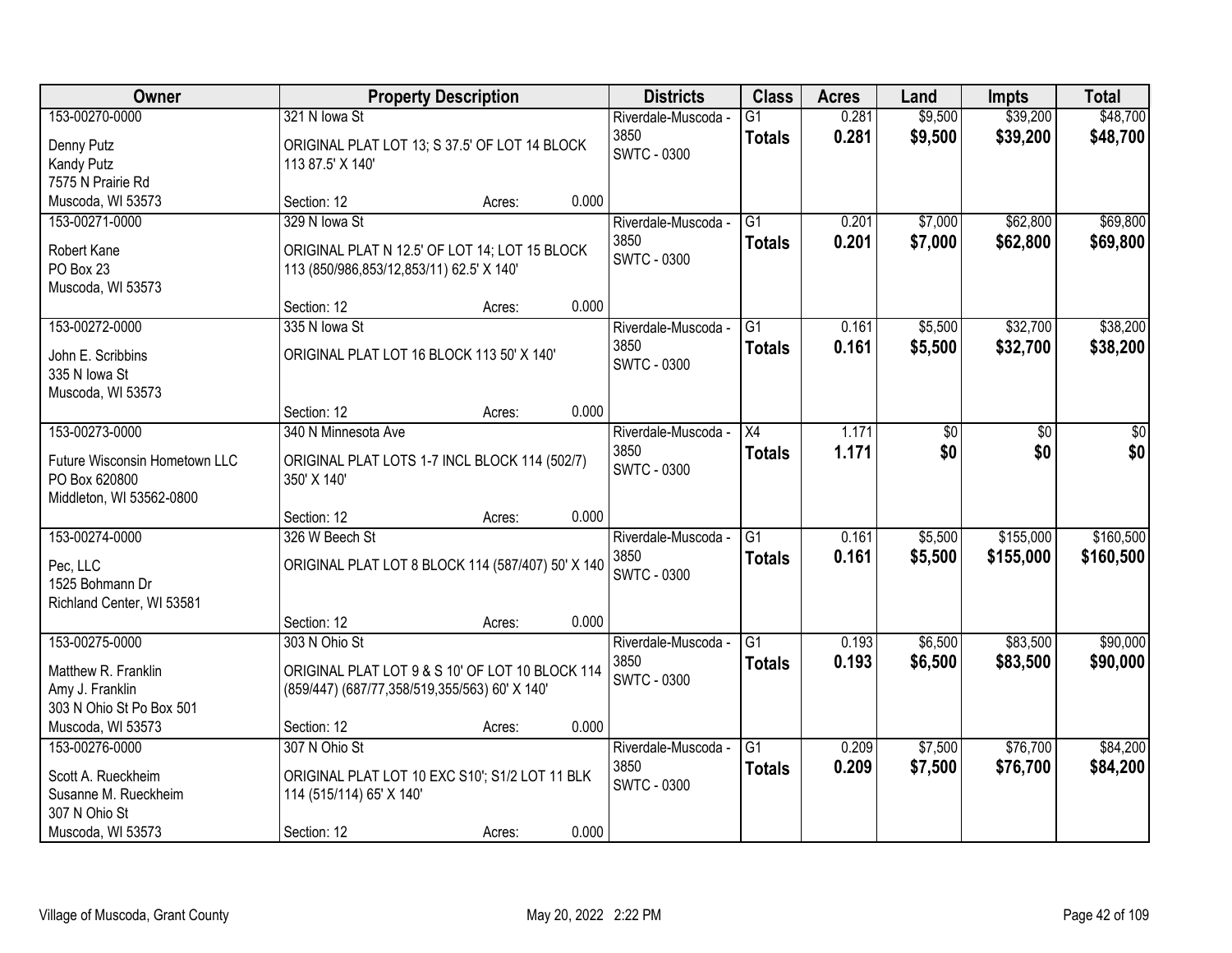| Owner | Property Description | Districts | Class | Acres | Land | Impts | Total |
|---|---|---|---|---|---|---|---|
| 153-00270-0000<br>Denny Putz<br>Kandy Putz<br>7575 N Prairie Rd<br>Muscoda, WI 53573 | 321 N Iowa St<br>ORIGINAL PLAT LOT 13; S 37.5' OF LOT 14 BLOCK 113 87.5' X 140'<br>Section: 12 Acres: 0.000 | Riverdale-Muscoda - 3850<br>SWTC - 0300 | G1<br>**Totals** | 0.281<br>**0.281** | $9,500<br>**$9,500** | $39,200<br>**$39,200** | $48,700<br>**$48,700** |
| 153-00271-0000<br>Robert Kane<br>PO Box 23<br>Muscoda, WI 53573 | 329 N Iowa St<br>ORIGINAL PLAT N 12.5' OF LOT 14; LOT 15 BLOCK 113 (850/986,853/12,853/11) 62.5' X 140'<br>Section: 12 Acres: 0.000 | Riverdale-Muscoda - 3850<br>SWTC - 0300 | G1<br>**Totals** | 0.201<br>**0.201** | $7,000<br>**$7,000** | $62,800<br>**$62,800** | $69,800<br>**$69,800** |
| 153-00272-0000<br>John E. Scribbins<br>335 N Iowa St<br>Muscoda, WI 53573 | 335 N Iowa St<br>ORIGINAL PLAT LOT 16 BLOCK 113 50' X 140'<br>Section: 12 Acres: 0.000 | Riverdale-Muscoda - 3850<br>SWTC - 0300 | G1<br>**Totals** | 0.161<br>**0.161** | $5,500<br>**$5,500** | $32,700<br>**$32,700** | $38,200<br>**$38,200** |
| 153-00273-0000<br>Future Wisconsin Hometown LLC<br>PO Box 620800<br>Middleton, WI 53562-0800 | 340 N Minnesota Ave<br>ORIGINAL PLAT LOTS 1-7 INCL BLOCK 114 (502/7) 350' X 140'<br>Section: 12 Acres: 0.000 | Riverdale-Muscoda - 3850<br>SWTC - 0300 | X4<br>**Totals** | 1.171<br>**1.171** | $0<br>**$0** | $0<br>**$0** | $0<br>**$0** |
| 153-00274-0000<br>Pec, LLC<br>1525 Bohmann Dr<br>Richland Center, WI 53581 | 326 W Beech St<br>ORIGINAL PLAT LOT 8 BLOCK 114 (587/407) 50' X 140<br>Section: 12 Acres: 0.000 | Riverdale-Muscoda - 3850<br>SWTC - 0300 | G1<br>**Totals** | 0.161<br>**0.161** | $5,500<br>**$5,500** | $155,000<br>**$155,000** | $160,500<br>**$160,500** |
| 153-00275-0000<br>Matthew R. Franklin<br>Amy J. Franklin<br>303 N Ohio St Po Box 501<br>Muscoda, WI 53573 | 303 N Ohio St<br>ORIGINAL PLAT LOT 9 & S 10' OF LOT 10 BLOCK 114 (859/447) (687/77,358/519,355/563) 60' X 140'<br>Section: 12 Acres: 0.000 | Riverdale-Muscoda - 3850<br>SWTC - 0300 | G1<br>**Totals** | 0.193<br>**0.193** | $6,500<br>**$6,500** | $83,500<br>**$83,500** | $90,000<br>**$90,000** |
| 153-00276-0000<br>Scott A. Rueckheim<br>Susanne M. Rueckheim<br>307 N Ohio St<br>Muscoda, WI 53573 | 307 N Ohio St<br>ORIGINAL PLAT LOT 10 EXC S10'; S1/2 LOT 11 BLK 114 (515/114) 65' X 140'<br>Section: 12 Acres: 0.000 | Riverdale-Muscoda - 3850<br>SWTC - 0300 | G1<br>**Totals** | 0.209<br>**0.209** | $7,500<br>**$7,500** | $76,700<br>**$76,700** | $84,200<br>**$84,200** |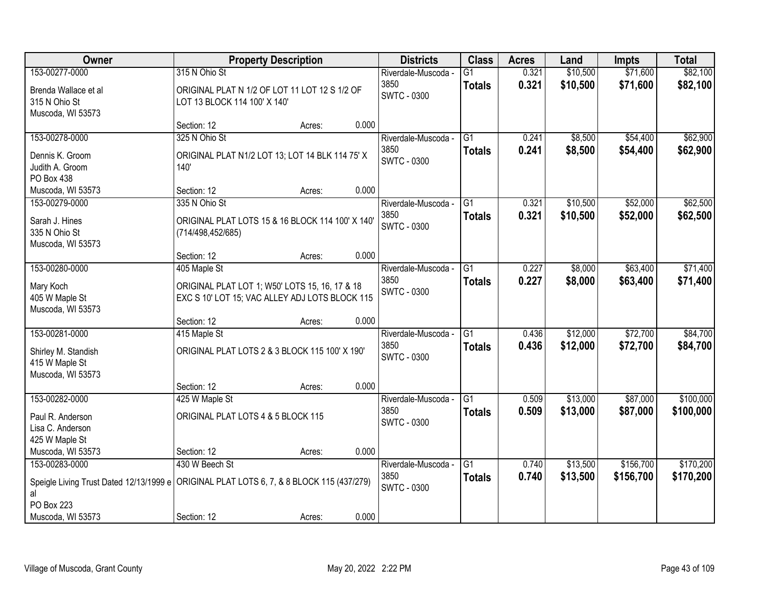| Owner | Property Description | Districts | Class | Acres | Land | Impts | Total |
|---|---|---|---|---|---|---|---|
| 153-00277-0000<br>Brenda Wallace et al<br>315 N Ohio St<br>Muscoda, WI 53573 | 315 N Ohio St<br>ORIGINAL PLAT N 1/2 OF LOT 11 LOT 12 S 1/2 OF LOT 13 BLOCK 114 100' X 140'<br>Section: 12 Acres: 0.000 | Riverdale-Muscoda - 3850<br>SWTC - 0300 | G1<br>**Totals** | 0.321<br>**0.321** | $10,500<br>**$10,500** | $71,600<br>**$71,600** | $82,100<br>**$82,100** |
| 153-00278-0000<br>Dennis K. Groom<br>Judith A. Groom<br>PO Box 438<br>Muscoda, WI 53573 | 325 N Ohio St<br>ORIGINAL PLAT N1/2 LOT 13; LOT 14 BLK 114 75' X 140'<br>Section: 12 Acres: 0.000 | Riverdale-Muscoda - 3850<br>SWTC - 0300 | G1<br>**Totals** | 0.241<br>**0.241** | $8,500<br>**$8,500** | $54,400<br>**$54,400** | $62,900<br>**$62,900** |
| 153-00279-0000<br>Sarah J. Hines<br>335 N Ohio St<br>Muscoda, WI 53573 | 335 N Ohio St<br>ORIGINAL PLAT LOTS 15 & 16 BLOCK 114 100' X 140' (714/498,452/685)<br>Section: 12 Acres: 0.000 | Riverdale-Muscoda - 3850<br>SWTC - 0300 | G1<br>**Totals** | 0.321<br>**0.321** | $10,500<br>**$10,500** | $52,000<br>**$52,000** | $62,500<br>**$62,500** |
| 153-00280-0000<br>Mary Koch<br>405 W Maple St<br>Muscoda, WI 53573 | 405 Maple St<br>ORIGINAL PLAT LOT 1; W50' LOTS 15, 16, 17 & 18 EXC S 10' LOT 15; VAC ALLEY ADJ LOTS BLOCK 115<br>Section: 12 Acres: 0.000 | Riverdale-Muscoda - 3850<br>SWTC - 0300 | G1<br>**Totals** | 0.227<br>**0.227** | $8,000<br>**$8,000** | $63,400<br>**$63,400** | $71,400<br>**$71,400** |
| 153-00281-0000<br>Shirley M. Standish<br>415 W Maple St<br>Muscoda, WI 53573 | 415 Maple St<br>ORIGINAL PLAT LOTS 2 & 3 BLOCK 115 100' X 190'<br>Section: 12 Acres: 0.000 | Riverdale-Muscoda - 3850<br>SWTC - 0300 | G1<br>**Totals** | 0.436<br>**0.436** | $12,000<br>**$12,000** | $72,700<br>**$72,700** | $84,700<br>**$84,700** |
| 153-00282-0000<br>Paul R. Anderson<br>Lisa C. Anderson<br>425 W Maple St<br>Muscoda, WI 53573 | 425 W Maple St<br>ORIGINAL PLAT LOTS 4 & 5 BLOCK 115<br>Section: 12 Acres: 0.000 | Riverdale-Muscoda - 3850<br>SWTC - 0300 | G1<br>**Totals** | 0.509<br>**0.509** | $13,000<br>**$13,000** | $87,000<br>**$87,000** | $100,000<br>**$100,000** |
| 153-00283-0000<br>Speigle Living Trust Dated 12/13/1999 e al<br>PO Box 223<br>Muscoda, WI 53573 | 430 W Beech St<br>ORIGINAL PLAT LOTS 6, 7, & 8 BLOCK 115 (437/279)<br>Section: 12 Acres: 0.000 | Riverdale-Muscoda - 3850<br>SWTC - 0300 | G1<br>**Totals** | 0.740<br>**0.740** | $13,500<br>**$13,500** | $156,700<br>**$156,700** | $170,200<br>**$170,200** |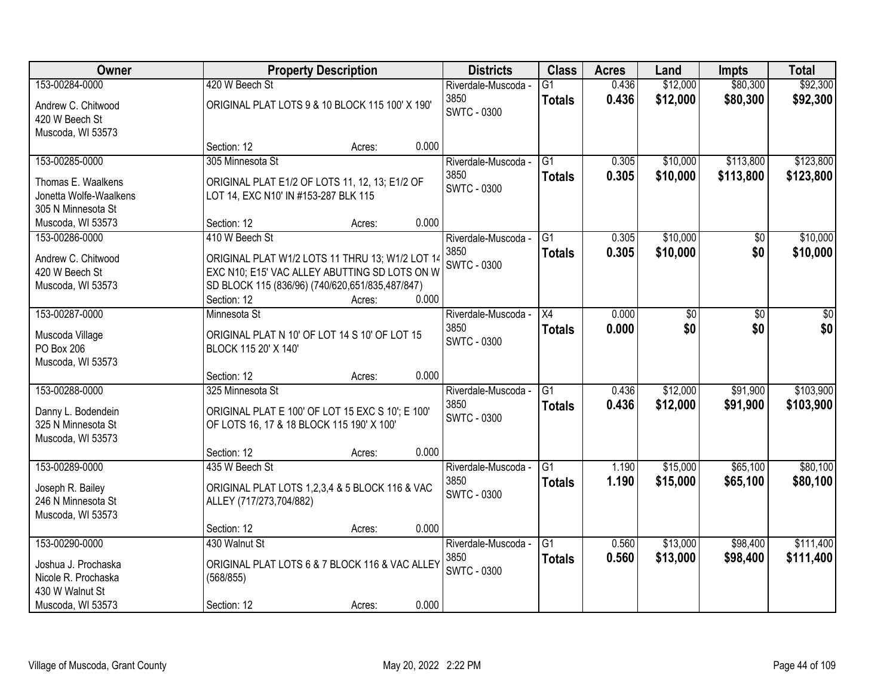| Owner | Property Description | Districts | Class | Acres | Land | Impts | Total |
|---|---|---|---|---|---|---|---|
| 153-00284-0000<br>Andrew C. Chitwood<br>420 W Beech St<br>Muscoda, WI 53573 | 420 W Beech St<br>ORIGINAL PLAT LOTS 9 & 10 BLOCK 115 100' X 190'<br>Section: 12 Acres: 0.000 | Riverdale-Muscoda - 3850<br>SWTC - 0300 | G1<br>**Totals** | 0.436<br>**0.436** | $12,000<br>**$12,000** | $80,300<br>**$80,300** | $92,300<br>**$92,300** |
| 153-00285-0000<br>Thomas E. Waalkens<br>Jonetta Wolfe-Waalkens<br>305 N Minnesota St<br>Muscoda, WI 53573 | 305 Minnesota St<br>ORIGINAL PLAT E1/2 OF LOTS 11, 12, 13; E1/2 OF LOT 14, EXC N10' IN #153-287 BLK 115<br>Section: 12 Acres: 0.000 | Riverdale-Muscoda - 3850<br>SWTC - 0300 | G1<br>**Totals** | 0.305<br>**0.305** | $10,000<br>**$10,000** | $113,800<br>**$113,800** | $123,800<br>**$123,800** |
| 153-00286-0000<br>Andrew C. Chitwood<br>420 W Beech St<br>Muscoda, WI 53573 | 410 W Beech St<br>ORIGINAL PLAT W1/2 LOTS 11 THRU 13; W1/2 LOT 14 EXC N10; E15' VAC ALLEY ABUTTING SD LOTS ON W SD BLOCK 115 (836/96) (740/620,651/835,487/847)<br>Section: 12 Acres: 0.000 | Riverdale-Muscoda - 3850<br>SWTC - 0300 | G1<br>**Totals** | 0.305<br>**0.305** | $10,000<br>**$10,000** | $0<br>**$0** | $10,000<br>**$10,000** |
| 153-00287-0000<br>Muscoda Village<br>PO Box 206<br>Muscoda, WI 53573 | Minnesota St<br>ORIGINAL PLAT N 10' OF LOT 14 S 10' OF LOT 15 BLOCK 115 20' X 140'<br>Section: 12 Acres: 0.000 | Riverdale-Muscoda - 3850<br>SWTC - 0300 | X4<br>**Totals** | 0.000<br>**0.000** | $0<br>**$0** | $0<br>**$0** | $0<br>**$0** |
| 153-00288-0000<br>Danny L. Bodendein<br>325 N Minnesota St<br>Muscoda, WI 53573 | 325 Minnesota St<br>ORIGINAL PLAT E 100' OF LOT 15 EXC S 10'; E 100' OF LOTS 16, 17 & 18 BLOCK 115 190' X 100'<br>Section: 12 Acres: 0.000 | Riverdale-Muscoda - 3850<br>SWTC - 0300 | G1<br>**Totals** | 0.436<br>**0.436** | $12,000<br>**$12,000** | $91,900<br>**$91,900** | $103,900<br>**$103,900** |
| 153-00289-0000<br>Joseph R. Bailey<br>246 N Minnesota St<br>Muscoda, WI 53573 | 435 W Beech St<br>ORIGINAL PLAT LOTS 1,2,3,4 & 5 BLOCK 116 & VAC ALLEY (717/273,704/882)<br>Section: 12 Acres: 0.000 | Riverdale-Muscoda - 3850<br>SWTC - 0300 | G1<br>**Totals** | 1.190<br>**1.190** | $15,000<br>**$15,000** | $65,100<br>**$65,100** | $80,100<br>**$80,100** |
| 153-00290-0000<br>Joshua J. Prochaska<br>Nicole R. Prochaska<br>430 W Walnut St<br>Muscoda, WI 53573 | 430 Walnut St<br>ORIGINAL PLAT LOTS 6 & 7 BLOCK 116 & VAC ALLEY (568/855)<br>Section: 12 Acres: 0.000 | Riverdale-Muscoda - 3850<br>SWTC - 0300 | G1<br>**Totals** | 0.560<br>**0.560** | $13,000<br>**$13,000** | $98,400<br>**$98,400** | $111,400<br>**$111,400** |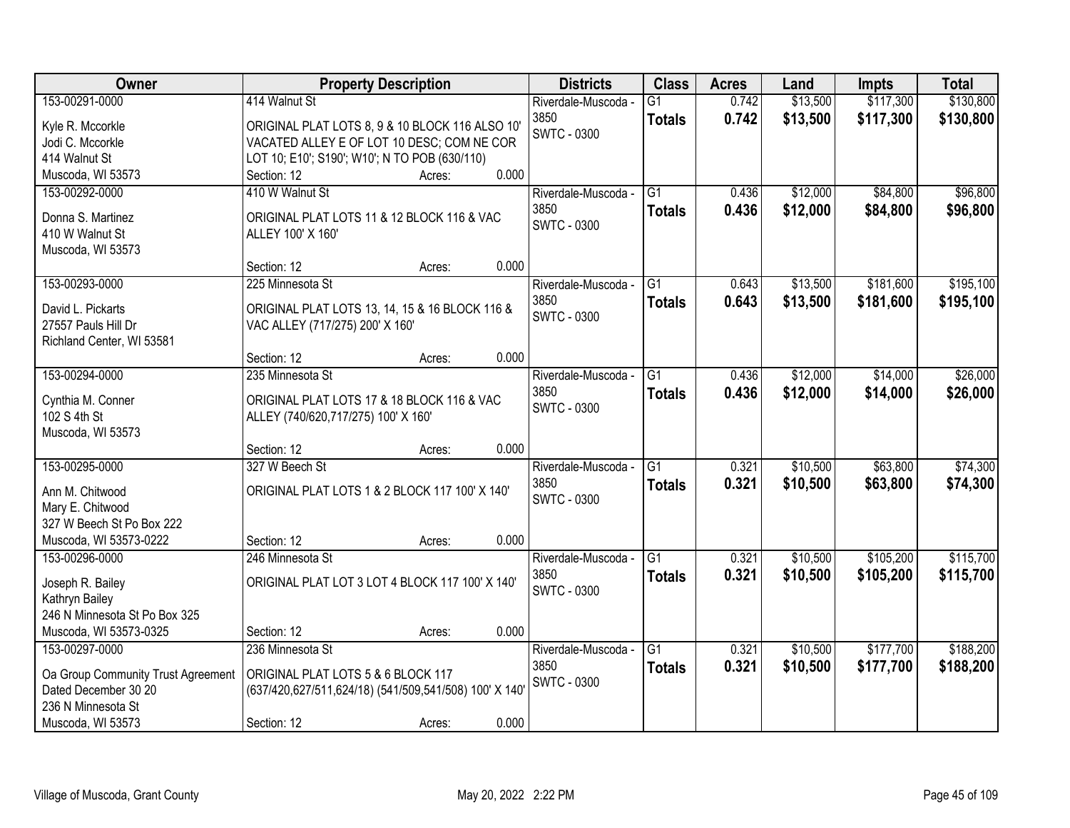| Owner | Property Description | Districts | Class | Acres | Land | Impts | Total |
|---|---|---|---|---|---|---|---|
| 153-00291-0000<br>Kyle R. Mccorkle<br>Jodi C. Mccorkle<br>414 Walnut St<br>Muscoda, WI 53573 | 414 Walnut St<br>ORIGINAL PLAT LOTS 8, 9 & 10 BLOCK 116 ALSO 10' VACATED ALLEY E OF LOT 10 DESC; COM NE COR LOT 10; E10'; S190'; W10'; N TO POB (630/110)<br>Section: 12 Acres: 0.000 | Riverdale-Muscoda - 3850<br>SWTC - 0300 | G1<br>**Totals** | 0.742<br>**0.742** | $13,500<br>**$13,500** | $117,300<br>**$117,300** | $130,800<br>**$130,800** |
| 153-00292-0000<br>Donna S. Martinez<br>410 W Walnut St<br>Muscoda, WI 53573 | 410 W Walnut St<br>ORIGINAL PLAT LOTS 11 & 12 BLOCK 116 & VAC ALLEY 100' X 160'<br>Section: 12 Acres: 0.000 | Riverdale-Muscoda - 3850<br>SWTC - 0300 | G1<br>**Totals** | 0.436<br>**0.436** | $12,000<br>**$12,000** | $84,800<br>**$84,800** | $96,800<br>**$96,800** |
| 153-00293-0000<br>David L. Pickarts<br>27557 Pauls Hill Dr<br>Richland Center, WI 53581 | 225 Minnesota St<br>ORIGINAL PLAT LOTS 13, 14, 15 & 16 BLOCK 116 & VAC ALLEY (717/275) 200' X 160'<br>Section: 12 Acres: 0.000 | Riverdale-Muscoda - 3850<br>SWTC - 0300 | G1<br>**Totals** | 0.643<br>**0.643** | $13,500<br>**$13,500** | $181,600<br>**$181,600** | $195,100<br>**$195,100** |
| 153-00294-0000<br>Cynthia M. Conner<br>102 S 4th St<br>Muscoda, WI 53573 | 235 Minnesota St<br>ORIGINAL PLAT LOTS 17 & 18 BLOCK 116 & VAC ALLEY (740/620,717/275) 100' X 160'<br>Section: 12 Acres: 0.000 | Riverdale-Muscoda - 3850<br>SWTC - 0300 | G1<br>**Totals** | 0.436<br>**0.436** | $12,000<br>**$12,000** | $14,000<br>**$14,000** | $26,000<br>**$26,000** |
| 153-00295-0000<br>Ann M. Chitwood<br>Mary E. Chitwood<br>327 W Beech St Po Box 222<br>Muscoda, WI 53573-0222 | 327 W Beech St<br>ORIGINAL PLAT LOTS 1 & 2 BLOCK 117 100' X 140'<br>Section: 12 Acres: 0.000 | Riverdale-Muscoda - 3850<br>SWTC - 0300 | G1<br>**Totals** | 0.321<br>**0.321** | $10,500<br>**$10,500** | $63,800<br>**$63,800** | $74,300<br>**$74,300** |
| 153-00296-0000<br>Joseph R. Bailey<br>Kathryn Bailey<br>246 N Minnesota St Po Box 325<br>Muscoda, WI 53573-0325 | 246 Minnesota St<br>ORIGINAL PLAT LOT 3 LOT 4 BLOCK 117 100' X 140'<br>Section: 12 Acres: 0.000 | Riverdale-Muscoda - 3850<br>SWTC - 0300 | G1<br>**Totals** | 0.321<br>**0.321** | $10,500<br>**$10,500** | $105,200<br>**$105,200** | $115,700<br>**$115,700** |
| 153-00297-0000<br>Oa Group Community Trust Agreement<br>Dated December 30 20<br>236 N Minnesota St<br>Muscoda, WI 53573 | 236 Minnesota St<br>ORIGINAL PLAT LOTS 5 & 6 BLOCK 117 (637/420,627/511,624/18) (541/509,541/508) 100' X 140'<br>Section: 12 Acres: 0.000 | Riverdale-Muscoda - 3850<br>SWTC - 0300 | G1<br>**Totals** | 0.321<br>**0.321** | $10,500<br>**$10,500** | $177,700<br>**$177,700** | $188,200<br>**$188,200** |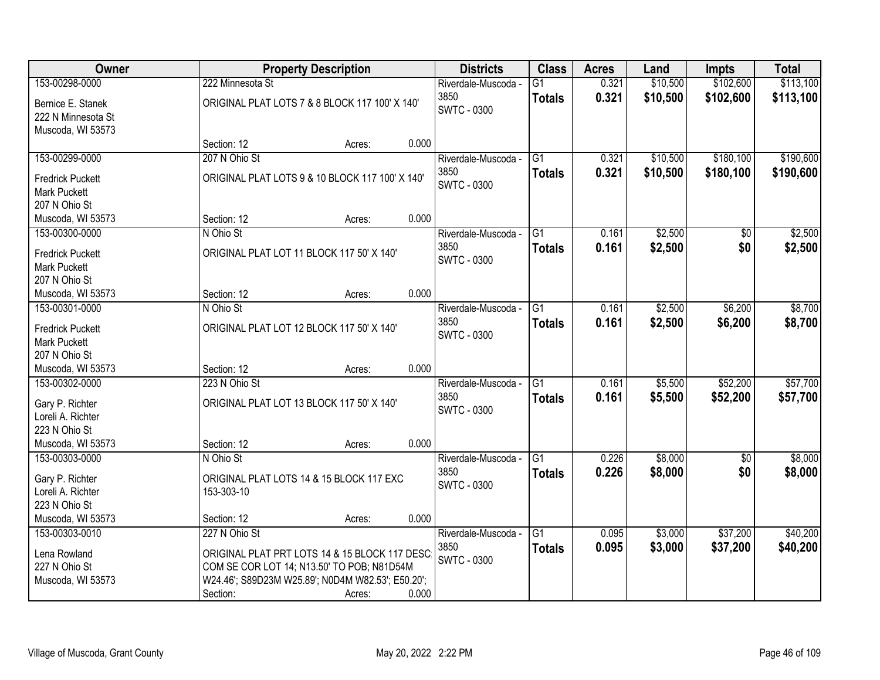| Owner | Property Description | Districts | Class | Acres | Land | Impts | Total |
|---|---|---|---|---|---|---|---|
| 153-00298-0000<br>Bernice E. Stanek<br>222 N Minnesota St<br>Muscoda, WI 53573 | 222 Minnesota St<br>ORIGINAL PLAT LOTS 7 & 8 BLOCK 117 100' X 140'<br>Section: 12 Acres: 0.000 | Riverdale-Muscoda - 3850<br>SWTC - 0300 | G1<br>**Totals** | 0.321<br>**0.321** | $10,500<br>**$10,500** | $102,600<br>**$102,600** | $113,100<br>**$113,100** |
| 153-00299-0000<br>Fredrick Puckett<br>Mark Puckett<br>207 N Ohio St<br>Muscoda, WI 53573 | 207 N Ohio St<br>ORIGINAL PLAT LOTS 9 & 10 BLOCK 117 100' X 140'<br>Section: 12 Acres: 0.000 | Riverdale-Muscoda - 3850<br>SWTC - 0300 | G1<br>**Totals** | 0.321<br>**0.321** | $10,500<br>**$10,500** | $180,100<br>**$180,100** | $190,600<br>**$190,600** |
| 153-00300-0000<br>Fredrick Puckett<br>Mark Puckett<br>207 N Ohio St<br>Muscoda, WI 53573 | N Ohio St<br>ORIGINAL PLAT LOT 11 BLOCK 117 50' X 140'<br>Section: 12 Acres: 0.000 | Riverdale-Muscoda - 3850<br>SWTC - 0300 | G1<br>**Totals** | 0.161<br>**0.161** | $2,500<br>**$2,500** | $0<br>**$0** | $2,500<br>**$2,500** |
| 153-00301-0000<br>Fredrick Puckett<br>Mark Puckett<br>207 N Ohio St<br>Muscoda, WI 53573 | N Ohio St<br>ORIGINAL PLAT LOT 12 BLOCK 117 50' X 140'<br>Section: 12 Acres: 0.000 | Riverdale-Muscoda - 3850<br>SWTC - 0300 | G1<br>**Totals** | 0.161<br>**0.161** | $2,500<br>**$2,500** | $6,200<br>**$6,200** | $8,700<br>**$8,700** |
| 153-00302-0000<br>Gary P. Richter<br>Loreli A. Richter<br>223 N Ohio St<br>Muscoda, WI 53573 | 223 N Ohio St<br>ORIGINAL PLAT LOT 13 BLOCK 117 50' X 140'<br>Section: 12 Acres: 0.000 | Riverdale-Muscoda - 3850<br>SWTC - 0300 | G1<br>**Totals** | 0.161<br>**0.161** | $5,500<br>**$5,500** | $52,200<br>**$52,200** | $57,700<br>**$57,700** |
| 153-00303-0000<br>Gary P. Richter<br>Loreli A. Richter<br>223 N Ohio St<br>Muscoda, WI 53573 | N Ohio St<br>ORIGINAL PLAT LOTS 14 & 15 BLOCK 117 EXC 153-303-10<br>Section: 12 Acres: 0.000 | Riverdale-Muscoda - 3850<br>SWTC - 0300 | G1<br>**Totals** | 0.226<br>**0.226** | $8,000<br>**$8,000** | $0<br>**$0** | $8,000<br>**$8,000** |
| 153-00303-0010<br>Lena Rowland<br>227 N Ohio St<br>Muscoda, WI 53573 | 227 N Ohio St<br>ORIGINAL PLAT PRT LOTS 14 & 15 BLOCK 117 DESC COM SE COR LOT 14; N13.50' TO POB; N81D54M W24.46'; S89D23M W25.89'; N0D4M W82.53'; E50.20';<br>Section: Acres: 0.000 | Riverdale-Muscoda - 3850<br>SWTC - 0300 | G1<br>**Totals** | 0.095<br>**0.095** | $3,000<br>**$3,000** | $37,200<br>**$37,200** | $40,200<br>**$40,200** |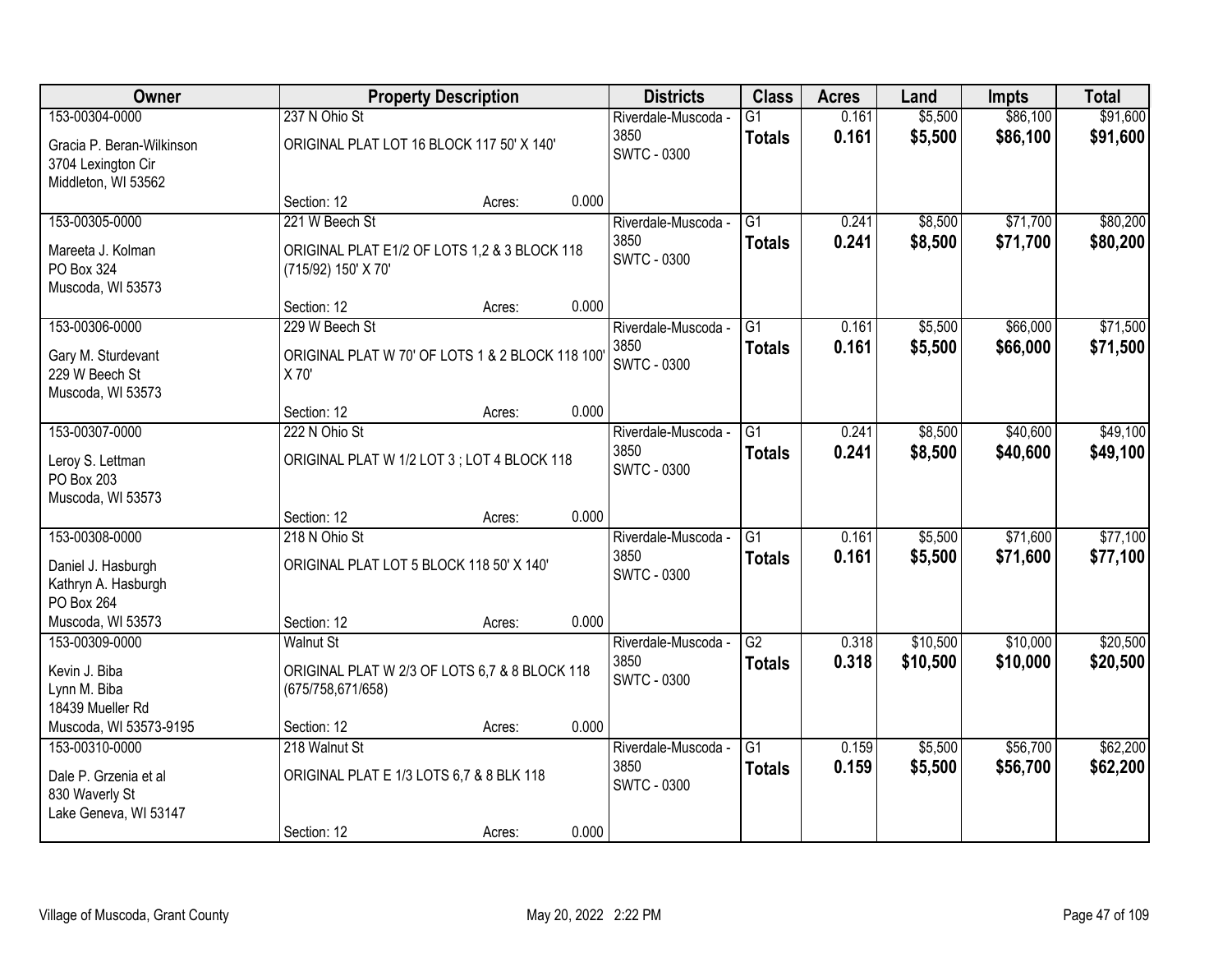| Owner | Property Description | Districts | Class | Acres | Land | Impts | Total |
|---|---|---|---|---|---|---|---|
| 153-00304-0000<br>Gracia P. Beran-Wilkinson<br>3704 Lexington Cir<br>Middleton, WI 53562 | 237 N Ohio St<br>ORIGINAL PLAT LOT 16 BLOCK 117 50' X 140'<br>Section: 12 Acres: 0.000 | Riverdale-Muscoda - 3850<br>SWTC - 0300 | G1<br>**Totals** | 0.161<br>**0.161** | $5,500<br>**$5,500** | $86,100<br>**$86,100** | $91,600<br>**$91,600** |
| 153-00305-0000<br>Mareeta J. Kolman<br>PO Box 324<br>Muscoda, WI 53573 | 221 W Beech St<br>ORIGINAL PLAT E1/2 OF LOTS 1,2 & 3 BLOCK 118 (715/92) 150' X 70'<br>Section: 12 Acres: 0.000 | Riverdale-Muscoda - 3850<br>SWTC - 0300 | G1<br>**Totals** | 0.241<br>**0.241** | $8,500<br>**$8,500** | $71,700<br>**$71,700** | $80,200<br>**$80,200** |
| 153-00306-0000<br>Gary M. Sturdevant<br>229 W Beech St<br>Muscoda, WI 53573 | 229 W Beech St<br>ORIGINAL PLAT W 70' OF LOTS 1 & 2 BLOCK 118 100' X 70'<br>Section: 12 Acres: 0.000 | Riverdale-Muscoda - 3850<br>SWTC - 0300 | G1<br>**Totals** | 0.161<br>**0.161** | $5,500<br>**$5,500** | $66,000<br>**$66,000** | $71,500<br>**$71,500** |
| 153-00307-0000<br>Leroy S. Lettman<br>PO Box 203<br>Muscoda, WI 53573 | 222 N Ohio St<br>ORIGINAL PLAT W 1/2 LOT 3 ; LOT 4 BLOCK 118<br>Section: 12 Acres: 0.000 | Riverdale-Muscoda - 3850<br>SWTC - 0300 | G1<br>**Totals** | 0.241<br>**0.241** | $8,500<br>**$8,500** | $40,600<br>**$40,600** | $49,100<br>**$49,100** |
| 153-00308-0000<br>Daniel J. Hasburgh<br>Kathryn A. Hasburgh<br>PO Box 264<br>Muscoda, WI 53573 | 218 N Ohio St<br>ORIGINAL PLAT LOT 5 BLOCK 118 50' X 140'<br>Section: 12 Acres: 0.000 | Riverdale-Muscoda - 3850<br>SWTC - 0300 | G1<br>**Totals** | 0.161<br>**0.161** | $5,500<br>**$5,500** | $71,600<br>**$71,600** | $77,100<br>**$77,100** |
| 153-00309-0000<br>Kevin J. Biba<br>Lynn M. Biba<br>18439 Mueller Rd<br>Muscoda, WI 53573-9195 | Walnut St<br>ORIGINAL PLAT W 2/3 OF LOTS 6,7 & 8 BLOCK 118 (675/758,671/658)<br>Section: 12 Acres: 0.000 | Riverdale-Muscoda - 3850<br>SWTC - 0300 | G2<br>**Totals** | 0.318<br>**0.318** | $10,500<br>**$10,500** | $10,000<br>**$10,000** | $20,500<br>**$20,500** |
| 153-00310-0000<br>Dale P. Grzenia et al<br>830 Waverly St<br>Lake Geneva, WI 53147 | 218 Walnut St<br>ORIGINAL PLAT E 1/3 LOTS 6,7 & 8 BLK 118<br>Section: 12 Acres: 0.000 | Riverdale-Muscoda - 3850<br>SWTC - 0300 | G1<br>**Totals** | 0.159<br>**0.159** | $5,500<br>**$5,500** | $56,700<br>**$56,700** | $62,200<br>**$62,200** |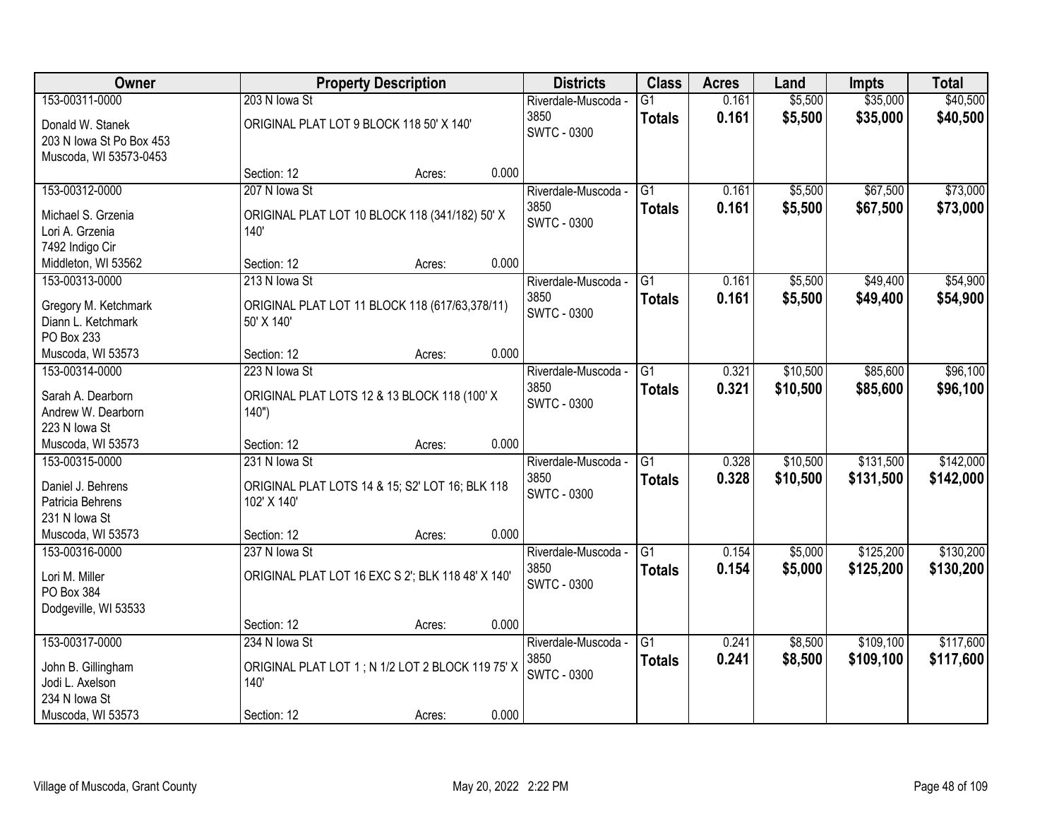| Owner | Property Description | Districts | Class | Acres | Land | Impts | Total |
|---|---|---|---|---|---|---|---|
| 153-00311-0000<br>Donald W. Stanek<br>203 N Iowa St Po Box 453<br>Muscoda, WI 53573-0453 | 203 N Iowa St<br>ORIGINAL PLAT LOT 9 BLOCK 118 50' X 140'<br>Section: 12 Acres: 0.000 | Riverdale-Muscoda - 3850<br>SWTC - 0300 | G1<br>**Totals** | 0.161<br>**0.161** | $5,500<br>**$5,500** | $35,000<br>**$35,000** | $40,500<br>**$40,500** |
| 153-00312-0000<br>Michael S. Grzenia<br>Lori A. Grzenia<br>7492 Indigo Cir<br>Middleton, WI 53562 | 207 N Iowa St<br>ORIGINAL PLAT LOT 10 BLOCK 118 (341/182) 50' X 140'<br>Section: 12 Acres: 0.000 | Riverdale-Muscoda - 3850<br>SWTC - 0300 | G1<br>**Totals** | 0.161<br>**0.161** | $5,500<br>**$5,500** | $67,500<br>**$67,500** | $73,000<br>**$73,000** |
| 153-00313-0000<br>Gregory M. Ketchmark<br>Diann L. Ketchmark<br>PO Box 233<br>Muscoda, WI 53573 | 213 N Iowa St<br>ORIGINAL PLAT LOT 11 BLOCK 118 (617/63,378/11) 50' X 140'<br>Section: 12 Acres: 0.000 | Riverdale-Muscoda - 3850<br>SWTC - 0300 | G1<br>**Totals** | 0.161<br>**0.161** | $5,500<br>**$5,500** | $49,400<br>**$49,400** | $54,900<br>**$54,900** |
| 153-00314-0000<br>Sarah A. Dearborn<br>Andrew W. Dearborn<br>223 N Iowa St<br>Muscoda, WI 53573 | 223 N Iowa St<br>ORIGINAL PLAT LOTS 12 & 13 BLOCK 118 (100' X 140")<br>Section: 12 Acres: 0.000 | Riverdale-Muscoda - 3850<br>SWTC - 0300 | G1<br>**Totals** | 0.321<br>**0.321** | $10,500<br>**$10,500** | $85,600<br>**$85,600** | $96,100<br>**$96,100** |
| 153-00315-0000<br>Daniel J. Behrens<br>Patricia Behrens<br>231 N Iowa St<br>Muscoda, WI 53573 | 231 N Iowa St<br>ORIGINAL PLAT LOTS 14 & 15; S2' LOT 16; BLK 118 102' X 140'<br>Section: 12 Acres: 0.000 | Riverdale-Muscoda - 3850<br>SWTC - 0300 | G1<br>**Totals** | 0.328<br>**0.328** | $10,500<br>**$10,500** | $131,500<br>**$131,500** | $142,000<br>**$142,000** |
| 153-00316-0000<br>Lori M. Miller<br>PO Box 384<br>Dodgeville, WI 53533 | 237 N Iowa St<br>ORIGINAL PLAT LOT 16 EXC S 2'; BLK 118 48' X 140'<br>Section: 12 Acres: 0.000 | Riverdale-Muscoda - 3850<br>SWTC - 0300 | G1<br>**Totals** | 0.154<br>**0.154** | $5,000<br>**$5,000** | $125,200<br>**$125,200** | $130,200<br>**$130,200** |
| 153-00317-0000<br>John B. Gillingham<br>Jodi L. Axelson<br>234 N Iowa St<br>Muscoda, WI 53573 | 234 N Iowa St<br>ORIGINAL PLAT LOT 1 ; N 1/2 LOT 2 BLOCK 119 75' X 140'<br>Section: 12 Acres: 0.000 | Riverdale-Muscoda - 3850<br>SWTC - 0300 | G1<br>**Totals** | 0.241<br>**0.241** | $8,500<br>**$8,500** | $109,100<br>**$109,100** | $117,600<br>**$117,600** |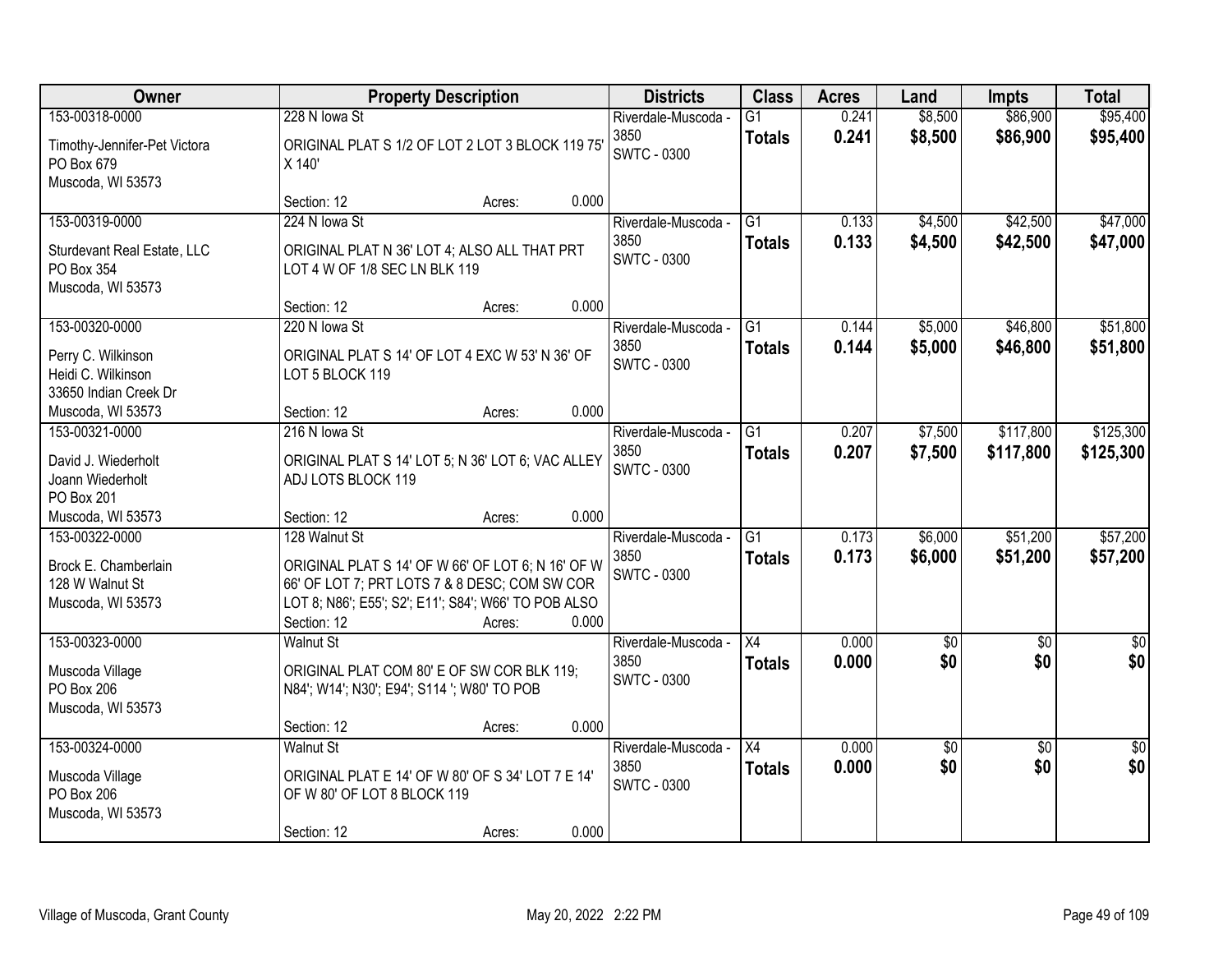| Owner | Property Description | Districts | Class | Acres | Land | Impts | Total |
|---|---|---|---|---|---|---|---|
| 153-00318-0000<br>Timothy-Jennifer-Pet Victora<br>PO Box 679<br>Muscoda, WI 53573 | 228 N Iowa St<br>ORIGINAL PLAT S 1/2 OF LOT 2 LOT 3 BLOCK 119 75' X 140'<br>Section: 12 Acres: 0.000 | Riverdale-Muscoda - 3850<br>SWTC - 0300 | G1<br>**Totals** | 0.241<br>**0.241** | $8,500<br>**$8,500** | $86,900<br>**$86,900** | $95,400<br>**$95,400** |
| 153-00319-0000<br>Sturdevant Real Estate, LLC<br>PO Box 354<br>Muscoda, WI 53573 | 224 N Iowa St<br>ORIGINAL PLAT N 36' LOT 4; ALSO ALL THAT PRT LOT 4 W OF 1/8 SEC LN BLK 119<br>Section: 12 Acres: 0.000 | Riverdale-Muscoda - 3850<br>SWTC - 0300 | G1<br>**Totals** | 0.133<br>**0.133** | $4,500<br>**$4,500** | $42,500<br>**$42,500** | $47,000<br>**$47,000** |
| 153-00320-0000<br>Perry C. Wilkinson<br>Heidi C. Wilkinson<br>33650 Indian Creek Dr<br>Muscoda, WI 53573 | 220 N Iowa St<br>ORIGINAL PLAT S 14' OF LOT 4 EXC W 53' N 36' OF LOT 5 BLOCK 119<br>Section: 12 Acres: 0.000 | Riverdale-Muscoda - 3850<br>SWTC - 0300 | G1<br>**Totals** | 0.144<br>**0.144** | $5,000<br>**$5,000** | $46,800<br>**$46,800** | $51,800<br>**$51,800** |
| 153-00321-0000<br>David J. Wiederholt<br>Joann Wiederholt<br>PO Box 201<br>Muscoda, WI 53573 | 216 N Iowa St<br>ORIGINAL PLAT S 14' LOT 5; N 36' LOT 6; VAC ALLEY ADJ LOTS BLOCK 119<br>Section: 12 Acres: 0.000 | Riverdale-Muscoda - 3850<br>SWTC - 0300 | G1<br>**Totals** | 0.207<br>**0.207** | $7,500<br>**$7,500** | $117,800<br>**$117,800** | $125,300<br>**$125,300** |
| 153-00322-0000<br>Brock E. Chamberlain<br>128 W Walnut St<br>Muscoda, WI 53573 | 128 Walnut St<br>ORIGINAL PLAT S 14' OF W 66' OF LOT 6; N 16' OF W 66' OF LOT 7; PRT LOTS 7 & 8 DESC; COM SW COR LOT 8; N86'; E55'; S2'; E11'; S84'; W66' TO POB ALSO<br>Section: 12 Acres: 0.000 | Riverdale-Muscoda - 3850<br>SWTC - 0300 | G1<br>**Totals** | 0.173<br>**0.173** | $6,000<br>**$6,000** | $51,200<br>**$51,200** | $57,200<br>**$57,200** |
| 153-00323-0000<br>Muscoda Village<br>PO Box 206<br>Muscoda, WI 53573 | Walnut St<br>ORIGINAL PLAT COM 80' E OF SW COR BLK 119; N84'; W14'; N30'; E94'; S114 '; W80' TO POB<br>Section: 12 Acres: 0.000 | Riverdale-Muscoda - 3850<br>SWTC - 0300 | X4<br>**Totals** | 0.000<br>**0.000** | $0<br>**$0** | $0<br>**$0** | $0<br>**$0** |
| 153-00324-0000<br>Muscoda Village<br>PO Box 206<br>Muscoda, WI 53573 | Walnut St<br>ORIGINAL PLAT E 14' OF W 80' OF S 34' LOT 7 E 14' OF W 80' OF LOT 8 BLOCK 119<br>Section: 12 Acres: 0.000 | Riverdale-Muscoda - 3850<br>SWTC - 0300 | X4<br>**Totals** | 0.000<br>**0.000** | $0<br>**$0** | $0<br>**$0** | $0<br>**$0** |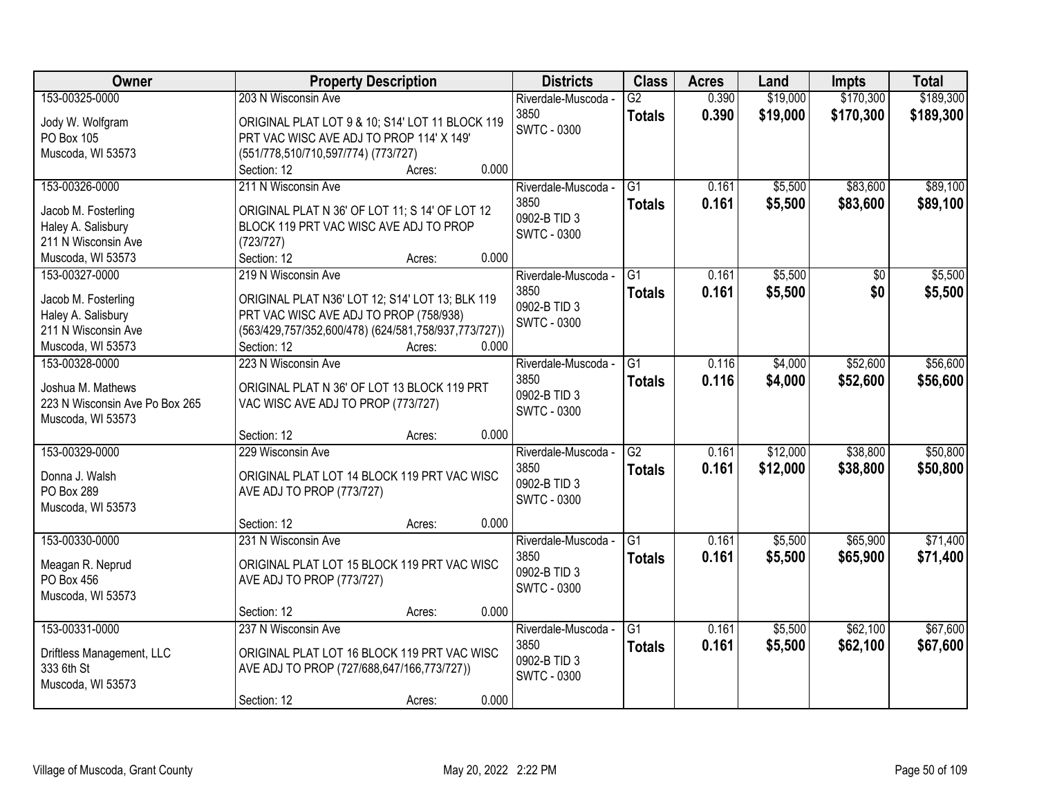| Owner | Property Description | Districts | Class | Acres | Land | Impts | Total |
|---|---|---|---|---|---|---|---|
| 153-00325-0000<br><br>Jody W. Wolfgram<br>PO Box 105<br>Muscoda, WI 53573 | 203 N Wisconsin Ave<br><br>ORIGINAL PLAT LOT 9 & 10; S14' LOT 11 BLOCK 119 PRT VAC WISC AVE ADJ TO PROP 114' X 149' (551/778,510/710,597/774) (773/727)<br>Section: 12 Acres: 0.000 | Riverdale-Muscoda - 3850<br>SWTC - 0300 | G2<br>**Totals** | 0.390<br>**0.390** | $19,000<br>**$19,000** | $170,300<br>**$170,300** | $189,300<br>**$189,300** |
| 153-00326-0000<br><br>Jacob M. Fosterling<br>Haley A. Salisbury<br>211 N Wisconsin Ave<br>Muscoda, WI 53573 | 211 N Wisconsin Ave<br><br>ORIGINAL PLAT N 36' OF LOT 11; S 14' OF LOT 12 BLOCK 119 PRT VAC WISC AVE ADJ TO PROP (723/727)<br>Section: 12 Acres: 0.000 | Riverdale-Muscoda - 3850<br>0902-B TID 3<br>SWTC - 0300 | G1<br>**Totals** | 0.161<br>**0.161** | $5,500<br>**$5,500** | $83,600<br>**$83,600** | $89,100<br>**$89,100** |
| 153-00327-0000<br><br>Jacob M. Fosterling<br>Haley A. Salisbury<br>211 N Wisconsin Ave<br>Muscoda, WI 53573 | 219 N Wisconsin Ave<br><br>ORIGINAL PLAT N36' LOT 12; S14' LOT 13; BLK 119 PRT VAC WISC AVE ADJ TO PROP (758/938) (563/429,757/352,600/478) (624/581,758/937,773/727))<br>Section: 12 Acres: 0.000 | Riverdale-Muscoda - 3850<br>0902-B TID 3<br>SWTC - 0300 | G1<br>**Totals** | 0.161<br>**0.161** | $5,500<br>**$5,500** | $0<br>**$0** | $5,500<br>**$5,500** |
| 153-00328-0000<br><br>Joshua M. Mathews<br>223 N Wisconsin Ave Po Box 265<br>Muscoda, WI 53573 | 223 N Wisconsin Ave<br><br>ORIGINAL PLAT N 36' OF LOT 13 BLOCK 119 PRT VAC WISC AVE ADJ TO PROP (773/727)<br>Section: 12 Acres: 0.000 | Riverdale-Muscoda - 3850<br>0902-B TID 3<br>SWTC - 0300 | G1<br>**Totals** | 0.116<br>**0.116** | $4,000<br>**$4,000** | $52,600<br>**$52,600** | $56,600<br>**$56,600** |
| 153-00329-0000<br><br>Donna J. Walsh<br>PO Box 289<br>Muscoda, WI 53573 | 229 Wisconsin Ave<br><br>ORIGINAL PLAT LOT 14 BLOCK 119 PRT VAC WISC AVE ADJ TO PROP (773/727)<br>Section: 12 Acres: 0.000 | Riverdale-Muscoda - 3850<br>0902-B TID 3<br>SWTC - 0300 | G2<br>**Totals** | 0.161<br>**0.161** | $12,000<br>**$12,000** | $38,800<br>**$38,800** | $50,800<br>**$50,800** |
| 153-00330-0000<br><br>Meagan R. Neprud<br>PO Box 456<br>Muscoda, WI 53573 | 231 N Wisconsin Ave<br><br>ORIGINAL PLAT LOT 15 BLOCK 119 PRT VAC WISC AVE ADJ TO PROP (773/727)<br>Section: 12 Acres: 0.000 | Riverdale-Muscoda - 3850<br>0902-B TID 3<br>SWTC - 0300 | G1<br>**Totals** | 0.161<br>**0.161** | $5,500<br>**$5,500** | $65,900<br>**$65,900** | $71,400<br>**$71,400** |
| 153-00331-0000<br><br>Driftless Management, LLC<br>333 6th St<br>Muscoda, WI 53573 | 237 N Wisconsin Ave<br><br>ORIGINAL PLAT LOT 16 BLOCK 119 PRT VAC WISC AVE ADJ TO PROP (727/688,647/166,773/727))<br>Section: 12 Acres: 0.000 | Riverdale-Muscoda - 3850<br>0902-B TID 3<br>SWTC - 0300 | G1<br>**Totals** | 0.161<br>**0.161** | $5,500<br>**$5,500** | $62,100<br>**$62,100** | $67,600<br>**$67,600** |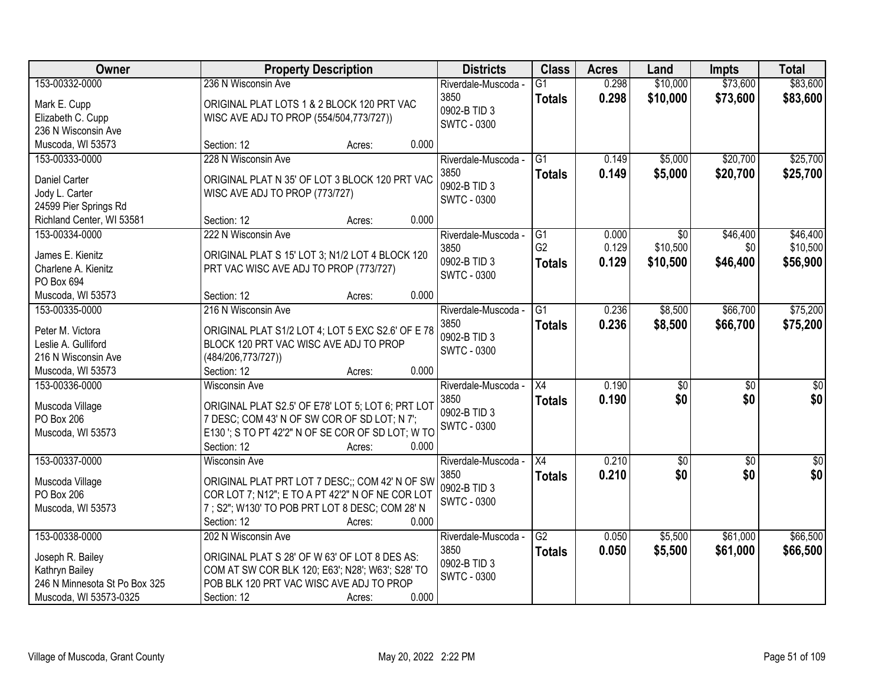| Owner | Property Description | Districts | Class | Acres | Land | Impts | Total |
|---|---|---|---|---|---|---|---|
| 153-00332-0000<br>Mark E. Cupp<br>Elizabeth C. Cupp<br>236 N Wisconsin Ave<br>Muscoda, WI 53573 | 236 N Wisconsin Ave<br>ORIGINAL PLAT LOTS 1 & 2 BLOCK 120 PRT VAC WISC AVE ADJ TO PROP (554/504,773/727))<br>Section: 12 Acres: 0.000 | Riverdale-Muscoda - 3850<br>0902-B TID 3<br>SWTC - 0300 | G1<br>**Totals** | 0.298<br>**0.298** | $10,000<br>**$10,000** | $73,600<br>**$73,600** | $83,600<br>**$83,600** |
| 153-00333-0000<br>Daniel Carter<br>Jody L. Carter<br>24599 Pier Springs Rd<br>Richland Center, WI 53581 | 228 N Wisconsin Ave<br>ORIGINAL PLAT N 35' OF LOT 3 BLOCK 120 PRT VAC WISC AVE ADJ TO PROP (773/727)<br>Section: 12 Acres: 0.000 | Riverdale-Muscoda - 3850<br>0902-B TID 3<br>SWTC - 0300 | G1<br>**Totals** | 0.149<br>**0.149** | $5,000<br>**$5,000** | $20,700<br>**$20,700** | $25,700<br>**$25,700** |
| 153-00334-0000<br>James E. Kienitz<br>Charlene A. Kienitz<br>PO Box 694<br>Muscoda, WI 53573 | 222 N Wisconsin Ave<br>ORIGINAL PLAT S 15' LOT 3; N1/2 LOT 4 BLOCK 120 PRT VAC WISC AVE ADJ TO PROP (773/727)<br>Section: 12 Acres: 0.000 | Riverdale-Muscoda - 3850<br>0902-B TID 3<br>SWTC - 0300 | G1<br>G2<br>**Totals** | 0.000<br>0.129<br>**0.129** | $0<br>$10,500<br>**$10,500** | $46,400<br>$0<br>**$46,400** | $46,400<br>$10,500<br>**$56,900** |
| 153-00335-0000<br>Peter M. Victora<br>Leslie A. Gulliford<br>216 N Wisconsin Ave<br>Muscoda, WI 53573 | 216 N Wisconsin Ave<br>ORIGINAL PLAT S1/2 LOT 4; LOT 5 EXC S2.6' OF E 78 BLOCK 120 PRT VAC WISC AVE ADJ TO PROP (484/206,773/727))<br>Section: 12 Acres: 0.000 | Riverdale-Muscoda - 3850<br>0902-B TID 3<br>SWTC - 0300 | G1<br>**Totals** | 0.236<br>**0.236** | $8,500<br>**$8,500** | $66,700<br>**$66,700** | $75,200<br>**$75,200** |
| 153-00336-0000<br>Muscoda Village<br>PO Box 206<br>Muscoda, WI 53573 | Wisconsin Ave<br>ORIGINAL PLAT S2.5' OF E78' LOT 5; LOT 6; PRT LOT 7 DESC; COM 43' N OF SW COR OF SD LOT; N 7'; E130 '; S TO PT 42'2" N OF SE COR OF SD LOT; W TO<br>Section: 12 Acres: 0.000 | Riverdale-Muscoda - 3850<br>0902-B TID 3<br>SWTC - 0300 | X4<br>**Totals** | 0.190<br>**0.190** | $0<br>**$0** | $0<br>**$0** | $0<br>**$0** |
| 153-00337-0000<br>Muscoda Village<br>PO Box 206<br>Muscoda, WI 53573 | Wisconsin Ave<br>ORIGINAL PLAT PRT LOT 7 DESC;; COM 42' N OF SW COR LOT 7; N12"; E TO A PT 42'2" N OF NE COR LOT 7 ; S2"; W130' TO POB PRT LOT 8 DESC; COM 28' N<br>Section: 12 Acres: 0.000 | Riverdale-Muscoda - 3850<br>0902-B TID 3<br>SWTC - 0300 | X4<br>**Totals** | 0.210<br>**0.210** | $0<br>**$0** | $0<br>**$0** | $0<br>**$0** |
| 153-00338-0000<br>Joseph R. Bailey<br>Kathryn Bailey<br>246 N Minnesota St Po Box 325<br>Muscoda, WI 53573-0325 | 202 N Wisconsin Ave<br>ORIGINAL PLAT S 28' OF W 63' OF LOT 8 DES AS: COM AT SW COR BLK 120; E63'; N28'; W63'; S28' TO POB BLK 120 PRT VAC WISC AVE ADJ TO PROP<br>Section: 12 Acres: 0.000 | Riverdale-Muscoda - 3850<br>0902-B TID 3<br>SWTC - 0300 | G2<br>**Totals** | 0.050<br>**0.050** | $5,500<br>**$5,500** | $61,000<br>**$61,000** | $66,500<br>**$66,500** |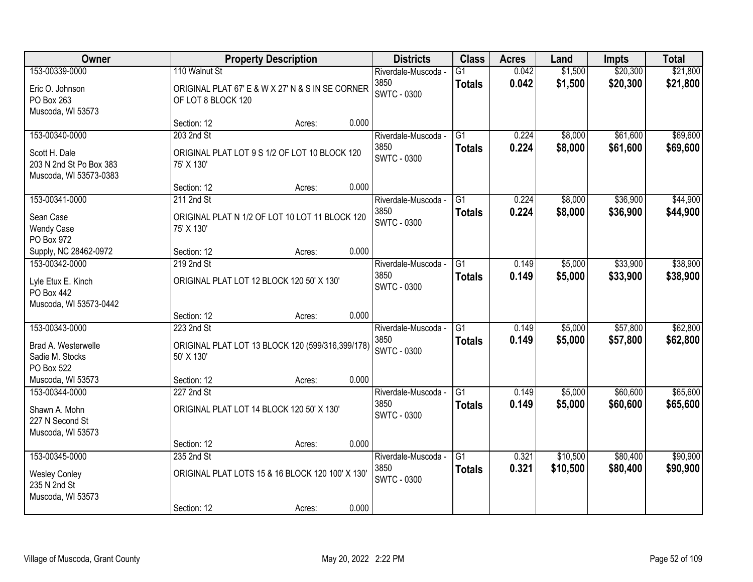| Owner | Property Description | Districts | Class | Acres | Land | Impts | Total |
|---|---|---|---|---|---|---|---|
| 153-00339-0000<br>Eric O. Johnson<br>PO Box 263<br>Muscoda, WI 53573 | 110 Walnut St<br>ORIGINAL PLAT 67' E & W X 27' N & S IN SE CORNER OF LOT 8 BLOCK 120<br>Section: 12 Acres: 0.000 | Riverdale-Muscoda - 3850<br>SWTC - 0300 | G1<br>**Totals** | 0.042<br>**0.042** | $1,500<br>**$1,500** | $20,300<br>**$20,300** | $21,800<br>**$21,800** |
| 153-00340-0000<br>Scott H. Dale<br>203 N 2nd St Po Box 383<br>Muscoda, WI 53573-0383 | 203 2nd St<br>ORIGINAL PLAT LOT 9 S 1/2 OF LOT 10 BLOCK 120 75' X 130'<br>Section: 12 Acres: 0.000 | Riverdale-Muscoda - 3850<br>SWTC - 0300 | G1<br>**Totals** | 0.224<br>**0.224** | $8,000<br>**$8,000** | $61,600<br>**$61,600** | $69,600<br>**$69,600** |
| 153-00341-0000<br>Sean Case<br>Wendy Case<br>PO Box 972<br>Supply, NC 28462-0972 | 211 2nd St<br>ORIGINAL PLAT N 1/2 OF LOT 10 LOT 11 BLOCK 120 75' X 130'<br>Section: 12 Acres: 0.000 | Riverdale-Muscoda - 3850<br>SWTC - 0300 | G1<br>**Totals** | 0.224<br>**0.224** | $8,000<br>**$8,000** | $36,900<br>**$36,900** | $44,900<br>**$44,900** |
| 153-00342-0000<br>Lyle Etux E. Kinch<br>PO Box 442<br>Muscoda, WI 53573-0442 | 219 2nd St<br>ORIGINAL PLAT LOT 12 BLOCK 120 50' X 130'<br>Section: 12 Acres: 0.000 | Riverdale-Muscoda - 3850<br>SWTC - 0300 | G1<br>**Totals** | 0.149<br>**0.149** | $5,000<br>**$5,000** | $33,900<br>**$33,900** | $38,900<br>**$38,900** |
| 153-00343-0000<br>Brad A. Westerwelle<br>Sadie M. Stocks<br>PO Box 522<br>Muscoda, WI 53573 | 223 2nd St<br>ORIGINAL PLAT LOT 13 BLOCK 120 (599/316,399/178) 50' X 130'<br>Section: 12 Acres: 0.000 | Riverdale-Muscoda - 3850<br>SWTC - 0300 | G1<br>**Totals** | 0.149<br>**0.149** | $5,000<br>**$5,000** | $57,800<br>**$57,800** | $62,800<br>**$62,800** |
| 153-00344-0000<br>Shawn A. Mohn<br>227 N Second St<br>Muscoda, WI 53573 | 227 2nd St<br>ORIGINAL PLAT LOT 14 BLOCK 120 50' X 130'<br>Section: 12 Acres: 0.000 | Riverdale-Muscoda - 3850<br>SWTC - 0300 | G1<br>**Totals** | 0.149<br>**0.149** | $5,000<br>**$5,000** | $60,600<br>**$60,600** | $65,600<br>**$65,600** |
| 153-00345-0000<br>Wesley Conley<br>235 N 2nd St<br>Muscoda, WI 53573 | 235 2nd St<br>ORIGINAL PLAT LOTS 15 & 16 BLOCK 120 100' X 130'<br>Section: 12 Acres: 0.000 | Riverdale-Muscoda - 3850<br>SWTC - 0300 | G1<br>**Totals** | 0.321<br>**0.321** | $10,500<br>**$10,500** | $80,400<br>**$80,400** | $90,900<br>**$90,900** |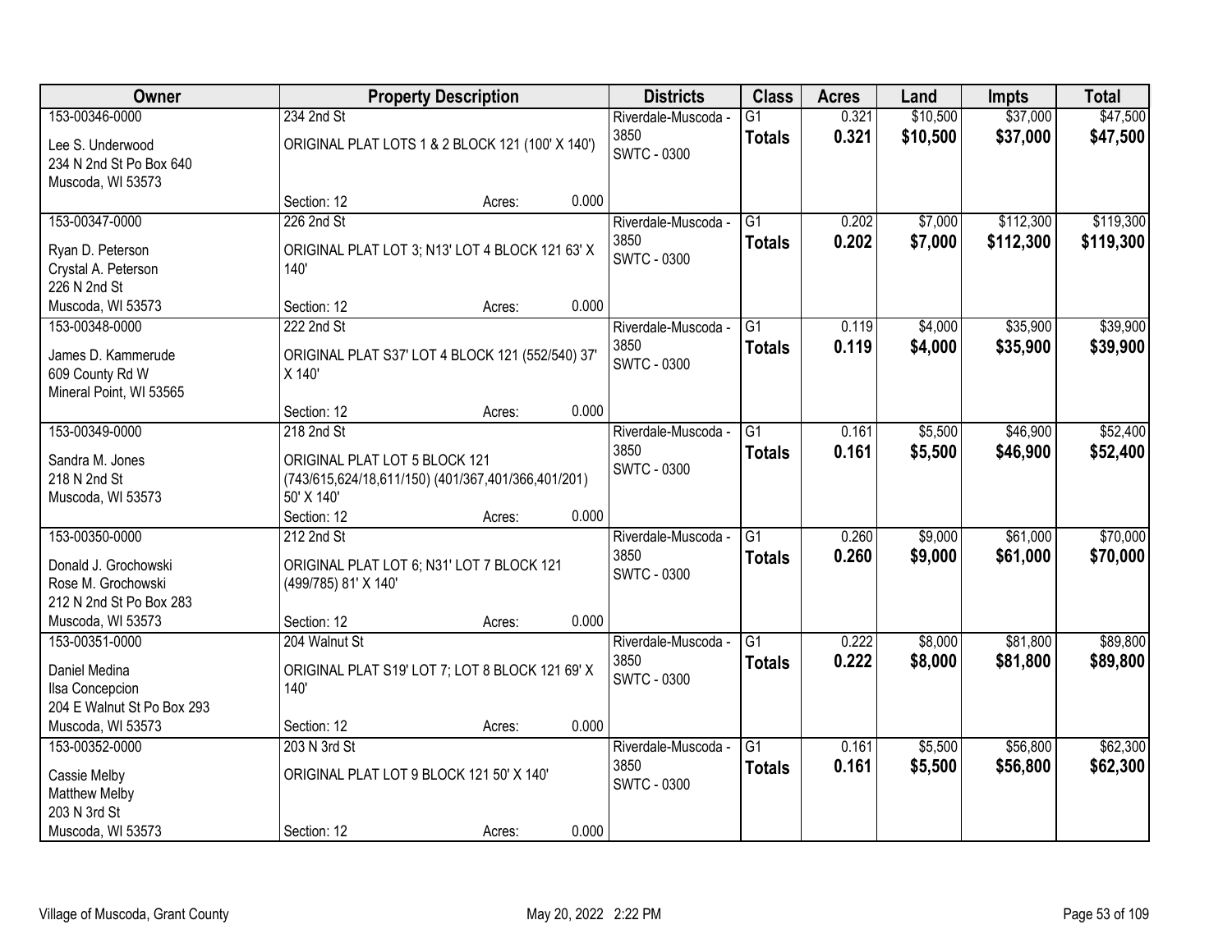| Owner | Property Description | Districts | Class | Acres | Land | Impts | Total |
|---|---|---|---|---|---|---|---|
| 153-00346-0000<br>Lee S. Underwood<br>234 N 2nd St Po Box 640<br>Muscoda, WI 53573 | 234 2nd St<br>ORIGINAL PLAT LOTS 1 & 2 BLOCK 121 (100' X 140')<br>Section: 12 Acres: 0.000 | Riverdale-Muscoda - 3850<br>SWTC - 0300 | G1<br>**Totals** | 0.321<br>**0.321** | $10,500<br>**$10,500** | $37,000<br>**$37,000** | $47,500<br>**$47,500** |
| 153-00347-0000<br>Ryan D. Peterson<br>Crystal A. Peterson<br>226 N 2nd St<br>Muscoda, WI 53573 | 226 2nd St<br>ORIGINAL PLAT LOT 3; N13' LOT 4 BLOCK 121 63' X 140'<br>Section: 12 Acres: 0.000 | Riverdale-Muscoda - 3850<br>SWTC - 0300 | G1<br>**Totals** | 0.202<br>**0.202** | $7,000<br>**$7,000** | $112,300<br>**$112,300** | $119,300<br>**$119,300** |
| 153-00348-0000<br>James D. Kammerude<br>609 County Rd W<br>Mineral Point, WI 53565 | 222 2nd St<br>ORIGINAL PLAT S37' LOT 4 BLOCK 121 (552/540) 37' X 140'<br>Section: 12 Acres: 0.000 | Riverdale-Muscoda - 3850<br>SWTC - 0300 | G1<br>**Totals** | 0.119<br>**0.119** | $4,000<br>**$4,000** | $35,900<br>**$35,900** | $39,900<br>**$39,900** |
| 153-00349-0000<br>Sandra M. Jones<br>218 N 2nd St<br>Muscoda, WI 53573 | 218 2nd St<br>ORIGINAL PLAT LOT 5 BLOCK 121 (743/615,624/18,611/150) (401/367,401/366,401/201) 50' X 140'<br>Section: 12 Acres: 0.000 | Riverdale-Muscoda - 3850<br>SWTC - 0300 | G1<br>**Totals** | 0.161<br>**0.161** | $5,500<br>**$5,500** | $46,900<br>**$46,900** | $52,400<br>**$52,400** |
| 153-00350-0000<br>Donald J. Grochowski<br>Rose M. Grochowski<br>212 N 2nd St Po Box 283<br>Muscoda, WI 53573 | 212 2nd St<br>ORIGINAL PLAT LOT 6; N31' LOT 7 BLOCK 121 (499/785) 81' X 140'<br>Section: 12 Acres: 0.000 | Riverdale-Muscoda - 3850<br>SWTC - 0300 | G1<br>**Totals** | 0.260<br>**0.260** | $9,000<br>**$9,000** | $61,000<br>**$61,000** | $70,000<br>**$70,000** |
| 153-00351-0000<br>Daniel Medina<br>Ilsa Concepcion<br>204 E Walnut St Po Box 293<br>Muscoda, WI 53573 | 204 Walnut St<br>ORIGINAL PLAT S19' LOT 7; LOT 8 BLOCK 121 69' X 140'<br>Section: 12 Acres: 0.000 | Riverdale-Muscoda - 3850<br>SWTC - 0300 | G1<br>**Totals** | 0.222<br>**0.222** | $8,000<br>**$8,000** | $81,800<br>**$81,800** | $89,800<br>**$89,800** |
| 153-00352-0000<br>Cassie Melby<br>Matthew Melby<br>203 N 3rd St<br>Muscoda, WI 53573 | 203 N 3rd St<br>ORIGINAL PLAT LOT 9 BLOCK 121 50' X 140'<br>Section: 12 Acres: 0.000 | Riverdale-Muscoda - 3850<br>SWTC - 0300 | G1<br>**Totals** | 0.161<br>**0.161** | $5,500<br>**$5,500** | $56,800<br>**$56,800** | $62,300<br>**$62,300** |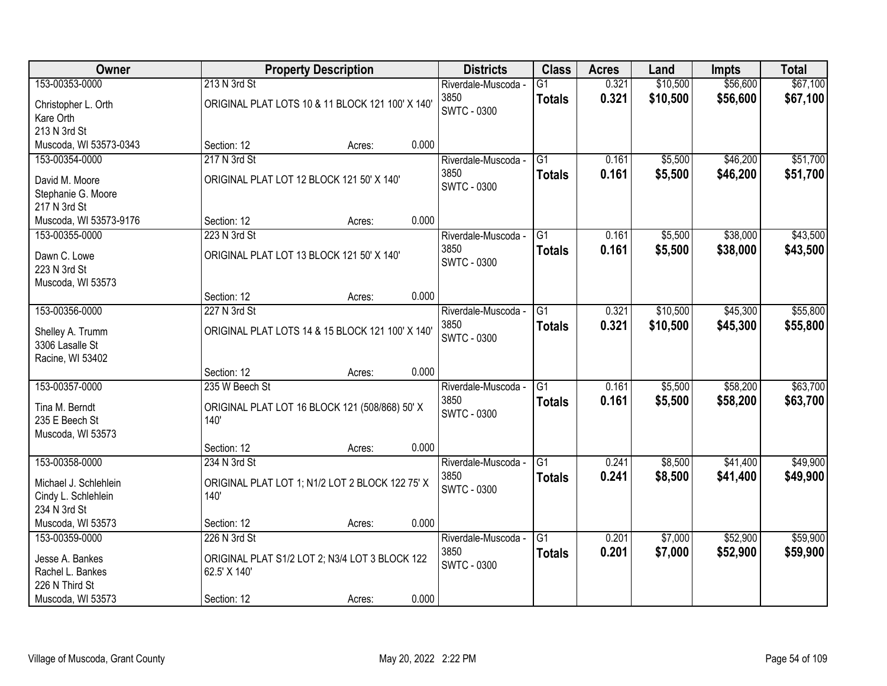| Owner | Property Description | Districts | Class | Acres | Land | Impts | Total |
|---|---|---|---|---|---|---|---|
| 153-00353-0000<br>Christopher L. Orth<br>Kare Orth<br>213 N 3rd St<br>Muscoda, WI 53573-0343 | 213 N 3rd St<br>ORIGINAL PLAT LOTS 10 & 11 BLOCK 121 100' X 140'<br>Section: 12 Acres: 0.000 | Riverdale-Muscoda - 3850<br>SWTC - 0300 | G1<br>**Totals** | 0.321<br>**0.321** | $10,500<br>**$10,500** | $56,600<br>**$56,600** | $67,100<br>**$67,100** |
| 153-00354-0000<br>David M. Moore<br>Stephanie G. Moore<br>217 N 3rd St<br>Muscoda, WI 53573-9176 | 217 N 3rd St<br>ORIGINAL PLAT LOT 12 BLOCK 121 50' X 140'<br>Section: 12 Acres: 0.000 | Riverdale-Muscoda - 3850<br>SWTC - 0300 | G1<br>**Totals** | 0.161<br>**0.161** | $5,500<br>**$5,500** | $46,200<br>**$46,200** | $51,700<br>**$51,700** |
| 153-00355-0000<br>Dawn C. Lowe<br>223 N 3rd St<br>Muscoda, WI 53573 | 223 N 3rd St<br>ORIGINAL PLAT LOT 13 BLOCK 121 50' X 140'<br>Section: 12 Acres: 0.000 | Riverdale-Muscoda - 3850<br>SWTC - 0300 | G1<br>**Totals** | 0.161<br>**0.161** | $5,500<br>**$5,500** | $38,000<br>**$38,000** | $43,500<br>**$43,500** |
| 153-00356-0000<br>Shelley A. Trumm<br>3306 Lasalle St<br>Racine, WI 53402 | 227 N 3rd St<br>ORIGINAL PLAT LOTS 14 & 15 BLOCK 121 100' X 140'<br>Section: 12 Acres: 0.000 | Riverdale-Muscoda - 3850<br>SWTC - 0300 | G1<br>**Totals** | 0.321<br>**0.321** | $10,500<br>**$10,500** | $45,300<br>**$45,300** | $55,800<br>**$55,800** |
| 153-00357-0000<br>Tina M. Berndt<br>235 E Beech St<br>Muscoda, WI 53573 | 235 W Beech St<br>ORIGINAL PLAT LOT 16 BLOCK 121 (508/868) 50' X 140'<br>Section: 12 Acres: 0.000 | Riverdale-Muscoda - 3850<br>SWTC - 0300 | G1<br>**Totals** | 0.161<br>**0.161** | $5,500<br>**$5,500** | $58,200<br>**$58,200** | $63,700<br>**$63,700** |
| 153-00358-0000<br>Michael J. Schlehlein<br>Cindy L. Schlehlein<br>234 N 3rd St<br>Muscoda, WI 53573 | 234 N 3rd St<br>ORIGINAL PLAT LOT 1; N1/2 LOT 2 BLOCK 122 75' X 140'<br>Section: 12 Acres: 0.000 | Riverdale-Muscoda - 3850<br>SWTC - 0300 | G1<br>**Totals** | 0.241<br>**0.241** | $8,500<br>**$8,500** | $41,400<br>**$41,400** | $49,900<br>**$49,900** |
| 153-00359-0000<br>Jesse A. Bankes<br>Rachel L. Bankes<br>226 N Third St<br>Muscoda, WI 53573 | 226 N 3rd St<br>ORIGINAL PLAT S1/2 LOT 2; N3/4 LOT 3 BLOCK 122 62.5' X 140'<br>Section: 12 Acres: 0.000 | Riverdale-Muscoda - 3850<br>SWTC - 0300 | G1<br>**Totals** | 0.201<br>**0.201** | $7,000<br>**$7,000** | $52,900<br>**$52,900** | $59,900<br>**$59,900** |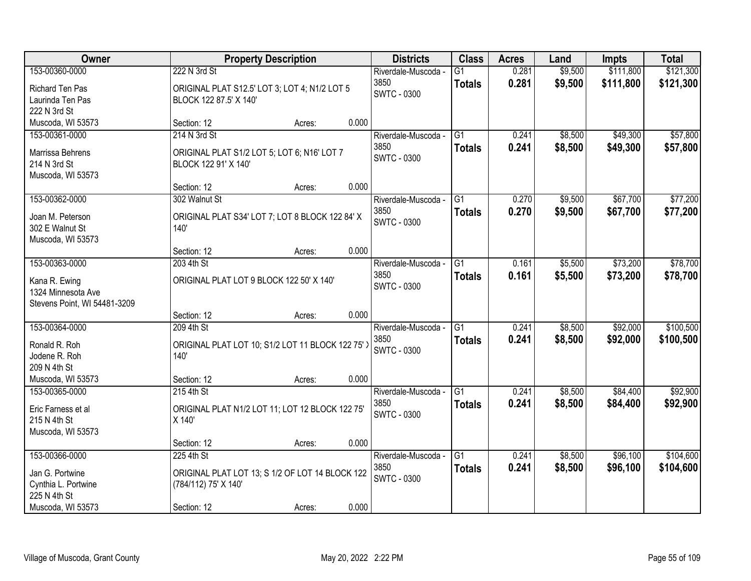| Owner | Property Description | Districts | Class | Acres | Land | Impts | Total |
|---|---|---|---|---|---|---|---|
| 153-00360-0000<br>Richard Ten Pas<br>Laurinda Ten Pas<br>222 N 3rd St<br>Muscoda, WI 53573 | 222 N 3rd St<br>ORIGINAL PLAT S12.5' LOT 3; LOT 4; N1/2 LOT 5 BLOCK 122 87.5' X 140'<br>Section: 12 Acres: 0.000 | Riverdale-Muscoda - 3850<br>SWTC - 0300 | G1<br>**Totals** | 0.281<br>**0.281** | $9,500<br>**$9,500** | $111,800<br>**$111,800** | $121,300<br>**$121,300** |
| 153-00361-0000<br>Marrissa Behrens<br>214 N 3rd St<br>Muscoda, WI 53573 | 214 N 3rd St<br>ORIGINAL PLAT S1/2 LOT 5; LOT 6; N16' LOT 7 BLOCK 122 91' X 140'<br>Section: 12 Acres: 0.000 | Riverdale-Muscoda - 3850<br>SWTC - 0300 | G1<br>**Totals** | 0.241<br>**0.241** | $8,500<br>**$8,500** | $49,300<br>**$49,300** | $57,800<br>**$57,800** |
| 153-00362-0000<br>Joan M. Peterson<br>302 E Walnut St<br>Muscoda, WI 53573 | 302 Walnut St<br>ORIGINAL PLAT S34' LOT 7; LOT 8 BLOCK 122 84' X 140'<br>Section: 12 Acres: 0.000 | Riverdale-Muscoda - 3850<br>SWTC - 0300 | G1<br>**Totals** | 0.270<br>**0.270** | $9,500<br>**$9,500** | $67,700<br>**$67,700** | $77,200<br>**$77,200** |
| 153-00363-0000<br>Kana R. Ewing<br>1324 Minnesota Ave<br>Stevens Point, WI 54481-3209 | 203 4th St<br>ORIGINAL PLAT LOT 9 BLOCK 122 50' X 140'<br>Section: 12 Acres: 0.000 | Riverdale-Muscoda - 3850<br>SWTC - 0300 | G1<br>**Totals** | 0.161<br>**0.161** | $5,500<br>**$5,500** | $73,200<br>**$73,200** | $78,700<br>**$78,700** |
| 153-00364-0000<br>Ronald R. Roh<br>Jodene R. Roh<br>209 N 4th St<br>Muscoda, WI 53573 | 209 4th St<br>ORIGINAL PLAT LOT 10; S1/2 LOT 11 BLOCK 122 75' X 140'<br>Section: 12 Acres: 0.000 | Riverdale-Muscoda - 3850<br>SWTC - 0300 | G1<br>**Totals** | 0.241<br>**0.241** | $8,500<br>**$8,500** | $92,000<br>**$92,000** | $100,500<br>**$100,500** |
| 153-00365-0000<br>Eric Farness et al<br>215 N 4th St<br>Muscoda, WI 53573 | 215 4th St<br>ORIGINAL PLAT N1/2 LOT 11; LOT 12 BLOCK 122 75' X 140'<br>Section: 12 Acres: 0.000 | Riverdale-Muscoda - 3850<br>SWTC - 0300 | G1<br>**Totals** | 0.241<br>**0.241** | $8,500<br>**$8,500** | $84,400<br>**$84,400** | $92,900<br>**$92,900** |
| 153-00366-0000<br>Jan G. Portwine<br>Cynthia L. Portwine<br>225 N 4th St<br>Muscoda, WI 53573 | 225 4th St<br>ORIGINAL PLAT LOT 13; S 1/2 OF LOT 14 BLOCK 122 (784/112) 75' X 140'<br>Section: 12 Acres: 0.000 | Riverdale-Muscoda - 3850<br>SWTC - 0300 | G1<br>**Totals** | 0.241<br>**0.241** | $8,500<br>**$8,500** | $96,100<br>**$96,100** | $104,600<br>**$104,600** |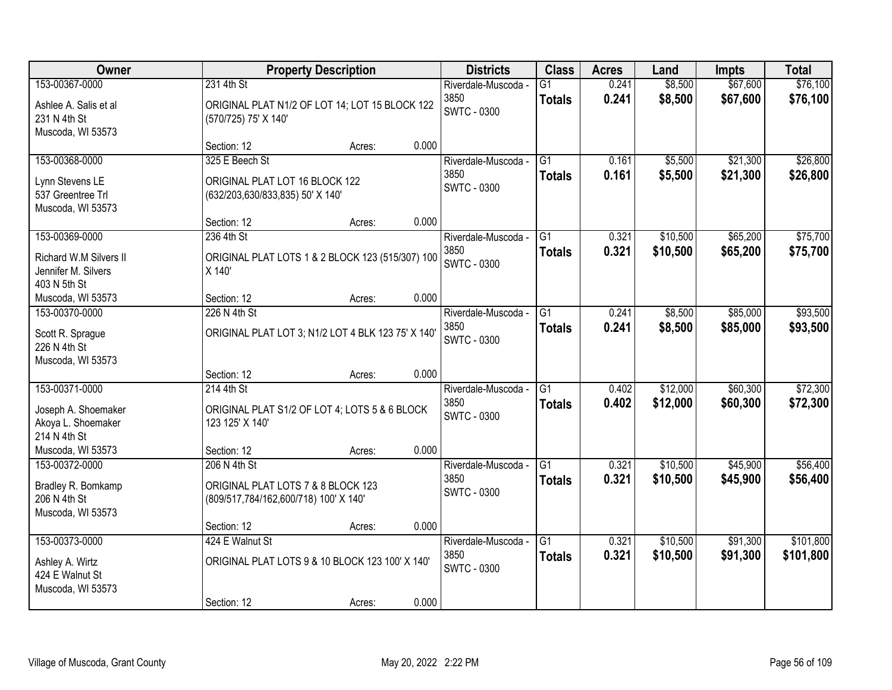| Owner | Property Description | Districts | Class | Acres | Land | Impts | Total |
|---|---|---|---|---|---|---|---|
| 153-00367-0000<br>Ashlee A. Salis et al<br>231 N 4th St<br>Muscoda, WI 53573 | 231 4th St<br>ORIGINAL PLAT N1/2 OF LOT 14; LOT 15 BLOCK 122 (570/725) 75' X 140'<br>Section: 12 Acres: 0.000 | Riverdale-Muscoda - 3850<br>SWTC - 0300 | G1<br>**Totals** | 0.241<br>**0.241** | $8,500<br>**$8,500** | $67,600<br>**$67,600** | $76,100<br>**$76,100** |
| 153-00368-0000<br>Lynn Stevens LE<br>537 Greentree Trl<br>Muscoda, WI 53573 | 325 E Beech St<br>ORIGINAL PLAT LOT 16 BLOCK 122 (632/203,630/833,835) 50' X 140'<br>Section: 12 Acres: 0.000 | Riverdale-Muscoda - 3850<br>SWTC - 0300 | G1<br>**Totals** | 0.161<br>**0.161** | $5,500<br>**$5,500** | $21,300<br>**$21,300** | $26,800<br>**$26,800** |
| 153-00369-0000<br>Richard W.M Silvers II<br>Jennifer M. Silvers<br>403 N 5th St<br>Muscoda, WI 53573 | 236 4th St<br>ORIGINAL PLAT LOTS 1 & 2 BLOCK 123 (515/307) 100 X 140'<br>Section: 12 Acres: 0.000 | Riverdale-Muscoda - 3850<br>SWTC - 0300 | G1<br>**Totals** | 0.321<br>**0.321** | $10,500<br>**$10,500** | $65,200<br>**$65,200** | $75,700<br>**$75,700** |
| 153-00370-0000<br>Scott R. Sprague<br>226 N 4th St<br>Muscoda, WI 53573 | 226 N 4th St<br>ORIGINAL PLAT LOT 3; N1/2 LOT 4 BLK 123 75' X 140'<br>Section: 12 Acres: 0.000 | Riverdale-Muscoda - 3850<br>SWTC - 0300 | G1<br>**Totals** | 0.241<br>**0.241** | $8,500<br>**$8,500** | $85,000<br>**$85,000** | $93,500<br>**$93,500** |
| 153-00371-0000<br>Joseph A. Shoemaker<br>Akoya L. Shoemaker<br>214 N 4th St<br>Muscoda, WI 53573 | 214 4th St<br>ORIGINAL PLAT S1/2 OF LOT 4; LOTS 5 & 6 BLOCK 123 125' X 140'<br>Section: 12 Acres: 0.000 | Riverdale-Muscoda - 3850<br>SWTC - 0300 | G1<br>**Totals** | 0.402<br>**0.402** | $12,000<br>**$12,000** | $60,300<br>**$60,300** | $72,300<br>**$72,300** |
| 153-00372-0000<br>Bradley R. Bomkamp<br>206 N 4th St<br>Muscoda, WI 53573 | 206 N 4th St<br>ORIGINAL PLAT LOTS 7 & 8 BLOCK 123 (809/517,784/162,600/718) 100' X 140'<br>Section: 12 Acres: 0.000 | Riverdale-Muscoda - 3850<br>SWTC - 0300 | G1<br>**Totals** | 0.321<br>**0.321** | $10,500<br>**$10,500** | $45,900<br>**$45,900** | $56,400<br>**$56,400** |
| 153-00373-0000<br>Ashley A. Wirtz<br>424 E Walnut St<br>Muscoda, WI 53573 | 424 E Walnut St<br>ORIGINAL PLAT LOTS 9 & 10 BLOCK 123 100' X 140'<br>Section: 12 Acres: 0.000 | Riverdale-Muscoda - 3850<br>SWTC - 0300 | G1<br>**Totals** | 0.321<br>**0.321** | $10,500<br>**$10,500** | $91,300<br>**$91,300** | $101,800<br>**$101,800** |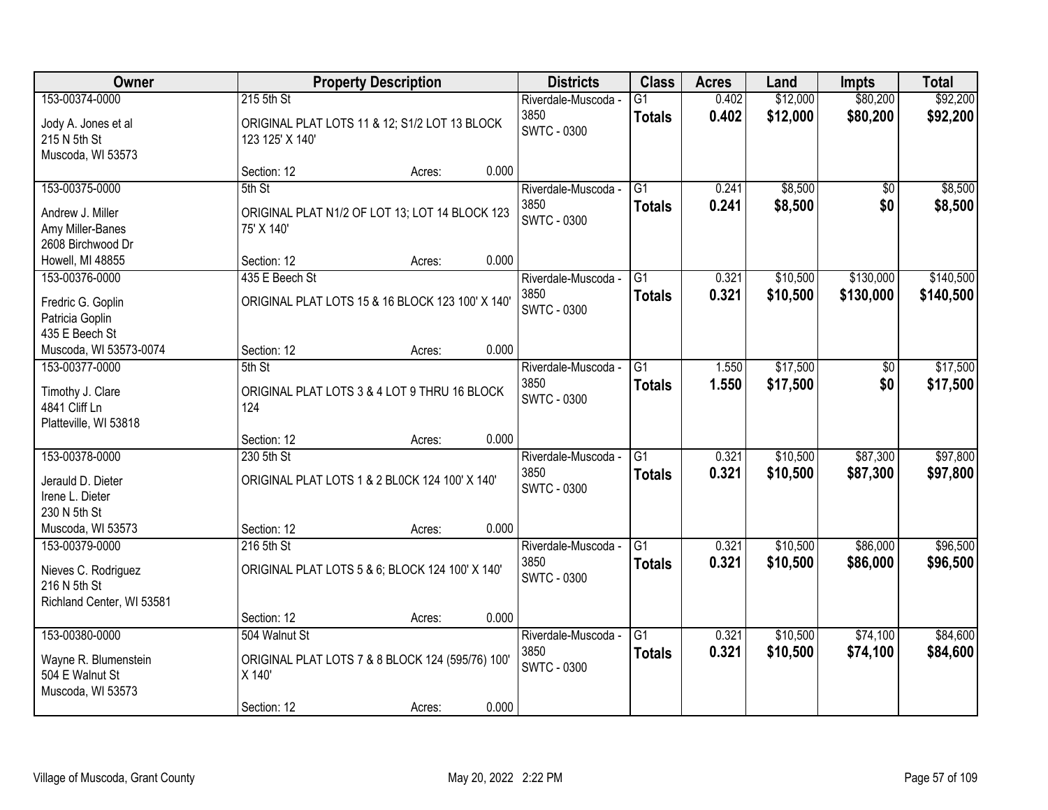| Owner | Property Description | Districts | Class | Acres | Land | Impts | Total |
|---|---|---|---|---|---|---|---|
| 153-00374-0000<br>Jody A. Jones et al<br>215 N 5th St<br>Muscoda, WI 53573 | 215 5th St<br>ORIGINAL PLAT LOTS 11 & 12; S1/2 LOT 13 BLOCK 123 125' X 140'<br>Section: 12 Acres: 0.000 | Riverdale-Muscoda - 3850<br>SWTC - 0300 | G1<br>**Totals** | 0.402<br>**0.402** | $12,000<br>**$12,000** | $80,200<br>**$80,200** | $92,200<br>**$92,200** |
| 153-00375-0000<br>Andrew J. Miller<br>Amy Miller-Banes<br>2608 Birchwood Dr<br>Howell, MI 48855 | 5th St<br>ORIGINAL PLAT N1/2 OF LOT 13; LOT 14 BLOCK 123 75' X 140'<br>Section: 12 Acres: 0.000 | Riverdale-Muscoda - 3850<br>SWTC - 0300 | G1<br>**Totals** | 0.241<br>**0.241** | $8,500<br>**$8,500** | $0<br>**$0** | $8,500<br>**$8,500** |
| 153-00376-0000<br>Fredric G. Goplin<br>Patricia Goplin<br>435 E Beech St<br>Muscoda, WI 53573-0074 | 435 E Beech St<br>ORIGINAL PLAT LOTS 15 & 16 BLOCK 123 100' X 140'<br>Section: 12 Acres: 0.000 | Riverdale-Muscoda - 3850<br>SWTC - 0300 | G1<br>**Totals** | 0.321<br>**0.321** | $10,500<br>**$10,500** | $130,000<br>**$130,000** | $140,500<br>**$140,500** |
| 153-00377-0000<br>Timothy J. Clare<br>4841 Cliff Ln<br>Platteville, WI 53818 | 5th St<br>ORIGINAL PLAT LOTS 3 & 4 LOT 9 THRU 16 BLOCK 124<br>Section: 12 Acres: 0.000 | Riverdale-Muscoda - 3850<br>SWTC - 0300 | G1<br>**Totals** | 1.550<br>**1.550** | $17,500<br>**$17,500** | $0<br>**$0** | $17,500<br>**$17,500** |
| 153-00378-0000<br>Jerauld D. Dieter<br>Irene L. Dieter<br>230 N 5th St<br>Muscoda, WI 53573 | 230 5th St<br>ORIGINAL PLAT LOTS 1 & 2 BL0CK 124 100' X 140'<br>Section: 12 Acres: 0.000 | Riverdale-Muscoda - 3850<br>SWTC - 0300 | G1<br>**Totals** | 0.321<br>**0.321** | $10,500<br>**$10,500** | $87,300<br>**$87,300** | $97,800<br>**$97,800** |
| 153-00379-0000<br>Nieves C. Rodriguez<br>216 N 5th St<br>Richland Center, WI 53581 | 216 5th St<br>ORIGINAL PLAT LOTS 5 & 6; BLOCK 124 100' X 140'<br>Section: 12 Acres: 0.000 | Riverdale-Muscoda - 3850<br>SWTC - 0300 | G1<br>**Totals** | 0.321<br>**0.321** | $10,500<br>**$10,500** | $86,000<br>**$86,000** | $96,500<br>**$96,500** |
| 153-00380-0000<br>Wayne R. Blumenstein<br>504 E Walnut St<br>Muscoda, WI 53573 | 504 Walnut St<br>ORIGINAL PLAT LOTS 7 & 8 BLOCK 124 (595/76) 100' X 140'<br>Section: 12 Acres: 0.000 | Riverdale-Muscoda - 3850<br>SWTC - 0300 | G1<br>**Totals** | 0.321<br>**0.321** | $10,500<br>**$10,500** | $74,100<br>**$74,100** | $84,600<br>**$84,600** |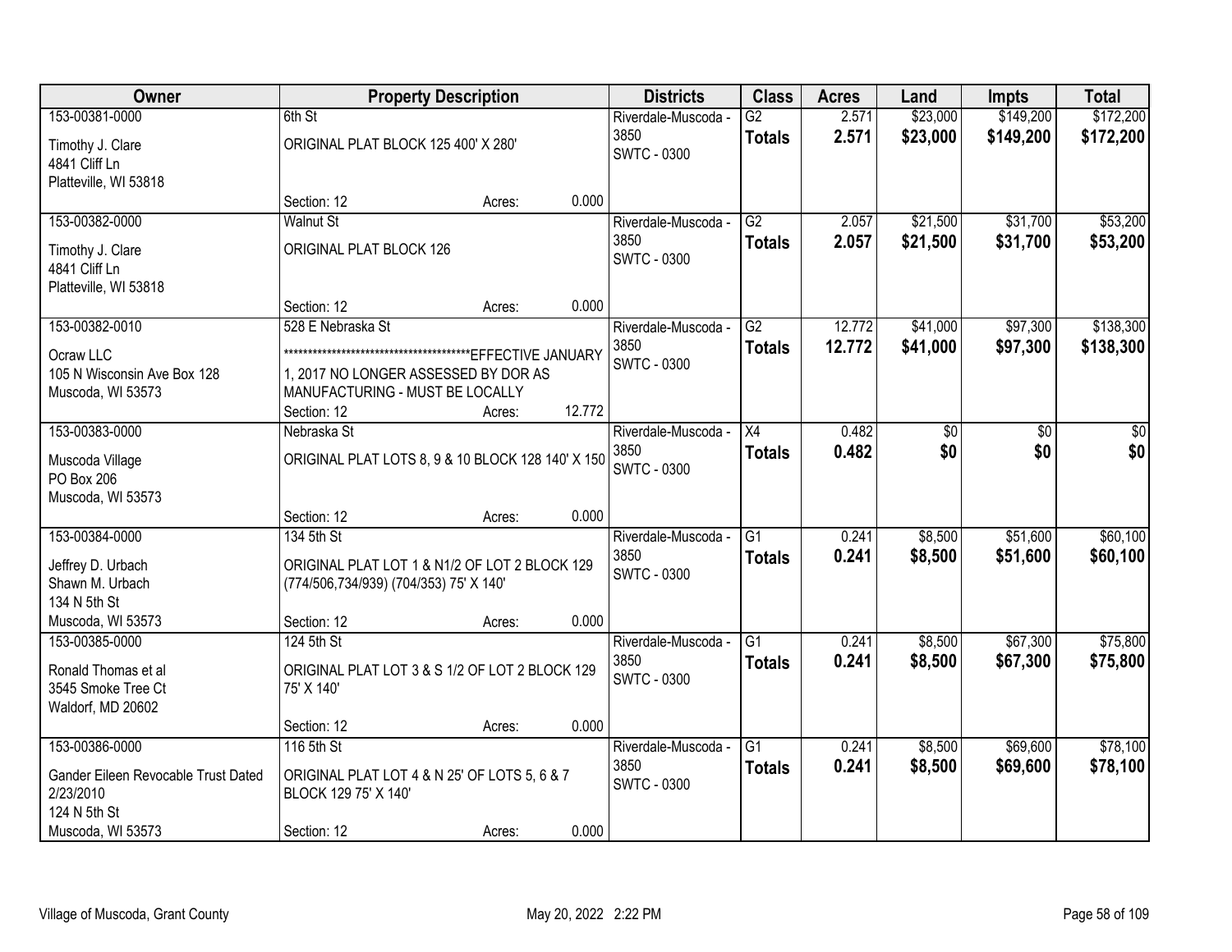| Owner | Property Description | Districts | Class | Acres | Land | Impts | Total |
|---|---|---|---|---|---|---|---|
| 153-00381-0000<br>Timothy J. Clare<br>4841 Cliff Ln<br>Platteville, WI 53818 | 6th St<br>ORIGINAL PLAT BLOCK 125 400' X 280'<br>Section: 12 Acres: 0.000 | Riverdale-Muscoda - 3850<br>SWTC - 0300 | G2<br>**Totals** | 2.571<br>**2.571** | $23,000<br>**$23,000** | $149,200<br>**$149,200** | $172,200<br>**$172,200** |
| 153-00382-0000<br>Timothy J. Clare<br>4841 Cliff Ln<br>Platteville, WI 53818 | Walnut St<br>ORIGINAL PLAT BLOCK 126<br>Section: 12 Acres: 0.000 | Riverdale-Muscoda - 3850<br>SWTC - 0300 | G2<br>**Totals** | 2.057<br>**2.057** | $21,500<br>**$21,500** | $31,700<br>**$31,700** | $53,200<br>**$53,200** |
| 153-00382-0010<br>Ocraw LLC<br>105 N Wisconsin Ave Box 128<br>Muscoda, WI 53573 | 528 E Nebraska St<br>****************************************EFFECTIVE JANUARY 1, 2017 NO LONGER ASSESSED BY DOR AS MANUFACTURING - MUST BE LOCALLY<br>Section: 12 Acres: 12.772 | Riverdale-Muscoda - 3850<br>SWTC - 0300 | G2<br>**Totals** | 12.772<br>**12.772** | $41,000<br>**$41,000** | $97,300<br>**$97,300** | $138,300<br>**$138,300** |
| 153-00383-0000<br>Muscoda Village<br>PO Box 206<br>Muscoda, WI 53573 | Nebraska St<br>ORIGINAL PLAT LOTS 8, 9 & 10 BLOCK 128 140' X 150<br>Section: 12 Acres: 0.000 | Riverdale-Muscoda - 3850<br>SWTC - 0300 | X4<br>**Totals** | 0.482<br>**0.482** | $0<br>**$0** | $0<br>**$0** | $0<br>**$0** |
| 153-00384-0000<br>Jeffrey D. Urbach<br>Shawn M. Urbach<br>134 N 5th St<br>Muscoda, WI 53573 | 134 5th St<br>ORIGINAL PLAT LOT 1 & N1/2 OF LOT 2 BLOCK 129 (774/506,734/939) (704/353) 75' X 140'<br>Section: 12 Acres: 0.000 | Riverdale-Muscoda - 3850<br>SWTC - 0300 | G1<br>**Totals** | 0.241<br>**0.241** | $8,500<br>**$8,500** | $51,600<br>**$51,600** | $60,100<br>**$60,100** |
| 153-00385-0000<br>Ronald Thomas et al<br>3545 Smoke Tree Ct<br>Waldorf, MD 20602 | 124 5th St<br>ORIGINAL PLAT LOT 3 & S 1/2 OF LOT 2 BLOCK 129 75' X 140'<br>Section: 12 Acres: 0.000 | Riverdale-Muscoda - 3850<br>SWTC - 0300 | G1<br>**Totals** | 0.241<br>**0.241** | $8,500<br>**$8,500** | $67,300<br>**$67,300** | $75,800<br>**$75,800** |
| 153-00386-0000<br>Gander Eileen Revocable Trust Dated 2/23/2010<br>124 N 5th St<br>Muscoda, WI 53573 | 116 5th St<br>ORIGINAL PLAT LOT 4 & N 25' OF LOTS 5, 6 & 7 BLOCK 129 75' X 140'<br>Section: 12 Acres: 0.000 | Riverdale-Muscoda - 3850<br>SWTC - 0300 | G1<br>**Totals** | 0.241<br>**0.241** | $8,500<br>**$8,500** | $69,600<br>**$69,600** | $78,100<br>**$78,100** |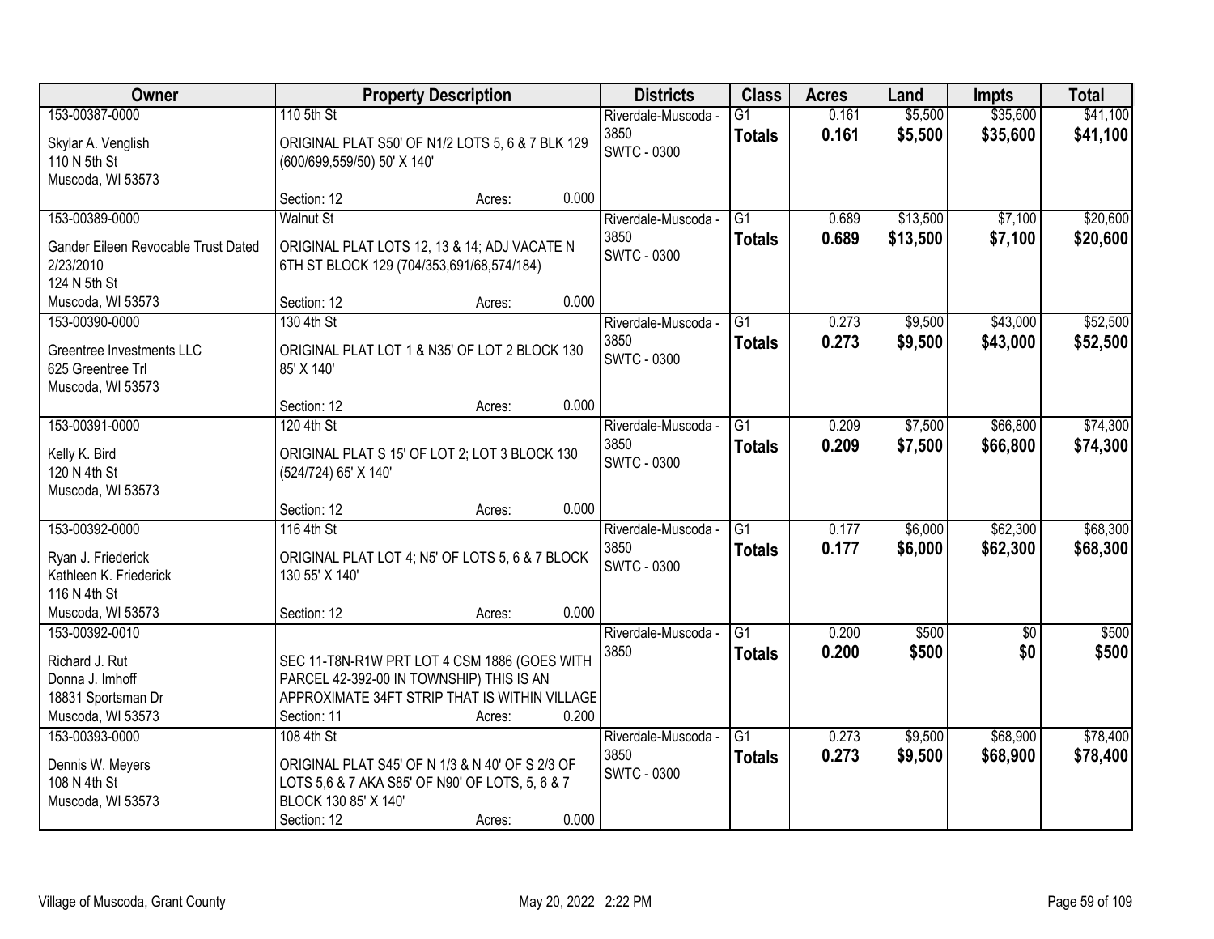| Owner | Property Description | Districts | Class | Acres | Land | Impts | Total |
|---|---|---|---|---|---|---|---|
| 153-00387-0000<br>Skylar A. Venglish<br>110 N 5th St<br>Muscoda, WI 53573 | 110 5th St<br>ORIGINAL PLAT S50' OF N1/2 LOTS 5, 6 & 7 BLK 129 (600/699,559/50) 50' X 140'<br>Section: 12 Acres: 0.000 | Riverdale-Muscoda - 3850<br>SWTC - 0300 | G1<br>**Totals** | 0.161<br>**0.161** | $5,500<br>**$5,500** | $35,600<br>**$35,600** | $41,100<br>**$41,100** |
| 153-00389-0000<br>Gander Eileen Revocable Trust Dated 2/23/2010<br>124 N 5th St<br>Muscoda, WI 53573 | Walnut St<br>ORIGINAL PLAT LOTS 12, 13 & 14; ADJ VACATE N 6TH ST BLOCK 129 (704/353,691/68,574/184)<br>Section: 12 Acres: 0.000 | Riverdale-Muscoda - 3850<br>SWTC - 0300 | G1<br>**Totals** | 0.689<br>**0.689** | $13,500<br>**$13,500** | $7,100<br>**$7,100** | $20,600<br>**$20,600** |
| 153-00390-0000<br>Greentree Investments LLC<br>625 Greentree Trl<br>Muscoda, WI 53573 | 130 4th St<br>ORIGINAL PLAT LOT 1 & N35' OF LOT 2 BLOCK 130 85' X 140'<br>Section: 12 Acres: 0.000 | Riverdale-Muscoda - 3850<br>SWTC - 0300 | G1<br>**Totals** | 0.273<br>**0.273** | $9,500<br>**$9,500** | $43,000<br>**$43,000** | $52,500<br>**$52,500** |
| 153-00391-0000<br>Kelly K. Bird<br>120 N 4th St<br>Muscoda, WI 53573 | 120 4th St<br>ORIGINAL PLAT S 15' OF LOT 2; LOT 3 BLOCK 130 (524/724) 65' X 140'<br>Section: 12 Acres: 0.000 | Riverdale-Muscoda - 3850<br>SWTC - 0300 | G1<br>**Totals** | 0.209<br>**0.209** | $7,500<br>**$7,500** | $66,800<br>**$66,800** | $74,300<br>**$74,300** |
| 153-00392-0000<br>Ryan J. Friederick<br>Kathleen K. Friederick<br>116 N 4th St<br>Muscoda, WI 53573 | 116 4th St<br>ORIGINAL PLAT LOT 4; N5' OF LOTS 5, 6 & 7 BLOCK 130 55' X 140'<br>Section: 12 Acres: 0.000 | Riverdale-Muscoda - 3850<br>SWTC - 0300 | G1<br>**Totals** | 0.177<br>**0.177** | $6,000<br>**$6,000** | $62,300<br>**$62,300** | $68,300<br>**$68,300** |
| 153-00392-0010<br>Richard J. Rut<br>Donna J. Imhoff<br>18831 Sportsman Dr<br>Muscoda, WI 53573 | SEC 11-T8N-R1W PRT LOT 4 CSM 1886 (GOES WITH PARCEL 42-392-00 IN TOWNSHIP) THIS IS AN APPROXIMATE 34FT STRIP THAT IS WITHIN VILLAGE<br>Section: 11 Acres: 0.200 | Riverdale-Muscoda - 3850 | G1<br>**Totals** | 0.200<br>**0.200** | $500<br>**$500** | $0<br>**$0** | $500<br>**$500** |
| 153-00393-0000<br>Dennis W. Meyers<br>108 N 4th St<br>Muscoda, WI 53573 | 108 4th St<br>ORIGINAL PLAT S45' OF N 1/3 & N 40' OF S 2/3 OF LOTS 5,6 & 7 AKA S85' OF N90' OF LOTS, 5, 6 & 7 BLOCK 130 85' X 140'<br>Section: 12 Acres: 0.000 | Riverdale-Muscoda - 3850<br>SWTC - 0300 | G1<br>**Totals** | 0.273<br>**0.273** | $9,500<br>**$9,500** | $68,900<br>**$68,900** | $78,400<br>**$78,400** |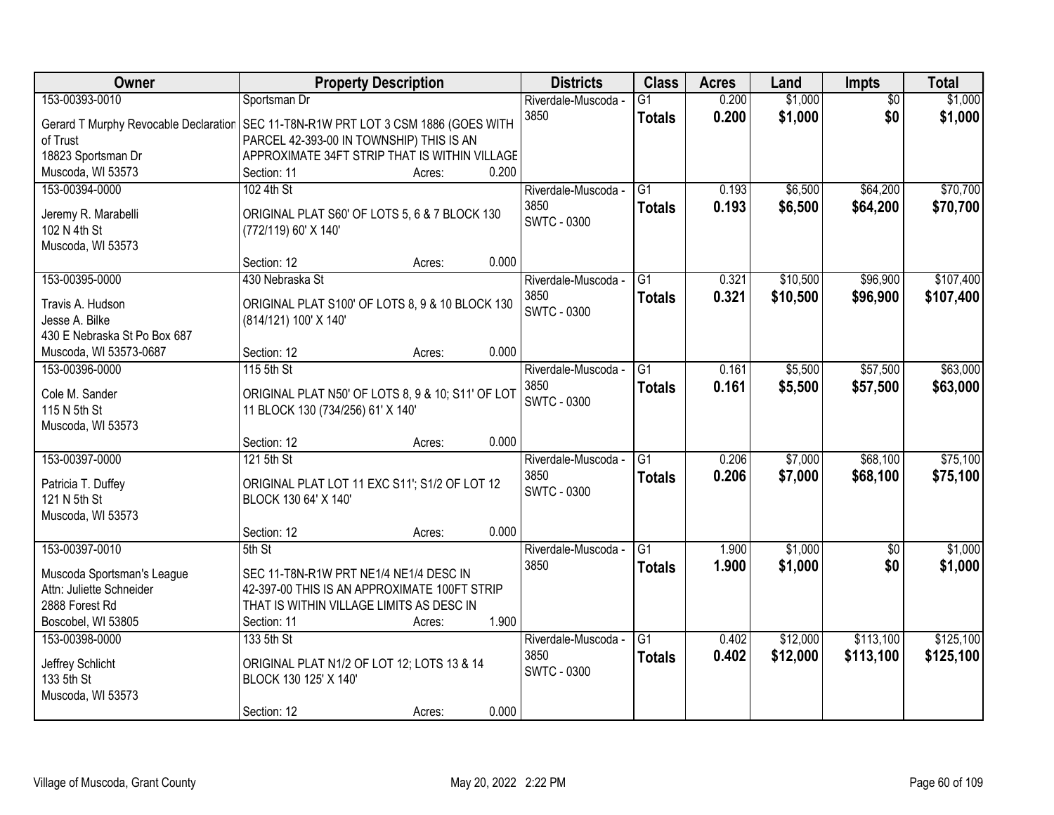| Owner | Property Description | Districts | Class | Acres | Land | Impts | Total |
|---|---|---|---|---|---|---|---|
| 153-00393-0010<br>Gerard T Murphy Revocable Declaration of Trust<br>18823 Sportsman Dr<br>Muscoda, WI 53573 | Sportsman Dr<br>SEC 11-T8N-R1W PRT LOT 3 CSM 1886 (GOES WITH PARCEL 42-393-00 IN TOWNSHIP) THIS IS AN APPROXIMATE 34FT STRIP THAT IS WITHIN VILLAGE<br>Section: 11 Acres: 0.200 | Riverdale-Muscoda - 3850 | G1<br>**Totals** | 0.200<br>**0.200** | $1,000<br>**$1,000** | $0<br>**$0** | $1,000<br>**$1,000** |
| 153-00394-0000<br>Jeremy R. Marabelli<br>102 N 4th St<br>Muscoda, WI 53573 | 102 4th St<br>ORIGINAL PLAT S60' OF LOTS 5, 6 & 7 BLOCK 130 (772/119) 60' X 140'<br>Section: 12 Acres: 0.000 | Riverdale-Muscoda - 3850<br>SWTC - 0300 | G1<br>**Totals** | 0.193<br>**0.193** | $6,500<br>**$6,500** | $64,200<br>**$64,200** | $70,700<br>**$70,700** |
| 153-00395-0000<br>Travis A. Hudson<br>Jesse A. Bilke<br>430 E Nebraska St Po Box 687<br>Muscoda, WI 53573-0687 | 430 Nebraska St<br>ORIGINAL PLAT S100' OF LOTS 8, 9 & 10 BLOCK 130 (814/121) 100' X 140'<br>Section: 12 Acres: 0.000 | Riverdale-Muscoda - 3850<br>SWTC - 0300 | G1<br>**Totals** | 0.321<br>**0.321** | $10,500<br>**$10,500** | $96,900<br>**$96,900** | $107,400<br>**$107,400** |
| 153-00396-0000<br>Cole M. Sander<br>115 N 5th St<br>Muscoda, WI 53573 | 115 5th St<br>ORIGINAL PLAT N50' OF LOTS 8, 9 & 10; S11' OF LOT 11 BLOCK 130 (734/256) 61' X 140'<br>Section: 12 Acres: 0.000 | Riverdale-Muscoda - 3850<br>SWTC - 0300 | G1<br>**Totals** | 0.161<br>**0.161** | $5,500<br>**$5,500** | $57,500<br>**$57,500** | $63,000<br>**$63,000** |
| 153-00397-0000<br>Patricia T. Duffey<br>121 N 5th St<br>Muscoda, WI 53573 | 121 5th St<br>ORIGINAL PLAT LOT 11 EXC S11'; S1/2 OF LOT 12 BLOCK 130 64' X 140'<br>Section: 12 Acres: 0.000 | Riverdale-Muscoda - 3850<br>SWTC - 0300 | G1<br>**Totals** | 0.206<br>**0.206** | $7,000<br>**$7,000** | $68,100<br>**$68,100** | $75,100<br>**$75,100** |
| 153-00397-0010<br>Muscoda Sportsman's League<br>Attn: Juliette Schneider<br>2888 Forest Rd<br>Boscobel, WI 53805 | 5th St<br>SEC 11-T8N-R1W PRT NE1/4 NE1/4 DESC IN 42-397-00 THIS IS AN APPROXIMATE 100FT STRIP THAT IS WITHIN VILLAGE LIMITS AS DESC IN<br>Section: 11 Acres: 1.900 | Riverdale-Muscoda - 3850 | G1<br>**Totals** | 1.900<br>**1.900** | $1,000<br>**$1,000** | $0<br>**$0** | $1,000<br>**$1,000** |
| 153-00398-0000<br>Jeffrey Schlicht<br>133 5th St<br>Muscoda, WI 53573 | 133 5th St<br>ORIGINAL PLAT N1/2 OF LOT 12; LOTS 13 & 14 BLOCK 130 125' X 140'<br>Section: 12 Acres: 0.000 | Riverdale-Muscoda - 3850<br>SWTC - 0300 | G1<br>**Totals** | 0.402<br>**0.402** | $12,000<br>**$12,000** | $113,100<br>**$113,100** | $125,100<br>**$125,100** |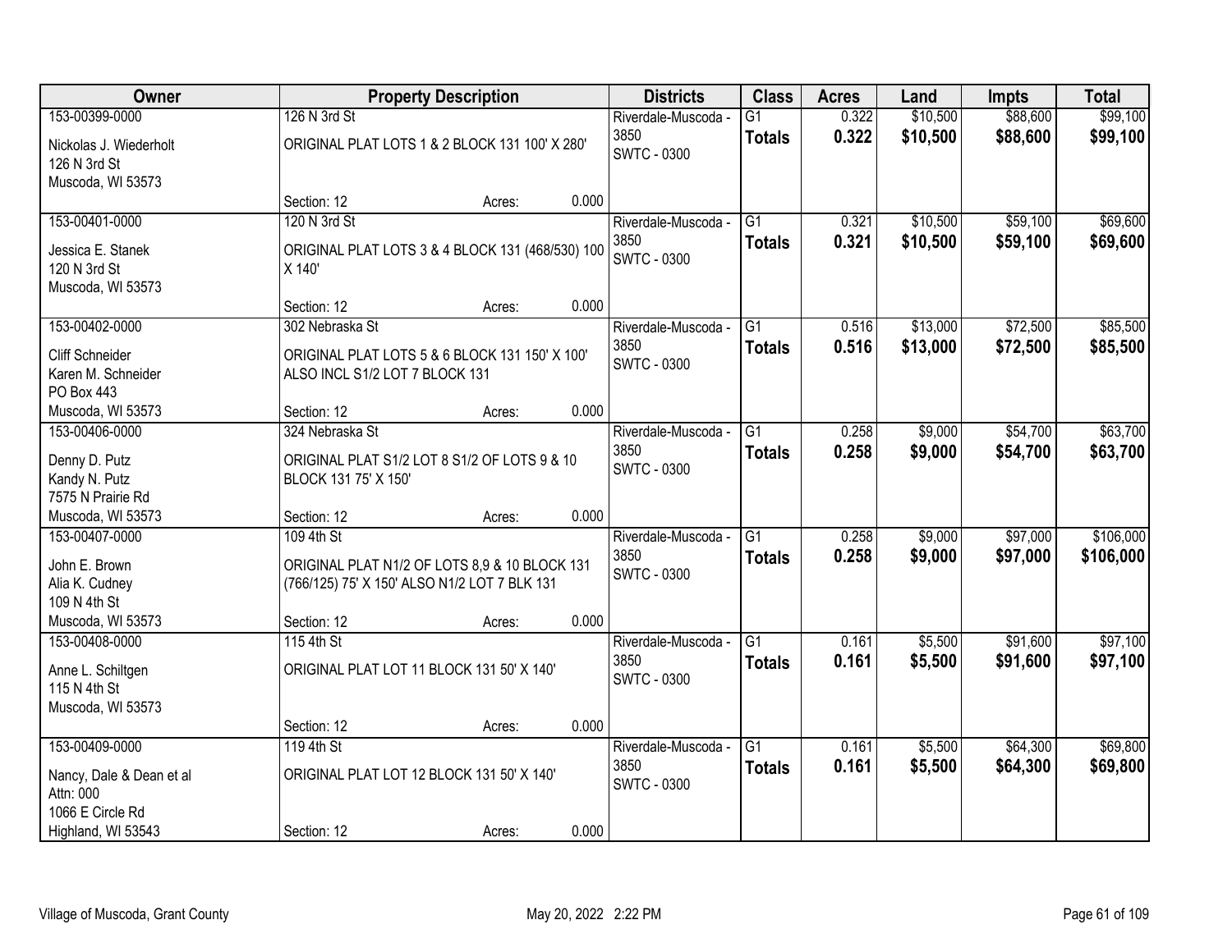| Owner | Property Description | Districts | Class | Acres | Land | Impts | Total |
|---|---|---|---|---|---|---|---|
| 153-00399-0000<br>Nickolas J. Wiederholt<br>126 N 3rd St<br>Muscoda, WI 53573 | 126 N 3rd St<br>ORIGINAL PLAT LOTS 1 & 2 BLOCK 131 100' X 280'<br>Section: 12 Acres: 0.000 | Riverdale-Muscoda - 3850<br>SWTC - 0300 | G1<br>**Totals** | 0.322<br>**0.322** | $10,500<br>**$10,500** | $88,600<br>**$88,600** | $99,100<br>**$99,100** |
| 153-00401-0000<br>Jessica E. Stanek<br>120 N 3rd St<br>Muscoda, WI 53573 | 120 N 3rd St<br>ORIGINAL PLAT LOTS 3 & 4 BLOCK 131 (468/530) 100 X 140'<br>Section: 12 Acres: 0.000 | Riverdale-Muscoda - 3850<br>SWTC - 0300 | G1<br>**Totals** | 0.321<br>**0.321** | $10,500<br>**$10,500** | $59,100<br>**$59,100** | $69,600<br>**$69,600** |
| 153-00402-0000<br>Cliff Schneider<br>Karen M. Schneider<br>PO Box 443<br>Muscoda, WI 53573 | 302 Nebraska St<br>ORIGINAL PLAT LOTS 5 & 6 BLOCK 131 150' X 100' ALSO INCL S1/2 LOT 7 BLOCK 131<br>Section: 12 Acres: 0.000 | Riverdale-Muscoda - 3850<br>SWTC - 0300 | G1<br>**Totals** | 0.516<br>**0.516** | $13,000<br>**$13,000** | $72,500<br>**$72,500** | $85,500<br>**$85,500** |
| 153-00406-0000<br>Denny D. Putz<br>Kandy N. Putz<br>7575 N Prairie Rd<br>Muscoda, WI 53573 | 324 Nebraska St<br>ORIGINAL PLAT S1/2 LOT 8 S1/2 OF LOTS 9 & 10 BLOCK 131 75' X 150'<br>Section: 12 Acres: 0.000 | Riverdale-Muscoda - 3850<br>SWTC - 0300 | G1<br>**Totals** | 0.258<br>**0.258** | $9,000<br>**$9,000** | $54,700<br>**$54,700** | $63,700<br>**$63,700** |
| 153-00407-0000<br>John E. Brown<br>Alia K. Cudney<br>109 N 4th St<br>Muscoda, WI 53573 | 109 4th St<br>ORIGINAL PLAT N1/2 OF LOTS 8,9 & 10 BLOCK 131 (766/125) 75' X 150' ALSO N1/2 LOT 7 BLK 131<br>Section: 12 Acres: 0.000 | Riverdale-Muscoda - 3850<br>SWTC - 0300 | G1<br>**Totals** | 0.258<br>**0.258** | $9,000<br>**$9,000** | $97,000<br>**$97,000** | $106,000<br>**$106,000** |
| 153-00408-0000<br>Anne L. Schiltgen<br>115 N 4th St<br>Muscoda, WI 53573 | 115 4th St<br>ORIGINAL PLAT LOT 11 BLOCK 131 50' X 140'<br>Section: 12 Acres: 0.000 | Riverdale-Muscoda - 3850<br>SWTC - 0300 | G1<br>**Totals** | 0.161<br>**0.161** | $5,500<br>**$5,500** | $91,600<br>**$91,600** | $97,100<br>**$97,100** |
| 153-00409-0000<br>Nancy, Dale & Dean et al<br>Attn: 000<br>1066 E Circle Rd<br>Highland, WI 53543 | 119 4th St<br>ORIGINAL PLAT LOT 12 BLOCK 131 50' X 140'<br>Section: 12 Acres: 0.000 | Riverdale-Muscoda - 3850<br>SWTC - 0300 | G1<br>**Totals** | 0.161<br>**0.161** | $5,500<br>**$5,500** | $64,300<br>**$64,300** | $69,800<br>**$69,800** |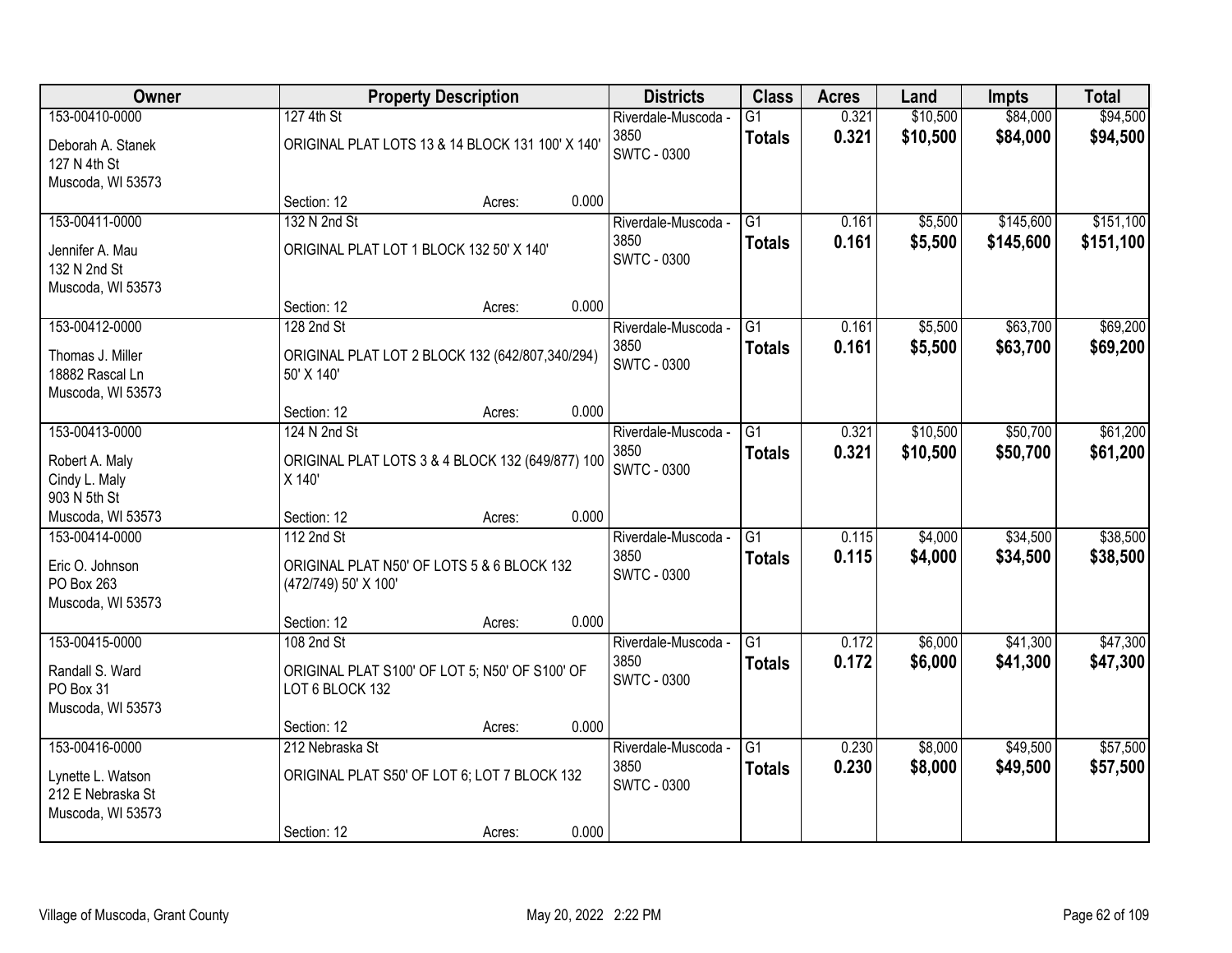| Owner | Property Description | Districts | Class | Acres | Land | Impts | Total |
|---|---|---|---|---|---|---|---|
| 153-00410-0000<br>Deborah A. Stanek<br>127 N 4th St<br>Muscoda, WI 53573 | 127 4th St<br>ORIGINAL PLAT LOTS 13 & 14 BLOCK 131 100' X 140'<br>Section: 12 Acres: 0.000 | Riverdale-Muscoda - 3850<br>SWTC - 0300 | G1<br>**Totals** | 0.321<br>**0.321** | $10,500<br>**$10,500** | $84,000<br>**$84,000** | $94,500<br>**$94,500** |
| 153-00411-0000<br>Jennifer A. Mau<br>132 N 2nd St<br>Muscoda, WI 53573 | 132 N 2nd St<br>ORIGINAL PLAT LOT 1 BLOCK 132 50' X 140'<br>Section: 12 Acres: 0.000 | Riverdale-Muscoda - 3850<br>SWTC - 0300 | G1<br>**Totals** | 0.161<br>**0.161** | $5,500<br>**$5,500** | $145,600<br>**$145,600** | $151,100<br>**$151,100** |
| 153-00412-0000<br>Thomas J. Miller<br>18882 Rascal Ln<br>Muscoda, WI 53573 | 128 2nd St<br>ORIGINAL PLAT LOT 2 BLOCK 132 (642/807,340/294) 50' X 140'<br>Section: 12 Acres: 0.000 | Riverdale-Muscoda - 3850<br>SWTC - 0300 | G1<br>**Totals** | 0.161<br>**0.161** | $5,500<br>**$5,500** | $63,700<br>**$63,700** | $69,200<br>**$69,200** |
| 153-00413-0000<br>Robert A. Maly<br>Cindy L. Maly<br>903 N 5th St<br>Muscoda, WI 53573 | 124 N 2nd St<br>ORIGINAL PLAT LOTS 3 & 4 BLOCK 132 (649/877) 100 X 140'<br>Section: 12 Acres: 0.000 | Riverdale-Muscoda - 3850<br>SWTC - 0300 | G1<br>**Totals** | 0.321<br>**0.321** | $10,500<br>**$10,500** | $50,700<br>**$50,700** | $61,200<br>**$61,200** |
| 153-00414-0000<br>Eric O. Johnson<br>PO Box 263<br>Muscoda, WI 53573 | 112 2nd St<br>ORIGINAL PLAT N50' OF LOTS 5 & 6 BLOCK 132 (472/749) 50' X 100'<br>Section: 12 Acres: 0.000 | Riverdale-Muscoda - 3850<br>SWTC - 0300 | G1<br>**Totals** | 0.115<br>**0.115** | $4,000<br>**$4,000** | $34,500<br>**$34,500** | $38,500<br>**$38,500** |
| 153-00415-0000<br>Randall S. Ward<br>PO Box 31<br>Muscoda, WI 53573 | 108 2nd St<br>ORIGINAL PLAT S100' OF LOT 5; N50' OF S100' OF LOT 6 BLOCK 132<br>Section: 12 Acres: 0.000 | Riverdale-Muscoda - 3850<br>SWTC - 0300 | G1<br>**Totals** | 0.172<br>**0.172** | $6,000<br>**$6,000** | $41,300<br>**$41,300** | $47,300<br>**$47,300** |
| 153-00416-0000<br>Lynette L. Watson<br>212 E Nebraska St<br>Muscoda, WI 53573 | 212 Nebraska St<br>ORIGINAL PLAT S50' OF LOT 6; LOT 7 BLOCK 132<br>Section: 12 Acres: 0.000 | Riverdale-Muscoda - 3850<br>SWTC - 0300 | G1<br>**Totals** | 0.230<br>**0.230** | $8,000<br>**$8,000** | $49,500<br>**$49,500** | $57,500<br>**$57,500** |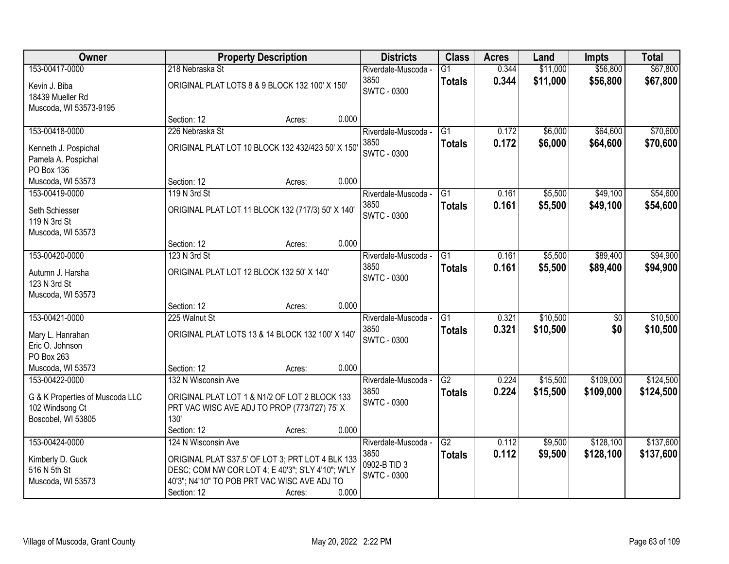| Owner | Property Description | Districts | Class | Acres | Land | Impts | Total |
|---|---|---|---|---|---|---|---|
| 153-00417-0000<br>Kevin J. Biba<br>18439 Mueller Rd<br>Muscoda, WI 53573-9195 | 218 Nebraska St<br>ORIGINAL PLAT LOTS 8 & 9 BLOCK 132 100' X 150'<br>Section: 12 Acres: 0.000 | Riverdale-Muscoda - 3850<br>SWTC - 0300 | G1<br>**Totals** | 0.344<br>**0.344** | $11,000<br>**$11,000** | $56,800<br>**$56,800** | $67,800<br>**$67,800** |
| 153-00418-0000<br>Kenneth J. Pospichal<br>Pamela A. Pospichal<br>PO Box 136<br>Muscoda, WI 53573 | 226 Nebraska St<br>ORIGINAL PLAT LOT 10 BLOCK 132 432/423 50' X 150'<br>Section: 12 Acres: 0.000 | Riverdale-Muscoda - 3850<br>SWTC - 0300 | G1<br>**Totals** | 0.172<br>**0.172** | $6,000<br>**$6,000** | $64,600<br>**$64,600** | $70,600<br>**$70,600** |
| 153-00419-0000<br>Seth Schiesser<br>119 N 3rd St<br>Muscoda, WI 53573 | 119 N 3rd St<br>ORIGINAL PLAT LOT 11 BLOCK 132 (717/3) 50' X 140'<br>Section: 12 Acres: 0.000 | Riverdale-Muscoda - 3850<br>SWTC - 0300 | G1<br>**Totals** | 0.161<br>**0.161** | $5,500<br>**$5,500** | $49,100<br>**$49,100** | $54,600<br>**$54,600** |
| 153-00420-0000<br>Autumn J. Harsha<br>123 N 3rd St<br>Muscoda, WI 53573 | 123 N 3rd St<br>ORIGINAL PLAT LOT 12 BLOCK 132 50' X 140'<br>Section: 12 Acres: 0.000 | Riverdale-Muscoda - 3850<br>SWTC - 0300 | G1<br>**Totals** | 0.161<br>**0.161** | $5,500<br>**$5,500** | $89,400<br>**$89,400** | $94,900<br>**$94,900** |
| 153-00421-0000<br>Mary L. Hanrahan<br>Eric O. Johnson<br>PO Box 263<br>Muscoda, WI 53573 | 225 Walnut St<br>ORIGINAL PLAT LOTS 13 & 14 BLOCK 132 100' X 140'<br>Section: 12 Acres: 0.000 | Riverdale-Muscoda - 3850<br>SWTC - 0300 | G1<br>**Totals** | 0.321<br>**0.321** | $10,500<br>**$10,500** | $0<br>**$0** | $10,500<br>**$10,500** |
| 153-00422-0000<br>G & K Properties of Muscoda LLC<br>102 Windsong Ct<br>Boscobel, WI 53805 | 132 N Wisconsin Ave<br>ORIGINAL PLAT LOT 1 & N1/2 OF LOT 2 BLOCK 133 PRT VAC WISC AVE ADJ TO PROP (773/727) 75' X 130'<br>Section: 12 Acres: 0.000 | Riverdale-Muscoda - 3850<br>SWTC - 0300 | G2<br>**Totals** | 0.224<br>**0.224** | $15,500<br>**$15,500** | $109,000<br>**$109,000** | $124,500<br>**$124,500** |
| 153-00424-0000<br>Kimberly D. Guck<br>516 N 5th St<br>Muscoda, WI 53573 | 124 N Wisconsin Ave<br>ORIGINAL PLAT S37.5' OF LOT 3; PRT LOT 4 BLK 133 DESC; COM NW COR LOT 4; E 40'3"; S'LY 4'10"; W'LY 40'3"; N4'10" TO POB PRT VAC WISC AVE ADJ TO<br>Section: 12 Acres: 0.000 | Riverdale-Muscoda - 3850<br>0902-B TID 3<br>SWTC - 0300 | G2<br>**Totals** | 0.112<br>**0.112** | $9,500<br>**$9,500** | $128,100<br>**$128,100** | $137,600<br>**$137,600** |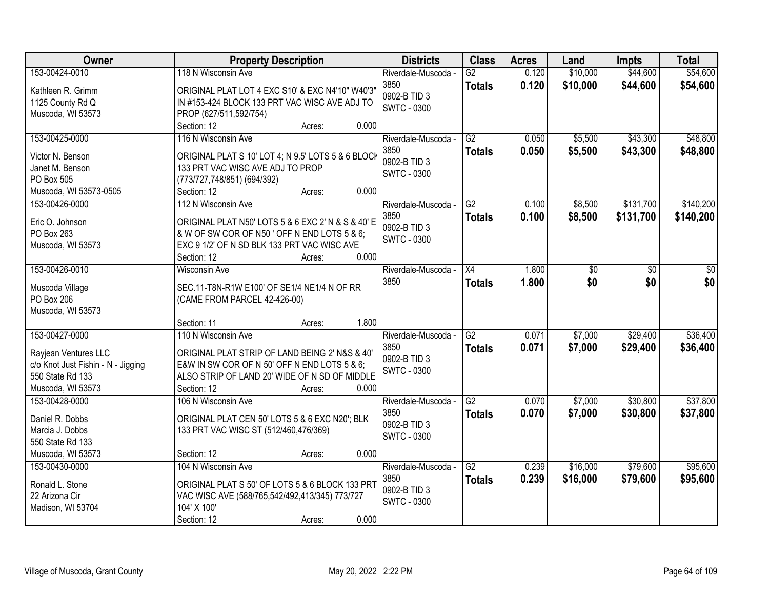| Owner | Property Description | Districts | Class | Acres | Land | Impts | Total |
|---|---|---|---|---|---|---|---|
| 153-00424-0010<br>Kathleen R. Grimm<br>1125 County Rd Q<br>Muscoda, WI 53573 | 118 N Wisconsin Ave<br>ORIGINAL PLAT LOT 4 EXC S10' & EXC N4'10" W40'3" IN #153-424 BLOCK 133 PRT VAC WISC AVE ADJ TO PROP (627/511,592/754)<br>Section: 12 Acres: 0.000 | Riverdale-Muscoda - 3850<br>0902-B TID 3<br>SWTC - 0300 | G2<br>**Totals** | 0.120<br>**0.120** | $10,000<br>**$10,000** | $44,600<br>**$44,600** | $54,600<br>**$54,600** |
| 153-00425-0000<br>Victor N. Benson<br>Janet M. Benson<br>PO Box 505<br>Muscoda, WI 53573-0505 | 116 N Wisconsin Ave<br>ORIGINAL PLAT S 10' LOT 4; N 9.5' LOTS 5 & 6 BLOCK 133 PRT VAC WISC AVE ADJ TO PROP (773/727,748/851) (694/392)<br>Section: 12 Acres: 0.000 | Riverdale-Muscoda - 3850<br>0902-B TID 3<br>SWTC - 0300 | G2<br>**Totals** | 0.050<br>**0.050** | $5,500<br>**$5,500** | $43,300<br>**$43,300** | $48,800<br>**$48,800** |
| 153-00426-0000<br>Eric O. Johnson<br>PO Box 263<br>Muscoda, WI 53573 | 112 N Wisconsin Ave<br>ORIGINAL PLAT N50' LOTS 5 & 6 EXC 2' N & S & 40' E & W OF SW COR OF N50 ' OFF N END LOTS 5 & 6; EXC 9 1/2' OF N SD BLK 133 PRT VAC WISC AVE<br>Section: 12 Acres: 0.000 | Riverdale-Muscoda - 3850<br>0902-B TID 3<br>SWTC - 0300 | G2<br>**Totals** | 0.100<br>**0.100** | $8,500<br>**$8,500** | $131,700<br>**$131,700** | $140,200<br>**$140,200** |
| 153-00426-0010<br>Muscoda Village<br>PO Box 206<br>Muscoda, WI 53573 | Wisconsin Ave<br>SEC.11-T8N-R1W E100' OF SE1/4 NE1/4 N OF RR (CAME FROM PARCEL 42-426-00)<br>Section: 11 Acres: 1.800 | Riverdale-Muscoda - 3850 | X4<br>**Totals** | 1.800<br>**1.800** | $0<br>**$0** | $0<br>**$0** | $0<br>**$0** |
| 153-00427-0000<br>Rayjean Ventures LLC<br>c/o Knot Just Fishin - N - Jigging<br>550 State Rd 133<br>Muscoda, WI 53573 | 110 N Wisconsin Ave<br>ORIGINAL PLAT STRIP OF LAND BEING 2' N&S & 40' E&W IN SW COR OF N 50' OFF N END LOTS 5 & 6; ALSO STRIP OF LAND 20' WIDE OF N SD OF MIDDLE<br>Section: 12 Acres: 0.000 | Riverdale-Muscoda - 3850<br>0902-B TID 3<br>SWTC - 0300 | G2<br>**Totals** | 0.071<br>**0.071** | $7,000<br>**$7,000** | $29,400<br>**$29,400** | $36,400<br>**$36,400** |
| 153-00428-0000<br>Daniel R. Dobbs<br>Marcia J. Dobbs<br>550 State Rd 133<br>Muscoda, WI 53573 | 106 N Wisconsin Ave<br>ORIGINAL PLAT CEN 50' LOTS 5 & 6 EXC N20'; BLK 133 PRT VAC WISC ST (512/460,476/369)<br>Section: 12 Acres: 0.000 | Riverdale-Muscoda - 3850<br>0902-B TID 3<br>SWTC - 0300 | G2<br>**Totals** | 0.070<br>**0.070** | $7,000<br>**$7,000** | $30,800<br>**$30,800** | $37,800<br>**$37,800** |
| 153-00430-0000<br>Ronald L. Stone<br>22 Arizona Cir<br>Madison, WI 53704 | 104 N Wisconsin Ave<br>ORIGINAL PLAT S 50' OF LOTS 5 & 6 BLOCK 133 PRT VAC WISC AVE (588/765,542/492,413/345) 773/727 104' X 100'<br>Section: 12 Acres: 0.000 | Riverdale-Muscoda - 3850<br>0902-B TID 3<br>SWTC - 0300 | G2<br>**Totals** | 0.239<br>**0.239** | $16,000<br>**$16,000** | $79,600<br>**$79,600** | $95,600<br>**$95,600** |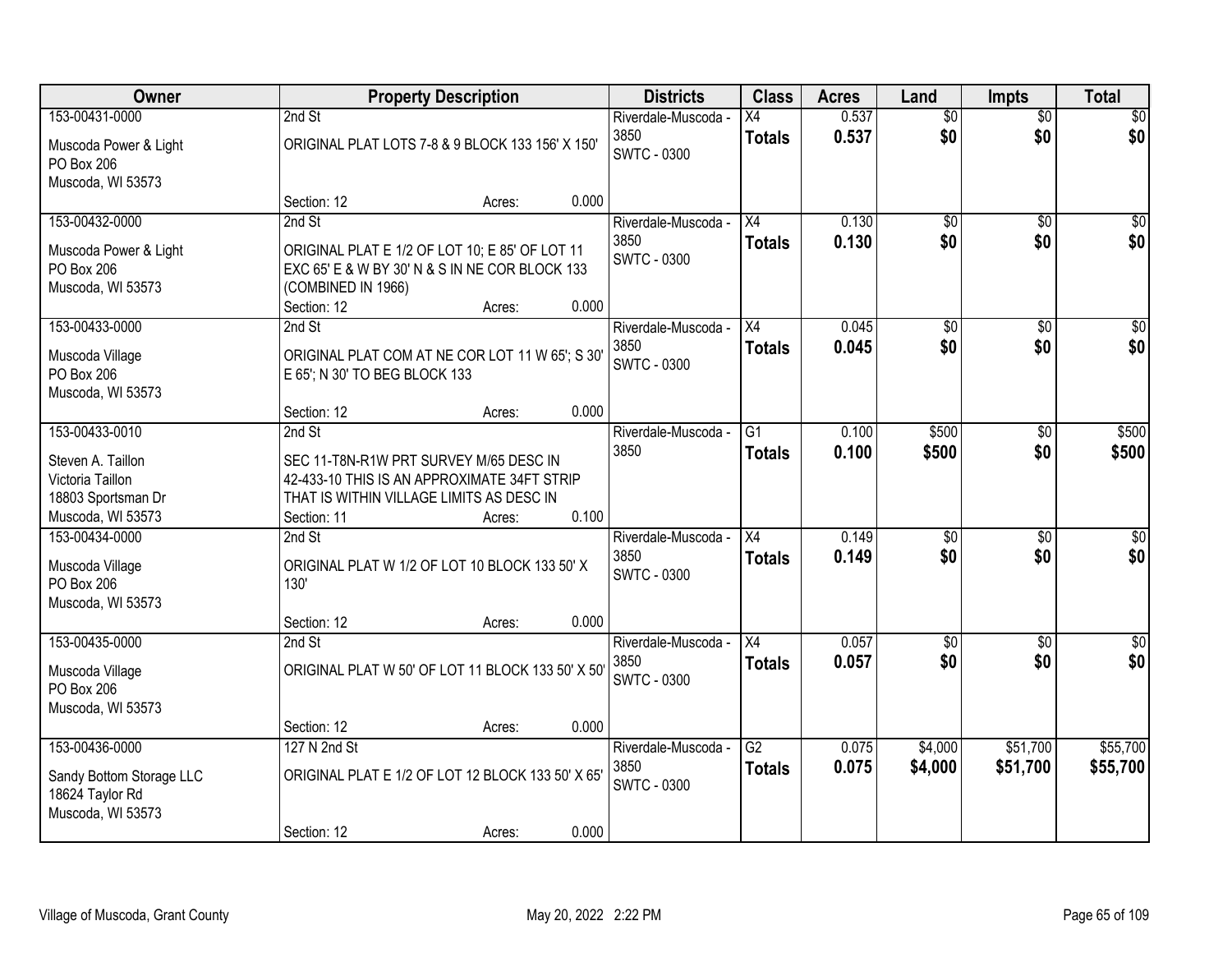| Owner | Property Description | Districts | Class | Acres | Land | Impts | Total |
|---|---|---|---|---|---|---|---|
| 153-00431-0000<br>Muscoda Power & Light<br>PO Box 206<br>Muscoda, WI 53573 | 2nd St<br>ORIGINAL PLAT LOTS 7-8 & 9 BLOCK 133 156' X 150'<br>Section: 12 Acres: 0.000 | Riverdale-Muscoda - 3850<br>SWTC - 0300 | X4<br>**Totals** | 0.537<br>**0.537** | $0<br>**$0** | $0<br>**$0** | $0<br>**$0** |
| 153-00432-0000<br>Muscoda Power & Light<br>PO Box 206<br>Muscoda, WI 53573 | 2nd St<br>ORIGINAL PLAT E 1/2 OF LOT 10; E 85' OF LOT 11 EXC 65' E & W BY 30' N & S IN NE COR BLOCK 133 (COMBINED IN 1966)<br>Section: 12 Acres: 0.000 | Riverdale-Muscoda - 3850<br>SWTC - 0300 | X4<br>**Totals** | 0.130<br>**0.130** | $0<br>**$0** | $0<br>**$0** | $0<br>**$0** |
| 153-00433-0000<br>Muscoda Village<br>PO Box 206<br>Muscoda, WI 53573 | 2nd St<br>ORIGINAL PLAT COM AT NE COR LOT 11 W 65'; S 30' E 65'; N 30' TO BEG BLOCK 133<br>Section: 12 Acres: 0.000 | Riverdale-Muscoda - 3850<br>SWTC - 0300 | X4<br>**Totals** | 0.045<br>**0.045** | $0<br>**$0** | $0<br>**$0** | $0<br>**$0** |
| 153-00433-0010<br>Steven A. Taillon<br>Victoria Taillon<br>18803 Sportsman Dr<br>Muscoda, WI 53573 | 2nd St<br>SEC 11-T8N-R1W PRT SURVEY M/65 DESC IN 42-433-10 THIS IS AN APPROXIMATE 34FT STRIP THAT IS WITHIN VILLAGE LIMITS AS DESC IN<br>Section: 11 Acres: 0.100 | Riverdale-Muscoda - 3850 | G1<br>**Totals** | 0.100<br>**0.100** | $500<br>**$500** | $0<br>**$0** | $500<br>**$500** |
| 153-00434-0000<br>Muscoda Village<br>PO Box 206<br>Muscoda, WI 53573 | 2nd St<br>ORIGINAL PLAT W 1/2 OF LOT 10 BLOCK 133 50' X 130'<br>Section: 12 Acres: 0.000 | Riverdale-Muscoda - 3850<br>SWTC - 0300 | X4<br>**Totals** | 0.149<br>**0.149** | $0<br>**$0** | $0<br>**$0** | $0<br>**$0** |
| 153-00435-0000<br>Muscoda Village<br>PO Box 206<br>Muscoda, WI 53573 | 2nd St<br>ORIGINAL PLAT W 50' OF LOT 11 BLOCK 133 50' X 50'<br>Section: 12 Acres: 0.000 | Riverdale-Muscoda - 3850<br>SWTC - 0300 | X4<br>**Totals** | 0.057<br>**0.057** | $0<br>**$0** | $0<br>**$0** | $0<br>**$0** |
| 153-00436-0000<br>Sandy Bottom Storage LLC<br>18624 Taylor Rd<br>Muscoda, WI 53573 | 127 N 2nd St<br>ORIGINAL PLAT E 1/2 OF LOT 12 BLOCK 133 50' X 65'<br>Section: 12 Acres: 0.000 | Riverdale-Muscoda - 3850<br>SWTC - 0300 | G2<br>**Totals** | 0.075<br>**0.075** | $4,000<br>**$4,000** | $51,700<br>**$51,700** | $55,700<br>**$55,700** |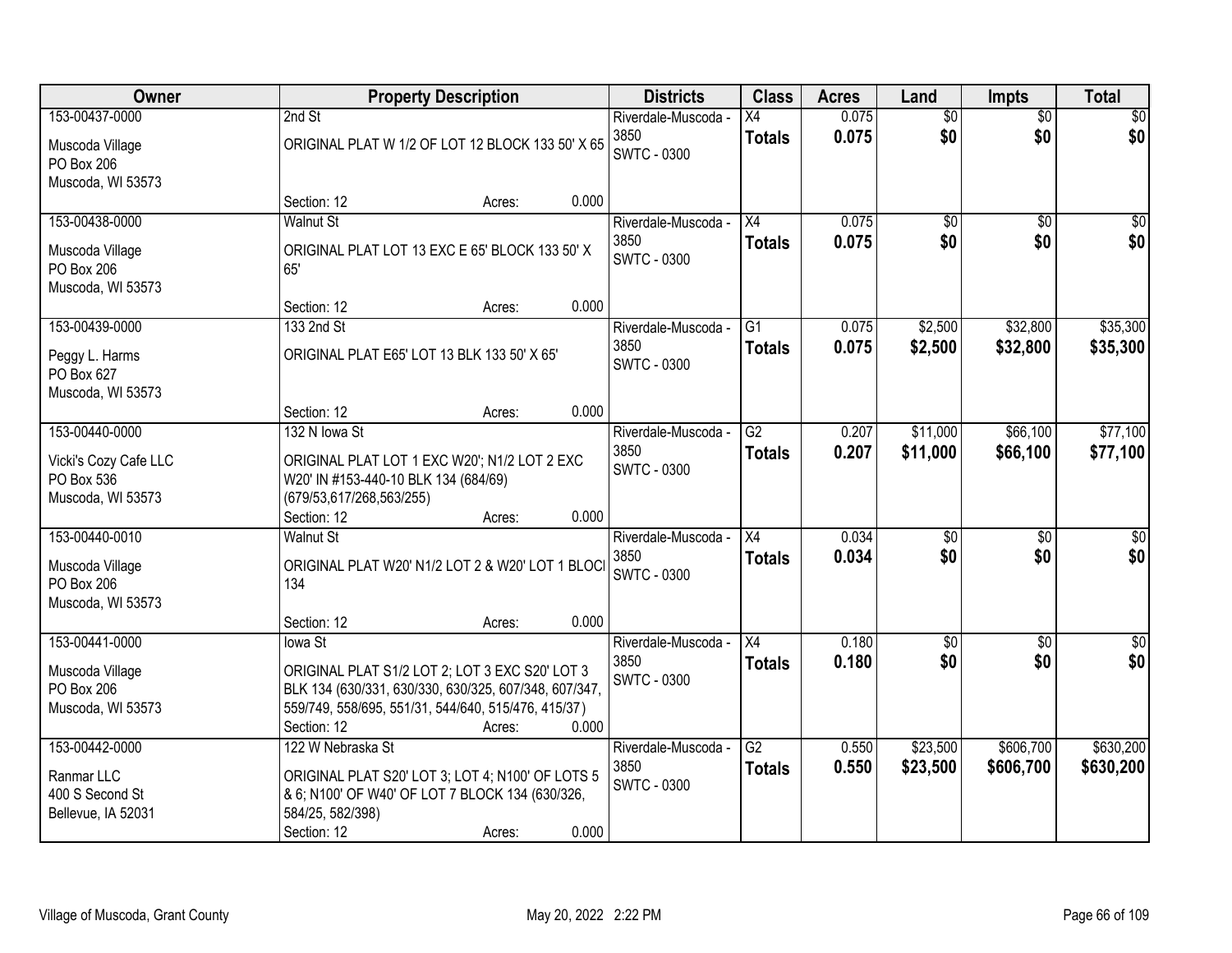| Owner | Property Description | Districts | Class | Acres | Land | Impts | Total |
|---|---|---|---|---|---|---|---|
| 153-00437-0000<br>Muscoda Village<br>PO Box 206<br>Muscoda, WI 53573 | 2nd St<br>ORIGINAL PLAT W 1/2 OF LOT 12 BLOCK 133 50' X 65<br>Section: 12 Acres: 0.000 | Riverdale-Muscoda - 3850<br>SWTC - 0300 | X4<br>**Totals** | 0.075<br>**0.075** | $0<br>**$0** | $0<br>**$0** | $0<br>**$0** |
| 153-00438-0000<br>Muscoda Village<br>PO Box 206<br>Muscoda, WI 53573 | Walnut St<br>ORIGINAL PLAT LOT 13 EXC E 65' BLOCK 133 50' X 65'<br>Section: 12 Acres: 0.000 | Riverdale-Muscoda - 3850<br>SWTC - 0300 | X4<br>**Totals** | 0.075<br>**0.075** | $0<br>**$0** | $0<br>**$0** | $0<br>**$0** |
| 153-00439-0000<br>Peggy L. Harms<br>PO Box 627<br>Muscoda, WI 53573 | 133 2nd St<br>ORIGINAL PLAT E65' LOT 13 BLK 133 50' X 65'<br>Section: 12 Acres: 0.000 | Riverdale-Muscoda - 3850<br>SWTC - 0300 | G1<br>**Totals** | 0.075<br>**0.075** | $2,500<br>**$2,500** | $32,800<br>**$32,800** | $35,300<br>**$35,300** |
| 153-00440-0000<br>Vicki's Cozy Cafe LLC<br>PO Box 536<br>Muscoda, WI 53573 | 132 N Iowa St<br>ORIGINAL PLAT LOT 1 EXC W20'; N1/2 LOT 2 EXC W20' IN #153-440-10 BLK 134 (684/69) (679/53,617/268,563/255)<br>Section: 12 Acres: 0.000 | Riverdale-Muscoda - 3850<br>SWTC - 0300 | G2<br>**Totals** | 0.207<br>**0.207** | $11,000<br>**$11,000** | $66,100<br>**$66,100** | $77,100<br>**$77,100** |
| 153-00440-0010<br>Muscoda Village<br>PO Box 206<br>Muscoda, WI 53573 | Walnut St<br>ORIGINAL PLAT W20' N1/2 LOT 2 & W20' LOT 1 BLOCI 134<br>Section: 12 Acres: 0.000 | Riverdale-Muscoda - 3850<br>SWTC - 0300 | X4<br>**Totals** | 0.034<br>**0.034** | $0<br>**$0** | $0<br>**$0** | $0<br>**$0** |
| 153-00441-0000<br>Muscoda Village<br>PO Box 206<br>Muscoda, WI 53573 | Iowa St<br>ORIGINAL PLAT S1/2 LOT 2; LOT 3 EXC S20' LOT 3 BLK 134 (630/331, 630/330, 630/325, 607/348, 607/347, 559/749, 558/695, 551/31, 544/640, 515/476, 415/37)<br>Section: 12 Acres: 0.000 | Riverdale-Muscoda - 3850<br>SWTC - 0300 | X4<br>**Totals** | 0.180<br>**0.180** | $0<br>**$0** | $0<br>**$0** | $0<br>**$0** |
| 153-00442-0000<br>Ranmar LLC<br>400 S Second St<br>Bellevue, IA 52031 | 122 W Nebraska St<br>ORIGINAL PLAT S20' LOT 3; LOT 4; N100' OF LOTS 5 & 6; N100' OF W40' OF LOT 7 BLOCK 134 (630/326, 584/25, 582/398)<br>Section: 12 Acres: 0.000 | Riverdale-Muscoda - 3850<br>SWTC - 0300 | G2<br>**Totals** | 0.550<br>**0.550** | $23,500<br>**$23,500** | $606,700<br>**$606,700** | $630,200<br>**$630,200** |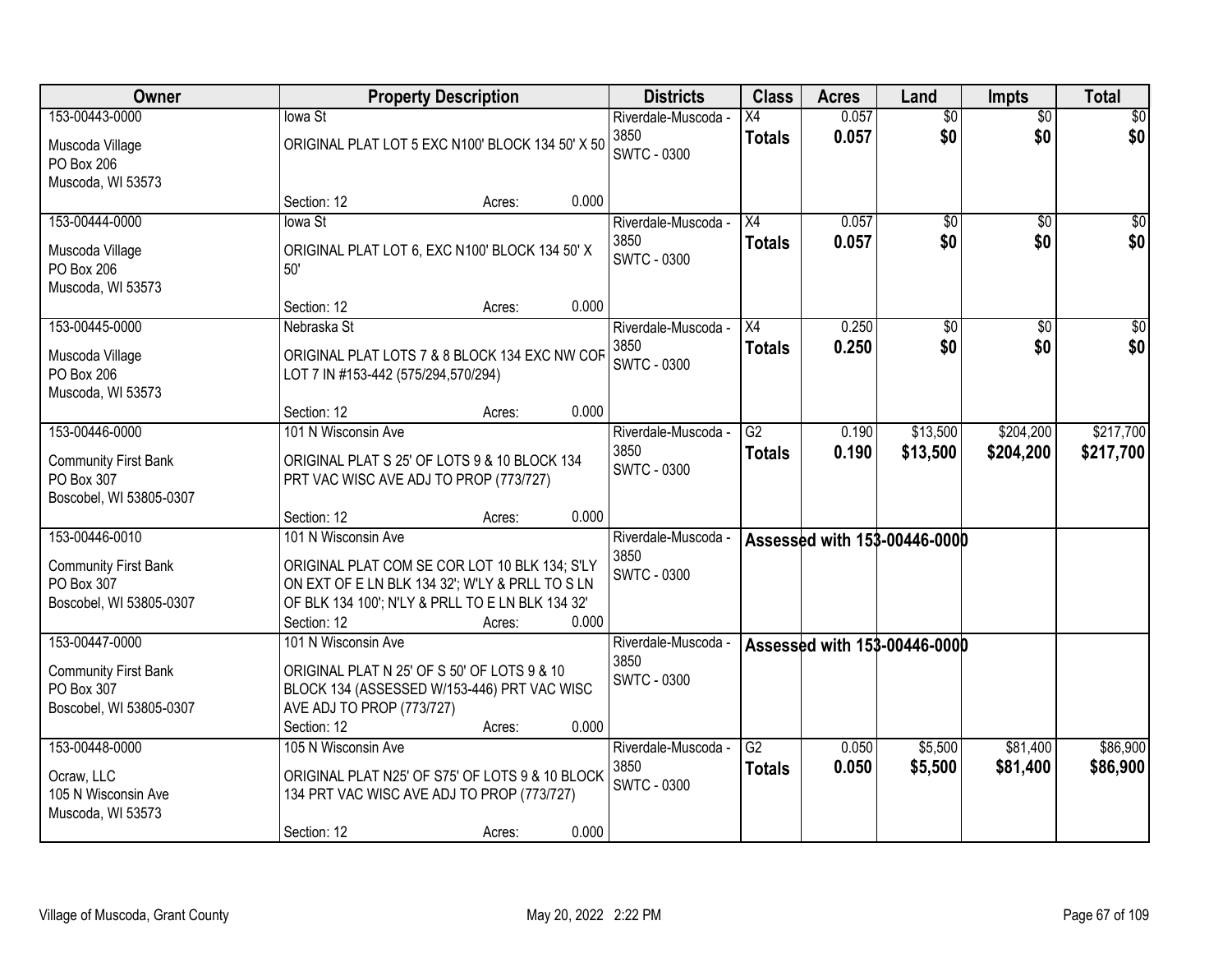| Owner | Property Description | Districts | Class | Acres | Land | Impts | Total |
|---|---|---|---|---|---|---|---|
| 153-00443-0000<br>Muscoda Village<br>PO Box 206<br>Muscoda, WI 53573 | Iowa St<br>ORIGINAL PLAT LOT 5 EXC N100' BLOCK 134 50' X 50<br>Section: 12 Acres: 0.000 | Riverdale-Muscoda - 3850<br>SWTC - 0300 | X4<br>**Totals** | 0.057<br>**0.057** | $0<br>**$0** | $0<br>**$0** | $0<br>**$0** |
| 153-00444-0000<br>Muscoda Village<br>PO Box 206<br>Muscoda, WI 53573 | Iowa St<br>ORIGINAL PLAT LOT 6, EXC N100' BLOCK 134 50' X 50'<br>Section: 12 Acres: 0.000 | Riverdale-Muscoda - 3850<br>SWTC - 0300 | X4<br>**Totals** | 0.057<br>**0.057** | $0<br>**$0** | $0<br>**$0** | $0<br>**$0** |
| 153-00445-0000<br>Muscoda Village<br>PO Box 206<br>Muscoda, WI 53573 | Nebraska St<br>ORIGINAL PLAT LOTS 7 & 8 BLOCK 134 EXC NW COR LOT 7 IN #153-442 (575/294,570/294)<br>Section: 12 Acres: 0.000 | Riverdale-Muscoda - 3850<br>SWTC - 0300 | X4<br>**Totals** | 0.250<br>**0.250** | $0<br>**$0** | $0<br>**$0** | $0<br>**$0** |
| 153-00446-0000<br>Community First Bank<br>PO Box 307<br>Boscobel, WI 53805-0307 | 101 N Wisconsin Ave<br>ORIGINAL PLAT S 25' OF LOTS 9 & 10 BLOCK 134 PRT VAC WISC AVE ADJ TO PROP (773/727)<br>Section: 12 Acres: 0.000 | Riverdale-Muscoda - 3850<br>SWTC - 0300 | G2<br>**Totals** | 0.190<br>**0.190** | $13,500<br>**$13,500** | $204,200<br>**$204,200** | $217,700<br>**$217,700** |
| 153-00446-0010<br>Community First Bank<br>PO Box 307<br>Boscobel, WI 53805-0307 | 101 N Wisconsin Ave<br>ORIGINAL PLAT COM SE COR LOT 10 BLK 134; S'LY ON EXT OF E LN BLK 134 32'; W'LY & PRLL TO S LN OF BLK 134 100'; N'LY & PRLL TO E LN BLK 134 32'<br>Section: 12 Acres: 0.000 | Riverdale-Muscoda - 3850<br>SWTC - 0300 | **Assessed with 153-00446-0000** | | | | |
| 153-00447-0000<br>Community First Bank<br>PO Box 307<br>Boscobel, WI 53805-0307 | 101 N Wisconsin Ave<br>ORIGINAL PLAT N 25' OF S 50' OF LOTS 9 & 10 BLOCK 134 (ASSESSED W/153-446) PRT VAC WISC AVE ADJ TO PROP (773/727)<br>Section: 12 Acres: 0.000 | Riverdale-Muscoda - 3850<br>SWTC - 0300 | **Assessed with 153-00446-0000** | | | | |
| 153-00448-0000<br>Ocraw, LLC<br>105 N Wisconsin Ave<br>Muscoda, WI 53573 | 105 N Wisconsin Ave<br>ORIGINAL PLAT N25' OF S75' OF LOTS 9 & 10 BLOCK 134 PRT VAC WISC AVE ADJ TO PROP (773/727)<br>Section: 12 Acres: 0.000 | Riverdale-Muscoda - 3850<br>SWTC - 0300 | G2<br>**Totals** | 0.050<br>**0.050** | $5,500<br>**$5,500** | $81,400<br>**$81,400** | $86,900<br>**$86,900** |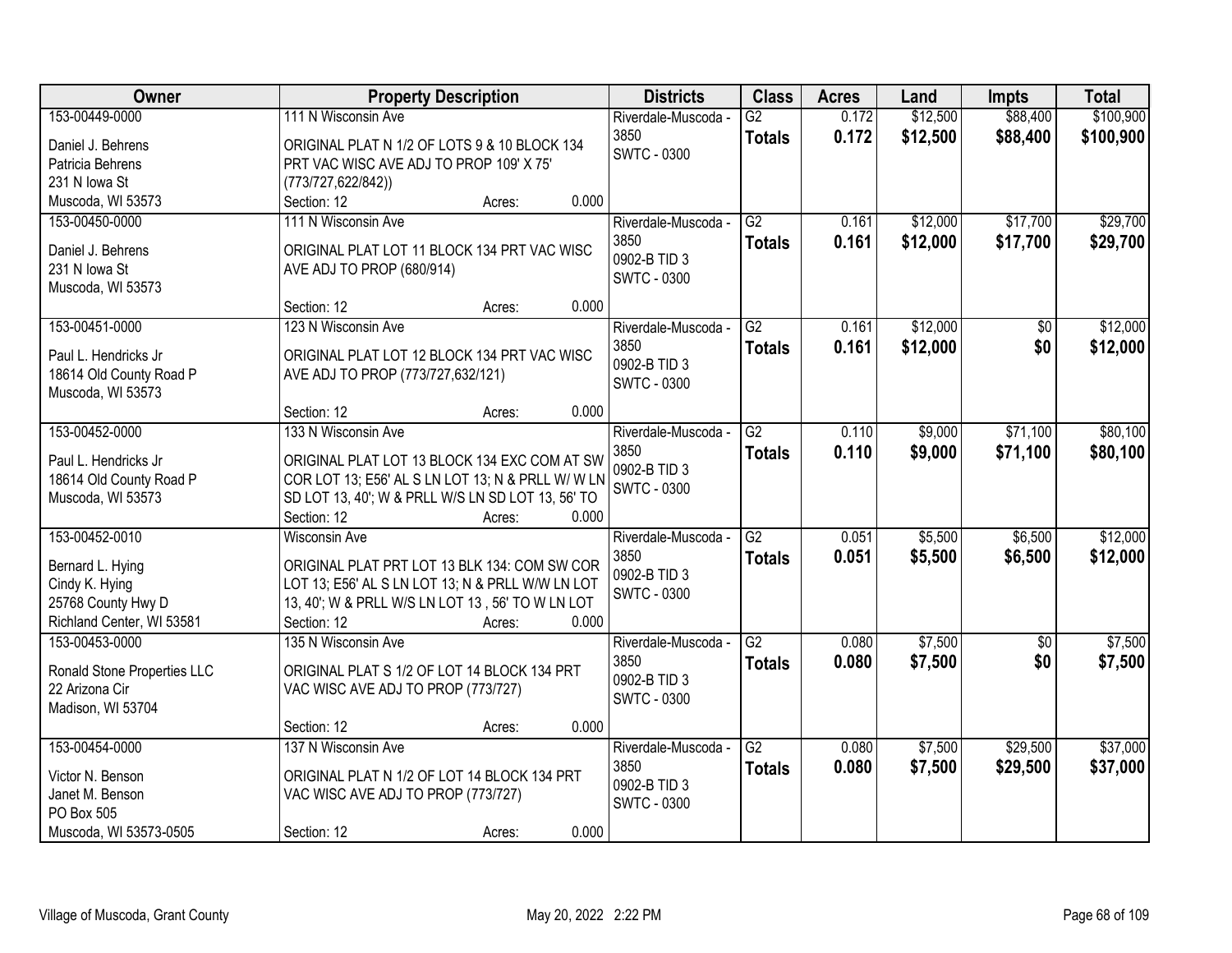| Owner | Property Description | Districts | Class | Acres | Land | Impts | Total |
|---|---|---|---|---|---|---|---|
| 153-00449-0000<br>Daniel J. Behrens<br>Patricia Behrens<br>231 N Iowa St<br>Muscoda, WI 53573 | 111 N Wisconsin Ave<br>ORIGINAL PLAT N 1/2 OF LOTS 9 & 10 BLOCK 134 PRT VAC WISC AVE ADJ TO PROP 109' X 75' (773/727,622/842))<br>Section: 12 Acres: 0.000 | Riverdale-Muscoda - 3850<br>SWTC - 0300 | G2<br>**Totals** | 0.172<br>**0.172** | $12,500<br>**$12,500** | $88,400<br>**$88,400** | $100,900<br>**$100,900** |
| 153-00450-0000<br>Daniel J. Behrens<br>231 N Iowa St<br>Muscoda, WI 53573 | 111 N Wisconsin Ave<br>ORIGINAL PLAT LOT 11 BLOCK 134 PRT VAC WISC AVE ADJ TO PROP (680/914)<br>Section: 12 Acres: 0.000 | Riverdale-Muscoda - 3850<br>0902-B TID 3<br>SWTC - 0300 | G2<br>**Totals** | 0.161<br>**0.161** | $12,000<br>**$12,000** | $17,700<br>**$17,700** | $29,700<br>**$29,700** |
| 153-00451-0000<br>Paul L. Hendricks Jr<br>18614 Old County Road P<br>Muscoda, WI 53573 | 123 N Wisconsin Ave<br>ORIGINAL PLAT LOT 12 BLOCK 134 PRT VAC WISC AVE ADJ TO PROP (773/727,632/121)<br>Section: 12 Acres: 0.000 | Riverdale-Muscoda - 3850<br>0902-B TID 3<br>SWTC - 0300 | G2<br>**Totals** | 0.161<br>**0.161** | $12,000<br>**$12,000** | $0<br>**$0** | $12,000<br>**$12,000** |
| 153-00452-0000<br>Paul L. Hendricks Jr<br>18614 Old County Road P<br>Muscoda, WI 53573 | 133 N Wisconsin Ave<br>ORIGINAL PLAT LOT 13 BLOCK 134 EXC COM AT SW COR LOT 13; E56' AL S LN LOT 13; N & PRLL W/ W LN SD LOT 13, 40'; W & PRLL W/S LN SD LOT 13, 56' TO<br>Section: 12 Acres: 0.000 | Riverdale-Muscoda - 3850<br>0902-B TID 3<br>SWTC - 0300 | G2<br>**Totals** | 0.110<br>**0.110** | $9,000<br>**$9,000** | $71,100<br>**$71,100** | $80,100<br>**$80,100** |
| 153-00452-0010<br>Bernard L. Hying<br>Cindy K. Hying<br>25768 County Hwy D<br>Richland Center, WI 53581 | Wisconsin Ave<br>ORIGINAL PLAT PRT LOT 13 BLK 134: COM SW COR LOT 13; E56' AL S LN LOT 13; N & PRLL W/W LN LOT 13, 40'; W & PRLL W/S LN LOT 13 , 56' TO W LN LOT<br>Section: 12 Acres: 0.000 | Riverdale-Muscoda - 3850<br>0902-B TID 3<br>SWTC - 0300 | G2<br>**Totals** | 0.051<br>**0.051** | $5,500<br>**$5,500** | $6,500<br>**$6,500** | $12,000<br>**$12,000** |
| 153-00453-0000<br>Ronald Stone Properties LLC<br>22 Arizona Cir<br>Madison, WI 53704 | 135 N Wisconsin Ave<br>ORIGINAL PLAT S 1/2 OF LOT 14 BLOCK 134 PRT VAC WISC AVE ADJ TO PROP (773/727)<br>Section: 12 Acres: 0.000 | Riverdale-Muscoda - 3850<br>0902-B TID 3<br>SWTC - 0300 | G2<br>**Totals** | 0.080<br>**0.080** | $7,500<br>**$7,500** | $0<br>**$0** | $7,500<br>**$7,500** |
| 153-00454-0000<br>Victor N. Benson<br>Janet M. Benson<br>PO Box 505<br>Muscoda, WI 53573-0505 | 137 N Wisconsin Ave<br>ORIGINAL PLAT N 1/2 OF LOT 14 BLOCK 134 PRT VAC WISC AVE ADJ TO PROP (773/727)<br>Section: 12 Acres: 0.000 | Riverdale-Muscoda - 3850<br>0902-B TID 3<br>SWTC - 0300 | G2<br>**Totals** | 0.080<br>**0.080** | $7,500<br>**$7,500** | $29,500<br>**$29,500** | $37,000<br>**$37,000** |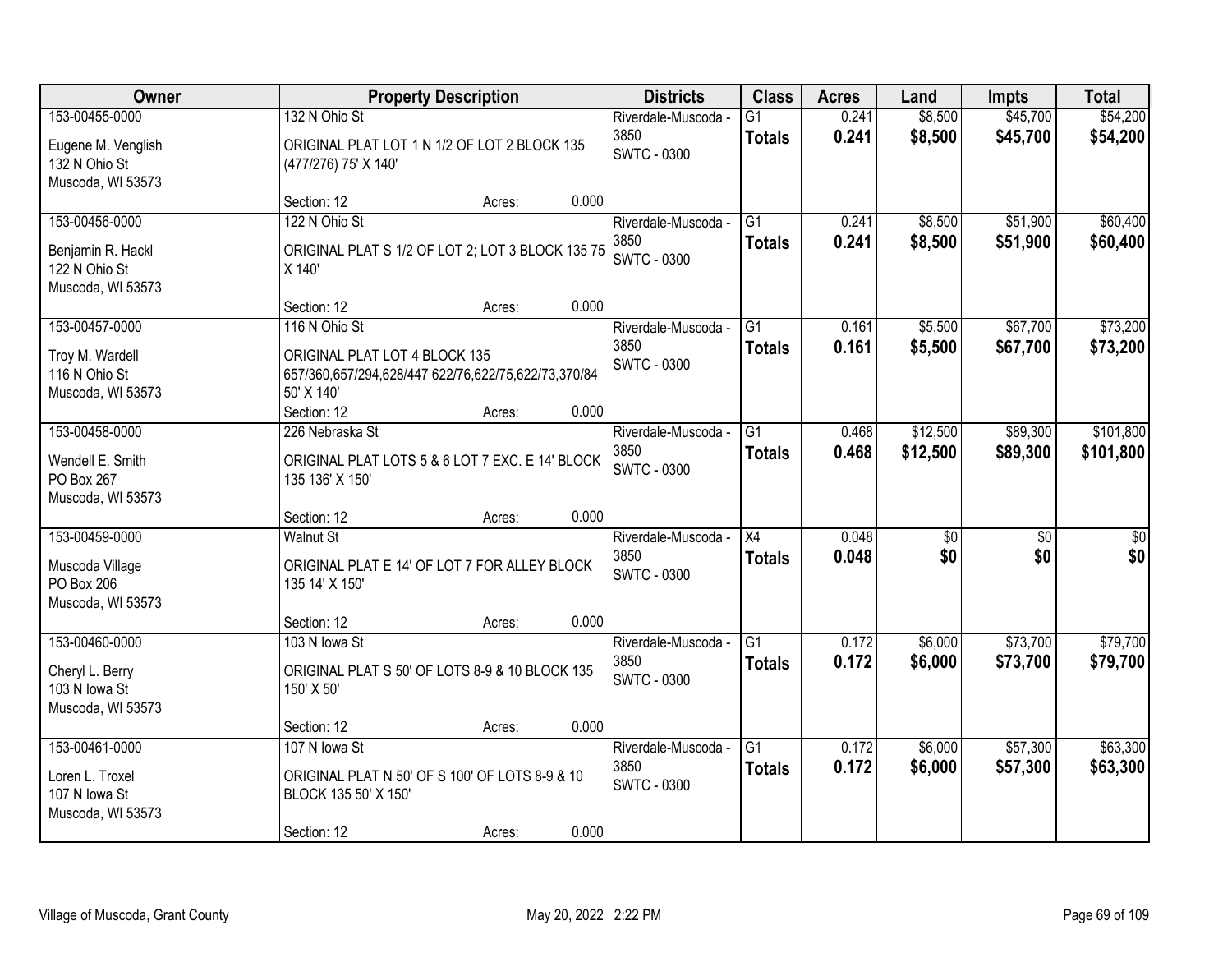| Owner | Property Description | Districts | Class | Acres | Land | Impts | Total |
|---|---|---|---|---|---|---|---|
| 153-00455-0000<br>Eugene M. Venglish<br>132 N Ohio St<br>Muscoda, WI 53573 | 132 N Ohio St<br>ORIGINAL PLAT LOT 1 N 1/2 OF LOT 2 BLOCK 135 (477/276) 75' X 140'<br>Section: 12 Acres: 0.000 | Riverdale-Muscoda - 3850<br>SWTC - 0300 | G1<br>**Totals** | 0.241<br>**0.241** | $8,500<br>**$8,500** | $45,700<br>**$45,700** | $54,200<br>**$54,200** |
| 153-00456-0000<br>Benjamin R. Hackl<br>122 N Ohio St<br>Muscoda, WI 53573 | 122 N Ohio St<br>ORIGINAL PLAT S 1/2 OF LOT 2; LOT 3 BLOCK 135 75 X 140'<br>Section: 12 Acres: 0.000 | Riverdale-Muscoda - 3850<br>SWTC - 0300 | G1<br>**Totals** | 0.241<br>**0.241** | $8,500<br>**$8,500** | $51,900<br>**$51,900** | $60,400<br>**$60,400** |
| 153-00457-0000<br>Troy M. Wardell<br>116 N Ohio St<br>Muscoda, WI 53573 | 116 N Ohio St<br>ORIGINAL PLAT LOT 4 BLOCK 135 657/360,657/294,628/447 622/76,622/75,622/73,370/84 50' X 140'<br>Section: 12 Acres: 0.000 | Riverdale-Muscoda - 3850<br>SWTC - 0300 | G1<br>**Totals** | 0.161<br>**0.161** | $5,500<br>**$5,500** | $67,700<br>**$67,700** | $73,200<br>**$73,200** |
| 153-00458-0000<br>Wendell E. Smith<br>PO Box 267<br>Muscoda, WI 53573 | 226 Nebraska St<br>ORIGINAL PLAT LOTS 5 & 6 LOT 7 EXC. E 14' BLOCK 135 136' X 150'<br>Section: 12 Acres: 0.000 | Riverdale-Muscoda - 3850<br>SWTC - 0300 | G1<br>**Totals** | 0.468<br>**0.468** | $12,500<br>**$12,500** | $89,300<br>**$89,300** | $101,800<br>**$101,800** |
| 153-00459-0000<br>Muscoda Village<br>PO Box 206<br>Muscoda, WI 53573 | Walnut St<br>ORIGINAL PLAT E 14' OF LOT 7 FOR ALLEY BLOCK 135 14' X 150'<br>Section: 12 Acres: 0.000 | Riverdale-Muscoda - 3850<br>SWTC - 0300 | X4<br>**Totals** | 0.048<br>**0.048** | $0<br>**$0** | $0<br>**$0** | $0<br>**$0** |
| 153-00460-0000<br>Cheryl L. Berry<br>103 N Iowa St<br>Muscoda, WI 53573 | 103 N Iowa St<br>ORIGINAL PLAT S 50' OF LOTS 8-9 & 10 BLOCK 135 150' X 50'<br>Section: 12 Acres: 0.000 | Riverdale-Muscoda - 3850<br>SWTC - 0300 | G1<br>**Totals** | 0.172<br>**0.172** | $6,000<br>**$6,000** | $73,700<br>**$73,700** | $79,700<br>**$79,700** |
| 153-00461-0000<br>Loren L. Troxel<br>107 N Iowa St<br>Muscoda, WI 53573 | 107 N Iowa St<br>ORIGINAL PLAT N 50' OF S 100' OF LOTS 8-9 & 10 BLOCK 135 50' X 150'<br>Section: 12 Acres: 0.000 | Riverdale-Muscoda - 3850<br>SWTC - 0300 | G1<br>**Totals** | 0.172<br>**0.172** | $6,000<br>**$6,000** | $57,300<br>**$57,300** | $63,300<br>**$63,300** |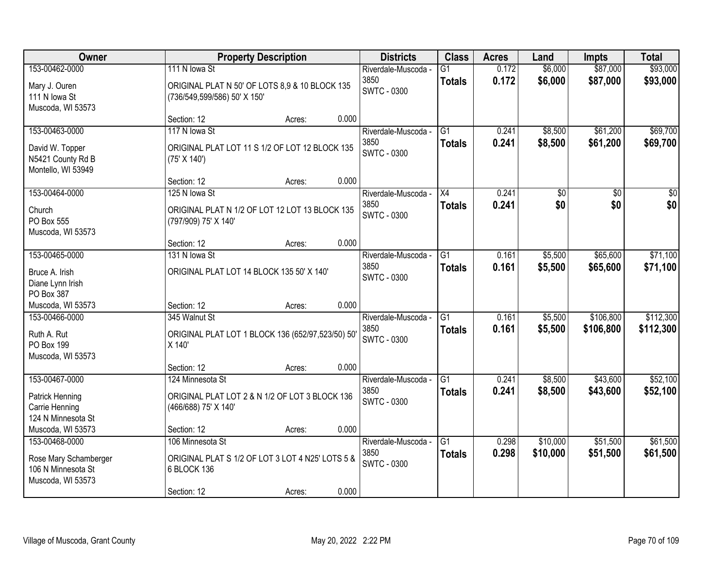| Owner | Property Description | Districts | Class | Acres | Land | Impts | Total |
|---|---|---|---|---|---|---|---|
| 153-00462-0000<br>Mary J. Ouren<br>111 N Iowa St<br>Muscoda, WI 53573 | 111 N Iowa St<br>ORIGINAL PLAT N 50' OF LOTS 8,9 & 10 BLOCK 135 (736/549,599/586) 50' X 150'<br>Section: 12 Acres: 0.000 | Riverdale-Muscoda - 3850<br>SWTC - 0300 | G1<br>**Totals** | 0.172<br>**0.172** | $6,000<br>**$6,000** | $87,000<br>**$87,000** | $93,000<br>**$93,000** |
| 153-00463-0000<br>David W. Topper<br>N5421 County Rd B<br>Montello, WI 53949 | 117 N Iowa St<br>ORIGINAL PLAT LOT 11 S 1/2 OF LOT 12 BLOCK 135 (75' X 140')<br>Section: 12 Acres: 0.000 | Riverdale-Muscoda - 3850<br>SWTC - 0300 | G1<br>**Totals** | 0.241<br>**0.241** | $8,500<br>**$8,500** | $61,200<br>**$61,200** | $69,700<br>**$69,700** |
| 153-00464-0000<br>Church<br>PO Box 555<br>Muscoda, WI 53573 | 125 N Iowa St<br>ORIGINAL PLAT N 1/2 OF LOT 12 LOT 13 BLOCK 135 (797/909) 75' X 140'<br>Section: 12 Acres: 0.000 | Riverdale-Muscoda - 3850<br>SWTC - 0300 | X4<br>**Totals** | 0.241<br>**0.241** | $0<br>**$0** | $0<br>**$0** | $0<br>**$0** |
| 153-00465-0000<br>Bruce A. Irish<br>Diane Lynn Irish<br>PO Box 387<br>Muscoda, WI 53573 | 131 N Iowa St<br>ORIGINAL PLAT LOT 14 BLOCK 135 50' X 140'<br>Section: 12 Acres: 0.000 | Riverdale-Muscoda - 3850<br>SWTC - 0300 | G1<br>**Totals** | 0.161<br>**0.161** | $5,500<br>**$5,500** | $65,600<br>**$65,600** | $71,100<br>**$71,100** |
| 153-00466-0000<br>Ruth A. Rut<br>PO Box 199<br>Muscoda, WI 53573 | 345 Walnut St<br>ORIGINAL PLAT LOT 1 BLOCK 136 (652/97,523/50) 50' X 140'<br>Section: 12 Acres: 0.000 | Riverdale-Muscoda - 3850<br>SWTC - 0300 | G1<br>**Totals** | 0.161<br>**0.161** | $5,500<br>**$5,500** | $106,800<br>**$106,800** | $112,300<br>**$112,300** |
| 153-00467-0000<br>Patrick Henning<br>Carrie Henning<br>124 N Minnesota St<br>Muscoda, WI 53573 | 124 Minnesota St<br>ORIGINAL PLAT LOT 2 & N 1/2 OF LOT 3 BLOCK 136 (466/688) 75' X 140'<br>Section: 12 Acres: 0.000 | Riverdale-Muscoda - 3850<br>SWTC - 0300 | G1<br>**Totals** | 0.241<br>**0.241** | $8,500<br>**$8,500** | $43,600<br>**$43,600** | $52,100<br>**$52,100** |
| 153-00468-0000<br>Rose Mary Schamberger<br>106 N Minnesota St<br>Muscoda, WI 53573 | 106 Minnesota St<br>ORIGINAL PLAT S 1/2 OF LOT 3 LOT 4 N25' LOTS 5 & 6 BLOCK 136<br>Section: 12 Acres: 0.000 | Riverdale-Muscoda - 3850<br>SWTC - 0300 | G1<br>**Totals** | 0.298<br>**0.298** | $10,000<br>**$10,000** | $51,500<br>**$51,500** | $61,500<br>**$61,500** |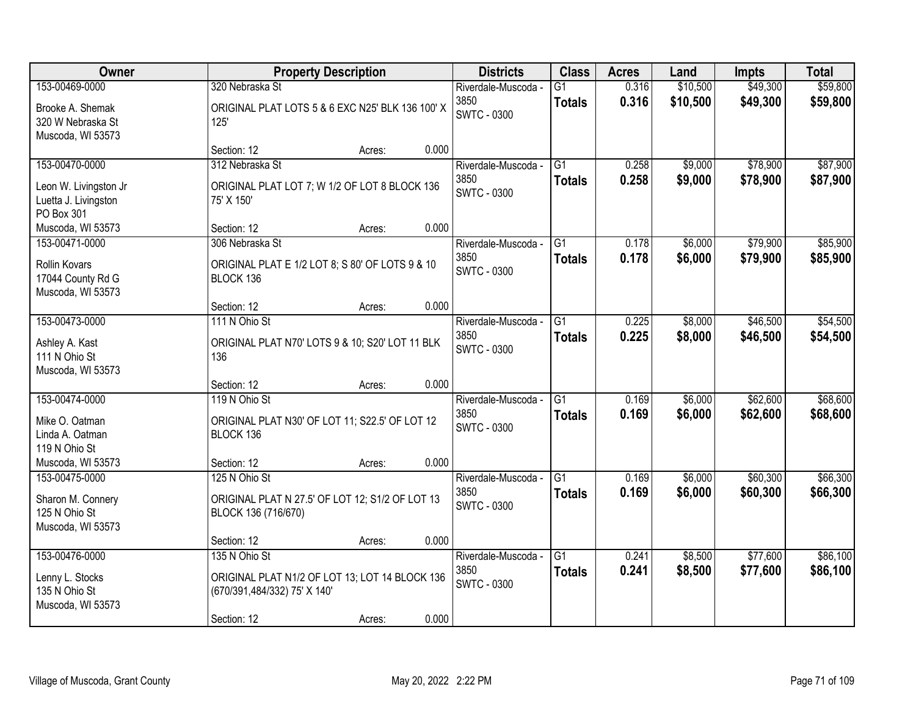| Owner | Property Description | Districts | Class | Acres | Land | Impts | Total |
|---|---|---|---|---|---|---|---|
| 153-00469-0000<br>Brooke A. Shemak<br>320 W Nebraska St<br>Muscoda, WI 53573 | 320 Nebraska St<br>ORIGINAL PLAT LOTS 5 & 6 EXC N25' BLK 136 100' X 125'<br>Section: 12 Acres: 0.000 | Riverdale-Muscoda - 3850<br>SWTC - 0300 | G1<br>**Totals** | 0.316<br>**0.316** | $10,500<br>**$10,500** | $49,300<br>**$49,300** | $59,800<br>**$59,800** |
| 153-00470-0000<br>Leon W. Livingston Jr<br>Luetta J. Livingston<br>PO Box 301<br>Muscoda, WI 53573 | 312 Nebraska St<br>ORIGINAL PLAT LOT 7; W 1/2 OF LOT 8 BLOCK 136 75' X 150'<br>Section: 12 Acres: 0.000 | Riverdale-Muscoda - 3850<br>SWTC - 0300 | G1<br>**Totals** | 0.258<br>**0.258** | $9,000<br>**$9,000** | $78,900<br>**$78,900** | $87,900<br>**$87,900** |
| 153-00471-0000<br>Rollin Kovars<br>17044 County Rd G<br>Muscoda, WI 53573 | 306 Nebraska St<br>ORIGINAL PLAT E 1/2 LOT 8; S 80' OF LOTS 9 & 10 BLOCK 136<br>Section: 12 Acres: 0.000 | Riverdale-Muscoda - 3850<br>SWTC - 0300 | G1<br>**Totals** | 0.178<br>**0.178** | $6,000<br>**$6,000** | $79,900<br>**$79,900** | $85,900<br>**$85,900** |
| 153-00473-0000<br>Ashley A. Kast<br>111 N Ohio St<br>Muscoda, WI 53573 | 111 N Ohio St<br>ORIGINAL PLAT N70' LOTS 9 & 10; S20' LOT 11 BLK 136<br>Section: 12 Acres: 0.000 | Riverdale-Muscoda - 3850<br>SWTC - 0300 | G1<br>**Totals** | 0.225<br>**0.225** | $8,000<br>**$8,000** | $46,500<br>**$46,500** | $54,500<br>**$54,500** |
| 153-00474-0000<br>Mike O. Oatman<br>Linda A. Oatman<br>119 N Ohio St<br>Muscoda, WI 53573 | 119 N Ohio St<br>ORIGINAL PLAT N30' OF LOT 11; S22.5' OF LOT 12 BLOCK 136<br>Section: 12 Acres: 0.000 | Riverdale-Muscoda - 3850<br>SWTC - 0300 | G1<br>**Totals** | 0.169<br>**0.169** | $6,000<br>**$6,000** | $62,600<br>**$62,600** | $68,600<br>**$68,600** |
| 153-00475-0000<br>Sharon M. Connery<br>125 N Ohio St<br>Muscoda, WI 53573 | 125 N Ohio St<br>ORIGINAL PLAT N 27.5' OF LOT 12; S1/2 OF LOT 13 BLOCK 136 (716/670)<br>Section: 12 Acres: 0.000 | Riverdale-Muscoda - 3850<br>SWTC - 0300 | G1<br>**Totals** | 0.169<br>**0.169** | $6,000<br>**$6,000** | $60,300<br>**$60,300** | $66,300<br>**$66,300** |
| 153-00476-0000<br>Lenny L. Stocks<br>135 N Ohio St<br>Muscoda, WI 53573 | 135 N Ohio St<br>ORIGINAL PLAT N1/2 OF LOT 13; LOT 14 BLOCK 136 (670/391,484/332) 75' X 140'<br>Section: 12 Acres: 0.000 | Riverdale-Muscoda - 3850<br>SWTC - 0300 | G1<br>**Totals** | 0.241<br>**0.241** | $8,500<br>**$8,500** | $77,600<br>**$77,600** | $86,100<br>**$86,100** |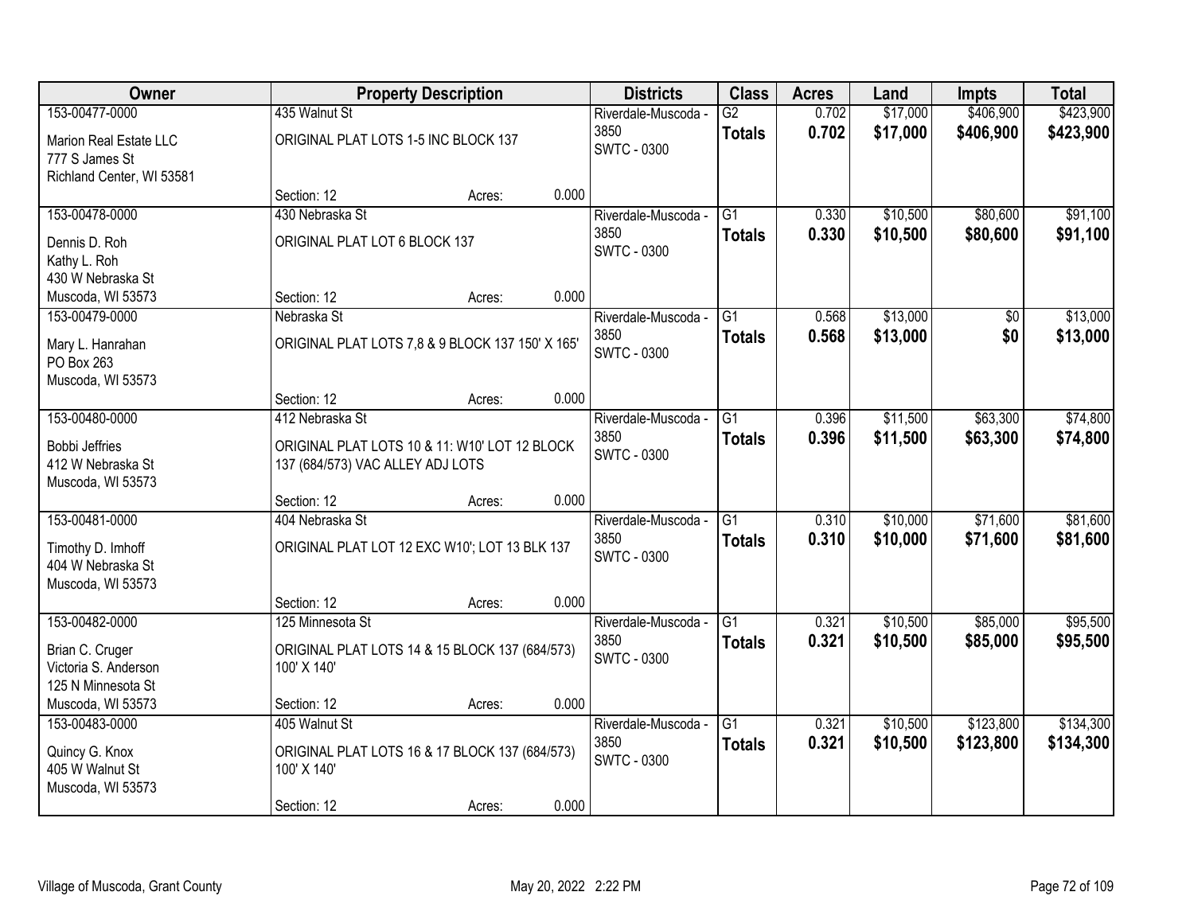| Owner | Property Description | Districts | Class | Acres | Land | Impts | Total |
|---|---|---|---|---|---|---|---|
| 153-00477-0000<br>Marion Real Estate LLC<br>777 S James St<br>Richland Center, WI 53581 | 435 Walnut St<br>ORIGINAL PLAT LOTS 1-5 INC BLOCK 137<br>Section: 12 Acres: 0.000 | Riverdale-Muscoda - 3850<br>SWTC - 0300 | G2<br>**Totals** | 0.702<br>**0.702** | $17,000<br>**$17,000** | $406,900<br>**$406,900** | $423,900<br>**$423,900** |
| 153-00478-0000<br>Dennis D. Roh<br>Kathy L. Roh<br>430 W Nebraska St<br>Muscoda, WI 53573 | 430 Nebraska St<br>ORIGINAL PLAT LOT 6 BLOCK 137<br>Section: 12 Acres: 0.000 | Riverdale-Muscoda - 3850<br>SWTC - 0300 | G1<br>**Totals** | 0.330<br>**0.330** | $10,500<br>**$10,500** | $80,600<br>**$80,600** | $91,100<br>**$91,100** |
| 153-00479-0000<br>Mary L. Hanrahan<br>PO Box 263<br>Muscoda, WI 53573 | Nebraska St<br>ORIGINAL PLAT LOTS 7,8 & 9 BLOCK 137 150' X 165'<br>Section: 12 Acres: 0.000 | Riverdale-Muscoda - 3850<br>SWTC - 0300 | G1<br>**Totals** | 0.568<br>**0.568** | $13,000<br>**$13,000** | $0<br>**$0** | $13,000<br>**$13,000** |
| 153-00480-0000<br>Bobbi Jeffries<br>412 W Nebraska St<br>Muscoda, WI 53573 | 412 Nebraska St<br>ORIGINAL PLAT LOTS 10 & 11: W10' LOT 12 BLOCK 137 (684/573) VAC ALLEY ADJ LOTS<br>Section: 12 Acres: 0.000 | Riverdale-Muscoda - 3850<br>SWTC - 0300 | G1<br>**Totals** | 0.396<br>**0.396** | $11,500<br>**$11,500** | $63,300<br>**$63,300** | $74,800<br>**$74,800** |
| 153-00481-0000<br>Timothy D. Imhoff<br>404 W Nebraska St<br>Muscoda, WI 53573 | 404 Nebraska St<br>ORIGINAL PLAT LOT 12 EXC W10'; LOT 13 BLK 137<br>Section: 12 Acres: 0.000 | Riverdale-Muscoda - 3850<br>SWTC - 0300 | G1<br>**Totals** | 0.310<br>**0.310** | $10,000<br>**$10,000** | $71,600<br>**$71,600** | $81,600<br>**$81,600** |
| 153-00482-0000<br>Brian C. Cruger<br>Victoria S. Anderson<br>125 N Minnesota St<br>Muscoda, WI 53573 | 125 Minnesota St<br>ORIGINAL PLAT LOTS 14 & 15 BLOCK 137 (684/573) 100' X 140'<br>Section: 12 Acres: 0.000 | Riverdale-Muscoda - 3850<br>SWTC - 0300 | G1<br>**Totals** | 0.321<br>**0.321** | $10,500<br>**$10,500** | $85,000<br>**$85,000** | $95,500<br>**$95,500** |
| 153-00483-0000<br>Quincy G. Knox<br>405 W Walnut St<br>Muscoda, WI 53573 | 405 Walnut St<br>ORIGINAL PLAT LOTS 16 & 17 BLOCK 137 (684/573) 100' X 140'<br>Section: 12 Acres: 0.000 | Riverdale-Muscoda - 3850<br>SWTC - 0300 | G1<br>**Totals** | 0.321<br>**0.321** | $10,500<br>**$10,500** | $123,800<br>**$123,800** | $134,300<br>**$134,300** |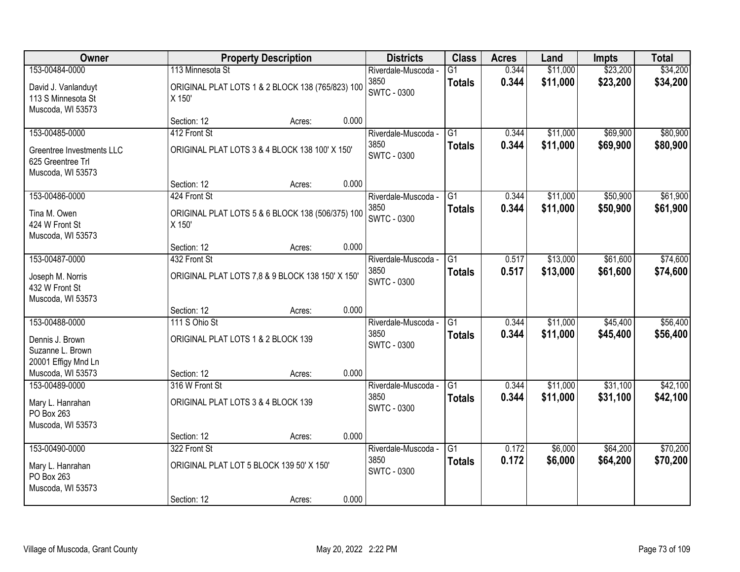| Owner | Property Description | Districts | Class | Acres | Land | Impts | Total |
|---|---|---|---|---|---|---|---|
| 153-00484-0000<br>David J. Vanlanduyt<br>113 S Minnesota St<br>Muscoda, WI 53573 | 113 Minnesota St<br>ORIGINAL PLAT LOTS 1 & 2 BLOCK 138 (765/823) 100 X 150'<br>Section: 12 Acres: 0.000 | Riverdale-Muscoda - 3850<br>SWTC - 0300 | G1<br>**Totals** | 0.344<br>**0.344** | $11,000<br>**$11,000** | $23,200<br>**$23,200** | $34,200<br>**$34,200** |
| 153-00485-0000<br>Greentree Investments LLC<br>625 Greentree Trl<br>Muscoda, WI 53573 | 412 Front St<br>ORIGINAL PLAT LOTS 3 & 4 BLOCK 138 100' X 150'<br>Section: 12 Acres: 0.000 | Riverdale-Muscoda - 3850<br>SWTC - 0300 | G1<br>**Totals** | 0.344<br>**0.344** | $11,000<br>**$11,000** | $69,900<br>**$69,900** | $80,900<br>**$80,900** |
| 153-00486-0000<br>Tina M. Owen<br>424 W Front St<br>Muscoda, WI 53573 | 424 Front St<br>ORIGINAL PLAT LOTS 5 & 6 BLOCK 138 (506/375) 100 X 150'<br>Section: 12 Acres: 0.000 | Riverdale-Muscoda - 3850<br>SWTC - 0300 | G1<br>**Totals** | 0.344<br>**0.344** | $11,000<br>**$11,000** | $50,900<br>**$50,900** | $61,900<br>**$61,900** |
| 153-00487-0000<br>Joseph M. Norris<br>432 W Front St<br>Muscoda, WI 53573 | 432 Front St<br>ORIGINAL PLAT LOTS 7,8 & 9 BLOCK 138 150' X 150'<br>Section: 12 Acres: 0.000 | Riverdale-Muscoda - 3850<br>SWTC - 0300 | G1<br>**Totals** | 0.517<br>**0.517** | $13,000<br>**$13,000** | $61,600<br>**$61,600** | $74,600<br>**$74,600** |
| 153-00488-0000<br>Dennis J. Brown<br>Suzanne L. Brown<br>20001 Effigy Mnd Ln<br>Muscoda, WI 53573 | 111 S Ohio St<br>ORIGINAL PLAT LOTS 1 & 2 BLOCK 139<br>Section: 12 Acres: 0.000 | Riverdale-Muscoda - 3850<br>SWTC - 0300 | G1<br>**Totals** | 0.344<br>**0.344** | $11,000<br>**$11,000** | $45,400<br>**$45,400** | $56,400<br>**$56,400** |
| 153-00489-0000<br>Mary L. Hanrahan<br>PO Box 263<br>Muscoda, WI 53573 | 316 W Front St<br>ORIGINAL PLAT LOTS 3 & 4 BLOCK 139<br>Section: 12 Acres: 0.000 | Riverdale-Muscoda - 3850<br>SWTC - 0300 | G1<br>**Totals** | 0.344<br>**0.344** | $11,000<br>**$11,000** | $31,100<br>**$31,100** | $42,100<br>**$42,100** |
| 153-00490-0000<br>Mary L. Hanrahan<br>PO Box 263<br>Muscoda, WI 53573 | 322 Front St<br>ORIGINAL PLAT LOT 5 BLOCK 139 50' X 150'<br>Section: 12 Acres: 0.000 | Riverdale-Muscoda - 3850<br>SWTC - 0300 | G1<br>**Totals** | 0.172<br>**0.172** | $6,000<br>**$6,000** | $64,200<br>**$64,200** | $70,200<br>**$70,200** |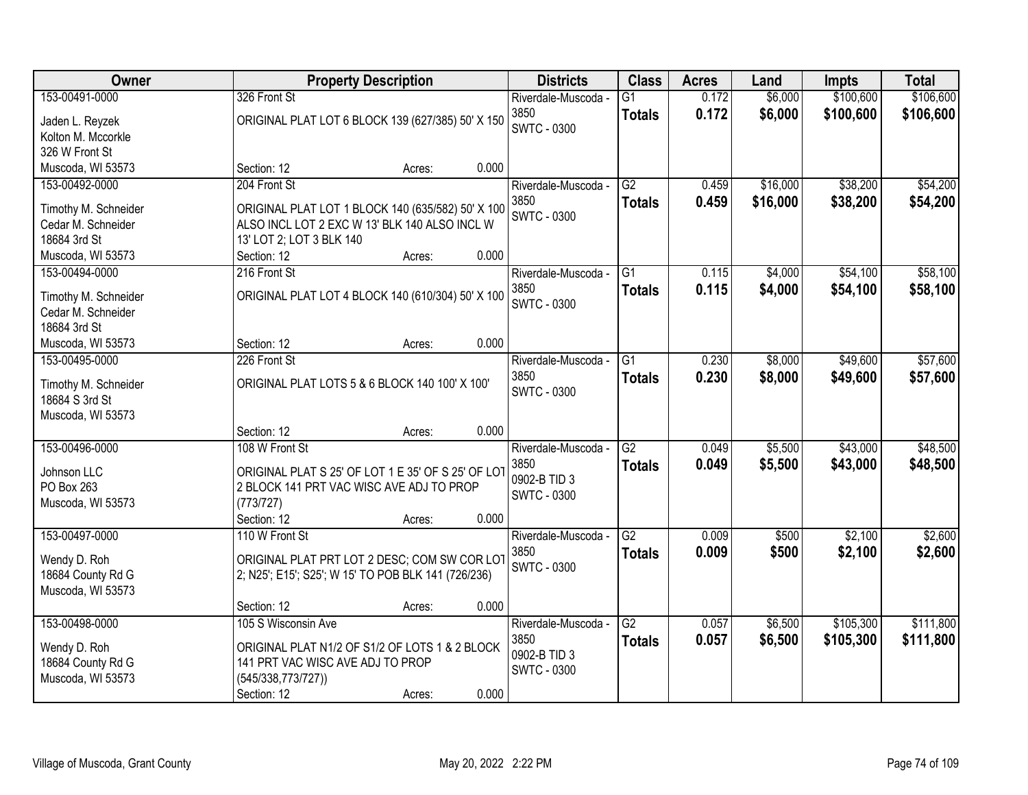| Owner | Property Description | Districts | Class | Acres | Land | Impts | Total |
|---|---|---|---|---|---|---|---|
| 153-00491-0000<br>Jaden L. Reyzek<br>Kolton M. Mccorkle<br>326 W Front St<br>Muscoda, WI 53573 | 326 Front St<br>ORIGINAL PLAT LOT 6 BLOCK 139 (627/385) 50' X 150<br>Section: 12 Acres: 0.000 | Riverdale-Muscoda - 3850<br>SWTC - 0300 | G1<br>**Totals** | 0.172<br>**0.172** | $6,000<br>**$6,000** | $100,600<br>**$100,600** | $106,600<br>**$106,600** |
| 153-00492-0000<br>Timothy M. Schneider<br>Cedar M. Schneider<br>18684 3rd St<br>Muscoda, WI 53573 | 204 Front St<br>ORIGINAL PLAT LOT 1 BLOCK 140 (635/582) 50' X 100 ALSO INCL LOT 2 EXC W 13' BLK 140 ALSO INCL W 13' LOT 2; LOT 3 BLK 140<br>Section: 12 Acres: 0.000 | Riverdale-Muscoda - 3850<br>SWTC - 0300 | G2<br>**Totals** | 0.459<br>**0.459** | $16,000<br>**$16,000** | $38,200<br>**$38,200** | $54,200<br>**$54,200** |
| 153-00494-0000<br>Timothy M. Schneider<br>Cedar M. Schneider<br>18684 3rd St<br>Muscoda, WI 53573 | 216 Front St<br>ORIGINAL PLAT LOT 4 BLOCK 140 (610/304) 50' X 100<br>Section: 12 Acres: 0.000 | Riverdale-Muscoda - 3850<br>SWTC - 0300 | G1<br>**Totals** | 0.115<br>**0.115** | $4,000<br>**$4,000** | $54,100<br>**$54,100** | $58,100<br>**$58,100** |
| 153-00495-0000<br>Timothy M. Schneider<br>18684 S 3rd St<br>Muscoda, WI 53573 | 226 Front St<br>ORIGINAL PLAT LOTS 5 & 6 BLOCK 140 100' X 100'<br>Section: 12 Acres: 0.000 | Riverdale-Muscoda - 3850<br>SWTC - 0300 | G1<br>**Totals** | 0.230<br>**0.230** | $8,000<br>**$8,000** | $49,600<br>**$49,600** | $57,600<br>**$57,600** |
| 153-00496-0000<br>Johnson LLC<br>PO Box 263<br>Muscoda, WI 53573 | 108 W Front St<br>ORIGINAL PLAT S 25' OF LOT 1 E 35' OF S 25' OF LOT 2 BLOCK 141 PRT VAC WISC AVE ADJ TO PROP (773/727)<br>Section: 12 Acres: 0.000 | Riverdale-Muscoda - 3850<br>0902-B TID 3<br>SWTC - 0300 | G2<br>**Totals** | 0.049<br>**0.049** | $5,500<br>**$5,500** | $43,000<br>**$43,000** | $48,500<br>**$48,500** |
| 153-00497-0000<br>Wendy D. Roh<br>18684 County Rd G<br>Muscoda, WI 53573 | 110 W Front St<br>ORIGINAL PLAT PRT LOT 2 DESC; COM SW COR LOT 2; N25'; E15'; S25'; W 15' TO POB BLK 141 (726/236)<br>Section: 12 Acres: 0.000 | Riverdale-Muscoda - 3850<br>SWTC - 0300 | G2<br>**Totals** | 0.009<br>**0.009** | $500<br>**$500** | $2,100<br>**$2,100** | $2,600<br>**$2,600** |
| 153-00498-0000<br>Wendy D. Roh<br>18684 County Rd G<br>Muscoda, WI 53573 | 105 S Wisconsin Ave<br>ORIGINAL PLAT N1/2 OF S1/2 OF LOTS 1 & 2 BLOCK 141 PRT VAC WISC AVE ADJ TO PROP (545/338,773/727))<br>Section: 12 Acres: 0.000 | Riverdale-Muscoda - 3850<br>0902-B TID 3<br>SWTC - 0300 | G2<br>**Totals** | 0.057<br>**0.057** | $6,500<br>**$6,500** | $105,300<br>**$105,300** | $111,800<br>**$111,800** |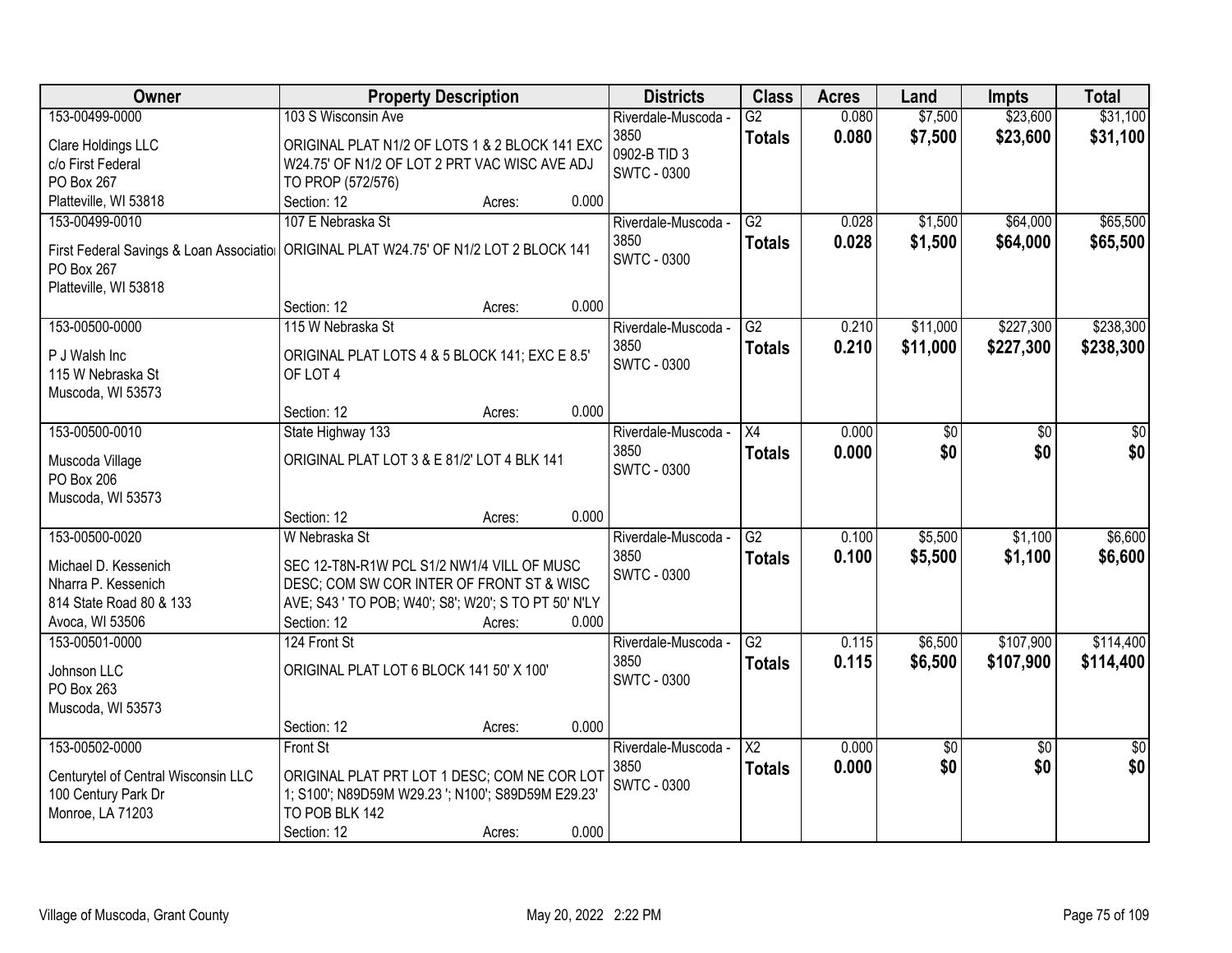| Owner | Property Description | Districts | Class | Acres | Land | Impts | Total |
|---|---|---|---|---|---|---|---|
| 153-00499-0000<br>Clare Holdings LLC<br>c/o First Federal<br>PO Box 267<br>Platteville, WI 53818 | 103 S Wisconsin Ave<br>ORIGINAL PLAT N1/2 OF LOTS 1 & 2 BLOCK 141 EXC W24.75' OF N1/2 OF LOT 2 PRT VAC WISC AVE ADJ TO PROP (572/576)<br>Section: 12 Acres: 0.000 | Riverdale-Muscoda - 3850<br>0902-B TID 3<br>SWTC - 0300 | G2<br>**Totals** | 0.080<br>**0.080** | $7,500<br>**$7,500** | $23,600<br>**$23,600** | $31,100<br>**$31,100** |
| 153-00499-0010<br>First Federal Savings & Loan Associatio<br>PO Box 267<br>Platteville, WI 53818 | 107 E Nebraska St<br>ORIGINAL PLAT W24.75' OF N1/2 LOT 2 BLOCK 141<br>Section: 12 Acres: 0.000 | Riverdale-Muscoda - 3850<br>SWTC - 0300 | G2<br>**Totals** | 0.028<br>**0.028** | $1,500<br>**$1,500** | $64,000<br>**$64,000** | $65,500<br>**$65,500** |
| 153-00500-0000<br>P J Walsh Inc<br>115 W Nebraska St<br>Muscoda, WI 53573 | 115 W Nebraska St<br>ORIGINAL PLAT LOTS 4 & 5 BLOCK 141; EXC E 8.5' OF LOT 4<br>Section: 12 Acres: 0.000 | Riverdale-Muscoda - 3850<br>SWTC - 0300 | G2<br>**Totals** | 0.210<br>**0.210** | $11,000<br>**$11,000** | $227,300<br>**$227,300** | $238,300<br>**$238,300** |
| 153-00500-0010<br>Muscoda Village<br>PO Box 206<br>Muscoda, WI 53573 | State Highway 133<br>ORIGINAL PLAT LOT 3 & E 81/2' LOT 4 BLK 141<br>Section: 12 Acres: 0.000 | Riverdale-Muscoda - 3850<br>SWTC - 0300 | X4<br>**Totals** | 0.000<br>**0.000** | $0<br>**$0** | $0<br>**$0** | $0<br>**$0** |
| 153-00500-0020<br>Michael D. Kessenich<br>Nharra P. Kessenich<br>814 State Road 80 & 133<br>Avoca, WI 53506 | W Nebraska St<br>SEC 12-T8N-R1W PCL S1/2 NW1/4 VILL OF MUSC DESC; COM SW COR INTER OF FRONT ST & WISC AVE; S43 ' TO POB; W40'; S8'; W20'; S TO PT 50' N'LY<br>Section: 12 Acres: 0.000 | Riverdale-Muscoda - 3850<br>SWTC - 0300 | G2<br>**Totals** | 0.100<br>**0.100** | $5,500<br>**$5,500** | $1,100<br>**$1,100** | $6,600<br>**$6,600** |
| 153-00501-0000<br>Johnson LLC<br>PO Box 263<br>Muscoda, WI 53573 | 124 Front St<br>ORIGINAL PLAT LOT 6 BLOCK 141 50' X 100'<br>Section: 12 Acres: 0.000 | Riverdale-Muscoda - 3850<br>SWTC - 0300 | G2<br>**Totals** | 0.115<br>**0.115** | $6,500<br>**$6,500** | $107,900<br>**$107,900** | $114,400<br>**$114,400** |
| 153-00502-0000<br>Centurytel of Central Wisconsin LLC<br>100 Century Park Dr<br>Monroe, LA 71203 | Front St<br>ORIGINAL PLAT PRT LOT 1 DESC; COM NE COR LOT 1; S100'; N89D59M W29.23 '; N100'; S89D59M E29.23' TO POB BLK 142<br>Section: 12 Acres: 0.000 | Riverdale-Muscoda - 3850<br>SWTC - 0300 | X2<br>**Totals** | 0.000<br>**0.000** | $0<br>**$0** | $0<br>**$0** | $0<br>**$0** |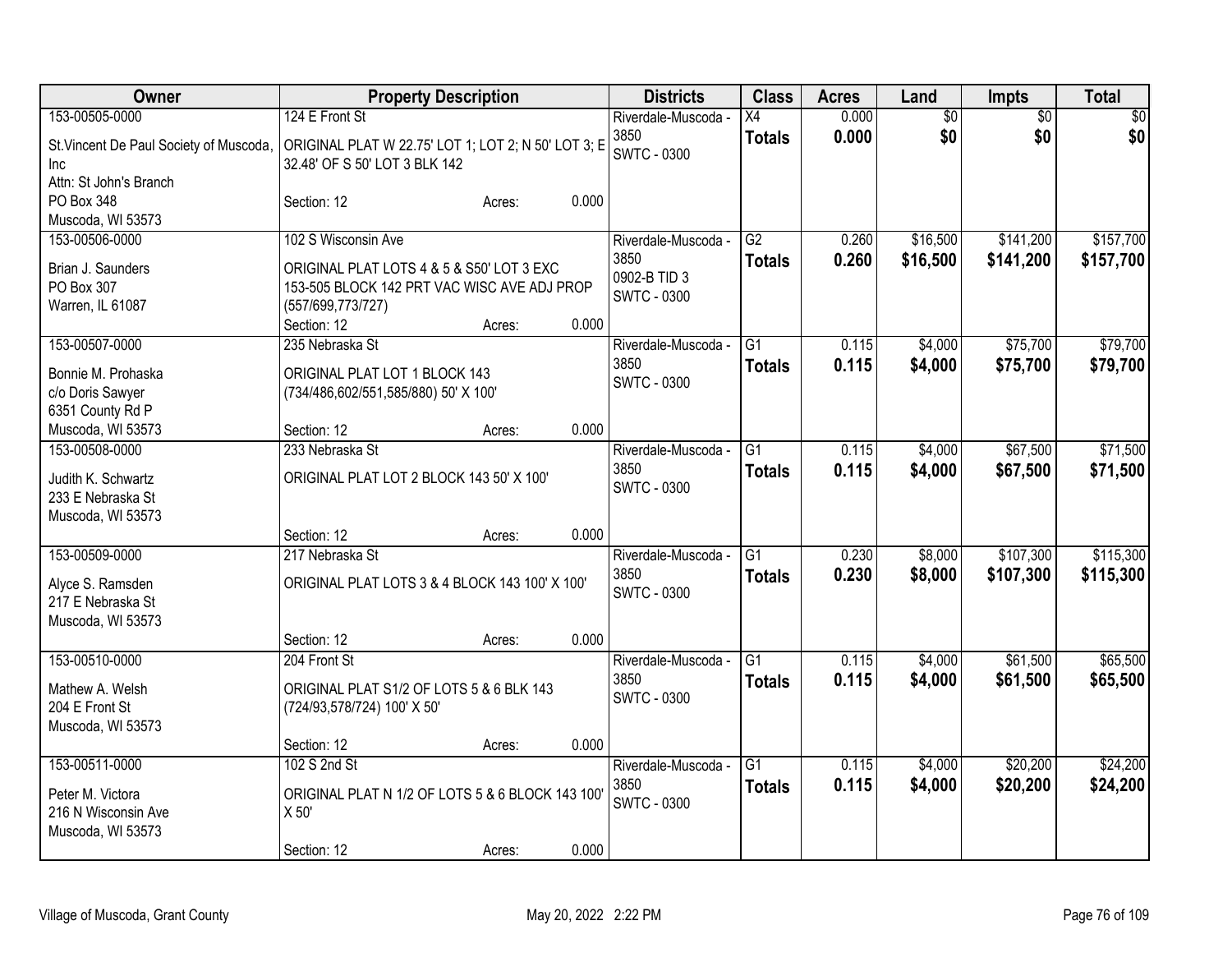| Owner | Property Description | Districts | Class | Acres | Land | Impts | Total |
|---|---|---|---|---|---|---|---|
| 153-00505-0000<br>St.Vincent De Paul Society of Muscoda, Inc<br>Attn: St John's Branch<br>PO Box 348<br>Muscoda, WI 53573 | 124 E Front St<br>ORIGINAL PLAT W 22.75' LOT 1; LOT 2; N 50' LOT 3; E 32.48' OF S 50' LOT 3 BLK 142<br>Section: 12 Acres: 0.000 | Riverdale-Muscoda - 3850<br>SWTC - 0300 | X4<br>**Totals** | 0.000<br>**0.000** | $0<br>**$0** | $0<br>**$0** | $0<br>**$0** |
| 153-00506-0000<br>Brian J. Saunders<br>PO Box 307<br>Warren, IL 61087 | 102 S Wisconsin Ave<br>ORIGINAL PLAT LOTS 4 & 5 & S50' LOT 3 EXC 153-505 BLOCK 142 PRT VAC WISC AVE ADJ PROP (557/699,773/727)<br>Section: 12 Acres: 0.000 | Riverdale-Muscoda - 3850<br>0902-B TID 3<br>SWTC - 0300 | G2<br>**Totals** | 0.260<br>**0.260** | $16,500<br>**$16,500** | $141,200<br>**$141,200** | $157,700<br>**$157,700** |
| 153-00507-0000<br>Bonnie M. Prohaska<br>c/o Doris Sawyer<br>6351 County Rd P<br>Muscoda, WI 53573 | 235 Nebraska St<br>ORIGINAL PLAT LOT 1 BLOCK 143 (734/486,602/551,585/880) 50' X 100'<br>Section: 12 Acres: 0.000 | Riverdale-Muscoda - 3850<br>SWTC - 0300 | G1<br>**Totals** | 0.115<br>**0.115** | $4,000<br>**$4,000** | $75,700<br>**$75,700** | $79,700<br>**$79,700** |
| 153-00508-0000<br>Judith K. Schwartz<br>233 E Nebraska St<br>Muscoda, WI 53573 | 233 Nebraska St<br>ORIGINAL PLAT LOT 2 BLOCK 143 50' X 100'<br>Section: 12 Acres: 0.000 | Riverdale-Muscoda - 3850<br>SWTC - 0300 | G1<br>**Totals** | 0.115<br>**0.115** | $4,000<br>**$4,000** | $67,500<br>**$67,500** | $71,500<br>**$71,500** |
| 153-00509-0000<br>Alyce S. Ramsden<br>217 E Nebraska St<br>Muscoda, WI 53573 | 217 Nebraska St<br>ORIGINAL PLAT LOTS 3 & 4 BLOCK 143 100' X 100'<br>Section: 12 Acres: 0.000 | Riverdale-Muscoda - 3850<br>SWTC - 0300 | G1<br>**Totals** | 0.230<br>**0.230** | $8,000<br>**$8,000** | $107,300<br>**$107,300** | $115,300<br>**$115,300** |
| 153-00510-0000<br>Mathew A. Welsh<br>204 E Front St<br>Muscoda, WI 53573 | 204 Front St<br>ORIGINAL PLAT S1/2 OF LOTS 5 & 6 BLK 143 (724/93,578/724) 100' X 50'<br>Section: 12 Acres: 0.000 | Riverdale-Muscoda - 3850<br>SWTC - 0300 | G1<br>**Totals** | 0.115<br>**0.115** | $4,000<br>**$4,000** | $61,500<br>**$61,500** | $65,500<br>**$65,500** |
| 153-00511-0000<br>Peter M. Victora<br>216 N Wisconsin Ave<br>Muscoda, WI 53573 | 102 S 2nd St<br>ORIGINAL PLAT N 1/2 OF LOTS 5 & 6 BLOCK 143 100' X 50'<br>Section: 12 Acres: 0.000 | Riverdale-Muscoda - 3850<br>SWTC - 0300 | G1<br>**Totals** | 0.115<br>**0.115** | $4,000<br>**$4,000** | $20,200<br>**$20,200** | $24,200<br>**$24,200** |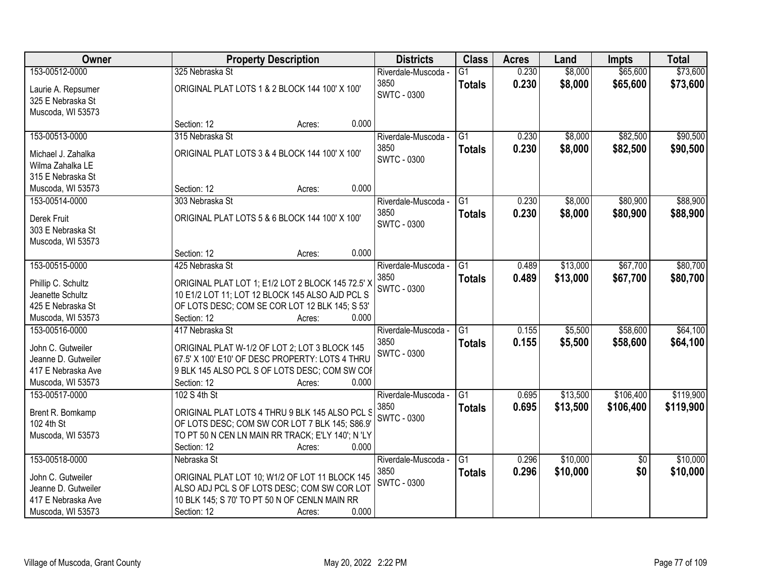| Owner | Property Description | Districts | Class | Acres | Land | Impts | Total |
|---|---|---|---|---|---|---|---|
| 153-00512-0000<br>Laurie A. Repsumer<br>325 E Nebraska St<br>Muscoda, WI 53573 | 325 Nebraska St<br>ORIGINAL PLAT LOTS 1 & 2 BLOCK 144 100' X 100'<br>Section: 12 Acres: 0.000 | Riverdale-Muscoda - 3850<br>SWTC - 0300 | G1<br>**Totals** | 0.230<br>**0.230** | $8,000<br>**$8,000** | $65,600<br>**$65,600** | $73,600<br>**$73,600** |
| 153-00513-0000<br>Michael J. Zahalka<br>Wilma Zahalka LE<br>315 E Nebraska St<br>Muscoda, WI 53573 | 315 Nebraska St<br>ORIGINAL PLAT LOTS 3 & 4 BLOCK 144 100' X 100'<br>Section: 12 Acres: 0.000 | Riverdale-Muscoda - 3850<br>SWTC - 0300 | G1<br>**Totals** | 0.230<br>**0.230** | $8,000<br>**$8,000** | $82,500<br>**$82,500** | $90,500<br>**$90,500** |
| 153-00514-0000<br>Derek Fruit<br>303 E Nebraska St<br>Muscoda, WI 53573 | 303 Nebraska St<br>ORIGINAL PLAT LOTS 5 & 6 BLOCK 144 100' X 100'<br>Section: 12 Acres: 0.000 | Riverdale-Muscoda - 3850<br>SWTC - 0300 | G1<br>**Totals** | 0.230<br>**0.230** | $8,000<br>**$8,000** | $80,900<br>**$80,900** | $88,900<br>**$88,900** |
| 153-00515-0000<br>Phillip C. Schultz<br>Jeanette Schultz<br>425 E Nebraska St<br>Muscoda, WI 53573 | 425 Nebraska St<br>ORIGINAL PLAT LOT 1; E1/2 LOT 2 BLOCK 145 72.5' X 10 E1/2 LOT 11; LOT 12 BLOCK 145 ALSO AJD PCL S OF LOTS DESC; COM SE COR LOT 12 BLK 145; S 53'<br>Section: 12 Acres: 0.000 | Riverdale-Muscoda - 3850<br>SWTC - 0300 | G1<br>**Totals** | 0.489<br>**0.489** | $13,000<br>**$13,000** | $67,700<br>**$67,700** | $80,700<br>**$80,700** |
| 153-00516-0000<br>John C. Gutweiler<br>Jeanne D. Gutweiler<br>417 E Nebraska Ave<br>Muscoda, WI 53573 | 417 Nebraska St<br>ORIGINAL PLAT W-1/2 OF LOT 2; LOT 3 BLOCK 145 67.5' X 100' E10' OF DESC PROPERTY: LOTS 4 THRU 9 BLK 145 ALSO PCL S OF LOTS DESC; COM SW COI<br>Section: 12 Acres: 0.000 | Riverdale-Muscoda - 3850<br>SWTC - 0300 | G1<br>**Totals** | 0.155<br>**0.155** | $5,500<br>**$5,500** | $58,600<br>**$58,600** | $64,100<br>**$64,100** |
| 153-00517-0000<br>Brent R. Bomkamp<br>102 4th St<br>Muscoda, WI 53573 | 102 S 4th St<br>ORIGINAL PLAT LOTS 4 THRU 9 BLK 145 ALSO PCL S OF LOTS DESC; COM SW COR LOT 7 BLK 145; S86.9' TO PT 50 N CEN LN MAIN RR TRACK; E'LY 140'; N 'LY<br>Section: 12 Acres: 0.000 | Riverdale-Muscoda - 3850<br>SWTC - 0300 | G1<br>**Totals** | 0.695<br>**0.695** | $13,500<br>**$13,500** | $106,400<br>**$106,400** | $119,900<br>**$119,900** |
| 153-00518-0000<br>John C. Gutweiler<br>Jeanne D. Gutweiler<br>417 E Nebraska Ave<br>Muscoda, WI 53573 | Nebraska St<br>ORIGINAL PLAT LOT 10; W1/2 OF LOT 11 BLOCK 145 ALSO ADJ PCL S OF LOTS DESC; COM SW COR LOT 10 BLK 145; S 70' TO PT 50 N OF CENLN MAIN RR<br>Section: 12 Acres: 0.000 | Riverdale-Muscoda - 3850<br>SWTC - 0300 | G1<br>**Totals** | 0.296<br>**0.296** | $10,000<br>**$10,000** | $0<br>**$0** | $10,000<br>**$10,000** |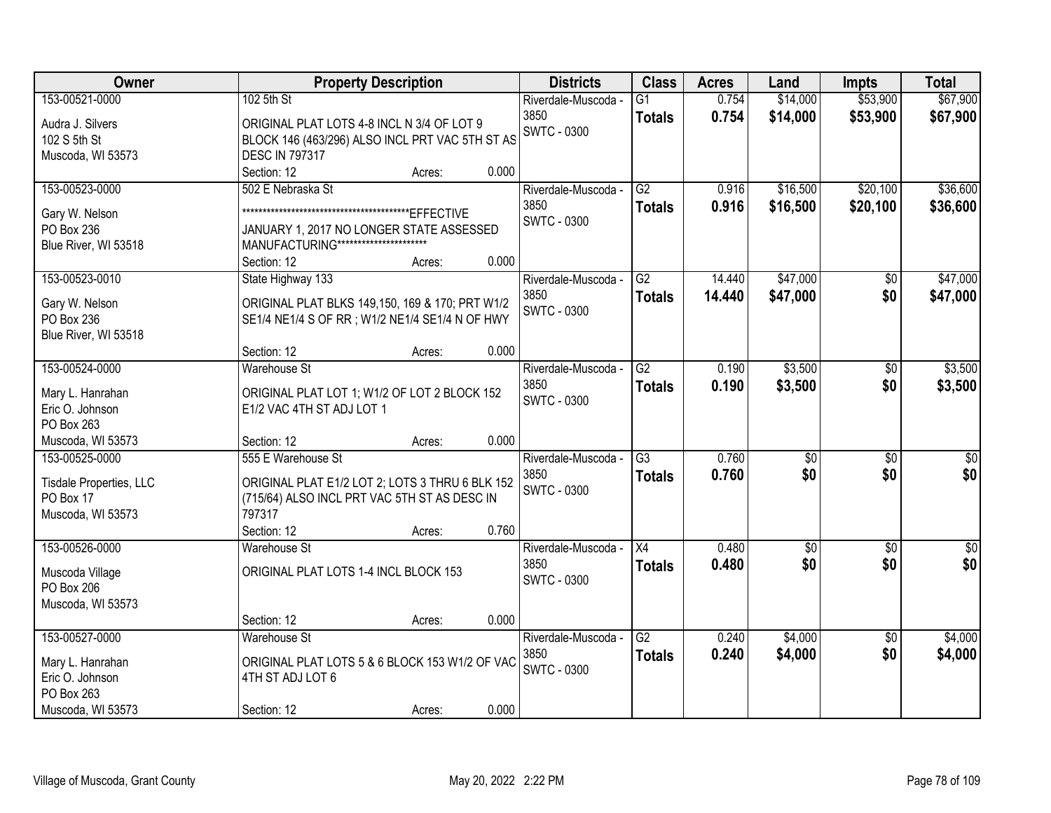| Owner | Property Description | Districts | Class | Acres | Land | Impts | Total |
|---|---|---|---|---|---|---|---|
| 153-00521-0000<br>Audra J. Silvers<br>102 S 5th St<br>Muscoda, WI 53573 | 102 5th St<br>ORIGINAL PLAT LOTS 4-8 INCL N 3/4 OF LOT 9 BLOCK 146 (463/296) ALSO INCL PRT VAC 5TH ST AS DESC IN 797317<br>Section: 12 Acres: 0.000 | Riverdale-Muscoda - 3850<br>SWTC - 0300 | G1<br>**Totals** | 0.754<br>**0.754** | $14,000<br>**$14,000** | $53,900<br>**$53,900** | $67,900<br>**$67,900** |
| 153-00523-0000<br>Gary W. Nelson<br>PO Box 236<br>Blue River, WI 53518 | 502 E Nebraska St<br>*******************************************EFFECTIVE JANUARY 1, 2017 NO LONGER STATE ASSESSED MANUFACTURING**********************<br>Section: 12 Acres: 0.000 | Riverdale-Muscoda - 3850<br>SWTC - 0300 | G2<br>**Totals** | 0.916<br>**0.916** | $16,500<br>**$16,500** | $20,100<br>**$20,100** | $36,600<br>**$36,600** |
| 153-00523-0010<br>Gary W. Nelson<br>PO Box 236<br>Blue River, WI 53518 | State Highway 133<br>ORIGINAL PLAT BLKS 149,150, 169 & 170; PRT W1/2 SE1/4 NE1/4 S OF RR ; W1/2 NE1/4 SE1/4 N OF HWY<br>Section: 12 Acres: 0.000 | Riverdale-Muscoda - 3850<br>SWTC - 0300 | G2<br>**Totals** | 14.440<br>**14.440** | $47,000<br>**$47,000** | $0<br>**$0** | $47,000<br>**$47,000** |
| 153-00524-0000<br>Mary L. Hanrahan<br>Eric O. Johnson<br>PO Box 263<br>Muscoda, WI 53573 | Warehouse St<br>ORIGINAL PLAT LOT 1; W1/2 OF LOT 2 BLOCK 152 E1/2 VAC 4TH ST ADJ LOT 1<br>Section: 12 Acres: 0.000 | Riverdale-Muscoda - 3850<br>SWTC - 0300 | G2<br>**Totals** | 0.190<br>**0.190** | $3,500<br>**$3,500** | $0<br>**$0** | $3,500<br>**$3,500** |
| 153-00525-0000<br>Tisdale Properties, LLC<br>PO Box 17<br>Muscoda, WI 53573 | 555 E Warehouse St<br>ORIGINAL PLAT E1/2 LOT 2; LOTS 3 THRU 6 BLK 152 (715/64) ALSO INCL PRT VAC 5TH ST AS DESC IN 797317<br>Section: 12 Acres: 0.760 | Riverdale-Muscoda - 3850<br>SWTC - 0300 | G3<br>**Totals** | 0.760<br>**0.760** | $0<br>**$0** | $0<br>**$0** | $0<br>**$0** |
| 153-00526-0000<br>Muscoda Village<br>PO Box 206<br>Muscoda, WI 53573 | Warehouse St<br>ORIGINAL PLAT LOTS 1-4 INCL BLOCK 153<br>Section: 12 Acres: 0.000 | Riverdale-Muscoda - 3850<br>SWTC - 0300 | X4<br>**Totals** | 0.480<br>**0.480** | $0<br>**$0** | $0<br>**$0** | $0<br>**$0** |
| 153-00527-0000<br>Mary L. Hanrahan<br>Eric O. Johnson<br>PO Box 263<br>Muscoda, WI 53573 | Warehouse St<br>ORIGINAL PLAT LOTS 5 & 6 BLOCK 153 W1/2 OF VAC 4TH ST ADJ LOT 6<br>Section: 12 Acres: 0.000 | Riverdale-Muscoda - 3850<br>SWTC - 0300 | G2<br>**Totals** | 0.240<br>**0.240** | $4,000<br>**$4,000** | $0<br>**$0** | $4,000<br>**$4,000** |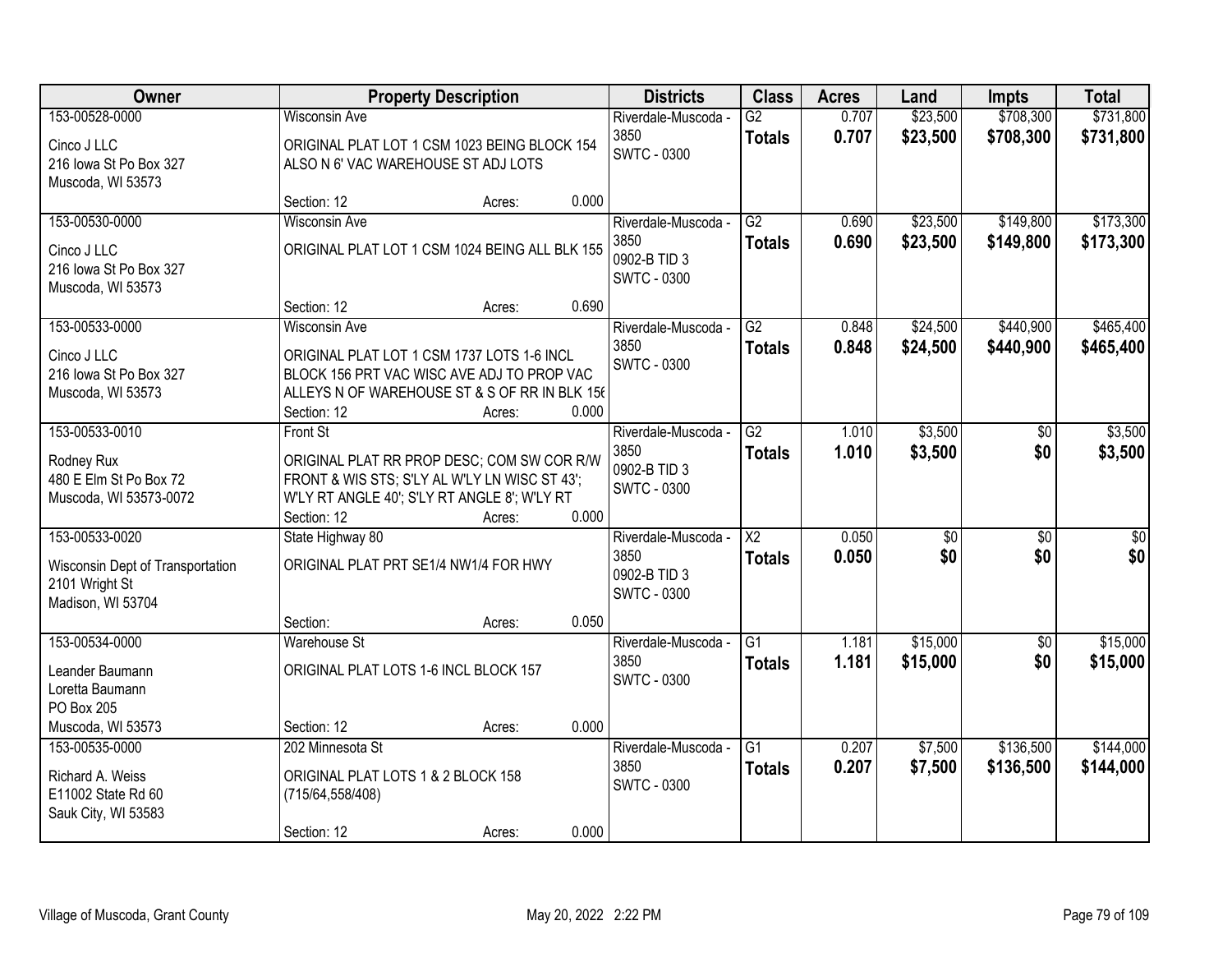| Owner | Property Description | Districts | Class | Acres | Land | Impts | Total |
|---|---|---|---|---|---|---|---|
| 153-00528-0000<br>Cinco J LLC<br>216 Iowa St Po Box 327<br>Muscoda, WI 53573 | Wisconsin Ave<br>ORIGINAL PLAT LOT 1 CSM 1023 BEING BLOCK 154 ALSO N 6' VAC WAREHOUSE ST ADJ LOTS<br>Section: 12 Acres: 0.000 | Riverdale-Muscoda - 3850<br>SWTC - 0300 | G2<br>**Totals** | 0.707<br>**0.707** | $23,500<br>**$23,500** | $708,300<br>**$708,300** | $731,800<br>**$731,800** |
| 153-00530-0000<br>Cinco J LLC<br>216 Iowa St Po Box 327<br>Muscoda, WI 53573 | Wisconsin Ave<br>ORIGINAL PLAT LOT 1 CSM 1024 BEING ALL BLK 155<br>Section: 12 Acres: 0.690 | Riverdale-Muscoda - 3850<br>0902-B TID 3<br>SWTC - 0300 | G2<br>**Totals** | 0.690<br>**0.690** | $23,500<br>**$23,500** | $149,800<br>**$149,800** | $173,300<br>**$173,300** |
| 153-00533-0000<br>Cinco J LLC<br>216 Iowa St Po Box 327<br>Muscoda, WI 53573 | Wisconsin Ave<br>ORIGINAL PLAT LOT 1 CSM 1737 LOTS 1-6 INCL BLOCK 156 PRT VAC WISC AVE ADJ TO PROP VAC ALLEYS N OF WAREHOUSE ST & S OF RR IN BLK 156<br>Section: 12 Acres: 0.000 | Riverdale-Muscoda - 3850<br>SWTC - 0300 | G2<br>**Totals** | 0.848<br>**0.848** | $24,500<br>**$24,500** | $440,900<br>**$440,900** | $465,400<br>**$465,400** |
| 153-00533-0010<br>Rodney Rux<br>480 E Elm St Po Box 72<br>Muscoda, WI 53573-0072 | Front St<br>ORIGINAL PLAT RR PROP DESC; COM SW COR R/W FRONT & WIS STS; S'LY AL W'LY LN WISC ST 43'; W'LY RT ANGLE 40'; S'LY RT ANGLE 8'; W'LY RT<br>Section: 12 Acres: 0.000 | Riverdale-Muscoda - 3850<br>0902-B TID 3<br>SWTC - 0300 | G2<br>**Totals** | 1.010<br>**1.010** | $3,500<br>**$3,500** | $0<br>**$0** | $3,500<br>**$3,500** |
| 153-00533-0020<br>Wisconsin Dept of Transportation<br>2101 Wright St<br>Madison, WI 53704 | State Highway 80<br>ORIGINAL PLAT PRT SE1/4 NW1/4 FOR HWY<br>Section: Acres: 0.050 | Riverdale-Muscoda - 3850<br>0902-B TID 3<br>SWTC - 0300 | X2<br>**Totals** | 0.050<br>**0.050** | $0<br>**$0** | $0<br>**$0** | $0<br>**$0** |
| 153-00534-0000<br>Leander Baumann<br>Loretta Baumann<br>PO Box 205<br>Muscoda, WI 53573 | Warehouse St<br>ORIGINAL PLAT LOTS 1-6 INCL BLOCK 157<br>Section: 12 Acres: 0.000 | Riverdale-Muscoda - 3850<br>SWTC - 0300 | G1<br>**Totals** | 1.181<br>**1.181** | $15,000<br>**$15,000** | $0<br>**$0** | $15,000<br>**$15,000** |
| 153-00535-0000<br>Richard A. Weiss<br>E11002 State Rd 60<br>Sauk City, WI 53583 | 202 Minnesota St<br>ORIGINAL PLAT LOTS 1 & 2 BLOCK 158 (715/64,558/408)<br>Section: 12 Acres: 0.000 | Riverdale-Muscoda - 3850<br>SWTC - 0300 | G1<br>**Totals** | 0.207<br>**0.207** | $7,500<br>**$7,500** | $136,500<br>**$136,500** | $144,000<br>**$144,000** |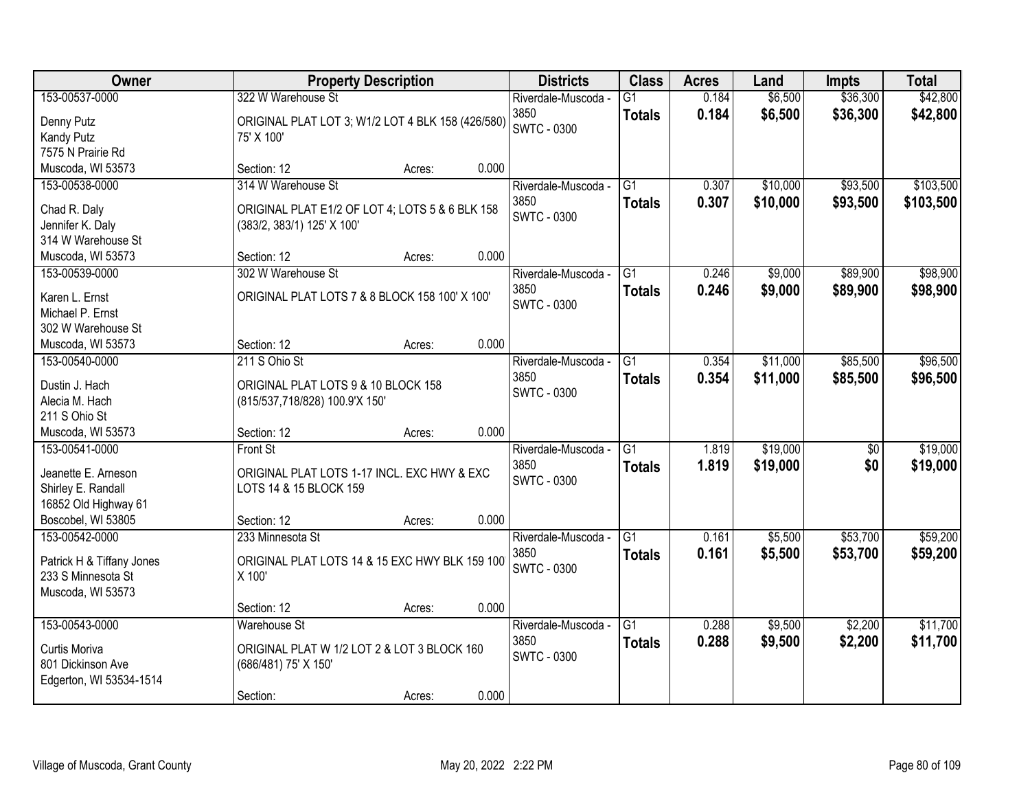| Owner | Property Description | Districts | Class | Acres | Land | Impts | Total |
|---|---|---|---|---|---|---|---|
| 153-00537-0000<br>Denny Putz<br>Kandy Putz<br>7575 N Prairie Rd<br>Muscoda, WI 53573 | 322 W Warehouse St<br>ORIGINAL PLAT LOT 3; W1/2 LOT 4 BLK 158 (426/580) 75' X 100'<br>Section: 12 Acres: 0.000 | Riverdale-Muscoda - 3850<br>SWTC - 0300 | G1<br>**Totals** | 0.184<br>**0.184** | $6,500<br>**$6,500** | $36,300<br>**$36,300** | $42,800<br>**$42,800** |
| 153-00538-0000<br>Chad R. Daly<br>Jennifer K. Daly<br>314 W Warehouse St<br>Muscoda, WI 53573 | 314 W Warehouse St<br>ORIGINAL PLAT E1/2 OF LOT 4; LOTS 5 & 6 BLK 158 (383/2, 383/1) 125' X 100'<br>Section: 12 Acres: 0.000 | Riverdale-Muscoda - 3850<br>SWTC - 0300 | G1<br>**Totals** | 0.307<br>**0.307** | $10,000<br>**$10,000** | $93,500<br>**$93,500** | $103,500<br>**$103,500** |
| 153-00539-0000<br>Karen L. Ernst<br>Michael P. Ernst<br>302 W Warehouse St<br>Muscoda, WI 53573 | 302 W Warehouse St<br>ORIGINAL PLAT LOTS 7 & 8 BLOCK 158 100' X 100'<br>Section: 12 Acres: 0.000 | Riverdale-Muscoda - 3850<br>SWTC - 0300 | G1<br>**Totals** | 0.246<br>**0.246** | $9,000<br>**$9,000** | $89,900<br>**$89,900** | $98,900<br>**$98,900** |
| 153-00540-0000<br>Dustin J. Hach<br>Alecia M. Hach<br>211 S Ohio St<br>Muscoda, WI 53573 | 211 S Ohio St<br>ORIGINAL PLAT LOTS 9 & 10 BLOCK 158 (815/537,718/828) 100.9'X 150'<br>Section: 12 Acres: 0.000 | Riverdale-Muscoda - 3850<br>SWTC - 0300 | G1<br>**Totals** | 0.354<br>**0.354** | $11,000<br>**$11,000** | $85,500<br>**$85,500** | $96,500<br>**$96,500** |
| 153-00541-0000<br>Jeanette E. Arneson<br>Shirley E. Randall<br>16852 Old Highway 61<br>Boscobel, WI 53805 | Front St<br>ORIGINAL PLAT LOTS 1-17 INCL. EXC HWY & EXC LOTS 14 & 15 BLOCK 159<br>Section: 12 Acres: 0.000 | Riverdale-Muscoda - 3850<br>SWTC - 0300 | G1<br>**Totals** | 1.819<br>**1.819** | $19,000<br>**$19,000** | $0<br>**$0** | $19,000<br>**$19,000** |
| 153-00542-0000<br>Patrick H & Tiffany Jones<br>233 S Minnesota St<br>Muscoda, WI 53573 | 233 Minnesota St<br>ORIGINAL PLAT LOTS 14 & 15 EXC HWY BLK 159 100 X 100'<br>Section: 12 Acres: 0.000 | Riverdale-Muscoda - 3850<br>SWTC - 0300 | G1<br>**Totals** | 0.161<br>**0.161** | $5,500<br>**$5,500** | $53,700<br>**$53,700** | $59,200<br>**$59,200** |
| 153-00543-0000<br>Curtis Moriva<br>801 Dickinson Ave<br>Edgerton, WI 53534-1514 | Warehouse St<br>ORIGINAL PLAT W 1/2 LOT 2 & LOT 3 BLOCK 160 (686/481) 75' X 150'<br>Section: Acres: 0.000 | Riverdale-Muscoda - 3850<br>SWTC - 0300 | G1<br>**Totals** | 0.288<br>**0.288** | $9,500<br>**$9,500** | $2,200<br>**$2,200** | $11,700<br>**$11,700** |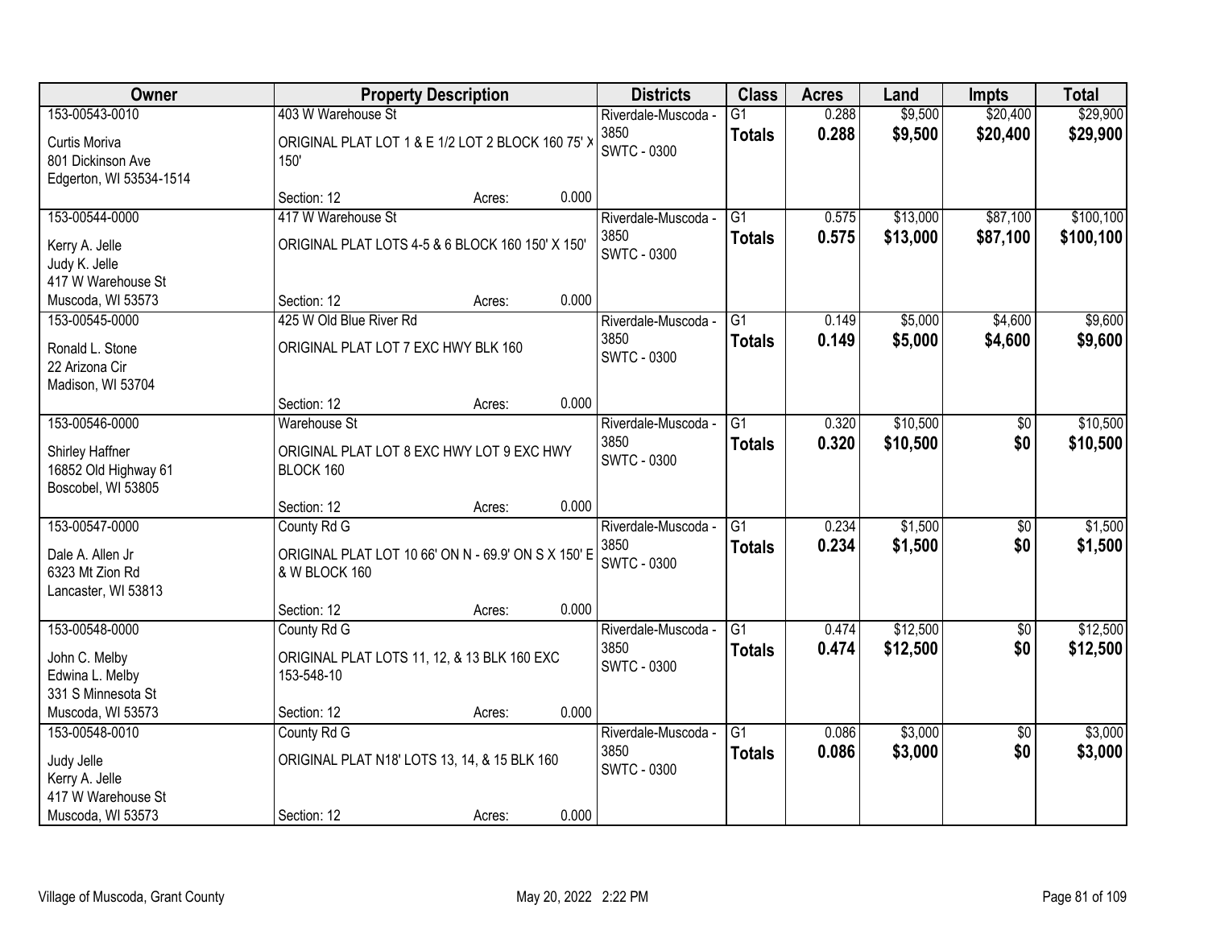| Owner | Property Description | Districts | Class | Acres | Land | Impts | Total |
|---|---|---|---|---|---|---|---|
| 153-00543-0010<br>Curtis Moriva<br>801 Dickinson Ave<br>Edgerton, WI 53534-1514 | 403 W Warehouse St<br>ORIGINAL PLAT LOT 1 & E 1/2 LOT 2 BLOCK 160 75' X 150'<br>Section: 12 Acres: 0.000 | Riverdale-Muscoda - 3850<br>SWTC - 0300 | G1<br>**Totals** | 0.288<br>**0.288** | $9,500<br>**$9,500** | $20,400<br>**$20,400** | $29,900<br>**$29,900** |
| 153-00544-0000<br>Kerry A. Jelle<br>Judy K. Jelle<br>417 W Warehouse St<br>Muscoda, WI 53573 | 417 W Warehouse St<br>ORIGINAL PLAT LOTS 4-5 & 6 BLOCK 160 150' X 150'<br>Section: 12 Acres: 0.000 | Riverdale-Muscoda - 3850<br>SWTC - 0300 | G1<br>**Totals** | 0.575<br>**0.575** | $13,000<br>**$13,000** | $87,100<br>**$87,100** | $100,100<br>**$100,100** |
| 153-00545-0000<br>Ronald L. Stone<br>22 Arizona Cir<br>Madison, WI 53704 | 425 W Old Blue River Rd<br>ORIGINAL PLAT LOT 7 EXC HWY BLK 160<br>Section: 12 Acres: 0.000 | Riverdale-Muscoda - 3850<br>SWTC - 0300 | G1<br>**Totals** | 0.149<br>**0.149** | $5,000<br>**$5,000** | $4,600<br>**$4,600** | $9,600<br>**$9,600** |
| 153-00546-0000<br>Shirley Haffner<br>16852 Old Highway 61<br>Boscobel, WI 53805 | Warehouse St<br>ORIGINAL PLAT LOT 8 EXC HWY LOT 9 EXC HWY BLOCK 160<br>Section: 12 Acres: 0.000 | Riverdale-Muscoda - 3850<br>SWTC - 0300 | G1<br>**Totals** | 0.320<br>**0.320** | $10,500<br>**$10,500** | $0<br>**$0** | $10,500<br>**$10,500** |
| 153-00547-0000<br>Dale A. Allen Jr<br>6323 Mt Zion Rd<br>Lancaster, WI 53813 | County Rd G<br>ORIGINAL PLAT LOT 10 66' ON N - 69.9' ON S X 150' E & W BLOCK 160<br>Section: 12 Acres: 0.000 | Riverdale-Muscoda - 3850<br>SWTC - 0300 | G1<br>**Totals** | 0.234<br>**0.234** | $1,500<br>**$1,500** | $0<br>**$0** | $1,500<br>**$1,500** |
| 153-00548-0000<br>John C. Melby<br>Edwina L. Melby<br>331 S Minnesota St<br>Muscoda, WI 53573 | County Rd G<br>ORIGINAL PLAT LOTS 11, 12, & 13 BLK 160 EXC 153-548-10<br>Section: 12 Acres: 0.000 | Riverdale-Muscoda - 3850<br>SWTC - 0300 | G1<br>**Totals** | 0.474<br>**0.474** | $12,500<br>**$12,500** | $0<br>**$0** | $12,500<br>**$12,500** |
| 153-00548-0010<br>Judy Jelle<br>Kerry A. Jelle<br>417 W Warehouse St<br>Muscoda, WI 53573 | County Rd G<br>ORIGINAL PLAT N18' LOTS 13, 14, & 15 BLK 160<br>Section: 12 Acres: 0.000 | Riverdale-Muscoda - 3850<br>SWTC - 0300 | G1<br>**Totals** | 0.086<br>**0.086** | $3,000<br>**$3,000** | $0<br>**$0** | $3,000<br>**$3,000** |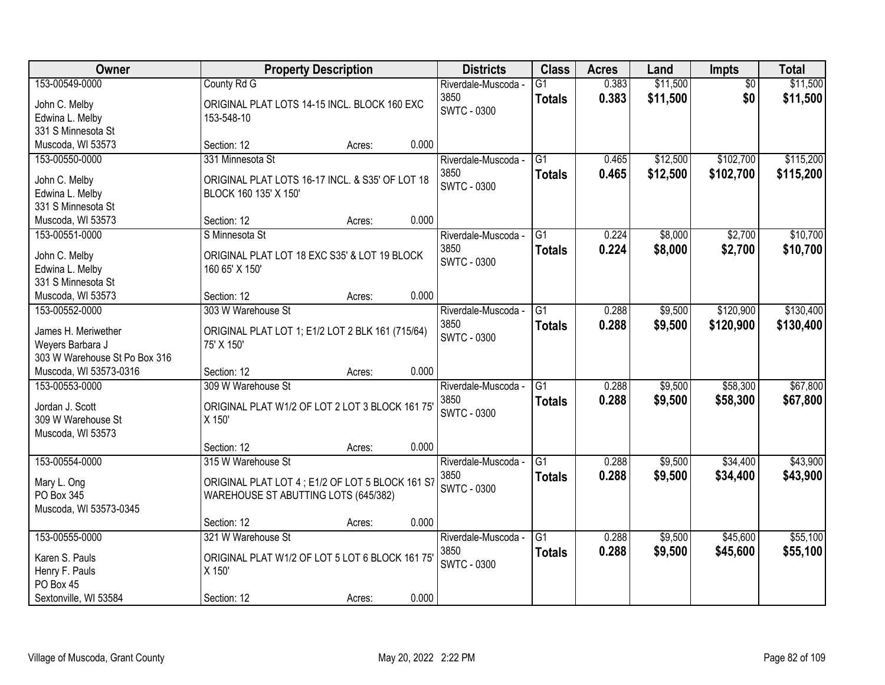| Owner | Property Description | Districts | Class | Acres | Land | Impts | Total |
|---|---|---|---|---|---|---|---|
| 153-00549-0000<br>John C. Melby<br>Edwina L. Melby<br>331 S Minnesota St<br>Muscoda, WI 53573 | County Rd G<br>ORIGINAL PLAT LOTS 14-15 INCL. BLOCK 160 EXC 153-548-10<br>Section: 12 Acres: 0.000 | Riverdale-Muscoda - 3850<br>SWTC - 0300 | G1<br>**Totals** | 0.383<br>**0.383** | $11,500<br>**$11,500** | $0<br>**$0** | $11,500<br>**$11,500** |
| 153-00550-0000<br>John C. Melby<br>Edwina L. Melby<br>331 S Minnesota St<br>Muscoda, WI 53573 | 331 Minnesota St<br>ORIGINAL PLAT LOTS 16-17 INCL. & S35' OF LOT 18 BLOCK 160 135' X 150'<br>Section: 12 Acres: 0.000 | Riverdale-Muscoda - 3850<br>SWTC - 0300 | G1<br>**Totals** | 0.465<br>**0.465** | $12,500<br>**$12,500** | $102,700<br>**$102,700** | $115,200<br>**$115,200** |
| 153-00551-0000<br>John C. Melby<br>Edwina L. Melby<br>331 S Minnesota St<br>Muscoda, WI 53573 | S Minnesota St<br>ORIGINAL PLAT LOT 18 EXC S35' & LOT 19 BLOCK 160 65' X 150'<br>Section: 12 Acres: 0.000 | Riverdale-Muscoda - 3850<br>SWTC - 0300 | G1<br>**Totals** | 0.224<br>**0.224** | $8,000<br>**$8,000** | $2,700<br>**$2,700** | $10,700<br>**$10,700** |
| 153-00552-0000<br>James H. Meriwether<br>Weyers Barbara J<br>303 W Warehouse St Po Box 316<br>Muscoda, WI 53573-0316 | 303 W Warehouse St<br>ORIGINAL PLAT LOT 1; E1/2 LOT 2 BLK 161 (715/64) 75' X 150'<br>Section: 12 Acres: 0.000 | Riverdale-Muscoda - 3850<br>SWTC - 0300 | G1<br>**Totals** | 0.288<br>**0.288** | $9,500<br>**$9,500** | $120,900<br>**$120,900** | $130,400<br>**$130,400** |
| 153-00553-0000<br>Jordan J. Scott<br>309 W Warehouse St<br>Muscoda, WI 53573 | 309 W Warehouse St<br>ORIGINAL PLAT W1/2 OF LOT 2 LOT 3 BLOCK 161 75' X 150'<br>Section: 12 Acres: 0.000 | Riverdale-Muscoda - 3850<br>SWTC - 0300 | G1<br>**Totals** | 0.288<br>**0.288** | $9,500<br>**$9,500** | $58,300<br>**$58,300** | $67,800<br>**$67,800** |
| 153-00554-0000<br>Mary L. Ong<br>PO Box 345<br>Muscoda, WI 53573-0345 | 315 W Warehouse St<br>ORIGINAL PLAT LOT 4 ; E1/2 OF LOT 5 BLOCK 161 S7 WAREHOUSE ST ABUTTING LOTS (645/382)<br>Section: 12 Acres: 0.000 | Riverdale-Muscoda - 3850<br>SWTC - 0300 | G1<br>**Totals** | 0.288<br>**0.288** | $9,500<br>**$9,500** | $34,400<br>**$34,400** | $43,900<br>**$43,900** |
| 153-00555-0000<br>Karen S. Pauls<br>Henry F. Pauls<br>PO Box 45<br>Sextonville, WI 53584 | 321 W Warehouse St<br>ORIGINAL PLAT W1/2 OF LOT 5 LOT 6 BLOCK 161 75' X 150'<br>Section: 12 Acres: 0.000 | Riverdale-Muscoda - 3850<br>SWTC - 0300 | G1<br>**Totals** | 0.288<br>**0.288** | $9,500<br>**$9,500** | $45,600<br>**$45,600** | $55,100<br>**$55,100** |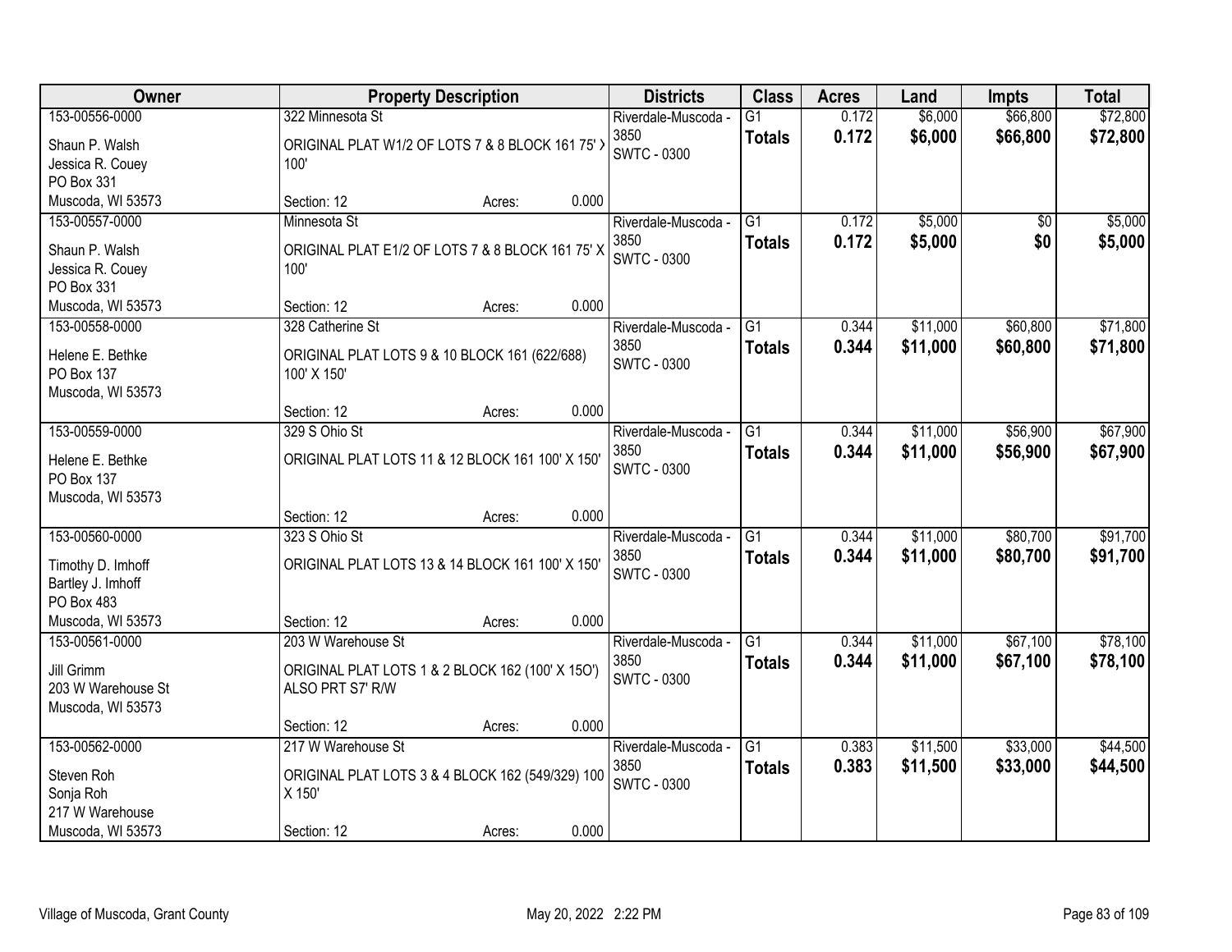| Owner | Property Description | Districts | Class | Acres | Land | Impts | Total |
|---|---|---|---|---|---|---|---|
| 153-00556-0000<br>Shaun P. Walsh<br>Jessica R. Couey<br>PO Box 331<br>Muscoda, WI 53573 | 322 Minnesota St<br>ORIGINAL PLAT W1/2 OF LOTS 7 & 8 BLOCK 161 75' X 100'<br>Section: 12 Acres: 0.000 | Riverdale-Muscoda - 3850<br>SWTC - 0300 | G1<br>**Totals** | 0.172<br>**0.172** | $6,000<br>**$6,000** | $66,800<br>**$66,800** | $72,800<br>**$72,800** |
| 153-00557-0000<br>Shaun P. Walsh<br>Jessica R. Couey<br>PO Box 331<br>Muscoda, WI 53573 | Minnesota St<br>ORIGINAL PLAT E1/2 OF LOTS 7 & 8 BLOCK 161 75' X 100'<br>Section: 12 Acres: 0.000 | Riverdale-Muscoda - 3850<br>SWTC - 0300 | G1<br>**Totals** | 0.172<br>**0.172** | $5,000<br>**$5,000** | $0<br>**$0** | $5,000<br>**$5,000** |
| 153-00558-0000<br>Helene E. Bethke<br>PO Box 137<br>Muscoda, WI 53573 | 328 Catherine St<br>ORIGINAL PLAT LOTS 9 & 10 BLOCK 161 (622/688) 100' X 150'<br>Section: 12 Acres: 0.000 | Riverdale-Muscoda - 3850<br>SWTC - 0300 | G1<br>**Totals** | 0.344<br>**0.344** | $11,000<br>**$11,000** | $60,800<br>**$60,800** | $71,800<br>**$71,800** |
| 153-00559-0000<br>Helene E. Bethke<br>PO Box 137<br>Muscoda, WI 53573 | 329 S Ohio St<br>ORIGINAL PLAT LOTS 11 & 12 BLOCK 161 100' X 150'<br>Section: 12 Acres: 0.000 | Riverdale-Muscoda - 3850<br>SWTC - 0300 | G1<br>**Totals** | 0.344<br>**0.344** | $11,000<br>**$11,000** | $56,900<br>**$56,900** | $67,900<br>**$67,900** |
| 153-00560-0000<br>Timothy D. Imhoff<br>Bartley J. Imhoff<br>PO Box 483<br>Muscoda, WI 53573 | 323 S Ohio St<br>ORIGINAL PLAT LOTS 13 & 14 BLOCK 161 100' X 150'<br>Section: 12 Acres: 0.000 | Riverdale-Muscoda - 3850<br>SWTC - 0300 | G1<br>**Totals** | 0.344<br>**0.344** | $11,000<br>**$11,000** | $80,700<br>**$80,700** | $91,700<br>**$91,700** |
| 153-00561-0000<br>Jill Grimm<br>203 W Warehouse St<br>Muscoda, WI 53573 | 203 W Warehouse St<br>ORIGINAL PLAT LOTS 1 & 2 BLOCK 162 (100' X 15O') ALSO PRT S7' R/W<br>Section: 12 Acres: 0.000 | Riverdale-Muscoda - 3850<br>SWTC - 0300 | G1<br>**Totals** | 0.344<br>**0.344** | $11,000<br>**$11,000** | $67,100<br>**$67,100** | $78,100<br>**$78,100** |
| 153-00562-0000<br>Steven Roh<br>Sonja Roh<br>217 W Warehouse<br>Muscoda, WI 53573 | 217 W Warehouse St<br>ORIGINAL PLAT LOTS 3 & 4 BLOCK 162 (549/329) 100 X 150'<br>Section: 12 Acres: 0.000 | Riverdale-Muscoda - 3850<br>SWTC - 0300 | G1<br>**Totals** | 0.383<br>**0.383** | $11,500<br>**$11,500** | $33,000<br>**$33,000** | $44,500<br>**$44,500** |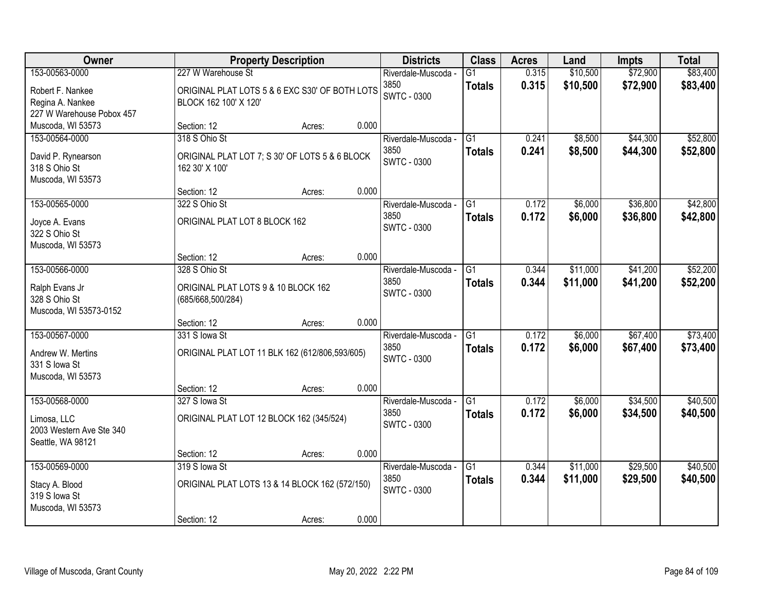| Owner | Property Description | Districts | Class | Acres | Land | Impts | Total |
|---|---|---|---|---|---|---|---|
| 153-00563-0000<br>Robert F. Nankee<br>Regina A. Nankee<br>227 W Warehouse Pobox 457<br>Muscoda, WI 53573 | 227 W Warehouse St<br>ORIGINAL PLAT LOTS 5 & 6 EXC S30' OF BOTH LOTS BLOCK 162 100' X 120'<br>Section: 12 Acres: 0.000 | Riverdale-Muscoda - 3850<br>SWTC - 0300 | G1<br>**Totals** | 0.315<br>**0.315** | $10,500<br>**$10,500** | $72,900<br>**$72,900** | $83,400<br>**$83,400** |
| 153-00564-0000<br>David P. Rynearson<br>318 S Ohio St<br>Muscoda, WI 53573 | 318 S Ohio St<br>ORIGINAL PLAT LOT 7; S 30' OF LOTS 5 & 6 BLOCK 162 30' X 100'<br>Section: 12 Acres: 0.000 | Riverdale-Muscoda - 3850<br>SWTC - 0300 | G1<br>**Totals** | 0.241<br>**0.241** | $8,500<br>**$8,500** | $44,300<br>**$44,300** | $52,800<br>**$52,800** |
| 153-00565-0000<br>Joyce A. Evans<br>322 S Ohio St<br>Muscoda, WI 53573 | 322 S Ohio St<br>ORIGINAL PLAT LOT 8 BLOCK 162<br>Section: 12 Acres: 0.000 | Riverdale-Muscoda - 3850<br>SWTC - 0300 | G1<br>**Totals** | 0.172<br>**0.172** | $6,000<br>**$6,000** | $36,800<br>**$36,800** | $42,800<br>**$42,800** |
| 153-00566-0000<br>Ralph Evans Jr<br>328 S Ohio St<br>Muscoda, WI 53573-0152 | 328 S Ohio St<br>ORIGINAL PLAT LOTS 9 & 10 BLOCK 162 (685/668,500/284)<br>Section: 12 Acres: 0.000 | Riverdale-Muscoda - 3850<br>SWTC - 0300 | G1<br>**Totals** | 0.344<br>**0.344** | $11,000<br>**$11,000** | $41,200<br>**$41,200** | $52,200<br>**$52,200** |
| 153-00567-0000<br>Andrew W. Mertins<br>331 S Iowa St<br>Muscoda, WI 53573 | 331 S Iowa St<br>ORIGINAL PLAT LOT 11 BLK 162 (612/806,593/605)<br>Section: 12 Acres: 0.000 | Riverdale-Muscoda - 3850<br>SWTC - 0300 | G1<br>**Totals** | 0.172<br>**0.172** | $6,000<br>**$6,000** | $67,400<br>**$67,400** | $73,400<br>**$73,400** |
| 153-00568-0000<br>Limosa, LLC<br>2003 Western Ave Ste 340<br>Seattle, WA 98121 | 327 S Iowa St<br>ORIGINAL PLAT LOT 12 BLOCK 162 (345/524)<br>Section: 12 Acres: 0.000 | Riverdale-Muscoda - 3850<br>SWTC - 0300 | G1<br>**Totals** | 0.172<br>**0.172** | $6,000<br>**$6,000** | $34,500<br>**$34,500** | $40,500<br>**$40,500** |
| 153-00569-0000<br>Stacy A. Blood<br>319 S Iowa St<br>Muscoda, WI 53573 | 319 S Iowa St<br>ORIGINAL PLAT LOTS 13 & 14 BLOCK 162 (572/150)<br>Section: 12 Acres: 0.000 | Riverdale-Muscoda - 3850<br>SWTC - 0300 | G1<br>**Totals** | 0.344<br>**0.344** | $11,000<br>**$11,000** | $29,500<br>**$29,500** | $40,500<br>**$40,500** |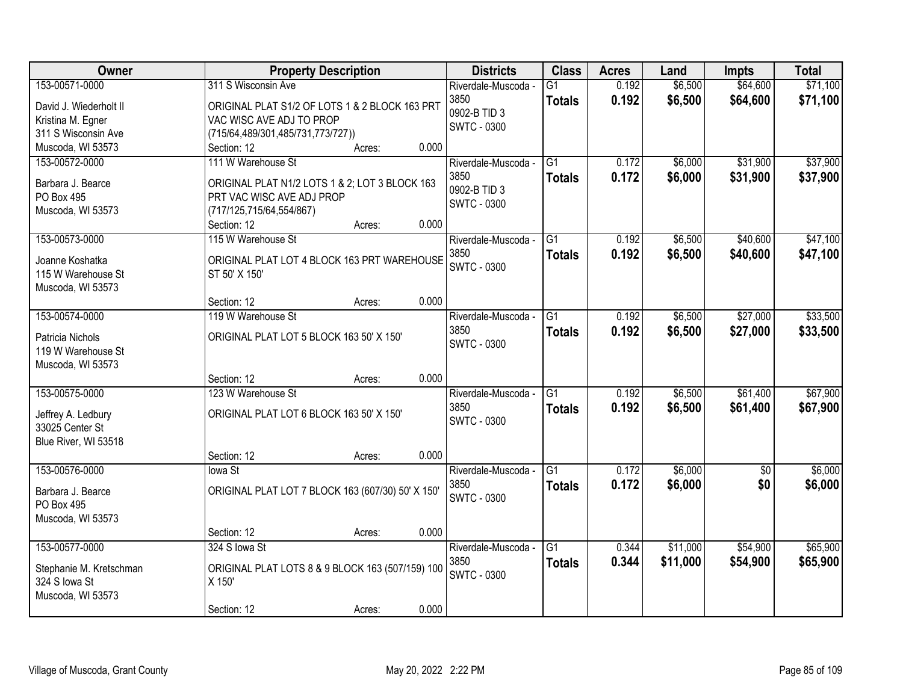| Owner | Property Description | Districts | Class | Acres | Land | Impts | Total |
|---|---|---|---|---|---|---|---|
| 153-00571-0000<br>David J. Wiederholt II<br>Kristina M. Egner<br>311 S Wisconsin Ave<br>Muscoda, WI 53573 | 311 S Wisconsin Ave<br>ORIGINAL PLAT S1/2 OF LOTS 1 & 2 BLOCK 163 PRT VAC WISC AVE ADJ TO PROP (715/64,489/301,485/731,773/727))<br>Section: 12 Acres: 0.000 | Riverdale-Muscoda - 3850<br>0902-B TID 3<br>SWTC - 0300 | G1<br>**Totals** | 0.192<br>**0.192** | $6,500<br>**$6,500** | $64,600<br>**$64,600** | $71,100<br>**$71,100** |
| 153-00572-0000<br>Barbara J. Bearce<br>PO Box 495<br>Muscoda, WI 53573 | 111 W Warehouse St<br>ORIGINAL PLAT N1/2 LOTS 1 & 2; LOT 3 BLOCK 163 PRT VAC WISC AVE ADJ PROP (717/125,715/64,554/867)<br>Section: 12 Acres: 0.000 | Riverdale-Muscoda - 3850<br>0902-B TID 3<br>SWTC - 0300 | G1<br>**Totals** | 0.172<br>**0.172** | $6,000<br>**$6,000** | $31,900<br>**$31,900** | $37,900<br>**$37,900** |
| 153-00573-0000<br>Joanne Koshatka<br>115 W Warehouse St<br>Muscoda, WI 53573 | 115 W Warehouse St<br>ORIGINAL PLAT LOT 4 BLOCK 163 PRT WAREHOUSE ST 50' X 150'<br>Section: 12 Acres: 0.000 | Riverdale-Muscoda - 3850<br>SWTC - 0300 | G1<br>**Totals** | 0.192<br>**0.192** | $6,500<br>**$6,500** | $40,600<br>**$40,600** | $47,100<br>**$47,100** |
| 153-00574-0000<br>Patricia Nichols<br>119 W Warehouse St<br>Muscoda, WI 53573 | 119 W Warehouse St<br>ORIGINAL PLAT LOT 5 BLOCK 163 50' X 150'<br>Section: 12 Acres: 0.000 | Riverdale-Muscoda - 3850<br>SWTC - 0300 | G1<br>**Totals** | 0.192<br>**0.192** | $6,500<br>**$6,500** | $27,000<br>**$27,000** | $33,500<br>**$33,500** |
| 153-00575-0000<br>Jeffrey A. Ledbury<br>33025 Center St<br>Blue River, WI 53518 | 123 W Warehouse St<br>ORIGINAL PLAT LOT 6 BLOCK 163 50' X 150'<br>Section: 12 Acres: 0.000 | Riverdale-Muscoda - 3850<br>SWTC - 0300 | G1<br>**Totals** | 0.192<br>**0.192** | $6,500<br>**$6,500** | $61,400<br>**$61,400** | $67,900<br>**$67,900** |
| 153-00576-0000<br>Barbara J. Bearce<br>PO Box 495<br>Muscoda, WI 53573 | Iowa St<br>ORIGINAL PLAT LOT 7 BLOCK 163 (607/30) 50' X 150'<br>Section: 12 Acres: 0.000 | Riverdale-Muscoda - 3850<br>SWTC - 0300 | G1<br>**Totals** | 0.172<br>**0.172** | $6,000<br>**$6,000** | $0<br>**$0** | $6,000<br>**$6,000** |
| 153-00577-0000<br>Stephanie M. Kretschman<br>324 S Iowa St<br>Muscoda, WI 53573 | 324 S Iowa St<br>ORIGINAL PLAT LOTS 8 & 9 BLOCK 163 (507/159) 100 X 150'<br>Section: 12 Acres: 0.000 | Riverdale-Muscoda - 3850<br>SWTC - 0300 | G1<br>**Totals** | 0.344<br>**0.344** | $11,000<br>**$11,000** | $54,900<br>**$54,900** | $65,900<br>**$65,900** |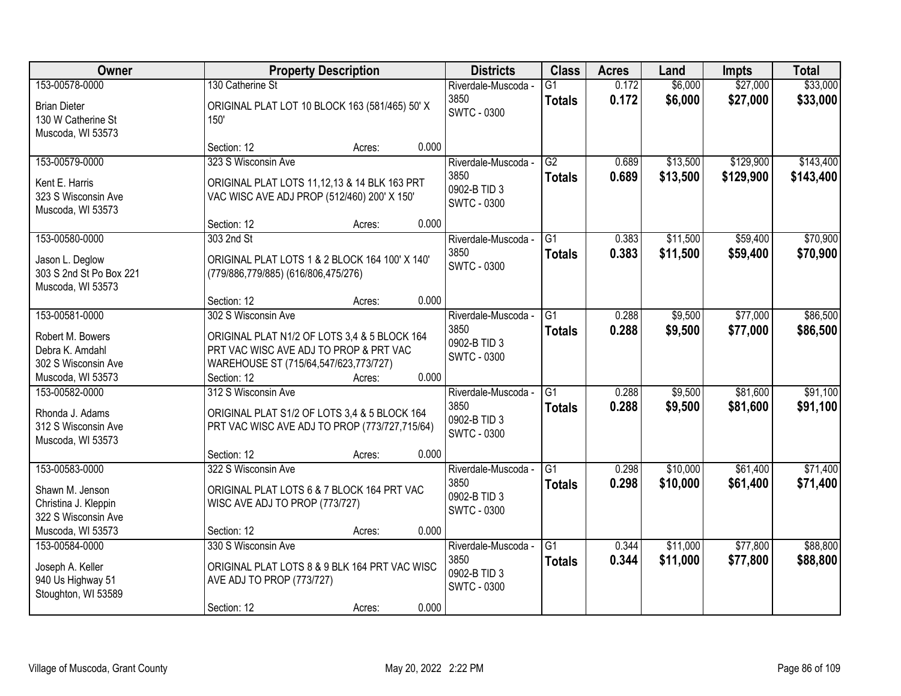| Owner | Property Description | Districts | Class | Acres | Land | Impts | Total |
|---|---|---|---|---|---|---|---|
| 153-00578-0000<br><br>Brian Dieter<br>130 W Catherine St<br>Muscoda, WI 53573 | 130 Catherine St<br><br>ORIGINAL PLAT LOT 10 BLOCK 163 (581/465) 50' X 150'<br><br>Section: 12 Acres: 0.000 | Riverdale-Muscoda - 3850<br>SWTC - 0300 | G1<br>**Totals** | 0.172<br>**0.172** | $6,000<br>**$6,000** | $27,000<br>**$27,000** | $33,000<br>**$33,000** |
| 153-00579-0000<br><br>Kent E. Harris<br>323 S Wisconsin Ave<br>Muscoda, WI 53573 | 323 S Wisconsin Ave<br><br>ORIGINAL PLAT LOTS 11,12,13 & 14 BLK 163 PRT VAC WISC AVE ADJ PROP (512/460) 200' X 150'<br><br>Section: 12 Acres: 0.000 | Riverdale-Muscoda - 3850<br>0902-B TID 3<br>SWTC - 0300 | G2<br>**Totals** | 0.689<br>**0.689** | $13,500<br>**$13,500** | $129,900<br>**$129,900** | $143,400<br>**$143,400** |
| 153-00580-0000<br><br>Jason L. Deglow<br>303 S 2nd St Po Box 221<br>Muscoda, WI 53573 | 303 2nd St<br><br>ORIGINAL PLAT LOTS 1 & 2 BLOCK 164 100' X 140' (779/886,779/885) (616/806,475/276)<br><br>Section: 12 Acres: 0.000 | Riverdale-Muscoda - 3850<br>SWTC - 0300 | G1<br>**Totals** | 0.383<br>**0.383** | $11,500<br>**$11,500** | $59,400<br>**$59,400** | $70,900<br>**$70,900** |
| 153-00581-0000<br><br>Robert M. Bowers<br>Debra K. Amdahl<br>302 S Wisconsin Ave<br>Muscoda, WI 53573 | 302 S Wisconsin Ave<br><br>ORIGINAL PLAT N1/2 OF LOTS 3,4 & 5 BLOCK 164 PRT VAC WISC AVE ADJ TO PROP & PRT VAC WAREHOUSE ST (715/64,547/623,773/727)<br>Section: 12 Acres: 0.000 | Riverdale-Muscoda - 3850<br>0902-B TID 3<br>SWTC - 0300 | G1<br>**Totals** | 0.288<br>**0.288** | $9,500<br>**$9,500** | $77,000<br>**$77,000** | $86,500<br>**$86,500** |
| 153-00582-0000<br><br>Rhonda J. Adams<br>312 S Wisconsin Ave<br>Muscoda, WI 53573 | 312 S Wisconsin Ave<br><br>ORIGINAL PLAT S1/2 OF LOTS 3,4 & 5 BLOCK 164 PRT VAC WISC AVE ADJ TO PROP (773/727,715/64)<br><br>Section: 12 Acres: 0.000 | Riverdale-Muscoda - 3850<br>0902-B TID 3<br>SWTC - 0300 | G1<br>**Totals** | 0.288<br>**0.288** | $9,500<br>**$9,500** | $81,600<br>**$81,600** | $91,100<br>**$91,100** |
| 153-00583-0000<br><br>Shawn M. Jenson<br>Christina J. Kleppin<br>322 S Wisconsin Ave<br>Muscoda, WI 53573 | 322 S Wisconsin Ave<br><br>ORIGINAL PLAT LOTS 6 & 7 BLOCK 164 PRT VAC WISC AVE ADJ TO PROP (773/727)<br><br>Section: 12 Acres: 0.000 | Riverdale-Muscoda - 3850<br>0902-B TID 3<br>SWTC - 0300 | G1<br>**Totals** | 0.298<br>**0.298** | $10,000<br>**$10,000** | $61,400<br>**$61,400** | $71,400<br>**$71,400** |
| 153-00584-0000<br><br>Joseph A. Keller<br>940 Us Highway 51<br>Stoughton, WI 53589 | 330 S Wisconsin Ave<br><br>ORIGINAL PLAT LOTS 8 & 9 BLK 164 PRT VAC WISC AVE ADJ TO PROP (773/727)<br><br>Section: 12 Acres: 0.000 | Riverdale-Muscoda - 3850<br>0902-B TID 3<br>SWTC - 0300 | G1<br>**Totals** | 0.344<br>**0.344** | $11,000<br>**$11,000** | $77,800<br>**$77,800** | $88,800<br>**$88,800** |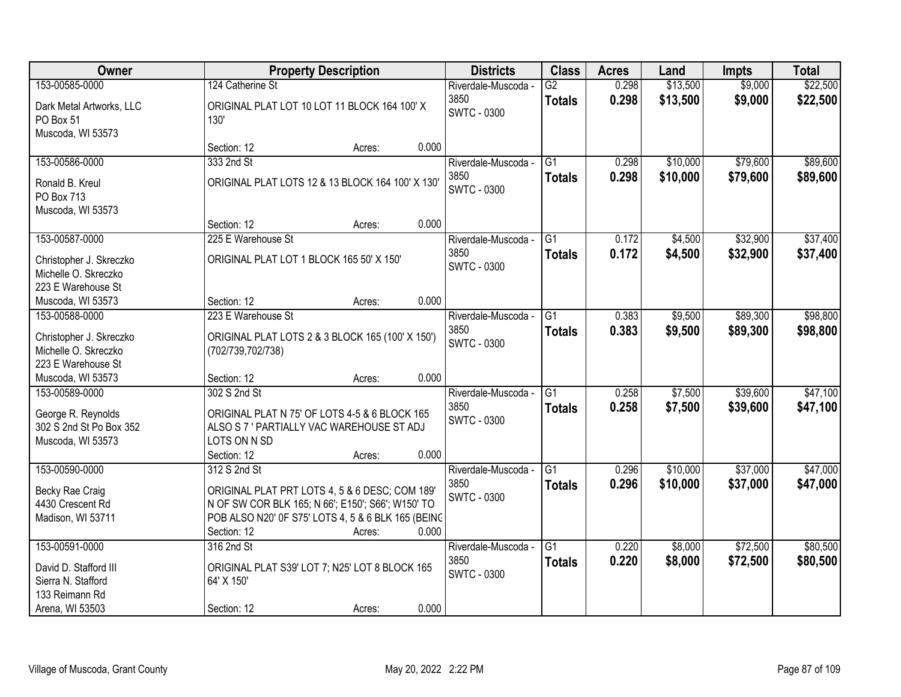| Owner | Property Description | Districts | Class | Acres | Land | Impts | Total |
|---|---|---|---|---|---|---|---|
| 153-00585-0000<br>Dark Metal Artworks, LLC<br>PO Box 51<br>Muscoda, WI 53573 | 124 Catherine St<br>ORIGINAL PLAT LOT 10 LOT 11 BLOCK 164 100' X 130'<br>Section: 12 Acres: 0.000 | Riverdale-Muscoda - 3850<br>SWTC - 0300 | G2<br>**Totals** | 0.298<br>**0.298** | $13,500<br>**$13,500** | $9,000<br>**$9,000** | $22,500<br>**$22,500** |
| 153-00586-0000<br>Ronald B. Kreul<br>PO Box 713<br>Muscoda, WI 53573 | 333 2nd St<br>ORIGINAL PLAT LOTS 12 & 13 BLOCK 164 100' X 130'<br>Section: 12 Acres: 0.000 | Riverdale-Muscoda - 3850<br>SWTC - 0300 | G1<br>**Totals** | 0.298<br>**0.298** | $10,000<br>**$10,000** | $79,600<br>**$79,600** | $89,600<br>**$89,600** |
| 153-00587-0000<br>Christopher J. Skreczko<br>Michelle O. Skreczko<br>223 E Warehouse St<br>Muscoda, WI 53573 | 225 E Warehouse St<br>ORIGINAL PLAT LOT 1 BLOCK 165 50' X 150'<br>Section: 12 Acres: 0.000 | Riverdale-Muscoda - 3850<br>SWTC - 0300 | G1<br>**Totals** | 0.172<br>**0.172** | $4,500<br>**$4,500** | $32,900<br>**$32,900** | $37,400<br>**$37,400** |
| 153-00588-0000<br>Christopher J. Skreczko<br>Michelle O. Skreczko<br>223 E Warehouse St<br>Muscoda, WI 53573 | 223 E Warehouse St<br>ORIGINAL PLAT LOTS 2 & 3 BLOCK 165 (100' X 150') (702/739,702/738)<br>Section: 12 Acres: 0.000 | Riverdale-Muscoda - 3850<br>SWTC - 0300 | G1<br>**Totals** | 0.383<br>**0.383** | $9,500<br>**$9,500** | $89,300<br>**$89,300** | $98,800<br>**$98,800** |
| 153-00589-0000<br>George R. Reynolds<br>302 S 2nd St Po Box 352<br>Muscoda, WI 53573 | 302 S 2nd St<br>ORIGINAL PLAT N 75' OF LOTS 4-5 & 6 BLOCK 165 ALSO S 7 ' PARTIALLY VAC WAREHOUSE ST ADJ LOTS ON N SD<br>Section: 12 Acres: 0.000 | Riverdale-Muscoda - 3850<br>SWTC - 0300 | G1<br>**Totals** | 0.258<br>**0.258** | $7,500<br>**$7,500** | $39,600<br>**$39,600** | $47,100<br>**$47,100** |
| 153-00590-0000<br>Becky Rae Craig<br>4430 Crescent Rd<br>Madison, WI 53711 | 312 S 2nd St<br>ORIGINAL PLAT PRT LOTS 4, 5 & 6 DESC; COM 189' N OF SW COR BLK 165; N 66'; E150'; S66'; W150' TO POB ALSO N20' 0F S75' LOTS 4, 5 & 6 BLK 165 (BEING<br>Section: 12 Acres: 0.000 | Riverdale-Muscoda - 3850<br>SWTC - 0300 | G1<br>**Totals** | 0.296<br>**0.296** | $10,000<br>**$10,000** | $37,000<br>**$37,000** | $47,000<br>**$47,000** |
| 153-00591-0000<br>David D. Stafford III<br>Sierra N. Stafford<br>133 Reimann Rd<br>Arena, WI 53503 | 316 2nd St<br>ORIGINAL PLAT S39' LOT 7; N25' LOT 8 BLOCK 165 64' X 150'<br>Section: 12 Acres: 0.000 | Riverdale-Muscoda - 3850<br>SWTC - 0300 | G1<br>**Totals** | 0.220<br>**0.220** | $8,000<br>**$8,000** | $72,500<br>**$72,500** | $80,500<br>**$80,500** |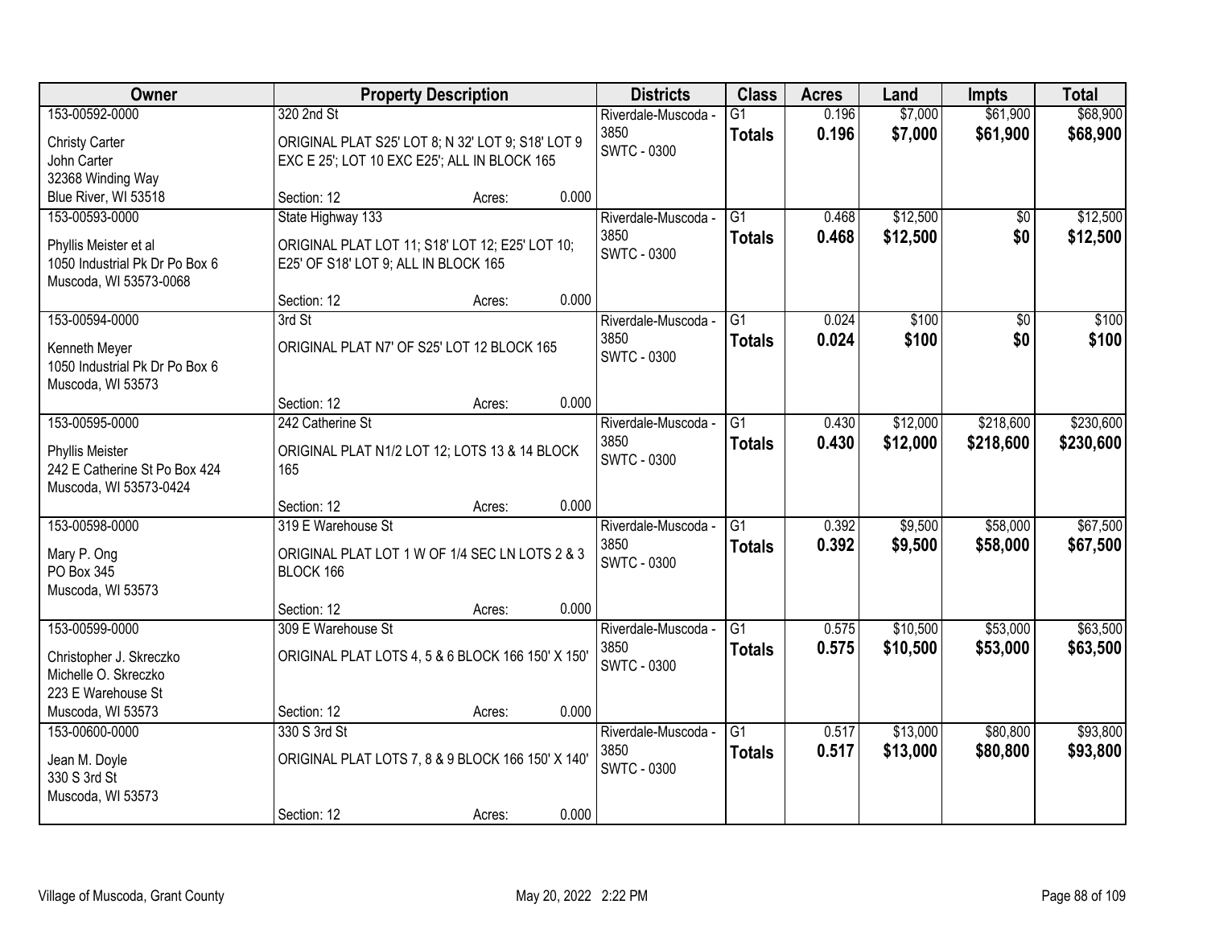| Owner | Property Description | Districts | Class | Acres | Land | Impts | Total |
|---|---|---|---|---|---|---|---|
| 153-00592-0000<br>Christy Carter<br>John Carter<br>32368 Winding Way<br>Blue River, WI 53518 | 320 2nd St<br>ORIGINAL PLAT S25' LOT 8; N 32' LOT 9; S18' LOT 9 EXC E 25'; LOT 10 EXC E25'; ALL IN BLOCK 165<br>Section: 12 Acres: 0.000 | Riverdale-Muscoda - 3850<br>SWTC - 0300 | G1<br>**Totals** | 0.196<br>**0.196** | $7,000<br>**$7,000** | $61,900<br>**$61,900** | $68,900<br>**$68,900** |
| 153-00593-0000<br>Phyllis Meister et al<br>1050 Industrial Pk Dr Po Box 6<br>Muscoda, WI 53573-0068 | State Highway 133<br>ORIGINAL PLAT LOT 11; S18' LOT 12; E25' LOT 10; E25' OF S18' LOT 9; ALL IN BLOCK 165<br>Section: 12 Acres: 0.000 | Riverdale-Muscoda - 3850<br>SWTC - 0300 | G1<br>**Totals** | 0.468<br>**0.468** | $12,500<br>**$12,500** | $0<br>**$0** | $12,500<br>**$12,500** |
| 153-00594-0000<br>Kenneth Meyer<br>1050 Industrial Pk Dr Po Box 6<br>Muscoda, WI 53573 | 3rd St<br>ORIGINAL PLAT N7' OF S25' LOT 12 BLOCK 165<br>Section: 12 Acres: 0.000 | Riverdale-Muscoda - 3850<br>SWTC - 0300 | G1<br>**Totals** | 0.024<br>**0.024** | $100<br>**$100** | $0<br>**$0** | $100<br>**$100** |
| 153-00595-0000<br>Phyllis Meister<br>242 E Catherine St Po Box 424<br>Muscoda, WI 53573-0424 | 242 Catherine St<br>ORIGINAL PLAT N1/2 LOT 12; LOTS 13 & 14 BLOCK 165<br>Section: 12 Acres: 0.000 | Riverdale-Muscoda - 3850<br>SWTC - 0300 | G1<br>**Totals** | 0.430<br>**0.430** | $12,000<br>**$12,000** | $218,600<br>**$218,600** | $230,600<br>**$230,600** |
| 153-00598-0000<br>Mary P. Ong<br>PO Box 345<br>Muscoda, WI 53573 | 319 E Warehouse St<br>ORIGINAL PLAT LOT 1 W OF 1/4 SEC LN LOTS 2 & 3 BLOCK 166<br>Section: 12 Acres: 0.000 | Riverdale-Muscoda - 3850<br>SWTC - 0300 | G1<br>**Totals** | 0.392<br>**0.392** | $9,500<br>**$9,500** | $58,000<br>**$58,000** | $67,500<br>**$67,500** |
| 153-00599-0000<br>Christopher J. Skreczko<br>Michelle O. Skreczko<br>223 E Warehouse St<br>Muscoda, WI 53573 | 309 E Warehouse St<br>ORIGINAL PLAT LOTS 4, 5 & 6 BLOCK 166 150' X 150'<br>Section: 12 Acres: 0.000 | Riverdale-Muscoda - 3850<br>SWTC - 0300 | G1<br>**Totals** | 0.575<br>**0.575** | $10,500<br>**$10,500** | $53,000<br>**$53,000** | $63,500<br>**$63,500** |
| 153-00600-0000<br>Jean M. Doyle<br>330 S 3rd St<br>Muscoda, WI 53573 | 330 S 3rd St<br>ORIGINAL PLAT LOTS 7, 8 & 9 BLOCK 166 150' X 140'<br>Section: 12 Acres: 0.000 | Riverdale-Muscoda - 3850<br>SWTC - 0300 | G1<br>**Totals** | 0.517<br>**0.517** | $13,000<br>**$13,000** | $80,800<br>**$80,800** | $93,800<br>**$93,800** |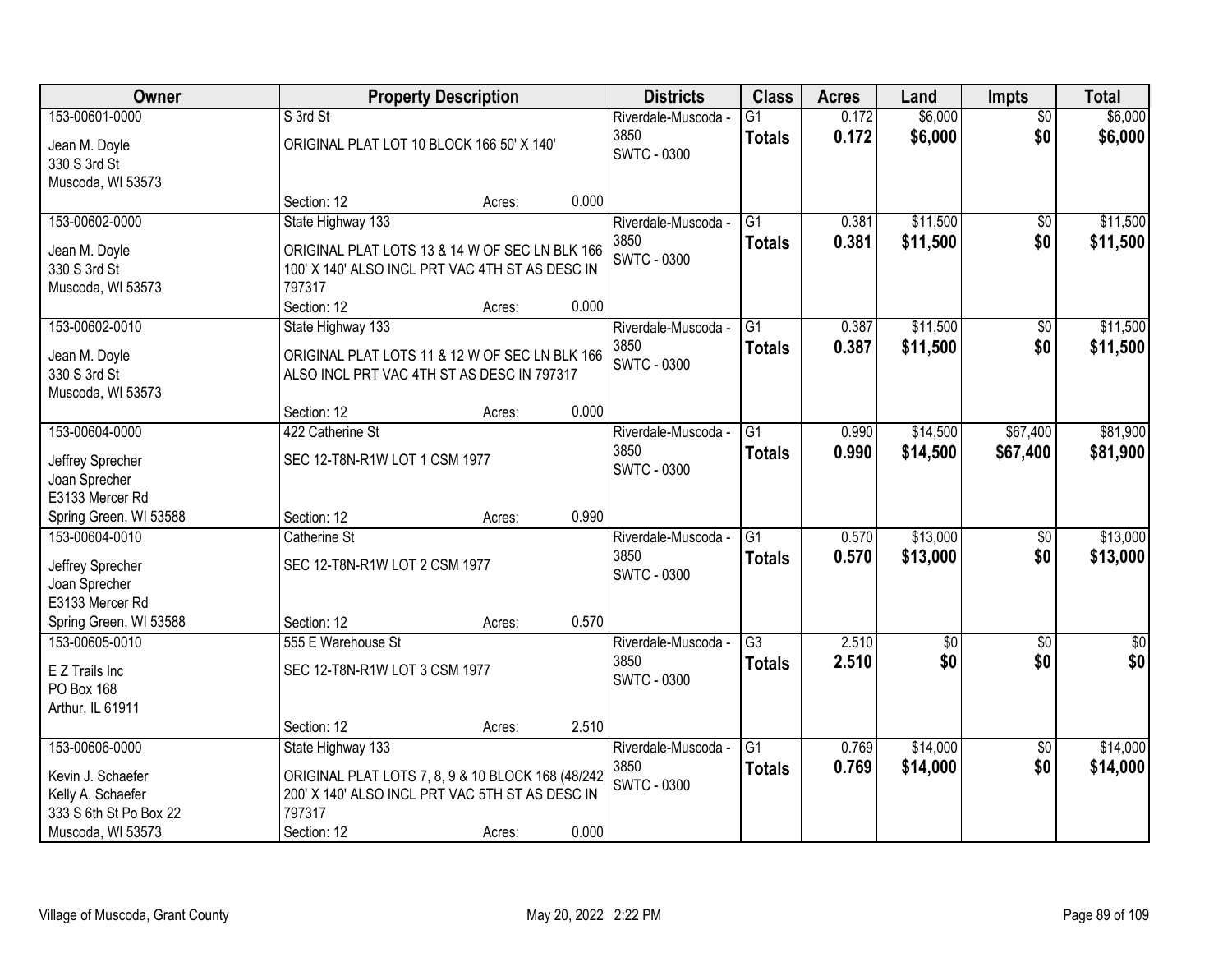| Owner | Property Description | Districts | Class | Acres | Land | Impts | Total |
|---|---|---|---|---|---|---|---|
| 153-00601-0000<br>Jean M. Doyle<br>330 S 3rd St<br>Muscoda, WI 53573 | S 3rd St<br>ORIGINAL PLAT LOT 10 BLOCK 166 50' X 140'<br>Section: 12 Acres: 0.000 | Riverdale-Muscoda - 3850<br>SWTC - 0300 | G1<br>**Totals** | 0.172<br>**0.172** | $6,000<br>**$6,000** | $0<br>**$0** | $6,000<br>**$6,000** |
| 153-00602-0000<br>Jean M. Doyle<br>330 S 3rd St<br>Muscoda, WI 53573 | State Highway 133<br>ORIGINAL PLAT LOTS 13 & 14 W OF SEC LN BLK 166 100' X 140' ALSO INCL PRT VAC 4TH ST AS DESC IN 797317<br>Section: 12 Acres: 0.000 | Riverdale-Muscoda - 3850<br>SWTC - 0300 | G1<br>**Totals** | 0.381<br>**0.381** | $11,500<br>**$11,500** | $0<br>**$0** | $11,500<br>**$11,500** |
| 153-00602-0010<br>Jean M. Doyle<br>330 S 3rd St<br>Muscoda, WI 53573 | State Highway 133<br>ORIGINAL PLAT LOTS 11 & 12 W OF SEC LN BLK 166 ALSO INCL PRT VAC 4TH ST AS DESC IN 797317<br>Section: 12 Acres: 0.000 | Riverdale-Muscoda - 3850<br>SWTC - 0300 | G1<br>**Totals** | 0.387<br>**0.387** | $11,500<br>**$11,500** | $0<br>**$0** | $11,500<br>**$11,500** |
| 153-00604-0000<br>Jeffrey Sprecher<br>Joan Sprecher<br>E3133 Mercer Rd<br>Spring Green, WI 53588 | 422 Catherine St<br>SEC 12-T8N-R1W LOT 1 CSM 1977<br>Section: 12 Acres: 0.990 | Riverdale-Muscoda - 3850<br>SWTC - 0300 | G1<br>**Totals** | 0.990<br>**0.990** | $14,500<br>**$14,500** | $67,400<br>**$67,400** | $81,900<br>**$81,900** |
| 153-00604-0010<br>Jeffrey Sprecher<br>Joan Sprecher<br>E3133 Mercer Rd<br>Spring Green, WI 53588 | Catherine St<br>SEC 12-T8N-R1W LOT 2 CSM 1977<br>Section: 12 Acres: 0.570 | Riverdale-Muscoda - 3850<br>SWTC - 0300 | G1<br>**Totals** | 0.570<br>**0.570** | $13,000<br>**$13,000** | $0<br>**$0** | $13,000<br>**$13,000** |
| 153-00605-0010<br>E Z Trails Inc<br>PO Box 168<br>Arthur, IL 61911 | 555 E Warehouse St<br>SEC 12-T8N-R1W LOT 3 CSM 1977<br>Section: 12 Acres: 2.510 | Riverdale-Muscoda - 3850<br>SWTC - 0300 | G3<br>**Totals** | 2.510<br>**2.510** | $0<br>**$0** | $0<br>**$0** | $0<br>**$0** |
| 153-00606-0000<br>Kevin J. Schaefer<br>Kelly A. Schaefer<br>333 S 6th St Po Box 22<br>Muscoda, WI 53573 | State Highway 133<br>ORIGINAL PLAT LOTS 7, 8, 9 & 10 BLOCK 168 (48/242 200' X 140' ALSO INCL PRT VAC 5TH ST AS DESC IN 797317<br>Section: 12 Acres: 0.000 | Riverdale-Muscoda - 3850<br>SWTC - 0300 | G1<br>**Totals** | 0.769<br>**0.769** | $14,000<br>**$14,000** | $0<br>**$0** | $14,000<br>**$14,000** |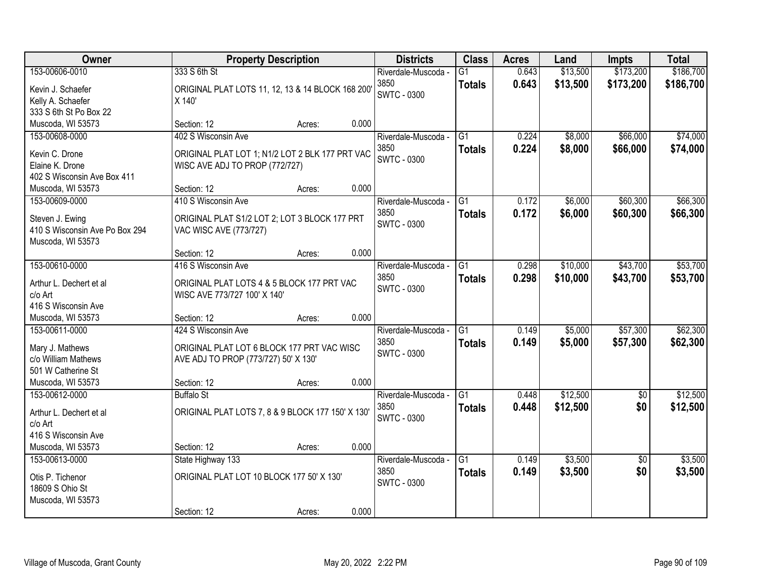| Owner | Property Description | Districts | Class | Acres | Land | Impts | Total |
|---|---|---|---|---|---|---|---|
| 153-00606-0010<br>Kevin J. Schaefer<br>Kelly A. Schaefer<br>333 S 6th St Po Box 22<br>Muscoda, WI 53573 | 333 S 6th St<br>ORIGINAL PLAT LOTS 11, 12, 13 & 14 BLOCK 168 200' X 140'<br>Section: 12 Acres: 0.000 | Riverdale-Muscoda - 3850<br>SWTC - 0300 | G1<br>**Totals** | 0.643<br>**0.643** | $13,500<br>**$13,500** | $173,200<br>**$173,200** | $186,700<br>**$186,700** |
| 153-00608-0000<br>Kevin C. Drone<br>Elaine K. Drone<br>402 S Wisconsin Ave Box 411<br>Muscoda, WI 53573 | 402 S Wisconsin Ave<br>ORIGINAL PLAT LOT 1; N1/2 LOT 2 BLK 177 PRT VAC WISC AVE ADJ TO PROP (772/727)<br>Section: 12 Acres: 0.000 | Riverdale-Muscoda - 3850<br>SWTC - 0300 | G1<br>**Totals** | 0.224<br>**0.224** | $8,000<br>**$8,000** | $66,000<br>**$66,000** | $74,000<br>**$74,000** |
| 153-00609-0000<br>Steven J. Ewing<br>410 S Wisconsin Ave Po Box 294<br>Muscoda, WI 53573 | 410 S Wisconsin Ave<br>ORIGINAL PLAT S1/2 LOT 2; LOT 3 BLOCK 177 PRT VAC WISC AVE (773/727)<br>Section: 12 Acres: 0.000 | Riverdale-Muscoda - 3850<br>SWTC - 0300 | G1<br>**Totals** | 0.172<br>**0.172** | $6,000<br>**$6,000** | $60,300<br>**$60,300** | $66,300<br>**$66,300** |
| 153-00610-0000<br>Arthur L. Dechert et al<br>c/o Art<br>416 S Wisconsin Ave<br>Muscoda, WI 53573 | 416 S Wisconsin Ave<br>ORIGINAL PLAT LOTS 4 & 5 BLOCK 177 PRT VAC WISC AVE 773/727 100' X 140'<br>Section: 12 Acres: 0.000 | Riverdale-Muscoda - 3850<br>SWTC - 0300 | G1<br>**Totals** | 0.298<br>**0.298** | $10,000<br>**$10,000** | $43,700<br>**$43,700** | $53,700<br>**$53,700** |
| 153-00611-0000<br>Mary J. Mathews<br>c/o William Mathews<br>501 W Catherine St<br>Muscoda, WI 53573 | 424 S Wisconsin Ave<br>ORIGINAL PLAT LOT 6 BLOCK 177 PRT VAC WISC AVE ADJ TO PROP (773/727) 50' X 130'<br>Section: 12 Acres: 0.000 | Riverdale-Muscoda - 3850<br>SWTC - 0300 | G1<br>**Totals** | 0.149<br>**0.149** | $5,000<br>**$5,000** | $57,300<br>**$57,300** | $62,300<br>**$62,300** |
| 153-00612-0000<br>Arthur L. Dechert et al<br>c/o Art<br>416 S Wisconsin Ave<br>Muscoda, WI 53573 | Buffalo St<br>ORIGINAL PLAT LOTS 7, 8 & 9 BLOCK 177 150' X 130'<br>Section: 12 Acres: 0.000 | Riverdale-Muscoda - 3850<br>SWTC - 0300 | G1<br>**Totals** | 0.448<br>**0.448** | $12,500<br>**$12,500** | $0<br>**$0** | $12,500<br>**$12,500** |
| 153-00613-0000<br>Otis P. Tichenor<br>18609 S Ohio St<br>Muscoda, WI 53573 | State Highway 133<br>ORIGINAL PLAT LOT 10 BLOCK 177 50' X 130'<br>Section: 12 Acres: 0.000 | Riverdale-Muscoda - 3850<br>SWTC - 0300 | G1<br>**Totals** | 0.149<br>**0.149** | $3,500<br>**$3,500** | $0<br>**$0** | $3,500<br>**$3,500** |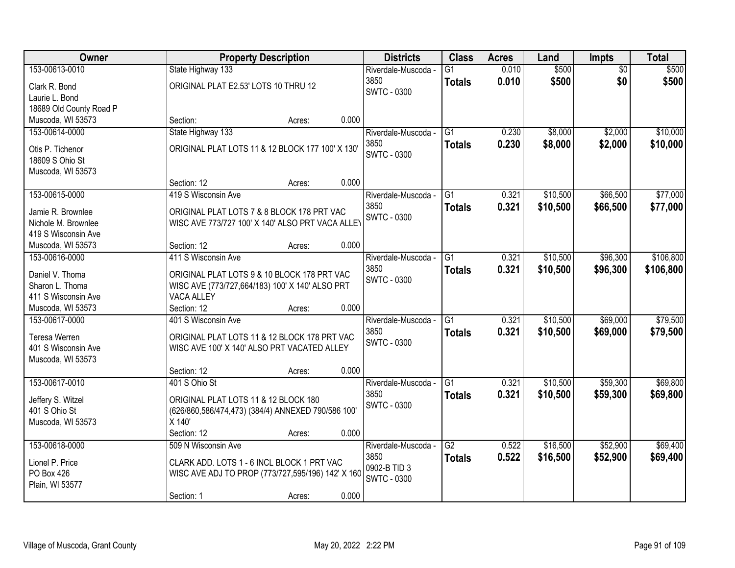| Owner | Property Description | Districts | Class | Acres | Land | Impts | Total |
|---|---|---|---|---|---|---|---|
| 153-00613-0010<br>Clark R. Bond<br>Laurie L. Bond<br>18689 Old County Road P<br>Muscoda, WI 53573 | State Highway 133<br>ORIGINAL PLAT E2.53' LOTS 10 THRU 12<br>Section: Acres: 0.000 | Riverdale-Muscoda - 3850<br>SWTC - 0300 | G1<br>**Totals** | 0.010<br>**0.010** | $500<br>**$500** | $0<br>**$0** | $500<br>**$500** |
| 153-00614-0000<br>Otis P. Tichenor<br>18609 S Ohio St<br>Muscoda, WI 53573 | State Highway 133<br>ORIGINAL PLAT LOTS 11 & 12 BLOCK 177 100' X 130'<br>Section: 12 Acres: 0.000 | Riverdale-Muscoda - 3850<br>SWTC - 0300 | G1<br>**Totals** | 0.230<br>**0.230** | $8,000<br>**$8,000** | $2,000<br>**$2,000** | $10,000<br>**$10,000** |
| 153-00615-0000<br>Jamie R. Brownlee<br>Nichole M. Brownlee<br>419 S Wisconsin Ave<br>Muscoda, WI 53573 | 419 S Wisconsin Ave<br>ORIGINAL PLAT LOTS 7 & 8 BLOCK 178 PRT VAC WISC AVE 773/727 100' X 140' ALSO PRT VACA ALLEY<br>Section: 12 Acres: 0.000 | Riverdale-Muscoda - 3850<br>SWTC - 0300 | G1<br>**Totals** | 0.321<br>**0.321** | $10,500<br>**$10,500** | $66,500<br>**$66,500** | $77,000<br>**$77,000** |
| 153-00616-0000<br>Daniel V. Thoma<br>Sharon L. Thoma<br>411 S Wisconsin Ave<br>Muscoda, WI 53573 | 411 S Wisconsin Ave<br>ORIGINAL PLAT LOTS 9 & 10 BLOCK 178 PRT VAC WISC AVE (773/727,664/183) 100' X 140' ALSO PRT VACA ALLEY<br>Section: 12 Acres: 0.000 | Riverdale-Muscoda - 3850<br>SWTC - 0300 | G1<br>**Totals** | 0.321<br>**0.321** | $10,500<br>**$10,500** | $96,300<br>**$96,300** | $106,800<br>**$106,800** |
| 153-00617-0000<br>Teresa Werren<br>401 S Wisconsin Ave<br>Muscoda, WI 53573 | 401 S Wisconsin Ave<br>ORIGINAL PLAT LOTS 11 & 12 BLOCK 178 PRT VAC WISC AVE 100' X 140' ALSO PRT VACATED ALLEY<br>Section: 12 Acres: 0.000 | Riverdale-Muscoda - 3850<br>SWTC - 0300 | G1<br>**Totals** | 0.321<br>**0.321** | $10,500<br>**$10,500** | $69,000<br>**$69,000** | $79,500<br>**$79,500** |
| 153-00617-0010<br>Jeffery S. Witzel<br>401 S Ohio St<br>Muscoda, WI 53573 | 401 S Ohio St<br>ORIGINAL PLAT LOTS 11 & 12 BLOCK 180 (626/860,586/474,473) (384/4) ANNEXED 790/586 100' X 140'<br>Section: 12 Acres: 0.000 | Riverdale-Muscoda - 3850<br>SWTC - 0300 | G1<br>**Totals** | 0.321<br>**0.321** | $10,500<br>**$10,500** | $59,300<br>**$59,300** | $69,800<br>**$69,800** |
| 153-00618-0000<br>Lionel P. Price<br>PO Box 426<br>Plain, WI 53577 | 509 N Wisconsin Ave<br>CLARK ADD. LOTS 1 - 6 INCL BLOCK 1 PRT VAC WISC AVE ADJ TO PROP (773/727,595/196) 142' X 160<br>Section: 1 Acres: 0.000 | Riverdale-Muscoda - 3850<br>0902-B TID 3<br>SWTC - 0300 | G2<br>**Totals** | 0.522<br>**0.522** | $16,500<br>**$16,500** | $52,900<br>**$52,900** | $69,400<br>**$69,400** |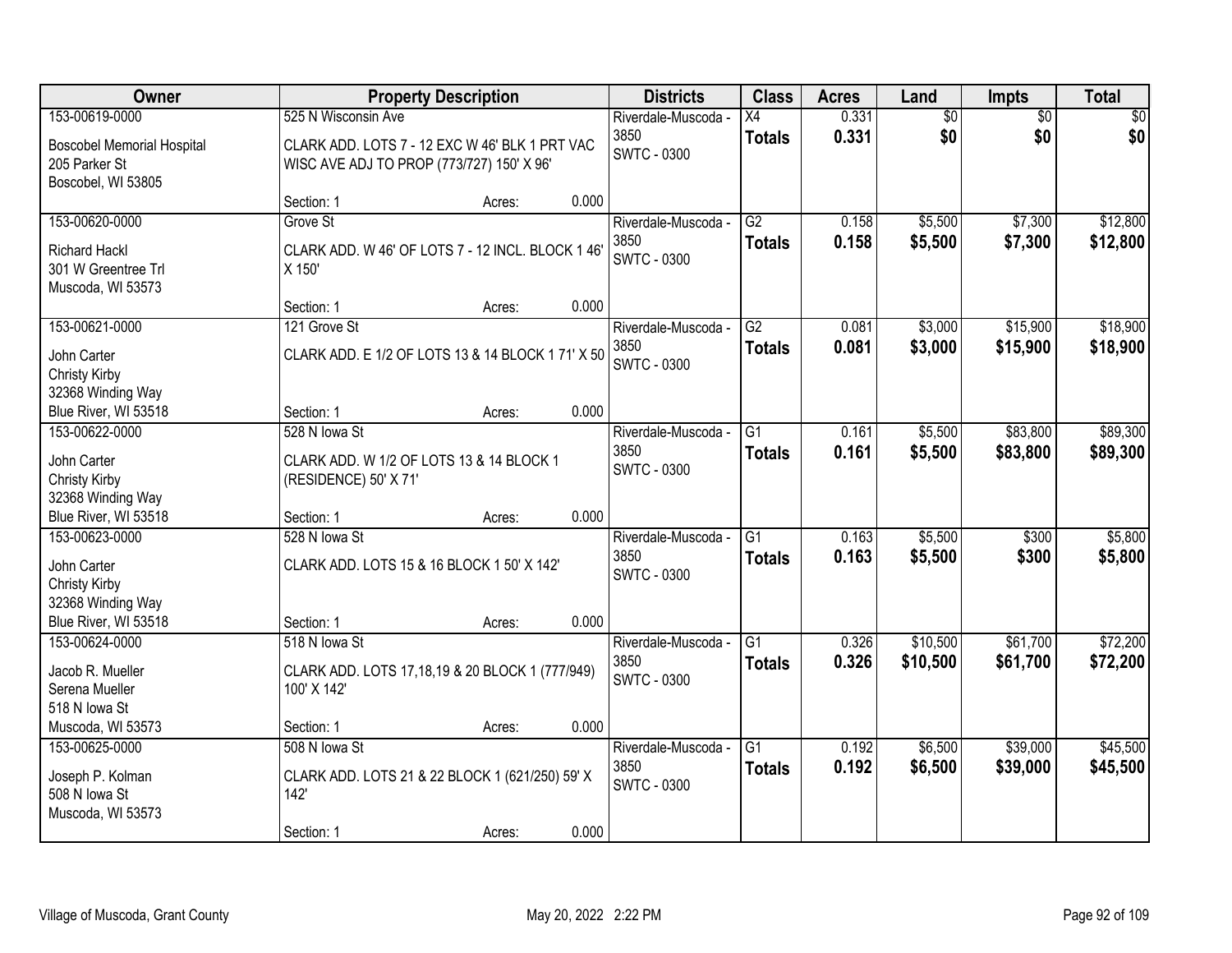| Owner | Property Description | Districts | Class | Acres | Land | Impts | Total |
|---|---|---|---|---|---|---|---|
| 153-00619-0000<br>Boscobel Memorial Hospital<br>205 Parker St<br>Boscobel, WI 53805 | 525 N Wisconsin Ave<br>CLARK ADD. LOTS 7 - 12 EXC W 46' BLK 1 PRT VAC WISC AVE ADJ TO PROP (773/727) 150' X 96'<br>Section: 1 Acres: 0.000 | Riverdale-Muscoda - 3850<br>SWTC - 0300 | X4<br>**Totals** | 0.331<br>**0.331** | $0<br>**$0** | $0<br>**$0** | $0<br>**$0** |
| 153-00620-0000<br>Richard Hackl<br>301 W Greentree Trl<br>Muscoda, WI 53573 | Grove St<br>CLARK ADD. W 46' OF LOTS 7 - 12 INCL. BLOCK 1 46' X 150'<br>Section: 1 Acres: 0.000 | Riverdale-Muscoda - 3850<br>SWTC - 0300 | G2<br>**Totals** | 0.158<br>**0.158** | $5,500<br>**$5,500** | $7,300<br>**$7,300** | $12,800<br>**$12,800** |
| 153-00621-0000<br>John Carter<br>Christy Kirby<br>32368 Winding Way<br>Blue River, WI 53518 | 121 Grove St<br>CLARK ADD. E 1/2 OF LOTS 13 & 14 BLOCK 1 71' X 50<br>Section: 1 Acres: 0.000 | Riverdale-Muscoda - 3850<br>SWTC - 0300 | G2<br>**Totals** | 0.081<br>**0.081** | $3,000<br>**$3,000** | $15,900<br>**$15,900** | $18,900<br>**$18,900** |
| 153-00622-0000<br>John Carter<br>Christy Kirby<br>32368 Winding Way<br>Blue River, WI 53518 | 528 N Iowa St<br>CLARK ADD. W 1/2 OF LOTS 13 & 14 BLOCK 1 (RESIDENCE) 50' X 71'<br>Section: 1 Acres: 0.000 | Riverdale-Muscoda - 3850<br>SWTC - 0300 | G1<br>**Totals** | 0.161<br>**0.161** | $5,500<br>**$5,500** | $83,800<br>**$83,800** | $89,300<br>**$89,300** |
| 153-00623-0000<br>John Carter<br>Christy Kirby<br>32368 Winding Way<br>Blue River, WI 53518 | 528 N Iowa St<br>CLARK ADD. LOTS 15 & 16 BLOCK 1 50' X 142'<br>Section: 1 Acres: 0.000 | Riverdale-Muscoda - 3850<br>SWTC - 0300 | G1<br>**Totals** | 0.163<br>**0.163** | $5,500<br>**$5,500** | $300<br>**$300** | $5,800<br>**$5,800** |
| 153-00624-0000<br>Jacob R. Mueller<br>Serena Mueller<br>518 N Iowa St<br>Muscoda, WI 53573 | 518 N Iowa St<br>CLARK ADD. LOTS 17,18,19 & 20 BLOCK 1 (777/949) 100' X 142'<br>Section: 1 Acres: 0.000 | Riverdale-Muscoda - 3850<br>SWTC - 0300 | G1<br>**Totals** | 0.326<br>**0.326** | $10,500<br>**$10,500** | $61,700<br>**$61,700** | $72,200<br>**$72,200** |
| 153-00625-0000<br>Joseph P. Kolman<br>508 N Iowa St<br>Muscoda, WI 53573 | 508 N Iowa St<br>CLARK ADD. LOTS 21 & 22 BLOCK 1 (621/250) 59' X 142'<br>Section: 1 Acres: 0.000 | Riverdale-Muscoda - 3850<br>SWTC - 0300 | G1<br>**Totals** | 0.192<br>**0.192** | $6,500<br>**$6,500** | $39,000<br>**$39,000** | $45,500<br>**$45,500** |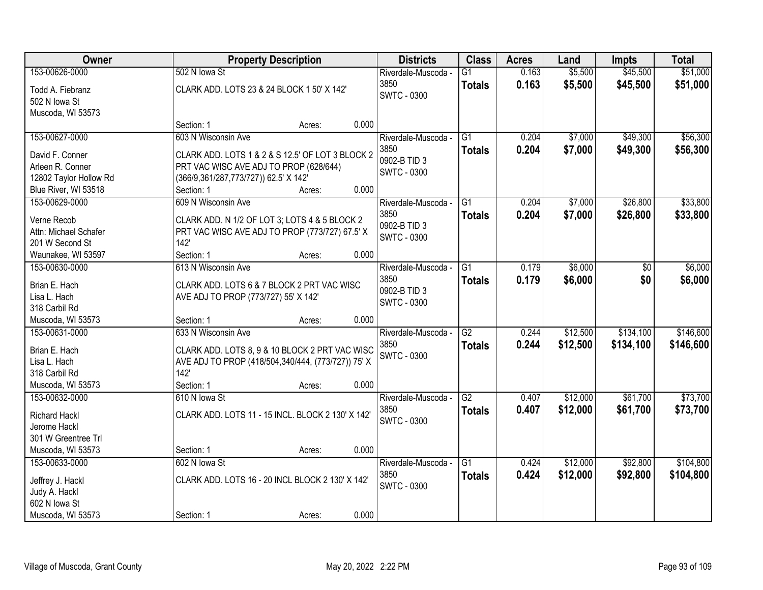| Owner | Property Description | Districts | Class | Acres | Land | Impts | Total |
|---|---|---|---|---|---|---|---|
| 153-00626-0000<br>Todd A. Fiebranz<br>502 N Iowa St<br>Muscoda, WI 53573 | 502 N Iowa St<br>CLARK ADD. LOTS 23 & 24 BLOCK 1 50' X 142'<br>Section: 1 Acres: 0.000 | Riverdale-Muscoda - 3850<br>SWTC - 0300 | G1<br>**Totals** | 0.163<br>**0.163** | $5,500<br>**$5,500** | $45,500<br>**$45,500** | $51,000<br>**$51,000** |
| 153-00627-0000<br>David F. Conner<br>Arleen R. Conner<br>12802 Taylor Hollow Rd<br>Blue River, WI 53518 | 603 N Wisconsin Ave<br>CLARK ADD. LOTS 1 & 2 & S 12.5' OF LOT 3 BLOCK 2 PRT VAC WISC AVE ADJ TO PROP (628/644) (366/9,361/287,773/727)) 62.5' X 142'<br>Section: 1 Acres: 0.000 | Riverdale-Muscoda - 3850<br>0902-B TID 3<br>SWTC - 0300 | G1<br>**Totals** | 0.204<br>**0.204** | $7,000<br>**$7,000** | $49,300<br>**$49,300** | $56,300<br>**$56,300** |
| 153-00629-0000<br>Verne Recob<br>Attn: Michael Schafer<br>201 W Second St<br>Waunakee, WI 53597 | 609 N Wisconsin Ave<br>CLARK ADD. N 1/2 OF LOT 3; LOTS 4 & 5 BLOCK 2 PRT VAC WISC AVE ADJ TO PROP (773/727) 67.5' X 142'<br>Section: 1 Acres: 0.000 | Riverdale-Muscoda - 3850<br>0902-B TID 3<br>SWTC - 0300 | G1<br>**Totals** | 0.204<br>**0.204** | $7,000<br>**$7,000** | $26,800<br>**$26,800** | $33,800<br>**$33,800** |
| 153-00630-0000<br>Brian E. Hach<br>Lisa L. Hach<br>318 Carbil Rd<br>Muscoda, WI 53573 | 613 N Wisconsin Ave<br>CLARK ADD. LOTS 6 & 7 BLOCK 2 PRT VAC WISC AVE ADJ TO PROP (773/727) 55' X 142'<br>Section: 1 Acres: 0.000 | Riverdale-Muscoda - 3850<br>0902-B TID 3<br>SWTC - 0300 | G1<br>**Totals** | 0.179<br>**0.179** | $6,000<br>**$6,000** | $0<br>**$0** | $6,000<br>**$6,000** |
| 153-00631-0000<br>Brian E. Hach<br>Lisa L. Hach<br>318 Carbil Rd<br>Muscoda, WI 53573 | 633 N Wisconsin Ave<br>CLARK ADD. LOTS 8, 9 & 10 BLOCK 2 PRT VAC WISC AVE ADJ TO PROP (418/504,340/444, (773/727)) 75' X 142'<br>Section: 1 Acres: 0.000 | Riverdale-Muscoda - 3850<br>SWTC - 0300 | G2<br>**Totals** | 0.244<br>**0.244** | $12,500<br>**$12,500** | $134,100<br>**$134,100** | $146,600<br>**$146,600** |
| 153-00632-0000<br>Richard Hackl<br>Jerome Hackl<br>301 W Greentree Trl<br>Muscoda, WI 53573 | 610 N Iowa St<br>CLARK ADD. LOTS 11 - 15 INCL. BLOCK 2 130' X 142'<br>Section: 1 Acres: 0.000 | Riverdale-Muscoda - 3850<br>SWTC - 0300 | G2<br>**Totals** | 0.407<br>**0.407** | $12,000<br>**$12,000** | $61,700<br>**$61,700** | $73,700<br>**$73,700** |
| 153-00633-0000<br>Jeffrey J. Hackl<br>Judy A. Hackl<br>602 N Iowa St<br>Muscoda, WI 53573 | 602 N Iowa St<br>CLARK ADD. LOTS 16 - 20 INCL BLOCK 2 130' X 142'<br>Section: 1 Acres: 0.000 | Riverdale-Muscoda - 3850<br>SWTC - 0300 | G1<br>**Totals** | 0.424<br>**0.424** | $12,000<br>**$12,000** | $92,800<br>**$92,800** | $104,800<br>**$104,800** |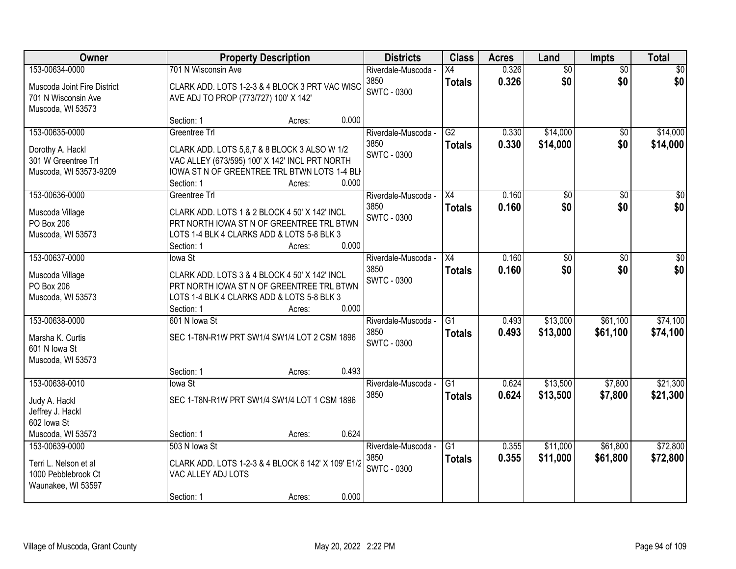| Owner | Property Description | Districts | Class | Acres | Land | Impts | Total |
|---|---|---|---|---|---|---|---|
| 153-00634-0000<br>Muscoda Joint Fire District<br>701 N Wisconsin Ave<br>Muscoda, WI 53573 | 701 N Wisconsin Ave<br>CLARK ADD. LOTS 1-2-3 & 4 BLOCK 3 PRT VAC WISC AVE ADJ TO PROP (773/727) 100' X 142'<br>Section: 1 Acres: 0.000 | Riverdale-Muscoda - 3850<br>SWTC - 0300 | X4<br>**Totals** | 0.326<br>**0.326** | $0<br>**$0** | $0<br>**$0** | $0<br>**$0** |
| 153-00635-0000<br>Dorothy A. Hackl<br>301 W Greentree Trl<br>Muscoda, WI 53573-9209 | Greentree Trl<br>CLARK ADD. LOTS 5,6,7 & 8 BLOCK 3 ALSO W 1/2 VAC ALLEY (673/595) 100' X 142' INCL PRT NORTH IOWA ST N OF GREENTREE TRL BTWN LOTS 1-4 BLK<br>Section: 1 Acres: 0.000 | Riverdale-Muscoda - 3850<br>SWTC - 0300 | G2<br>**Totals** | 0.330<br>**0.330** | $14,000<br>**$14,000** | $0<br>**$0** | $14,000<br>**$14,000** |
| 153-00636-0000<br>Muscoda Village<br>PO Box 206<br>Muscoda, WI 53573 | Greentree Trl<br>CLARK ADD. LOTS 1 & 2 BLOCK 4 50' X 142' INCL PRT NORTH IOWA ST N OF GREENTREE TRL BTWN LOTS 1-4 BLK 4 CLARKS ADD & LOTS 5-8 BLK 3<br>Section: 1 Acres: 0.000 | Riverdale-Muscoda - 3850<br>SWTC - 0300 | X4<br>**Totals** | 0.160<br>**0.160** | $0<br>**$0** | $0<br>**$0** | $0<br>**$0** |
| 153-00637-0000<br>Muscoda Village<br>PO Box 206<br>Muscoda, WI 53573 | Iowa St<br>CLARK ADD. LOTS 3 & 4 BLOCK 4 50' X 142' INCL PRT NORTH IOWA ST N OF GREENTREE TRL BTWN LOTS 1-4 BLK 4 CLARKS ADD & LOTS 5-8 BLK 3<br>Section: 1 Acres: 0.000 | Riverdale-Muscoda - 3850<br>SWTC - 0300 | X4<br>**Totals** | 0.160<br>**0.160** | $0<br>**$0** | $0<br>**$0** | $0<br>**$0** |
| 153-00638-0000<br>Marsha K. Curtis<br>601 N Iowa St<br>Muscoda, WI 53573 | 601 N Iowa St<br>SEC 1-T8N-R1W PRT SW1/4 SW1/4 LOT 2 CSM 1896<br>Section: 1 Acres: 0.493 | Riverdale-Muscoda - 3850<br>SWTC - 0300 | G1<br>**Totals** | 0.493<br>**0.493** | $13,000<br>**$13,000** | $61,100<br>**$61,100** | $74,100<br>**$74,100** |
| 153-00638-0010<br>Judy A. Hackl<br>Jeffrey J. Hackl<br>602 Iowa St<br>Muscoda, WI 53573 | Iowa St<br>SEC 1-T8N-R1W PRT SW1/4 SW1/4 LOT 1 CSM 1896<br>Section: 1 Acres: 0.624 | Riverdale-Muscoda - 3850 | G1<br>**Totals** | 0.624<br>**0.624** | $13,500<br>**$13,500** | $7,800<br>**$7,800** | $21,300<br>**$21,300** |
| 153-00639-0000<br>Terri L. Nelson et al<br>1000 Pebblebrook Ct<br>Waunakee, WI 53597 | 503 N Iowa St<br>CLARK ADD. LOTS 1-2-3 & 4 BLOCK 6 142' X 109' E1/2 VAC ALLEY ADJ LOTS<br>Section: 1 Acres: 0.000 | Riverdale-Muscoda - 3850<br>SWTC - 0300 | G1<br>**Totals** | 0.355<br>**0.355** | $11,000<br>**$11,000** | $61,800<br>**$61,800** | $72,800<br>**$72,800** |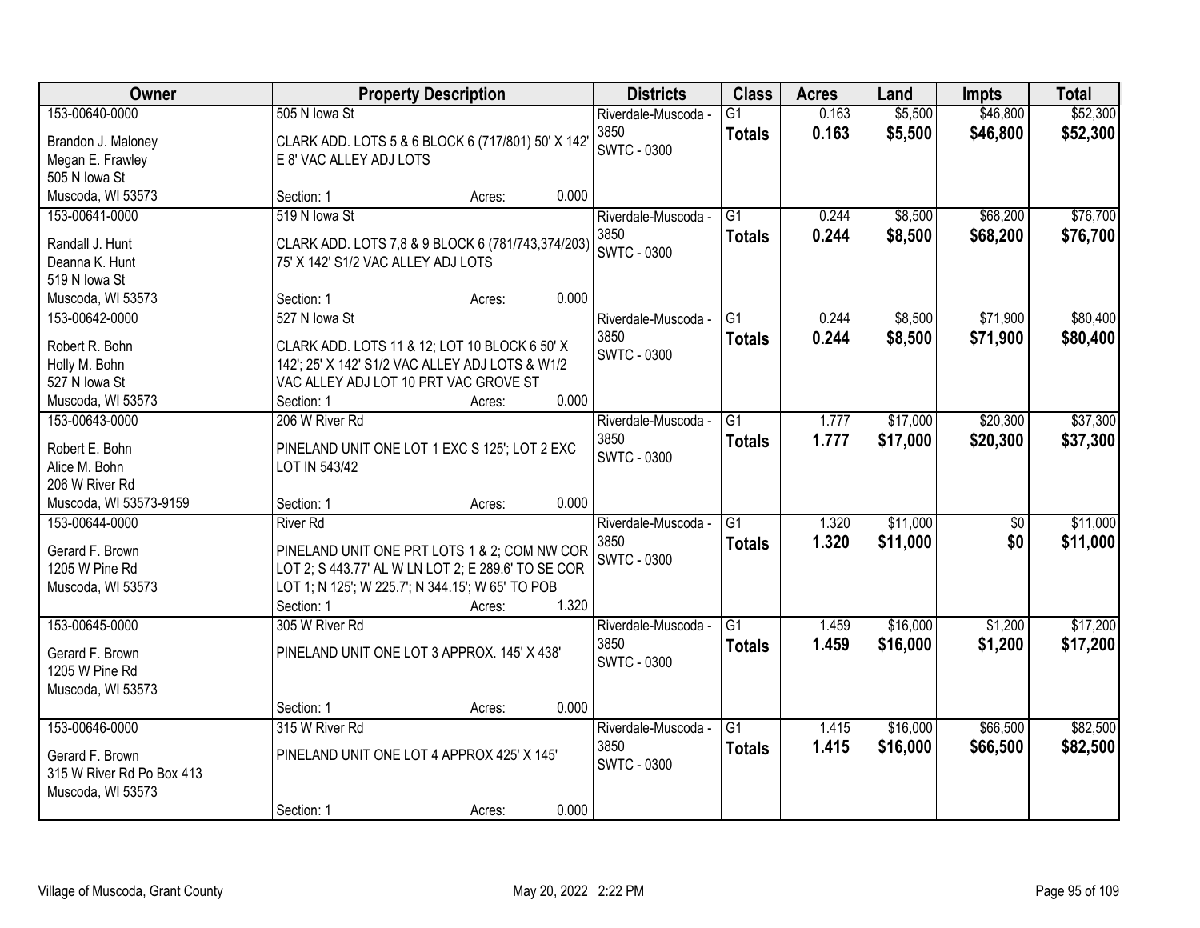| Owner | Property Description | Districts | Class | Acres | Land | Impts | Total |
|---|---|---|---|---|---|---|---|
| 153-00640-0000<br>Brandon J. Maloney<br>Megan E. Frawley<br>505 N Iowa St<br>Muscoda, WI 53573 | 505 N Iowa St<br>CLARK ADD. LOTS 5 & 6 BLOCK 6 (717/801) 50' X 142' E 8' VAC ALLEY ADJ LOTS<br>Section: 1 Acres: 0.000 | Riverdale-Muscoda - 3850<br>SWTC - 0300 | G1<br>**Totals** | 0.163<br>**0.163** | $5,500<br>**$5,500** | $46,800<br>**$46,800** | $52,300<br>**$52,300** |
| 153-00641-0000<br>Randall J. Hunt<br>Deanna K. Hunt<br>519 N Iowa St<br>Muscoda, WI 53573 | 519 N Iowa St<br>CLARK ADD. LOTS 7,8 & 9 BLOCK 6 (781/743,374/203) 75' X 142' S1/2 VAC ALLEY ADJ LOTS<br>Section: 1 Acres: 0.000 | Riverdale-Muscoda - 3850<br>SWTC - 0300 | G1<br>**Totals** | 0.244<br>**0.244** | $8,500<br>**$8,500** | $68,200<br>**$68,200** | $76,700<br>**$76,700** |
| 153-00642-0000<br>Robert R. Bohn<br>Holly M. Bohn<br>527 N Iowa St<br>Muscoda, WI 53573 | 527 N Iowa St<br>CLARK ADD. LOTS 11 & 12; LOT 10 BLOCK 6 50' X 142'; 25' X 142' S1/2 VAC ALLEY ADJ LOTS & W1/2 VAC ALLEY ADJ LOT 10 PRT VAC GROVE ST<br>Section: 1 Acres: 0.000 | Riverdale-Muscoda - 3850<br>SWTC - 0300 | G1<br>**Totals** | 0.244<br>**0.244** | $8,500<br>**$8,500** | $71,900<br>**$71,900** | $80,400<br>**$80,400** |
| 153-00643-0000<br>Robert E. Bohn<br>Alice M. Bohn<br>206 W River Rd<br>Muscoda, WI 53573-9159 | 206 W River Rd<br>PINELAND UNIT ONE LOT 1 EXC S 125'; LOT 2 EXC LOT IN 543/42<br>Section: 1 Acres: 0.000 | Riverdale-Muscoda - 3850<br>SWTC - 0300 | G1<br>**Totals** | 1.777<br>**1.777** | $17,000<br>**$17,000** | $20,300<br>**$20,300** | $37,300<br>**$37,300** |
| 153-00644-0000<br>Gerard F. Brown<br>1205 W Pine Rd<br>Muscoda, WI 53573 | River Rd<br>PINELAND UNIT ONE PRT LOTS 1 & 2; COM NW COR LOT 2; S 443.77' AL W LN LOT 2; E 289.6' TO SE COR LOT 1; N 125'; W 225.7'; N 344.15'; W 65' TO POB<br>Section: 1 Acres: 1.320 | Riverdale-Muscoda - 3850<br>SWTC - 0300 | G1<br>**Totals** | 1.320<br>**1.320** | $11,000<br>**$11,000** | $0<br>**$0** | $11,000<br>**$11,000** |
| 153-00645-0000<br>Gerard F. Brown<br>1205 W Pine Rd<br>Muscoda, WI 53573 | 305 W River Rd<br>PINELAND UNIT ONE LOT 3 APPROX. 145' X 438'<br>Section: 1 Acres: 0.000 | Riverdale-Muscoda - 3850<br>SWTC - 0300 | G1<br>**Totals** | 1.459<br>**1.459** | $16,000<br>**$16,000** | $1,200<br>**$1,200** | $17,200<br>**$17,200** |
| 153-00646-0000<br>Gerard F. Brown<br>315 W River Rd Po Box 413<br>Muscoda, WI 53573 | 315 W River Rd<br>PINELAND UNIT ONE LOT 4 APPROX 425' X 145'<br>Section: 1 Acres: 0.000 | Riverdale-Muscoda - 3850<br>SWTC - 0300 | G1<br>**Totals** | 1.415<br>**1.415** | $16,000<br>**$16,000** | $66,500<br>**$66,500** | $82,500<br>**$82,500** |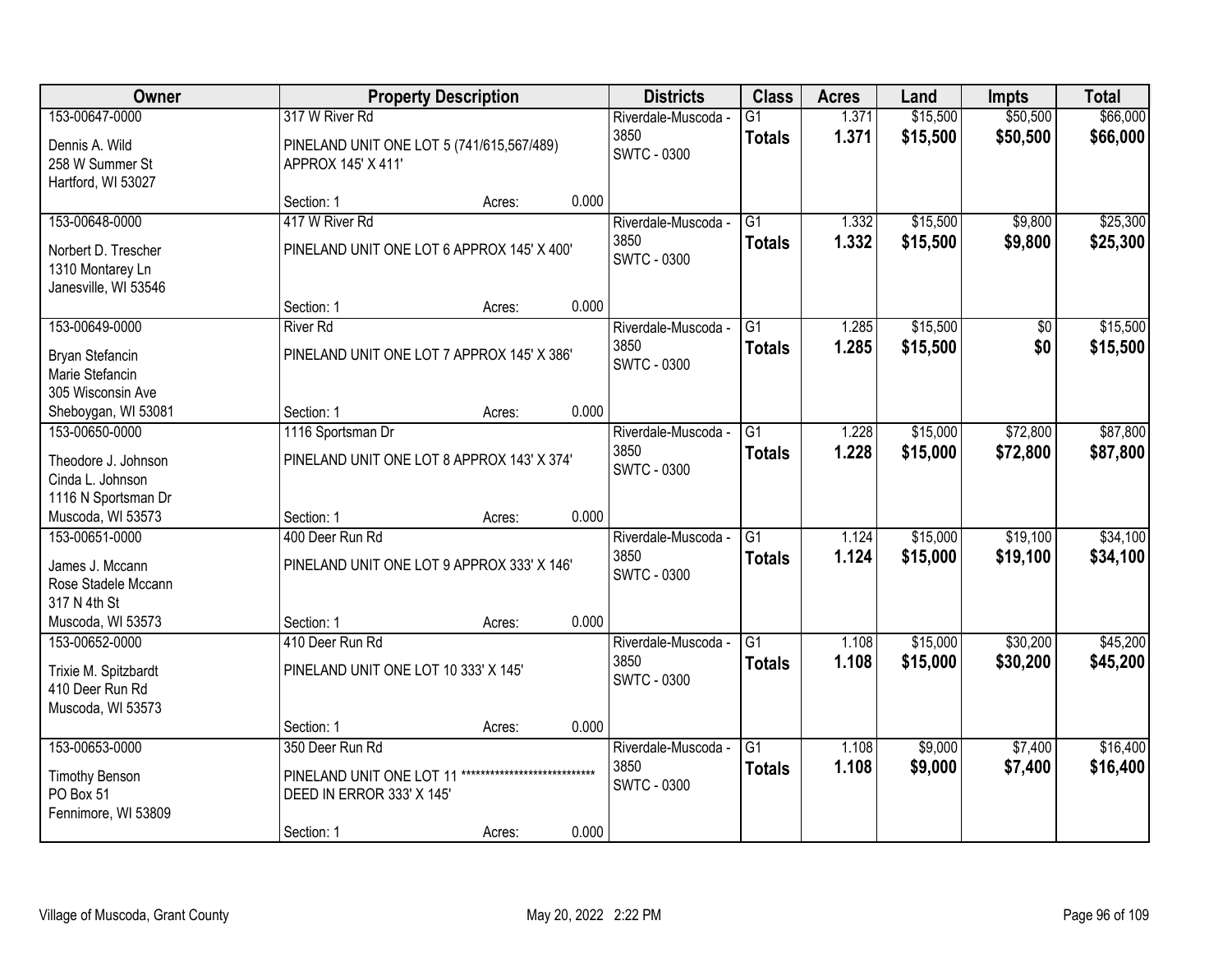| Owner | Property Description | Districts | Class | Acres | Land | Impts | Total |
|---|---|---|---|---|---|---|---|
| 153-00647-0000<br>Dennis A. Wild<br>258 W Summer St<br>Hartford, WI 53027 | 317 W River Rd<br>PINELAND UNIT ONE LOT 5 (741/615,567/489) APPROX 145' X 411'<br>Section: 1 Acres: 0.000 | Riverdale-Muscoda - 3850<br>SWTC - 0300 | G1<br>**Totals** | 1.371<br>**1.371** | $15,500<br>**$15,500** | $50,500<br>**$50,500** | $66,000<br>**$66,000** |
| 153-00648-0000<br>Norbert D. Trescher<br>1310 Montarey Ln<br>Janesville, WI 53546 | 417 W River Rd<br>PINELAND UNIT ONE LOT 6 APPROX 145' X 400'<br>Section: 1 Acres: 0.000 | Riverdale-Muscoda - 3850<br>SWTC - 0300 | G1<br>**Totals** | 1.332<br>**1.332** | $15,500<br>**$15,500** | $9,800<br>**$9,800** | $25,300<br>**$25,300** |
| 153-00649-0000<br>Bryan Stefancin<br>Marie Stefancin<br>305 Wisconsin Ave<br>Sheboygan, WI 53081 | River Rd<br>PINELAND UNIT ONE LOT 7 APPROX 145' X 386'<br>Section: 1 Acres: 0.000 | Riverdale-Muscoda - 3850<br>SWTC - 0300 | G1<br>**Totals** | 1.285<br>**1.285** | $15,500<br>**$15,500** | $0<br>**$0** | $15,500<br>**$15,500** |
| 153-00650-0000<br>Theodore J. Johnson<br>Cinda L. Johnson<br>1116 N Sportsman Dr<br>Muscoda, WI 53573 | 1116 Sportsman Dr<br>PINELAND UNIT ONE LOT 8 APPROX 143' X 374'<br>Section: 1 Acres: 0.000 | Riverdale-Muscoda - 3850<br>SWTC - 0300 | G1<br>**Totals** | 1.228<br>**1.228** | $15,000<br>**$15,000** | $72,800<br>**$72,800** | $87,800<br>**$87,800** |
| 153-00651-0000<br>James J. Mccann<br>Rose Stadele Mccann<br>317 N 4th St<br>Muscoda, WI 53573 | 400 Deer Run Rd<br>PINELAND UNIT ONE LOT 9 APPROX 333' X 146'<br>Section: 1 Acres: 0.000 | Riverdale-Muscoda - 3850<br>SWTC - 0300 | G1<br>**Totals** | 1.124<br>**1.124** | $15,000<br>**$15,000** | $19,100<br>**$19,100** | $34,100<br>**$34,100** |
| 153-00652-0000<br>Trixie M. Spitzbardt<br>410 Deer Run Rd<br>Muscoda, WI 53573 | 410 Deer Run Rd<br>PINELAND UNIT ONE LOT 10 333' X 145'<br>Section: 1 Acres: 0.000 | Riverdale-Muscoda - 3850<br>SWTC - 0300 | G1<br>**Totals** | 1.108<br>**1.108** | $15,000<br>**$15,000** | $30,200<br>**$30,200** | $45,200<br>**$45,200** |
| 153-00653-0000<br>Timothy Benson<br>PO Box 51<br>Fennimore, WI 53809 | 350 Deer Run Rd<br>PINELAND UNIT ONE LOT 11 **************************** DEED IN ERROR 333' X 145'<br>Section: 1 Acres: 0.000 | Riverdale-Muscoda - 3850<br>SWTC - 0300 | G1<br>**Totals** | 1.108<br>**1.108** | $9,000<br>**$9,000** | $7,400<br>**$7,400** | $16,400<br>**$16,400** |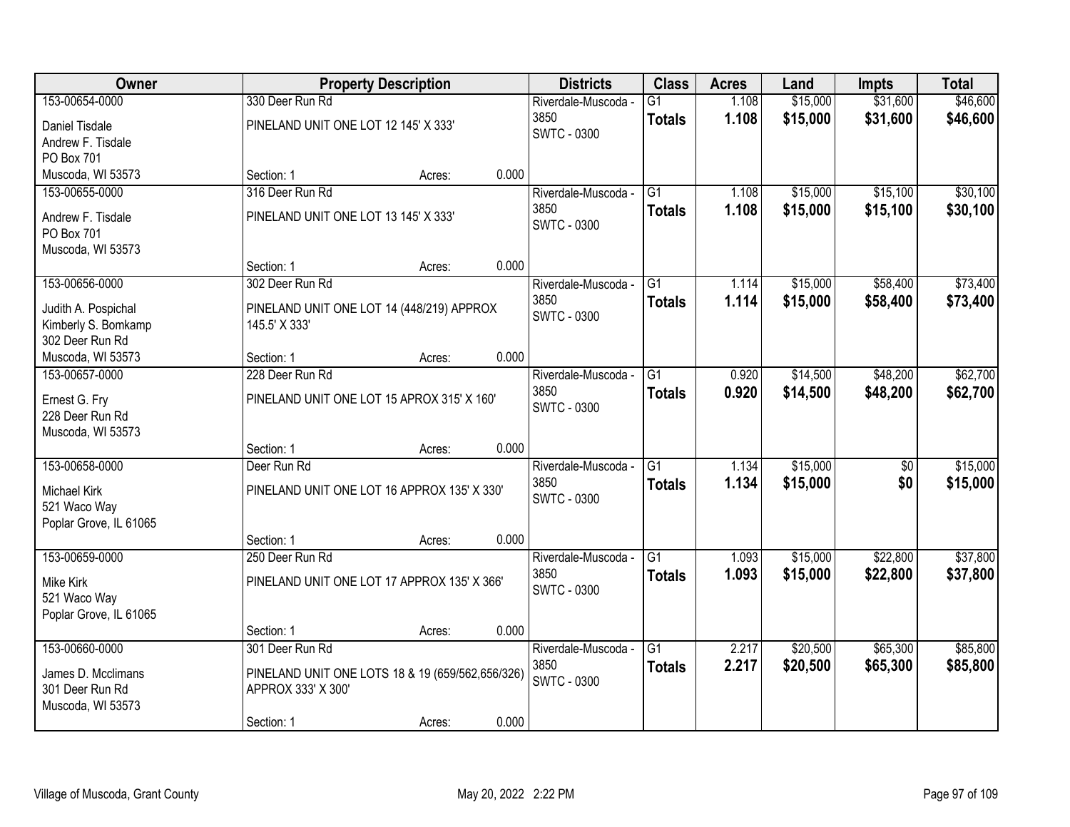| Owner | Property Description | Districts | Class | Acres | Land | Impts | Total |
|---|---|---|---|---|---|---|---|
| 153-00654-0000<br>Daniel Tisdale<br>Andrew F. Tisdale<br>PO Box 701<br>Muscoda, WI 53573 | 330 Deer Run Rd<br>PINELAND UNIT ONE LOT 12 145' X 333'<br>Section: 1 Acres: 0.000 | Riverdale-Muscoda - 3850<br>SWTC - 0300 | G1<br>**Totals** | 1.108<br>**1.108** | $15,000<br>**$15,000** | $31,600<br>**$31,600** | $46,600<br>**$46,600** |
| 153-00655-0000<br>Andrew F. Tisdale<br>PO Box 701<br>Muscoda, WI 53573 | 316 Deer Run Rd<br>PINELAND UNIT ONE LOT 13 145' X 333'<br>Section: 1 Acres: 0.000 | Riverdale-Muscoda - 3850<br>SWTC - 0300 | G1<br>**Totals** | 1.108<br>**1.108** | $15,000<br>**$15,000** | $15,100<br>**$15,100** | $30,100<br>**$30,100** |
| 153-00656-0000<br>Judith A. Pospichal<br>Kimberly S. Bomkamp<br>302 Deer Run Rd<br>Muscoda, WI 53573 | 302 Deer Run Rd<br>PINELAND UNIT ONE LOT 14 (448/219) APPROX 145.5' X 333'<br>Section: 1 Acres: 0.000 | Riverdale-Muscoda - 3850<br>SWTC - 0300 | G1<br>**Totals** | 1.114<br>**1.114** | $15,000<br>**$15,000** | $58,400<br>**$58,400** | $73,400<br>**$73,400** |
| 153-00657-0000<br>Ernest G. Fry<br>228 Deer Run Rd<br>Muscoda, WI 53573 | 228 Deer Run Rd<br>PINELAND UNIT ONE LOT 15 APROX 315' X 160'<br>Section: 1 Acres: 0.000 | Riverdale-Muscoda - 3850<br>SWTC - 0300 | G1<br>**Totals** | 0.920<br>**0.920** | $14,500<br>**$14,500** | $48,200<br>**$48,200** | $62,700<br>**$62,700** |
| 153-00658-0000<br>Michael Kirk<br>521 Waco Way<br>Poplar Grove, IL 61065 | Deer Run Rd<br>PINELAND UNIT ONE LOT 16 APPROX 135' X 330'<br>Section: 1 Acres: 0.000 | Riverdale-Muscoda - 3850<br>SWTC - 0300 | G1<br>**Totals** | 1.134<br>**1.134** | $15,000<br>**$15,000** | $0<br>**$0** | $15,000<br>**$15,000** |
| 153-00659-0000<br>Mike Kirk<br>521 Waco Way<br>Poplar Grove, IL 61065 | 250 Deer Run Rd<br>PINELAND UNIT ONE LOT 17 APPROX 135' X 366'<br>Section: 1 Acres: 0.000 | Riverdale-Muscoda - 3850<br>SWTC - 0300 | G1<br>**Totals** | 1.093<br>**1.093** | $15,000<br>**$15,000** | $22,800<br>**$22,800** | $37,800<br>**$37,800** |
| 153-00660-0000<br>James D. Mcclimans<br>301 Deer Run Rd<br>Muscoda, WI 53573 | 301 Deer Run Rd<br>PINELAND UNIT ONE LOTS 18 & 19 (659/562,656/326) APPROX 333' X 300'<br>Section: 1 Acres: 0.000 | Riverdale-Muscoda - 3850<br>SWTC - 0300 | G1<br>**Totals** | 2.217<br>**2.217** | $20,500<br>**$20,500** | $65,300<br>**$65,300** | $85,800<br>**$85,800** |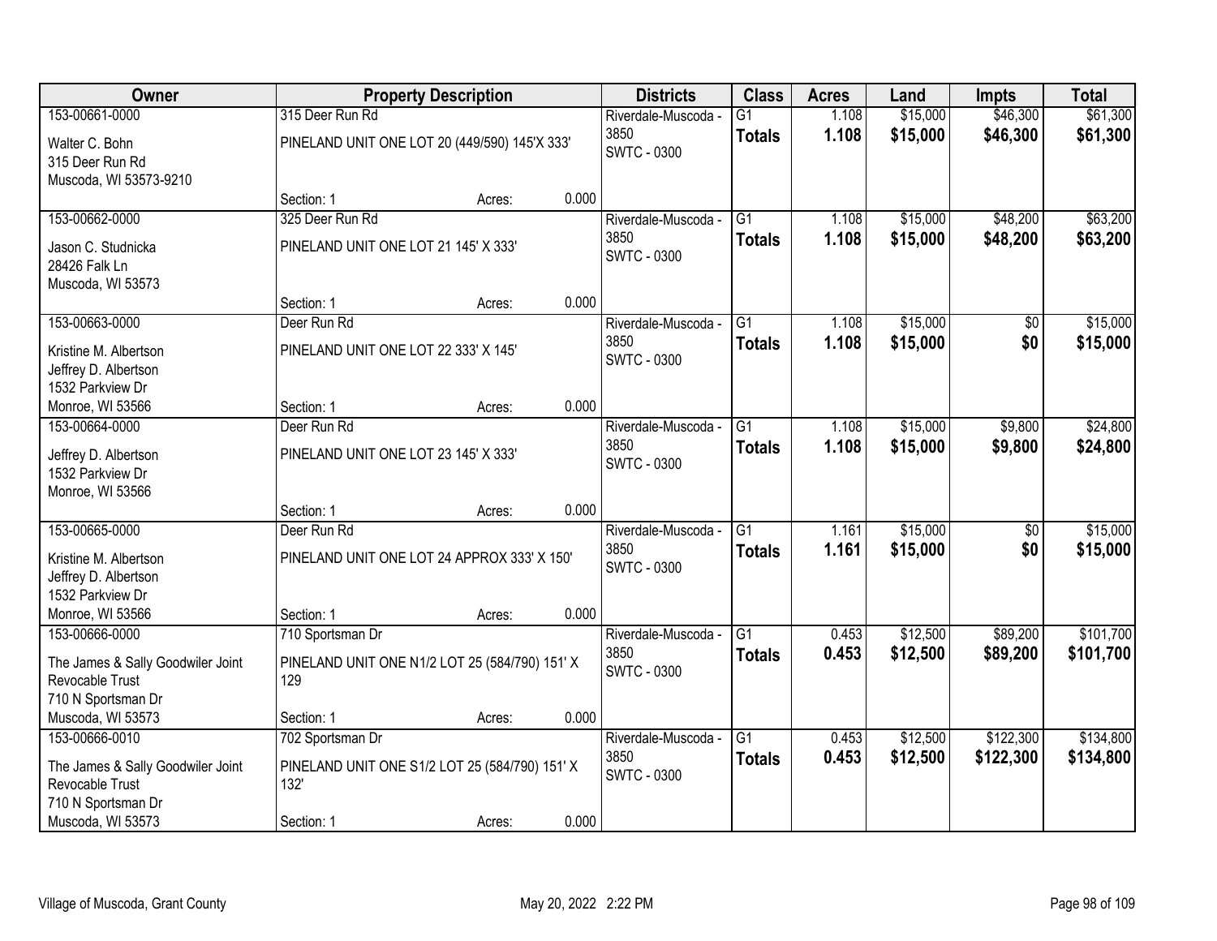| Owner | Property Description | Districts | Class | Acres | Land | Impts | Total |
|---|---|---|---|---|---|---|---|
| 153-00661-0000<br>Walter C. Bohn<br>315 Deer Run Rd<br>Muscoda, WI 53573-9210 | 315 Deer Run Rd<br>PINELAND UNIT ONE LOT 20 (449/590) 145'X 333'<br>Section: 1 Acres: 0.000 | Riverdale-Muscoda - 3850<br>SWTC - 0300 | G1<br>**Totals** | 1.108<br>**1.108** | $15,000<br>**$15,000** | $46,300<br>**$46,300** | $61,300<br>**$61,300** |
| 153-00662-0000<br>Jason C. Studnicka<br>28426 Falk Ln<br>Muscoda, WI 53573 | 325 Deer Run Rd<br>PINELAND UNIT ONE LOT 21 145' X 333'<br>Section: 1 Acres: 0.000 | Riverdale-Muscoda - 3850<br>SWTC - 0300 | G1<br>**Totals** | 1.108<br>**1.108** | $15,000<br>**$15,000** | $48,200<br>**$48,200** | $63,200<br>**$63,200** |
| 153-00663-0000<br>Kristine M. Albertson<br>Jeffrey D. Albertson<br>1532 Parkview Dr<br>Monroe, WI 53566 | Deer Run Rd<br>PINELAND UNIT ONE LOT 22 333' X 145'<br>Section: 1 Acres: 0.000 | Riverdale-Muscoda - 3850<br>SWTC - 0300 | G1<br>**Totals** | 1.108<br>**1.108** | $15,000<br>**$15,000** | $0<br>**$0** | $15,000<br>**$15,000** |
| 153-00664-0000<br>Jeffrey D. Albertson<br>1532 Parkview Dr<br>Monroe, WI 53566 | Deer Run Rd<br>PINELAND UNIT ONE LOT 23 145' X 333'<br>Section: 1 Acres: 0.000 | Riverdale-Muscoda - 3850<br>SWTC - 0300 | G1<br>**Totals** | 1.108<br>**1.108** | $15,000<br>**$15,000** | $9,800<br>**$9,800** | $24,800<br>**$24,800** |
| 153-00665-0000<br>Kristine M. Albertson<br>Jeffrey D. Albertson<br>1532 Parkview Dr<br>Monroe, WI 53566 | Deer Run Rd<br>PINELAND UNIT ONE LOT 24 APPROX 333' X 150'<br>Section: 1 Acres: 0.000 | Riverdale-Muscoda - 3850<br>SWTC - 0300 | G1<br>**Totals** | 1.161<br>**1.161** | $15,000<br>**$15,000** | $0<br>**$0** | $15,000<br>**$15,000** |
| 153-00666-0000<br>The James & Sally Goodwiler Joint Revocable Trust<br>710 N Sportsman Dr<br>Muscoda, WI 53573 | 710 Sportsman Dr<br>PINELAND UNIT ONE N1/2 LOT 25 (584/790) 151' X 129<br>Section: 1 Acres: 0.000 | Riverdale-Muscoda - 3850<br>SWTC - 0300 | G1<br>**Totals** | 0.453<br>**0.453** | $12,500<br>**$12,500** | $89,200<br>**$89,200** | $101,700<br>**$101,700** |
| 153-00666-0010<br>The James & Sally Goodwiler Joint Revocable Trust<br>710 N Sportsman Dr<br>Muscoda, WI 53573 | 702 Sportsman Dr<br>PINELAND UNIT ONE S1/2 LOT 25 (584/790) 151' X 132'<br>Section: 1 Acres: 0.000 | Riverdale-Muscoda - 3850<br>SWTC - 0300 | G1<br>**Totals** | 0.453<br>**0.453** | $12,500<br>**$12,500** | $122,300<br>**$122,300** | $134,800<br>**$134,800** |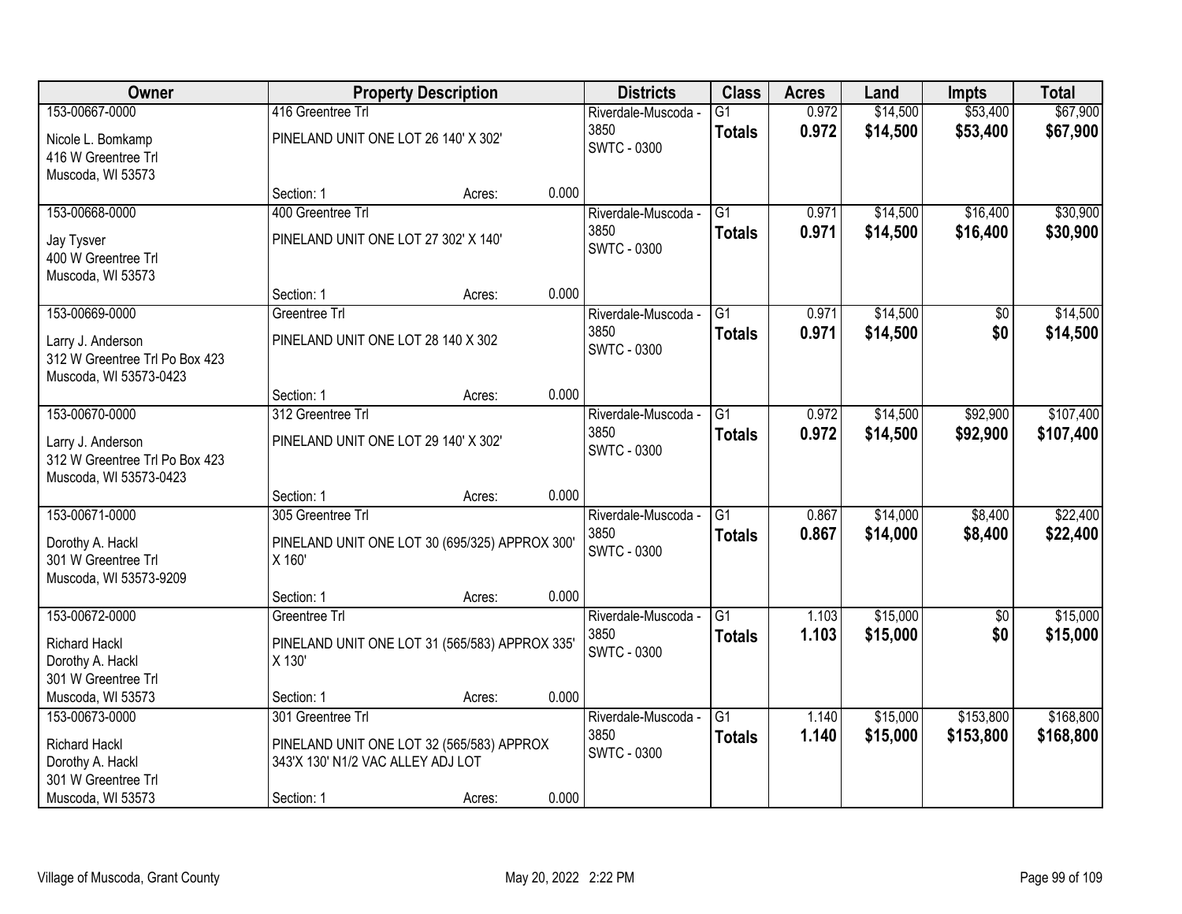| Owner | Property Description | Districts | Class | Acres | Land | Impts | Total |
|---|---|---|---|---|---|---|---|
| 153-00667-0000<br>Nicole L. Bomkamp<br>416 W Greentree Trl<br>Muscoda, WI 53573 | 416 Greentree Trl<br>PINELAND UNIT ONE LOT 26 140' X 302'<br>Section: 1 Acres: 0.000 | Riverdale-Muscoda - 3850<br>SWTC - 0300 | G1<br>**Totals** | 0.972<br>**0.972** | $14,500<br>**$14,500** | $53,400<br>**$53,400** | $67,900<br>**$67,900** |
| 153-00668-0000<br>Jay Tysver<br>400 W Greentree Trl<br>Muscoda, WI 53573 | 400 Greentree Trl<br>PINELAND UNIT ONE LOT 27 302' X 140'<br>Section: 1 Acres: 0.000 | Riverdale-Muscoda - 3850<br>SWTC - 0300 | G1<br>**Totals** | 0.971<br>**0.971** | $14,500<br>**$14,500** | $16,400<br>**$16,400** | $30,900<br>**$30,900** |
| 153-00669-0000<br>Larry J. Anderson<br>312 W Greentree Trl Po Box 423<br>Muscoda, WI 53573-0423 | Greentree Trl<br>PINELAND UNIT ONE LOT 28 140 X 302<br>Section: 1 Acres: 0.000 | Riverdale-Muscoda - 3850<br>SWTC - 0300 | G1<br>**Totals** | 0.971<br>**0.971** | $14,500<br>**$14,500** | $0<br>**$0** | $14,500<br>**$14,500** |
| 153-00670-0000<br>Larry J. Anderson<br>312 W Greentree Trl Po Box 423<br>Muscoda, WI 53573-0423 | 312 Greentree Trl<br>PINELAND UNIT ONE LOT 29 140' X 302'<br>Section: 1 Acres: 0.000 | Riverdale-Muscoda - 3850<br>SWTC - 0300 | G1<br>**Totals** | 0.972<br>**0.972** | $14,500<br>**$14,500** | $92,900<br>**$92,900** | $107,400<br>**$107,400** |
| 153-00671-0000<br>Dorothy A. Hackl<br>301 W Greentree Trl<br>Muscoda, WI 53573-9209 | 305 Greentree Trl<br>PINELAND UNIT ONE LOT 30 (695/325) APPROX 300' X 160'<br>Section: 1 Acres: 0.000 | Riverdale-Muscoda - 3850<br>SWTC - 0300 | G1<br>**Totals** | 0.867<br>**0.867** | $14,000<br>**$14,000** | $8,400<br>**$8,400** | $22,400<br>**$22,400** |
| 153-00672-0000<br>Richard Hackl<br>Dorothy A. Hackl<br>301 W Greentree Trl<br>Muscoda, WI 53573 | Greentree Trl<br>PINELAND UNIT ONE LOT 31 (565/583) APPROX 335' X 130'<br>Section: 1 Acres: 0.000 | Riverdale-Muscoda - 3850<br>SWTC - 0300 | G1<br>**Totals** | 1.103<br>**1.103** | $15,000<br>**$15,000** | $0<br>**$0** | $15,000<br>**$15,000** |
| 153-00673-0000<br>Richard Hackl<br>Dorothy A. Hackl<br>301 W Greentree Trl<br>Muscoda, WI 53573 | 301 Greentree Trl<br>PINELAND UNIT ONE LOT 32 (565/583) APPROX 343'X 130' N1/2 VAC ALLEY ADJ LOT<br>Section: 1 Acres: 0.000 | Riverdale-Muscoda - 3850<br>SWTC - 0300 | G1<br>**Totals** | 1.140<br>**1.140** | $15,000<br>**$15,000** | $153,800<br>**$153,800** | $168,800<br>**$168,800** |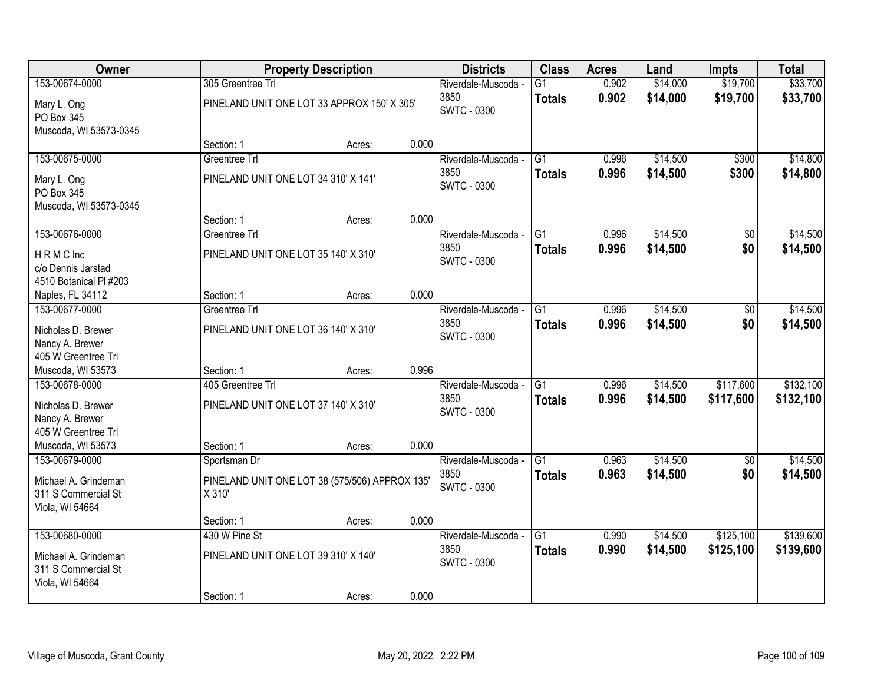| Owner | Property Description | Districts | Class | Acres | Land | Impts | Total |
|---|---|---|---|---|---|---|---|
| 153-00674-0000<br>Mary L. Ong<br>PO Box 345<br>Muscoda, WI 53573-0345 | 305 Greentree Trl<br>PINELAND UNIT ONE LOT 33 APPROX 150' X 305'<br>Section: 1 Acres: 0.000 | Riverdale-Muscoda - 3850<br>SWTC - 0300 | G1<br>**Totals** | 0.902<br>**0.902** | $14,000<br>**$14,000** | $19,700<br>**$19,700** | $33,700<br>**$33,700** |
| 153-00675-0000<br>Mary L. Ong<br>PO Box 345<br>Muscoda, WI 53573-0345 | Greentree Trl<br>PINELAND UNIT ONE LOT 34 310' X 141'<br>Section: 1 Acres: 0.000 | Riverdale-Muscoda - 3850<br>SWTC - 0300 | G1<br>**Totals** | 0.996<br>**0.996** | $14,500<br>**$14,500** | $300<br>**$300** | $14,800<br>**$14,800** |
| 153-00676-0000<br>H R M C Inc<br>c/o Dennis Jarstad<br>4510 Botanical Pl #203<br>Naples, FL 34112 | Greentree Trl<br>PINELAND UNIT ONE LOT 35 140' X 310'<br>Section: 1 Acres: 0.000 | Riverdale-Muscoda - 3850<br>SWTC - 0300 | G1<br>**Totals** | 0.996<br>**0.996** | $14,500<br>**$14,500** | $0<br>**$0** | $14,500<br>**$14,500** |
| 153-00677-0000<br>Nicholas D. Brewer<br>Nancy A. Brewer<br>405 W Greentree Trl<br>Muscoda, WI 53573 | Greentree Trl<br>PINELAND UNIT ONE LOT 36 140' X 310'<br>Section: 1 Acres: 0.996 | Riverdale-Muscoda - 3850<br>SWTC - 0300 | G1<br>**Totals** | 0.996<br>**0.996** | $14,500<br>**$14,500** | $0<br>**$0** | $14,500<br>**$14,500** |
| 153-00678-0000<br>Nicholas D. Brewer<br>Nancy A. Brewer<br>405 W Greentree Trl<br>Muscoda, WI 53573 | 405 Greentree Trl<br>PINELAND UNIT ONE LOT 37 140' X 310'<br>Section: 1 Acres: 0.000 | Riverdale-Muscoda - 3850<br>SWTC - 0300 | G1<br>**Totals** | 0.996<br>**0.996** | $14,500<br>**$14,500** | $117,600<br>**$117,600** | $132,100<br>**$132,100** |
| 153-00679-0000<br>Michael A. Grindeman<br>311 S Commercial St<br>Viola, WI 54664 | Sportsman Dr<br>PINELAND UNIT ONE LOT 38 (575/506) APPROX 135' X 310'<br>Section: 1 Acres: 0.000 | Riverdale-Muscoda - 3850<br>SWTC - 0300 | G1<br>**Totals** | 0.963<br>**0.963** | $14,500<br>**$14,500** | $0<br>**$0** | $14,500<br>**$14,500** |
| 153-00680-0000<br>Michael A. Grindeman<br>311 S Commercial St<br>Viola, WI 54664 | 430 W Pine St<br>PINELAND UNIT ONE LOT 39 310' X 140'<br>Section: 1 Acres: 0.000 | Riverdale-Muscoda - 3850<br>SWTC - 0300 | G1<br>**Totals** | 0.990<br>**0.990** | $14,500<br>**$14,500** | $125,100<br>**$125,100** | $139,600<br>**$139,600** |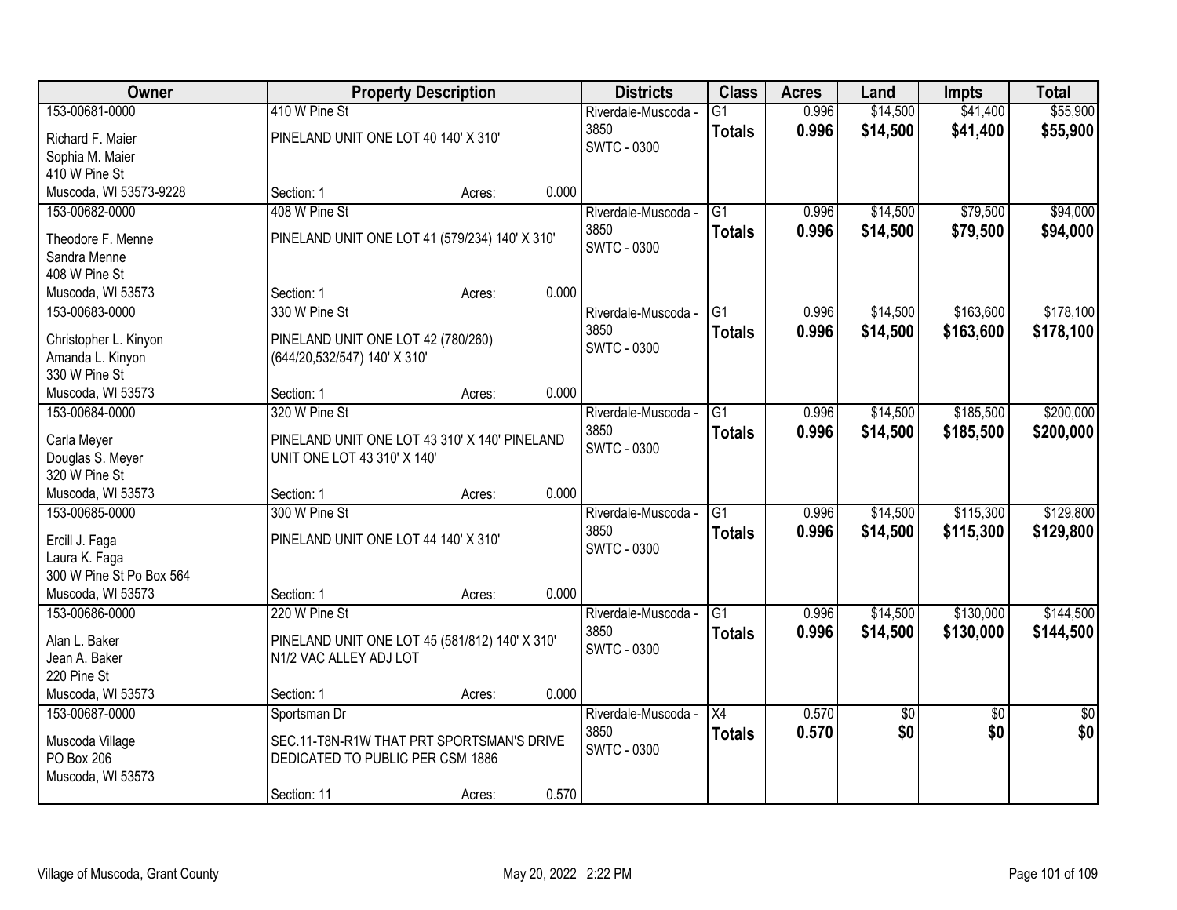| Owner | Property Description | Districts | Class | Acres | Land | Impts | Total |
|---|---|---|---|---|---|---|---|
| 153-00681-0000<br>Richard F. Maier<br>Sophia M. Maier<br>410 W Pine St<br>Muscoda, WI 53573-9228 | 410 W Pine St<br>PINELAND UNIT ONE LOT 40 140' X 310'<br>Section: 1 Acres: 0.000 | Riverdale-Muscoda - 3850<br>SWTC - 0300 | G1<br>**Totals** | 0.996<br>**0.996** | $14,500<br>**$14,500** | $41,400<br>**$41,400** | $55,900<br>**$55,900** |
| 153-00682-0000<br>Theodore F. Menne<br>Sandra Menne<br>408 W Pine St<br>Muscoda, WI 53573 | 408 W Pine St<br>PINELAND UNIT ONE LOT 41 (579/234) 140' X 310'<br>Section: 1 Acres: 0.000 | Riverdale-Muscoda - 3850<br>SWTC - 0300 | G1<br>**Totals** | 0.996<br>**0.996** | $14,500<br>**$14,500** | $79,500<br>**$79,500** | $94,000<br>**$94,000** |
| 153-00683-0000<br>Christopher L. Kinyon<br>Amanda L. Kinyon<br>330 W Pine St<br>Muscoda, WI 53573 | 330 W Pine St<br>PINELAND UNIT ONE LOT 42 (780/260) (644/20,532/547) 140' X 310'<br>Section: 1 Acres: 0.000 | Riverdale-Muscoda - 3850<br>SWTC - 0300 | G1<br>**Totals** | 0.996<br>**0.996** | $14,500<br>**$14,500** | $163,600<br>**$163,600** | $178,100<br>**$178,100** |
| 153-00684-0000<br>Carla Meyer<br>Douglas S. Meyer<br>320 W Pine St<br>Muscoda, WI 53573 | 320 W Pine St<br>PINELAND UNIT ONE LOT 43 310' X 140' PINELAND UNIT ONE LOT 43 310' X 140'<br>Section: 1 Acres: 0.000 | Riverdale-Muscoda - 3850<br>SWTC - 0300 | G1<br>**Totals** | 0.996<br>**0.996** | $14,500<br>**$14,500** | $185,500<br>**$185,500** | $200,000<br>**$200,000** |
| 153-00685-0000<br>Ercill J. Faga<br>Laura K. Faga<br>300 W Pine St Po Box 564<br>Muscoda, WI 53573 | 300 W Pine St<br>PINELAND UNIT ONE LOT 44 140' X 310'<br>Section: 1 Acres: 0.000 | Riverdale-Muscoda - 3850<br>SWTC - 0300 | G1<br>**Totals** | 0.996<br>**0.996** | $14,500<br>**$14,500** | $115,300<br>**$115,300** | $129,800<br>**$129,800** |
| 153-00686-0000<br>Alan L. Baker<br>Jean A. Baker<br>220 Pine St<br>Muscoda, WI 53573 | 220 W Pine St<br>PINELAND UNIT ONE LOT 45 (581/812) 140' X 310' N1/2 VAC ALLEY ADJ LOT<br>Section: 1 Acres: 0.000 | Riverdale-Muscoda - 3850<br>SWTC - 0300 | G1<br>**Totals** | 0.996<br>**0.996** | $14,500<br>**$14,500** | $130,000<br>**$130,000** | $144,500<br>**$144,500** |
| 153-00687-0000<br>Muscoda Village<br>PO Box 206<br>Muscoda, WI 53573 | Sportsman Dr<br>SEC.11-T8N-R1W THAT PRT SPORTSMAN'S DRIVE DEDICATED TO PUBLIC PER CSM 1886<br>Section: 11 Acres: 0.570 | Riverdale-Muscoda - 3850<br>SWTC - 0300 | X4<br>**Totals** | 0.570<br>**0.570** | $0<br>**$0** | $0<br>**$0** | $0<br>**$0** |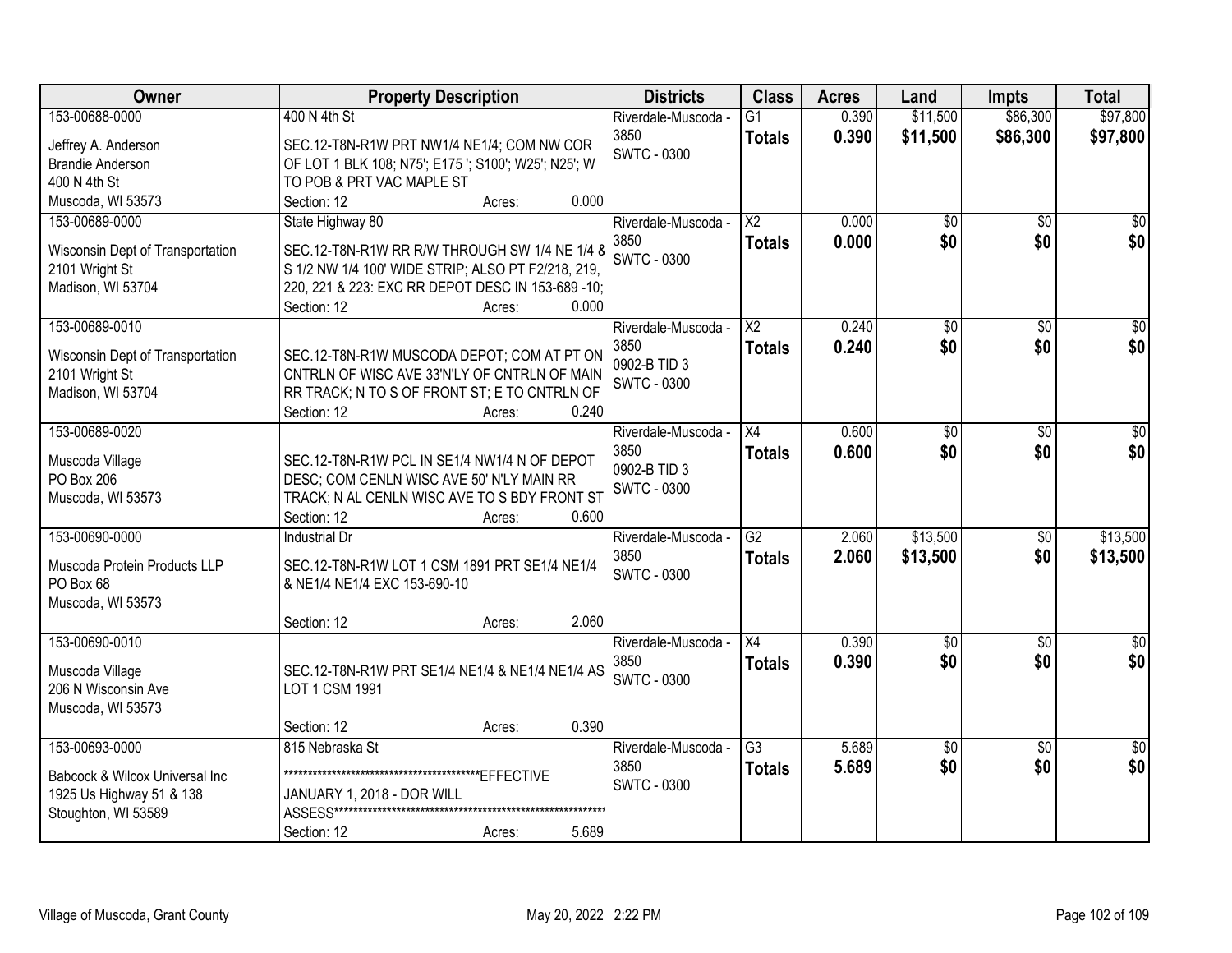| Owner | Property Description | Districts | Class | Acres | Land | Impts | Total |
|---|---|---|---|---|---|---|---|
| 153-00688-0000<br>Jeffrey A. Anderson<br>Brandie Anderson<br>400 N 4th St<br>Muscoda, WI 53573 | 400 N 4th St<br>SEC.12-T8N-R1W PRT NW1/4 NE1/4; COM NW COR OF LOT 1 BLK 108; N75'; E175 '; S100'; W25'; N25'; W TO POB & PRT VAC MAPLE ST<br>Section: 12 Acres: 0.000 | Riverdale-Muscoda - 3850<br>SWTC - 0300 | G1<br>**Totals** | 0.390<br>**0.390** | $11,500<br>**$11,500** | $86,300<br>**$86,300** | $97,800<br>**$97,800** |
| 153-00689-0000<br>Wisconsin Dept of Transportation<br>2101 Wright St<br>Madison, WI 53704 | State Highway 80<br>SEC.12-T8N-R1W RR R/W THROUGH SW 1/4 NE 1/4 & S 1/2 NW 1/4 100' WIDE STRIP; ALSO PT F2/218, 219, 220, 221 & 223: EXC RR DEPOT DESC IN 153-689 -10;<br>Section: 12 Acres: 0.000 | Riverdale-Muscoda - 3850<br>SWTC - 0300 | X2<br>**Totals** | 0.000<br>**0.000** | $0<br>**$0** | $0<br>**$0** | $0<br>**$0** |
| 153-00689-0010<br>Wisconsin Dept of Transportation<br>2101 Wright St<br>Madison, WI 53704 | SEC.12-T8N-R1W MUSCODA DEPOT; COM AT PT ON CNTRLN OF WISC AVE 33'N'LY OF CNTRLN OF MAIN RR TRACK; N TO S OF FRONT ST; E TO CNTRLN OF<br>Section: 12 Acres: 0.240 | Riverdale-Muscoda - 3850<br>0902-B TID 3<br>SWTC - 0300 | X2<br>**Totals** | 0.240<br>**0.240** | $0<br>**$0** | $0<br>**$0** | $0<br>**$0** |
| 153-00689-0020<br>Muscoda Village<br>PO Box 206<br>Muscoda, WI 53573 | SEC.12-T8N-R1W PCL IN SE1/4 NW1/4 N OF DEPOT DESC; COM CENLN WISC AVE 50' N'LY MAIN RR TRACK; N AL CENLN WISC AVE TO S BDY FRONT ST<br>Section: 12 Acres: 0.600 | Riverdale-Muscoda - 3850<br>0902-B TID 3<br>SWTC - 0300 | X4<br>**Totals** | 0.600<br>**0.600** | $0<br>**$0** | $0<br>**$0** | $0<br>**$0** |
| 153-00690-0000<br>Muscoda Protein Products LLP<br>PO Box 68<br>Muscoda, WI 53573 | Industrial Dr<br>SEC.12-T8N-R1W LOT 1 CSM 1891 PRT SE1/4 NE1/4 & NE1/4 NE1/4 EXC 153-690-10<br>Section: 12 Acres: 2.060 | Riverdale-Muscoda - 3850<br>SWTC - 0300 | G2<br>**Totals** | 2.060<br>**2.060** | $13,500<br>**$13,500** | $0<br>**$0** | $13,500<br>**$13,500** |
| 153-00690-0010<br>Muscoda Village<br>206 N Wisconsin Ave<br>Muscoda, WI 53573 | SEC.12-T8N-R1W PRT SE1/4 NE1/4 & NE1/4 NE1/4 AS LOT 1 CSM 1991<br>Section: 12 Acres: 0.390 | Riverdale-Muscoda - 3850<br>SWTC - 0300 | X4<br>**Totals** | 0.390<br>**0.390** | $0<br>**$0** | $0<br>**$0** | $0<br>**$0** |
| 153-00693-0000<br>Babcock & Wilcox Universal Inc<br>1925 Us Highway 51 & 138<br>Stoughton, WI 53589 | 815 Nebraska St<br>*******************************************EFFECTIVE JANUARY 1, 2018 - DOR WILL ASSESS**********************************************************<br>Section: 12 Acres: 5.689 | Riverdale-Muscoda - 3850<br>SWTC - 0300 | G3<br>**Totals** | 5.689<br>**5.689** | $0<br>**$0** | $0<br>**$0** | $0<br>**$0** |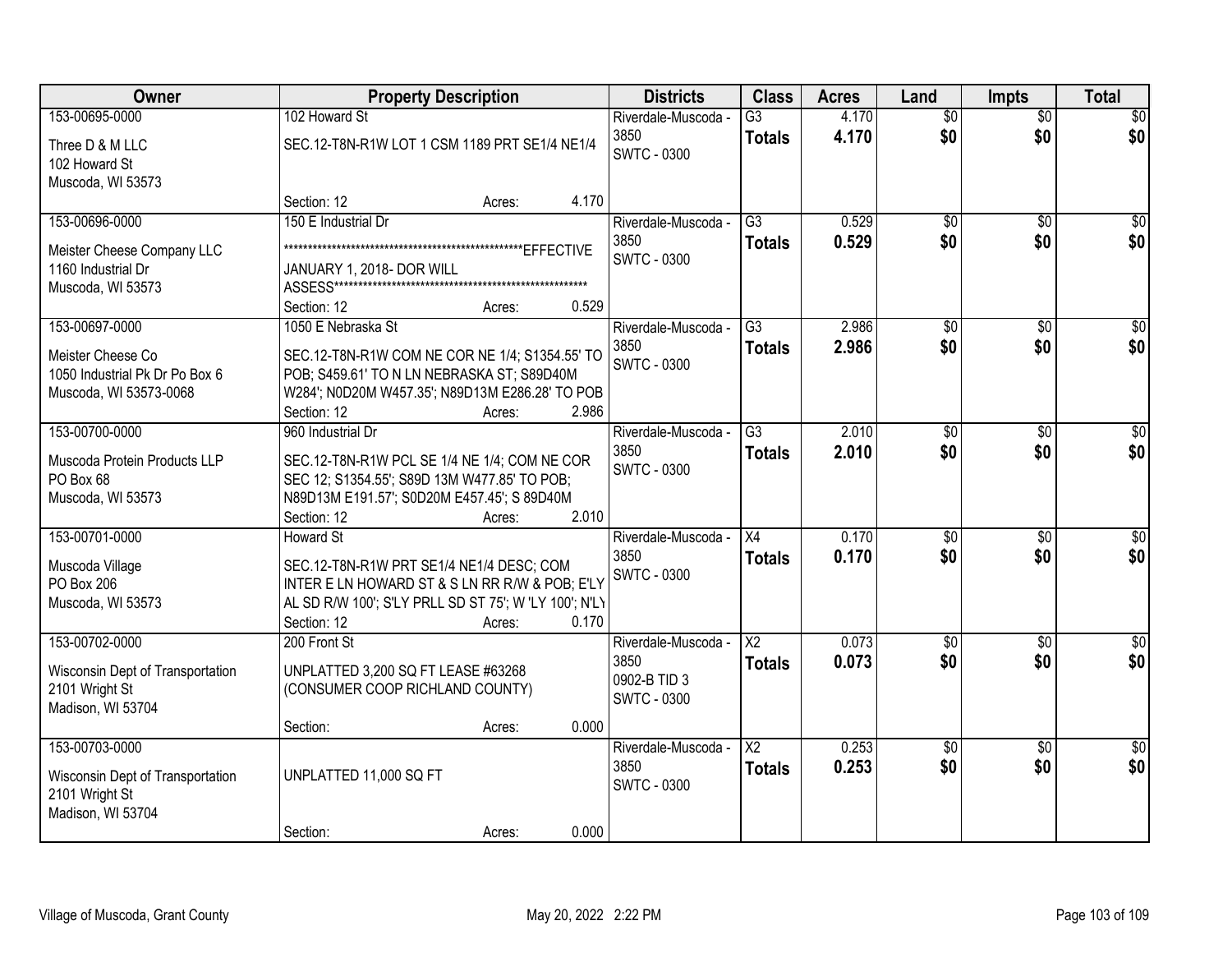| Owner | Property Description | Districts | Class | Acres | Land | Impts | Total |
|---|---|---|---|---|---|---|---|
| 153-00695-0000<br>Three D & M LLC<br>102 Howard St<br>Muscoda, WI 53573 | 102 Howard St<br>SEC.12-T8N-R1W LOT 1 CSM 1189 PRT SE1/4 NE1/4<br>Section: 12 Acres: 4.170 | Riverdale-Muscoda - 3850<br>SWTC - 0300 | G3<br>**Totals** | 4.170<br>**4.170** | $0<br>**$0** | $0<br>**$0** | $0<br>**$0** |
| 153-00696-0000<br>Meister Cheese Company LLC<br>1160 Industrial Dr<br>Muscoda, WI 53573 | 150 E Industrial Dr<br>****************************************************EFFECTIVE JANUARY 1, 2018- DOR WILL ASSESS*******************************************************<br>Section: 12 Acres: 0.529 | Riverdale-Muscoda - 3850<br>SWTC - 0300 | G3<br>**Totals** | 0.529<br>**0.529** | $0<br>**$0** | $0<br>**$0** | $0<br>**$0** |
| 153-00697-0000<br>Meister Cheese Co<br>1050 Industrial Pk Dr Po Box 6<br>Muscoda, WI 53573-0068 | 1050 E Nebraska St<br>SEC.12-T8N-R1W COM NE COR NE 1/4; S1354.55' TO POB; S459.61' TO N LN NEBRASKA ST; S89D40M W284'; N0D20M W457.35'; N89D13M E286.28' TO POB<br>Section: 12 Acres: 2.986 | Riverdale-Muscoda - 3850<br>SWTC - 0300 | G3<br>**Totals** | 2.986<br>**2.986** | $0<br>**$0** | $0<br>**$0** | $0<br>**$0** |
| 153-00700-0000<br>Muscoda Protein Products LLP<br>PO Box 68<br>Muscoda, WI 53573 | 960 Industrial Dr<br>SEC.12-T8N-R1W PCL SE 1/4 NE 1/4; COM NE COR SEC 12; S1354.55'; S89D 13M W477.85' TO POB; N89D13M E191.57'; S0D20M E457.45'; S 89D40M<br>Section: 12 Acres: 2.010 | Riverdale-Muscoda - 3850<br>SWTC - 0300 | G3<br>**Totals** | 2.010<br>**2.010** | $0<br>**$0** | $0<br>**$0** | $0<br>**$0** |
| 153-00701-0000<br>Muscoda Village<br>PO Box 206<br>Muscoda, WI 53573 | Howard St<br>SEC.12-T8N-R1W PRT SE1/4 NE1/4 DESC; COM INTER E LN HOWARD ST & S LN RR R/W & POB; E'LY AL SD R/W 100'; S'LY PRLL SD ST 75'; W 'LY 100'; N'LY<br>Section: 12 Acres: 0.170 | Riverdale-Muscoda - 3850<br>SWTC - 0300 | X4<br>**Totals** | 0.170<br>**0.170** | $0<br>**$0** | $0<br>**$0** | $0<br>**$0** |
| 153-00702-0000<br>Wisconsin Dept of Transportation<br>2101 Wright St<br>Madison, WI 53704 | 200 Front St<br>UNPLATTED 3,200 SQ FT LEASE #63268 (CONSUMER COOP RICHLAND COUNTY)<br>Section: Acres: 0.000 | Riverdale-Muscoda - 3850<br>0902-B TID 3<br>SWTC - 0300 | X2<br>**Totals** | 0.073<br>**0.073** | $0<br>**$0** | $0<br>**$0** | $0<br>**$0** |
| 153-00703-0000<br>Wisconsin Dept of Transportation<br>2101 Wright St<br>Madison, WI 53704 | UNPLATTED 11,000 SQ FT<br>Section: Acres: 0.000 | Riverdale-Muscoda - 3850<br>SWTC - 0300 | X2<br>**Totals** | 0.253<br>**0.253** | $0<br>**$0** | $0<br>**$0** | $0<br>**$0** |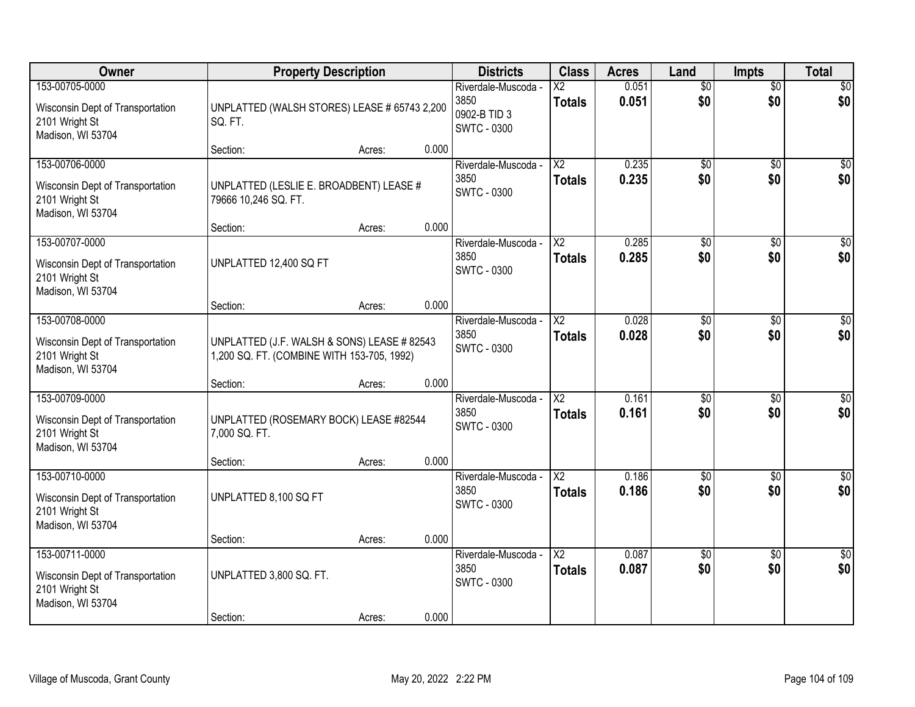| Owner | Property Description | Districts | Class | Acres | Land | Impts | Total |
|---|---|---|---|---|---|---|---|
| 153-00705-0000<br>Wisconsin Dept of Transportation<br>2101 Wright St<br>Madison, WI 53704 | UNPLATTED (WALSH STORES) LEASE # 65743 2,200 SQ. FT.<br>Section: Acres: 0.000 | Riverdale-Muscoda - 3850<br>0902-B TID 3<br>SWTC - 0300 | X2<br>**Totals** | 0.051<br>**0.051** | $0<br>**$0** | $0<br>**$0** | $0<br>**$0** |
| 153-00706-0000<br>Wisconsin Dept of Transportation<br>2101 Wright St<br>Madison, WI 53704 | UNPLATTED (LESLIE E. BROADBENT) LEASE # 79666 10,246 SQ. FT.<br>Section: Acres: 0.000 | Riverdale-Muscoda - 3850<br>SWTC - 0300 | X2<br>**Totals** | 0.235<br>**0.235** | $0<br>**$0** | $0<br>**$0** | $0<br>**$0** |
| 153-00707-0000<br>Wisconsin Dept of Transportation<br>2101 Wright St<br>Madison, WI 53704 | UNPLATTED 12,400 SQ FT<br>Section: Acres: 0.000 | Riverdale-Muscoda - 3850<br>SWTC - 0300 | X2<br>**Totals** | 0.285<br>**0.285** | $0<br>**$0** | $0<br>**$0** | $0<br>**$0** |
| 153-00708-0000<br>Wisconsin Dept of Transportation<br>2101 Wright St<br>Madison, WI 53704 | UNPLATTED (J.F. WALSH & SONS) LEASE # 82543 1,200 SQ. FT. (COMBINE WITH 153-705, 1992)<br>Section: Acres: 0.000 | Riverdale-Muscoda - 3850<br>SWTC - 0300 | X2<br>**Totals** | 0.028<br>**0.028** | $0<br>**$0** | $0<br>**$0** | $0<br>**$0** |
| 153-00709-0000<br>Wisconsin Dept of Transportation<br>2101 Wright St<br>Madison, WI 53704 | UNPLATTED (ROSEMARY BOCK) LEASE #82544 7,000 SQ. FT.<br>Section: Acres: 0.000 | Riverdale-Muscoda - 3850<br>SWTC - 0300 | X2<br>**Totals** | 0.161<br>**0.161** | $0<br>**$0** | $0<br>**$0** | $0<br>**$0** |
| 153-00710-0000<br>Wisconsin Dept of Transportation<br>2101 Wright St<br>Madison, WI 53704 | UNPLATTED 8,100 SQ FT<br>Section: Acres: 0.000 | Riverdale-Muscoda - 3850<br>SWTC - 0300 | X2<br>**Totals** | 0.186<br>**0.186** | $0<br>**$0** | $0<br>**$0** | $0<br>**$0** |
| 153-00711-0000<br>Wisconsin Dept of Transportation<br>2101 Wright St<br>Madison, WI 53704 | UNPLATTED 3,800 SQ. FT.<br>Section: Acres: 0.000 | Riverdale-Muscoda - 3850<br>SWTC - 0300 | X2<br>**Totals** | 0.087<br>**0.087** | $0<br>**$0** | $0<br>**$0** | $0<br>**$0** |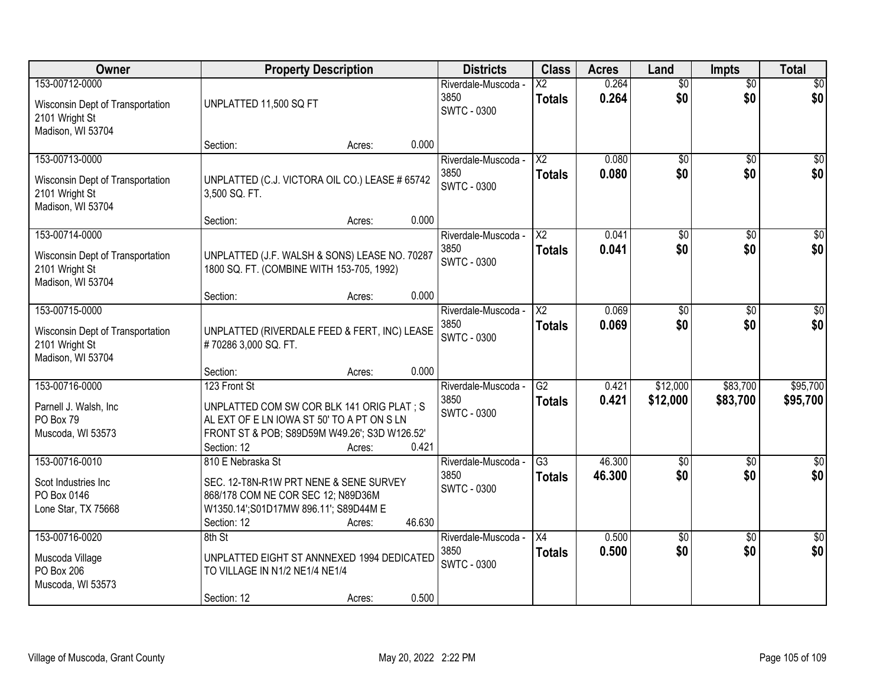| Owner | Property Description | | | Districts | Class | Acres | Land | Impts | Total |
|---|---|---|---|---|---|---|---|---|---|
| 153-00712-0000<br>Wisconsin Dept of Transportation<br>2101 Wright St<br>Madison, WI 53704 | UNPLATTED 11,500 SQ FT<br>Section: | Acres: | 0.000 | Riverdale-Muscoda - 3850<br>SWTC - 0300 | X2<br>**Totals** | 0.264<br>**0.264** | $0<br>**$0** | $0<br>**$0** | $0<br>**$0** |
| 153-00713-0000<br>Wisconsin Dept of Transportation<br>2101 Wright St<br>Madison, WI 53704 | UNPLATTED (C.J. VICTORA OIL CO.) LEASE # 65742 3,500 SQ. FT.<br>Section: | Acres: | 0.000 | Riverdale-Muscoda - 3850<br>SWTC - 0300 | X2<br>**Totals** | 0.080<br>**0.080** | $0<br>**$0** | $0<br>**$0** | $0<br>**$0** |
| 153-00714-0000<br>Wisconsin Dept of Transportation<br>2101 Wright St<br>Madison, WI 53704 | UNPLATTED (J.F. WALSH & SONS) LEASE NO. 70287 1800 SQ. FT. (COMBINE WITH 153-705, 1992)<br>Section: | Acres: | 0.000 | Riverdale-Muscoda - 3850<br>SWTC - 0300 | X2<br>**Totals** | 0.041<br>**0.041** | $0<br>**$0** | $0<br>**$0** | $0<br>**$0** |
| 153-00715-0000<br>Wisconsin Dept of Transportation<br>2101 Wright St<br>Madison, WI 53704 | UNPLATTED (RIVERDALE FEED & FERT, INC) LEASE # 70286 3,000 SQ. FT.<br>Section: | Acres: | 0.000 | Riverdale-Muscoda - 3850<br>SWTC - 0300 | X2<br>**Totals** | 0.069<br>**0.069** | $0<br>**$0** | $0<br>**$0** | $0<br>**$0** |
| 153-00716-0000<br>Parnell J. Walsh, Inc<br>PO Box 79<br>Muscoda, WI 53573 | 123 Front St<br>UNPLATTED COM SW COR BLK 141 ORIG PLAT ; S AL EXT OF E LN IOWA ST 50' TO A PT ON S LN FRONT ST & POB; S89D59M W49.26'; S3D W126.52'<br>Section: 12 | Acres: | 0.421 | Riverdale-Muscoda - 3850<br>SWTC - 0300 | G2<br>**Totals** | 0.421<br>**0.421** | $12,000<br>**$12,000** | $83,700<br>**$83,700** | $95,700<br>**$95,700** |
| 153-00716-0010<br>Scot Industries Inc<br>PO Box 0146<br>Lone Star, TX 75668 | 810 E Nebraska St<br>SEC. 12-T8N-R1W PRT NENE & SENE SURVEY 868/178 COM NE COR SEC 12; N89D36M W1350.14';S01D17MW 896.11'; S89D44M E<br>Section: 12 | Acres: | 46.630 | Riverdale-Muscoda - 3850<br>SWTC - 0300 | G3<br>**Totals** | 46.300<br>**46.300** | $0<br>**$0** | $0<br>**$0** | $0<br>**$0** |
| 153-00716-0020<br>Muscoda Village<br>PO Box 206<br>Muscoda, WI 53573 | 8th St<br>UNPLATTED EIGHT ST ANNNEXED 1994 DEDICATED TO VILLAGE IN N1/2 NE1/4 NE1/4<br>Section: 12 | Acres: | 0.500 | Riverdale-Muscoda - 3850<br>SWTC - 0300 | X4<br>**Totals** | 0.500<br>**0.500** | $0<br>**$0** | $0<br>**$0** | $0<br>**$0** |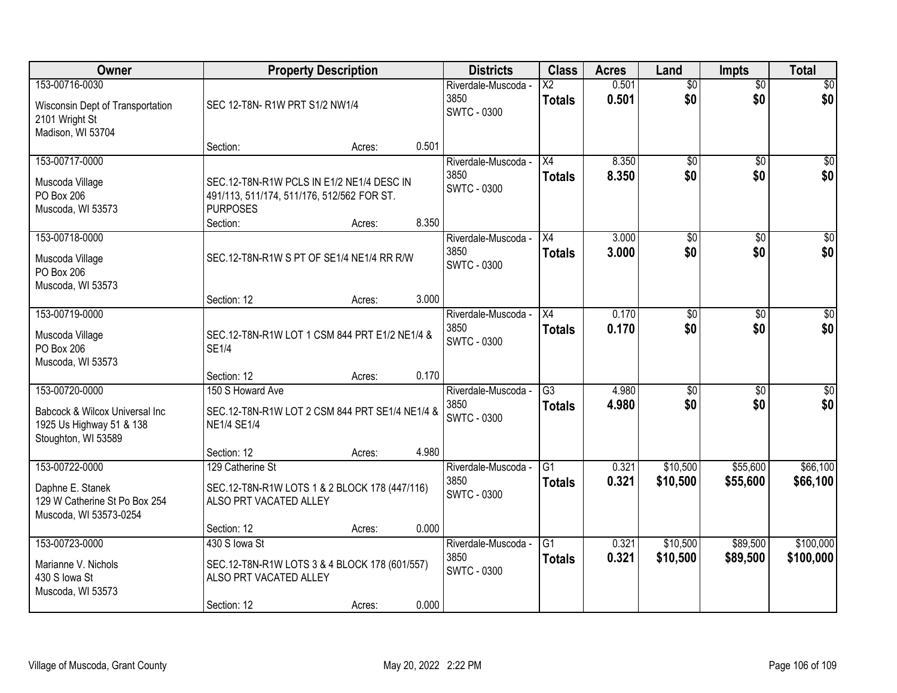| Owner | Property Description | Districts | Class | Acres | Land | Impts | Total |
|---|---|---|---|---|---|---|---|
| 153-00716-0030<br><br>Wisconsin Dept of Transportation<br>2101 Wright St<br>Madison, WI 53704 | SEC 12-T8N- R1W PRT S1/2 NW1/4<br><br>Section: Acres: 0.501 | Riverdale-Muscoda - 3850<br>SWTC - 0300 | X2<br>**Totals** | 0.501<br>**0.501** | $0<br>**$0** | $0<br>**$0** | $0<br>**$0** |
| 153-00717-0000<br><br>Muscoda Village<br>PO Box 206<br>Muscoda, WI 53573 | SEC.12-T8N-R1W PCLS IN E1/2 NE1/4 DESC IN 491/113, 511/174, 511/176, 512/562 FOR ST. PURPOSES<br>Section: Acres: 8.350 | Riverdale-Muscoda - 3850<br>SWTC - 0300 | X4<br>**Totals** | 8.350<br>**8.350** | $0<br>**$0** | $0<br>**$0** | $0<br>**$0** |
| 153-00718-0000<br><br>Muscoda Village<br>PO Box 206<br>Muscoda, WI 53573 | SEC.12-T8N-R1W S PT OF SE1/4 NE1/4 RR R/W<br><br>Section: 12 Acres: 3.000 | Riverdale-Muscoda - 3850<br>SWTC - 0300 | X4<br>**Totals** | 3.000<br>**3.000** | $0<br>**$0** | $0<br>**$0** | $0<br>**$0** |
| 153-00719-0000<br><br>Muscoda Village<br>PO Box 206<br>Muscoda, WI 53573 | SEC.12-T8N-R1W LOT 1 CSM 844 PRT E1/2 NE1/4 & SE1/4<br><br>Section: 12 Acres: 0.170 | Riverdale-Muscoda - 3850<br>SWTC - 0300 | X4<br>**Totals** | 0.170<br>**0.170** | $0<br>**$0** | $0<br>**$0** | $0<br>**$0** |
| 153-00720-0000<br><br>Babcock & Wilcox Universal Inc<br>1925 Us Highway 51 & 138<br>Stoughton, WI 53589 | 150 S Howard Ave<br>SEC.12-T8N-R1W LOT 2 CSM 844 PRT SE1/4 NE1/4 & NE1/4 SE1/4<br><br>Section: 12 Acres: 4.980 | Riverdale-Muscoda - 3850<br>SWTC - 0300 | G3<br>**Totals** | 4.980<br>**4.980** | $0<br>**$0** | $0<br>**$0** | $0<br>**$0** |
| 153-00722-0000<br><br>Daphne E. Stanek<br>129 W Catherine St Po Box 254<br>Muscoda, WI 53573-0254 | 129 Catherine St<br>SEC.12-T8N-R1W LOTS 1 & 2 BLOCK 178 (447/116) ALSO PRT VACATED ALLEY<br><br>Section: 12 Acres: 0.000 | Riverdale-Muscoda - 3850<br>SWTC - 0300 | G1<br>**Totals** | 0.321<br>**0.321** | $10,500<br>**$10,500** | $55,600<br>**$55,600** | $66,100<br>**$66,100** |
| 153-00723-0000<br><br>Marianne V. Nichols<br>430 S Iowa St<br>Muscoda, WI 53573 | 430 S Iowa St<br>SEC.12-T8N-R1W LOTS 3 & 4 BLOCK 178 (601/557) ALSO PRT VACATED ALLEY<br><br>Section: 12 Acres: 0.000 | Riverdale-Muscoda - 3850<br>SWTC - 0300 | G1<br>**Totals** | 0.321<br>**0.321** | $10,500<br>**$10,500** | $89,500<br>**$89,500** | $100,000<br>**$100,000** |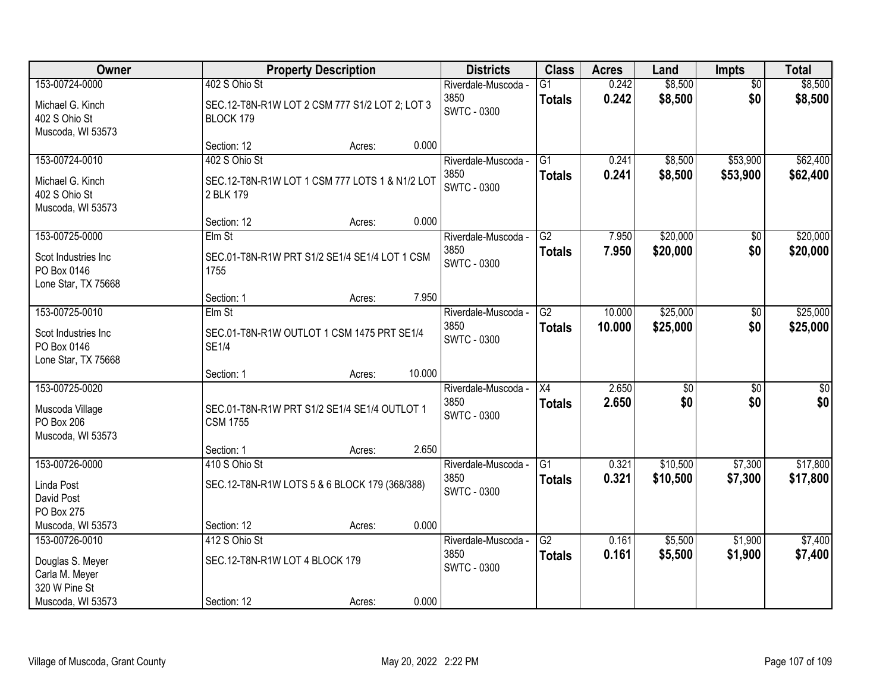| Owner | Property Description | Districts | Class | Acres | Land | Impts | Total |
|---|---|---|---|---|---|---|---|
| 153-00724-0000<br>Michael G. Kinch<br>402 S Ohio St<br>Muscoda, WI 53573 | 402 S Ohio St<br>SEC.12-T8N-R1W LOT 2 CSM 777 S1/2 LOT 2; LOT 3 BLOCK 179<br>Section: 12 Acres: 0.000 | Riverdale-Muscoda - 3850<br>SWTC - 0300 | G1<br>**Totals** | 0.242<br>**0.242** | $8,500<br>**$8,500** | $0<br>**$0** | $8,500<br>**$8,500** |
| 153-00724-0010<br>Michael G. Kinch<br>402 S Ohio St<br>Muscoda, WI 53573 | 402 S Ohio St<br>SEC.12-T8N-R1W LOT 1 CSM 777 LOTS 1 & N1/2 LOT 2 BLK 179<br>Section: 12 Acres: 0.000 | Riverdale-Muscoda - 3850<br>SWTC - 0300 | G1<br>**Totals** | 0.241<br>**0.241** | $8,500<br>**$8,500** | $53,900<br>**$53,900** | $62,400<br>**$62,400** |
| 153-00725-0000<br>Scot Industries Inc<br>PO Box 0146<br>Lone Star, TX 75668 | Elm St<br>SEC.01-T8N-R1W PRT S1/2 SE1/4 SE1/4 LOT 1 CSM 1755<br>Section: 1 Acres: 7.950 | Riverdale-Muscoda - 3850<br>SWTC - 0300 | G2<br>**Totals** | 7.950<br>**7.950** | $20,000<br>**$20,000** | $0<br>**$0** | $20,000<br>**$20,000** |
| 153-00725-0010<br>Scot Industries Inc<br>PO Box 0146<br>Lone Star, TX 75668 | Elm St<br>SEC.01-T8N-R1W OUTLOT 1 CSM 1475 PRT SE1/4 SE1/4<br>Section: 1 Acres: 10.000 | Riverdale-Muscoda - 3850<br>SWTC - 0300 | G2<br>**Totals** | 10.000<br>**10.000** | $25,000<br>**$25,000** | $0<br>**$0** | $25,000<br>**$25,000** |
| 153-00725-0020<br>Muscoda Village<br>PO Box 206<br>Muscoda, WI 53573 | SEC.01-T8N-R1W PRT S1/2 SE1/4 SE1/4 OUTLOT 1 CSM 1755<br>Section: 1 Acres: 2.650 | Riverdale-Muscoda - 3850<br>SWTC - 0300 | X4<br>**Totals** | 2.650<br>**2.650** | $0<br>**$0** | $0<br>**$0** | $0<br>**$0** |
| 153-00726-0000<br>Linda Post<br>David Post<br>PO Box 275<br>Muscoda, WI 53573 | 410 S Ohio St<br>SEC.12-T8N-R1W LOTS 5 & 6 BLOCK 179 (368/388)<br>Section: 12 Acres: 0.000 | Riverdale-Muscoda - 3850<br>SWTC - 0300 | G1<br>**Totals** | 0.321<br>**0.321** | $10,500<br>**$10,500** | $7,300<br>**$7,300** | $17,800<br>**$17,800** |
| 153-00726-0010<br>Douglas S. Meyer<br>Carla M. Meyer<br>320 W Pine St<br>Muscoda, WI 53573 | 412 S Ohio St<br>SEC.12-T8N-R1W LOT 4 BLOCK 179<br>Section: 12 Acres: 0.000 | Riverdale-Muscoda - 3850<br>SWTC - 0300 | G2<br>**Totals** | 0.161<br>**0.161** | $5,500<br>**$5,500** | $1,900<br>**$1,900** | $7,400<br>**$7,400** |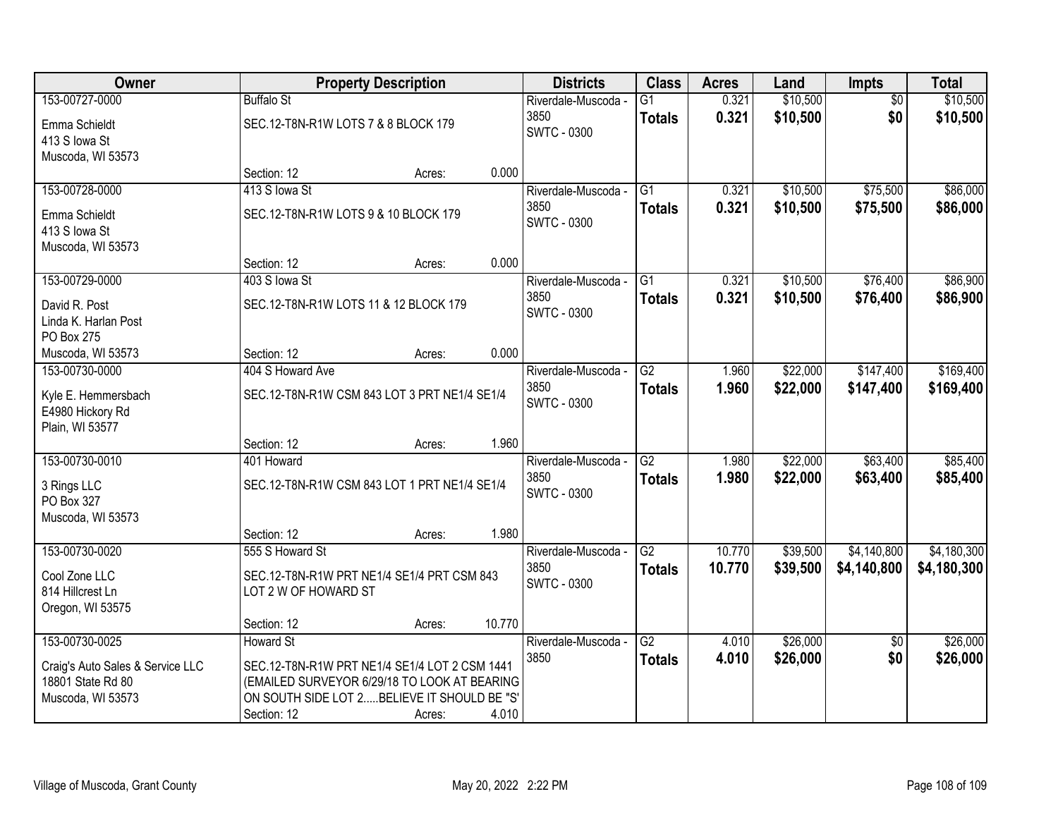| Owner | Property Description | Districts | Class | Acres | Land | Impts | Total |
|---|---|---|---|---|---|---|---|
| 153-00727-0000<br>Emma Schieldt<br>413 S Iowa St<br>Muscoda, WI 53573 | Buffalo St<br>SEC.12-T8N-R1W LOTS 7 & 8 BLOCK 179<br>Section: 12 Acres: 0.000 | Riverdale-Muscoda - 3850<br>SWTC - 0300 | G1<br>**Totals** | 0.321<br>**0.321** | $10,500<br>**$10,500** | $0<br>**$0** | $10,500<br>**$10,500** |
| 153-00728-0000<br>Emma Schieldt<br>413 S Iowa St<br>Muscoda, WI 53573 | 413 S Iowa St<br>SEC.12-T8N-R1W LOTS 9 & 10 BLOCK 179<br>Section: 12 Acres: 0.000 | Riverdale-Muscoda - 3850<br>SWTC - 0300 | G1<br>**Totals** | 0.321<br>**0.321** | $10,500<br>**$10,500** | $75,500<br>**$75,500** | $86,000<br>**$86,000** |
| 153-00729-0000<br>David R. Post<br>Linda K. Harlan Post<br>PO Box 275<br>Muscoda, WI 53573 | 403 S Iowa St<br>SEC.12-T8N-R1W LOTS 11 & 12 BLOCK 179<br>Section: 12 Acres: 0.000 | Riverdale-Muscoda - 3850<br>SWTC - 0300 | G1<br>**Totals** | 0.321<br>**0.321** | $10,500<br>**$10,500** | $76,400<br>**$76,400** | $86,900<br>**$86,900** |
| 153-00730-0000<br>Kyle E. Hemmersbach<br>E4980 Hickory Rd<br>Plain, WI 53577 | 404 S Howard Ave<br>SEC.12-T8N-R1W CSM 843 LOT 3 PRT NE1/4 SE1/4<br>Section: 12 Acres: 1.960 | Riverdale-Muscoda - 3850<br>SWTC - 0300 | G2<br>**Totals** | 1.960<br>**1.960** | $22,000<br>**$22,000** | $147,400<br>**$147,400** | $169,400<br>**$169,400** |
| 153-00730-0010<br>3 Rings LLC<br>PO Box 327<br>Muscoda, WI 53573 | 401 Howard<br>SEC.12-T8N-R1W CSM 843 LOT 1 PRT NE1/4 SE1/4<br>Section: 12 Acres: 1.980 | Riverdale-Muscoda - 3850<br>SWTC - 0300 | G2<br>**Totals** | 1.980<br>**1.980** | $22,000<br>**$22,000** | $63,400<br>**$63,400** | $85,400<br>**$85,400** |
| 153-00730-0020<br>Cool Zone LLC<br>814 Hillcrest Ln<br>Oregon, WI 53575 | 555 S Howard St<br>SEC.12-T8N-R1W PRT NE1/4 SE1/4 PRT CSM 843 LOT 2 W OF HOWARD ST<br>Section: 12 Acres: 10.770 | Riverdale-Muscoda - 3850<br>SWTC - 0300 | G2<br>**Totals** | 10.770<br>**10.770** | $39,500<br>**$39,500** | $4,140,800<br>**$4,140,800** | $4,180,300<br>**$4,180,300** |
| 153-00730-0025<br>Craig's Auto Sales & Service LLC<br>18801 State Rd 80<br>Muscoda, WI 53573 | Howard St<br>SEC.12-T8N-R1W PRT NE1/4 SE1/4 LOT 2 CSM 1441 (EMAILED SURVEYOR 6/29/18 TO LOOK AT BEARING ON SOUTH SIDE LOT 2.....BELIEVE IT SHOULD BE "S'<br>Section: 12 Acres: 4.010 | Riverdale-Muscoda - 3850 | G2<br>**Totals** | 4.010<br>**4.010** | $26,000<br>**$26,000** | $0<br>**$0** | $26,000<br>**$26,000** |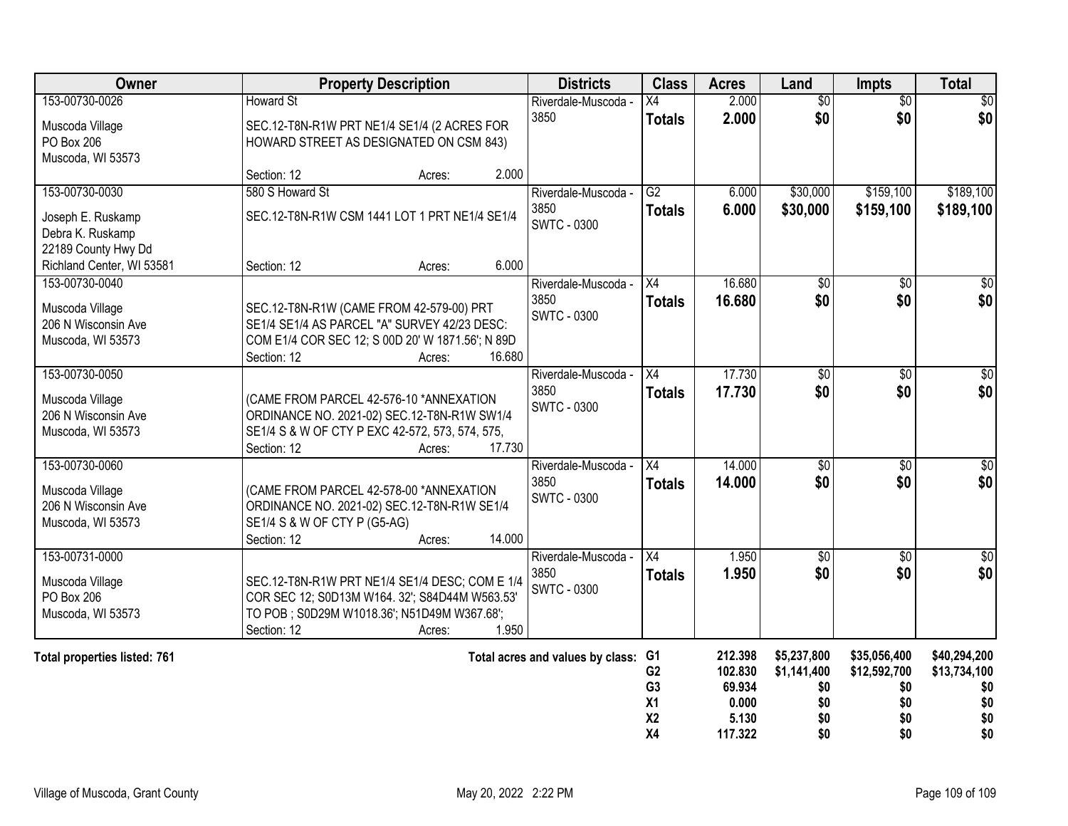| Owner | Property Description | Districts | Class | Acres | Land | Impts | Total |
|---|---|---|---|---|---|---|---|
| 153-00730-0026<br>Muscoda Village<br>PO Box 206<br>Muscoda, WI 53573 | Howard St<br>SEC.12-T8N-R1W PRT NE1/4 SE1/4 (2 ACRES FOR HOWARD STREET AS DESIGNATED ON CSM 843)<br>Section: 12 Acres: 2.000 | Riverdale-Muscoda - 3850 | X4<br>**Totals** | 2.000<br>**2.000** | $0<br>**$0** | $0<br>**$0** | $0<br>**$0** |
| 153-00730-0030<br>Joseph E. Ruskamp<br>Debra K. Ruskamp<br>22189 County Hwy Dd<br>Richland Center, WI 53581 | 580 S Howard St<br>SEC.12-T8N-R1W CSM 1441 LOT 1 PRT NE1/4 SE1/4<br>Section: 12 Acres: 6.000 | Riverdale-Muscoda - 3850<br>SWTC - 0300 | G2<br>**Totals** | 6.000<br>**6.000** | $30,000<br>**$30,000** | $159,100<br>**$159,100** | $189,100<br>**$189,100** |
| 153-00730-0040<br>Muscoda Village<br>206 N Wisconsin Ave<br>Muscoda, WI 53573 | SEC.12-T8N-R1W (CAME FROM 42-579-00) PRT SE1/4 SE1/4 AS PARCEL "A" SURVEY 42/23 DESC: COM E1/4 COR SEC 12; S 00D 20' W 1871.56'; N 89D<br>Section: 12 Acres: 16.680 | Riverdale-Muscoda - 3850<br>SWTC - 0300 | X4<br>**Totals** | 16.680<br>**16.680** | $0<br>**$0** | $0<br>**$0** | $0<br>**$0** |
| 153-00730-0050<br>Muscoda Village<br>206 N Wisconsin Ave<br>Muscoda, WI 53573 | (CAME FROM PARCEL 42-576-10 *ANNEXATION ORDINANCE NO. 2021-02) SEC.12-T8N-R1W SW1/4 SE1/4 S & W OF CTY P EXC 42-572, 573, 574, 575,<br>Section: 12 Acres: 17.730 | Riverdale-Muscoda - 3850<br>SWTC - 0300 | X4<br>**Totals** | 17.730<br>**17.730** | $0<br>**$0** | $0<br>**$0** | $0<br>**$0** |
| 153-00730-0060<br>Muscoda Village<br>206 N Wisconsin Ave<br>Muscoda, WI 53573 | (CAME FROM PARCEL 42-578-00 *ANNEXATION ORDINANCE NO. 2021-02) SEC.12-T8N-R1W SE1/4 SE1/4 S & W OF CTY P (G5-AG)<br>Section: 12 Acres: 14.000 | Riverdale-Muscoda - 3850<br>SWTC - 0300 | X4<br>**Totals** | 14.000<br>**14.000** | $0<br>**$0** | $0<br>**$0** | $0<br>**$0** |
| 153-00731-0000<br>Muscoda Village<br>PO Box 206<br>Muscoda, WI 53573 | SEC.12-T8N-R1W PRT NE1/4 SE1/4 DESC; COM E 1/4 COR SEC 12; S0D13M W164. 32'; S84D44M W563.53' TO POB ; S0D29M W1018.36'; N51D49M W367.68';<br>Section: 12 Acres: 1.950 | Riverdale-Muscoda - 3850<br>SWTC - 0300 | X4<br>**Totals** | 1.950<br>**1.950** | $0<br>**$0** | $0<br>**$0** | $0<br>**$0** |

**Total properties listed: 761**

**Total acres and values by class:**

| Class | Acres | Land | Impts | Total |
|---|---|---|---|---|
| G1 | 212.398 | $5,237,800 | $35,056,400 | $40,294,200 |
| G2 | 102.830 | $1,141,400 | $12,592,700 | $13,734,100 |
| G3 | 69.934 | $0 | $0 | $0 |
| X1 | 0.000 | $0 | $0 | $0 |
| X2 | 5.130 | $0 | $0 | $0 |
| X4 | 117.322 | $0 | $0 | $0 |